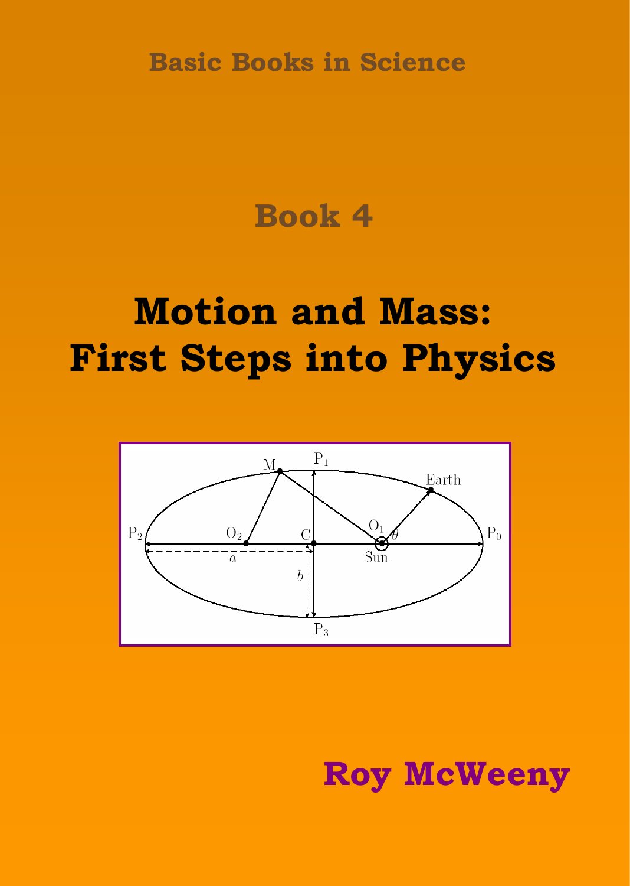Basic Books in Science

# Book 4

# Motion and Mass: First Steps into Physics

**Roy McWeeny**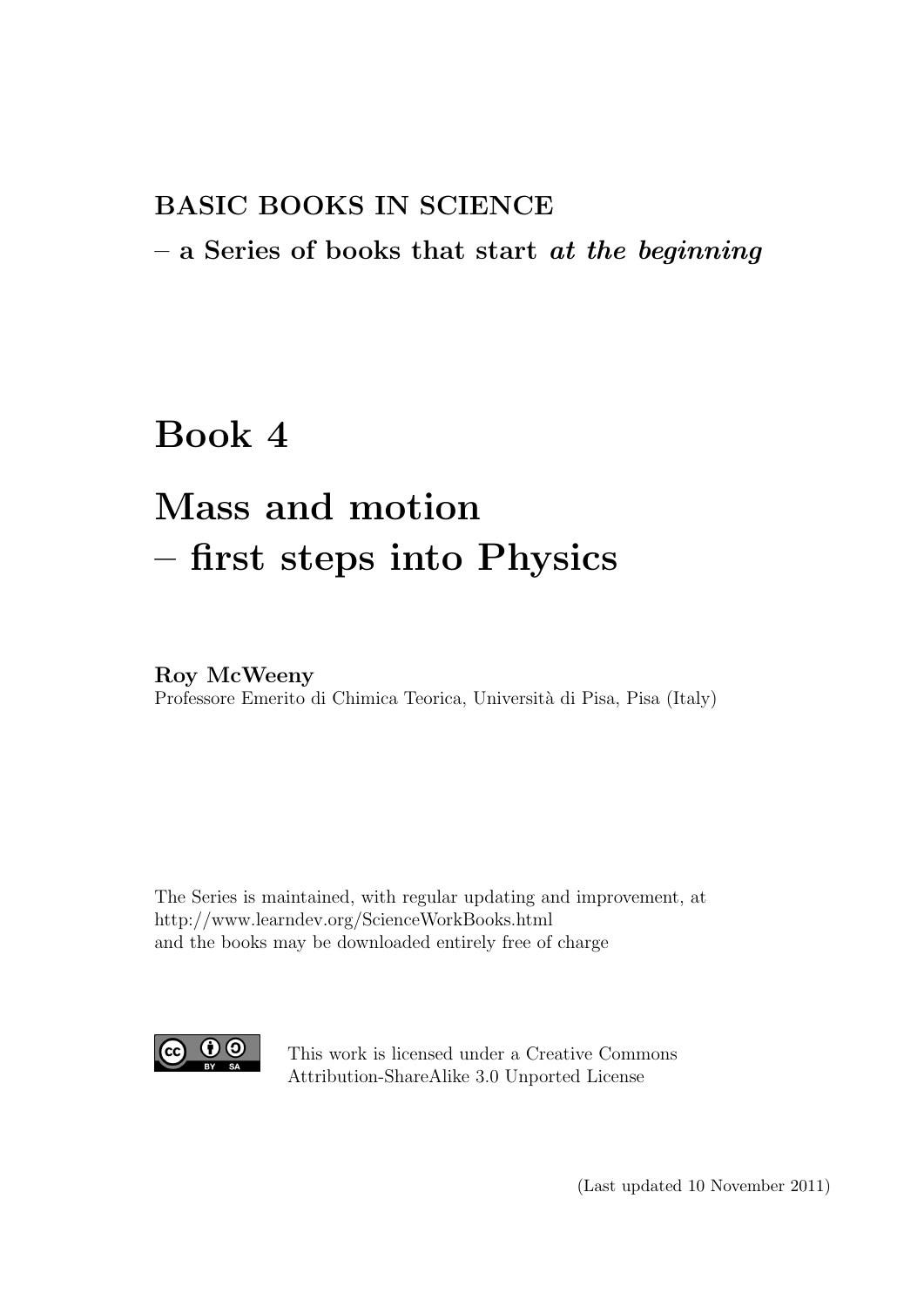**BASIC BOOKS IN SCIENCE**

**– a Series of books that start *at the beginning***

# Book 4

# Mass and motion – first steps into Physics

**Roy McWeeny**

Professore Emerito di Chimica Teorica, Università di Pisa, Pisa (Italy)

The Series is maintained, with regular updating and improvement, at
http://www.learndev.org/ScienceWorkBooks.html
and the books may be downloaded entirely free of charge

This work is licensed under a Creative Commons Attribution-ShareAlike 3.0 Unported License

(Last updated 10 November 2011)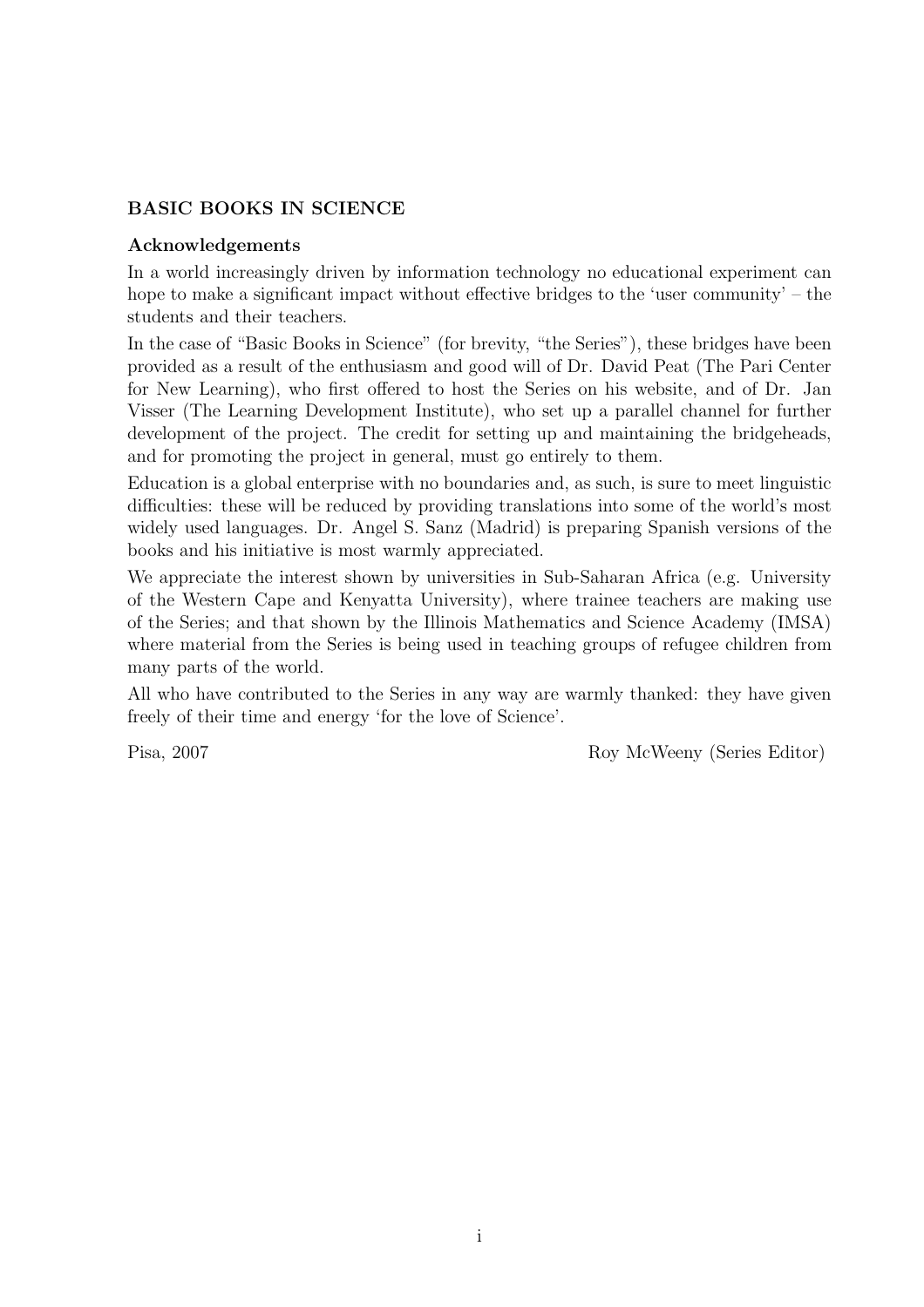## BASIC BOOKS IN SCIENCE

### Acknowledgements

In a world increasingly driven by information technology no educational experiment can hope to make a significant impact without effective bridges to the 'user community' – the students and their teachers.

In the case of "Basic Books in Science" (for brevity, "the Series"), these bridges have been provided as a result of the enthusiasm and good will of Dr. David Peat (The Pari Center for New Learning), who first offered to host the Series on his website, and of Dr. Jan Visser (The Learning Development Institute), who set up a parallel channel for further development of the project. The credit for setting up and maintaining the bridgeheads, and for promoting the project in general, must go entirely to them.

Education is a global enterprise with no boundaries and, as such, is sure to meet linguistic difficulties: these will be reduced by providing translations into some of the world's most widely used languages. Dr. Angel S. Sanz (Madrid) is preparing Spanish versions of the books and his initiative is most warmly appreciated.

We appreciate the interest shown by universities in Sub-Saharan Africa (e.g. University of the Western Cape and Kenyatta University), where trainee teachers are making use of the Series; and that shown by the Illinois Mathematics and Science Academy (IMSA) where material from the Series is being used in teaching groups of refugee children from many parts of the world.

All who have contributed to the Series in any way are warmly thanked: they have given freely of their time and energy 'for the love of Science'.

Pisa, 2007 Roy McWeeny (Series Editor)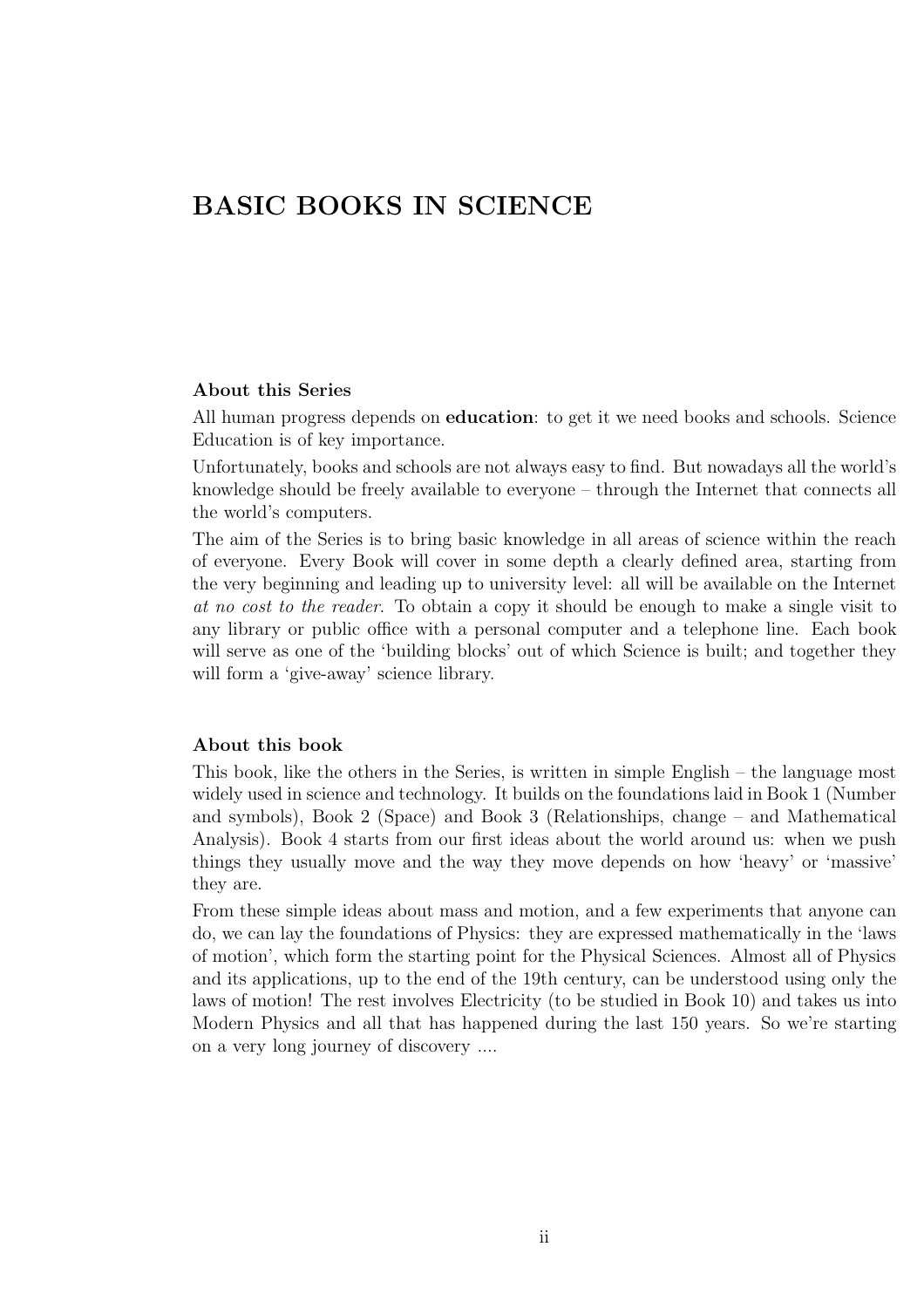# BASIC BOOKS IN SCIENCE

### About this Series

All human progress depends on **education**: to get it we need books and schools. Science Education is of key importance.

Unfortunately, books and schools are not always easy to find. But nowadays all the world's knowledge should be freely available to everyone – through the Internet that connects all the world's computers.

The aim of the Series is to bring basic knowledge in all areas of science within the reach of everyone. Every Book will cover in some depth a clearly defined area, starting from the very beginning and leading up to university level: all will be available on the Internet *at no cost to the reader*. To obtain a copy it should be enough to make a single visit to any library or public office with a personal computer and a telephone line. Each book will serve as one of the 'building blocks' out of which Science is built; and together they will form a 'give-away' science library.

### About this book

This book, like the others in the Series, is written in simple English – the language most widely used in science and technology. It builds on the foundations laid in Book 1 (Number and symbols), Book 2 (Space) and Book 3 (Relationships, change – and Mathematical Analysis). Book 4 starts from our first ideas about the world around us: when we push things they usually move and the way they move depends on how 'heavy' or 'massive' they are.

From these simple ideas about mass and motion, and a few experiments that anyone can do, we can lay the foundations of Physics: they are expressed mathematically in the 'laws of motion', which form the starting point for the Physical Sciences. Almost all of Physics and its applications, up to the end of the 19th century, can be understood using only the laws of motion! The rest involves Electricity (to be studied in Book 10) and takes us into Modern Physics and all that has happened during the last 150 years. So we're starting on a very long journey of discovery ....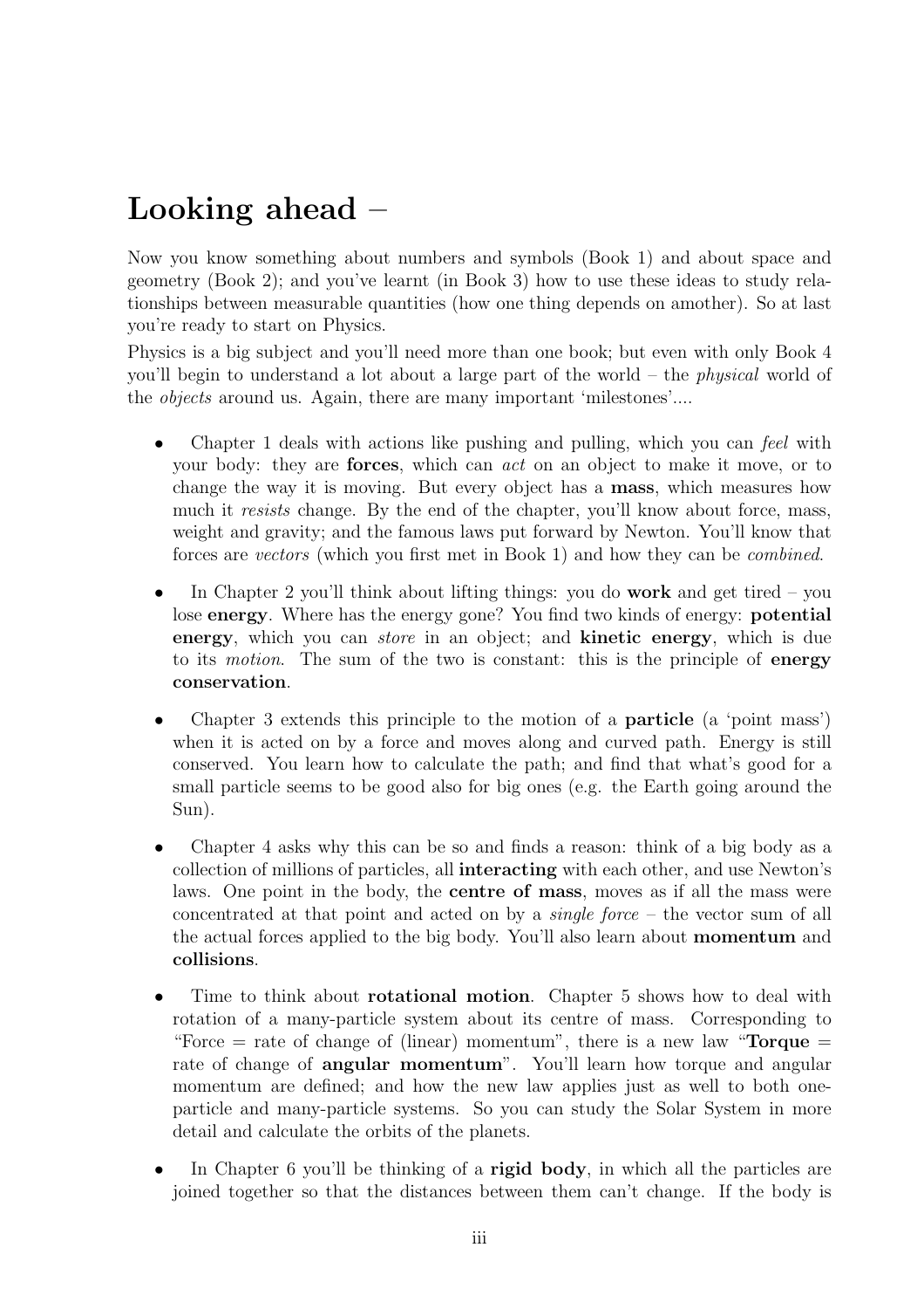# Looking ahead –

Now you know something about numbers and symbols (Book 1) and about space and geometry (Book 2); and you've learnt (in Book 3) how to use these ideas to study relationships between measurable quantities (how one thing depends on amother). So at last you're ready to start on Physics.

Physics is a big subject and you'll need more than one book; but even with only Book 4 you'll begin to understand a lot about a large part of the world – the *physical* world of the *objects* around us. Again, there are many important 'milestones'....

- Chapter 1 deals with actions like pushing and pulling, which you can *feel* with your body: they are **forces**, which can *act* on an object to make it move, or to change the way it is moving. But every object has a **mass**, which measures how much it *resists* change. By the end of the chapter, you'll know about force, mass, weight and gravity; and the famous laws put forward by Newton. You'll know that forces are *vectors* (which you first met in Book 1) and how they can be *combined*.

- In Chapter 2 you'll think about lifting things: you do **work** and get tired – you lose **energy**. Where has the energy gone? You find two kinds of energy: **potential energy**, which you can *store* in an object; and **kinetic energy**, which is due to its *motion*. The sum of the two is constant: this is the principle of **energy conservation**.

- Chapter 3 extends this principle to the motion of a **particle** (a 'point mass') when it is acted on by a force and moves along and curved path. Energy is still conserved. You learn how to calculate the path; and find that what's good for a small particle seems to be good also for big ones (e.g. the Earth going around the Sun).

- Chapter 4 asks why this can be so and finds a reason: think of a big body as a collection of millions of particles, all **interacting** with each other, and use Newton's laws. One point in the body, the **centre of mass**, moves as if all the mass were concentrated at that point and acted on by a *single force* – the vector sum of all the actual forces applied to the big body. You'll also learn about **momentum** and **collisions**.

- Time to think about **rotational motion**. Chapter 5 shows how to deal with rotation of a many-particle system about its centre of mass. Corresponding to "Force = rate of change of (linear) momentum", there is a new law "**Torque** = rate of change of **angular momentum**". You'll learn how torque and angular momentum are defined; and how the new law applies just as well to both one-particle and many-particle systems. So you can study the Solar System in more detail and calculate the orbits of the planets.

- In Chapter 6 you'll be thinking of a **rigid body**, in which all the particles are joined together so that the distances between them can't change. If the body is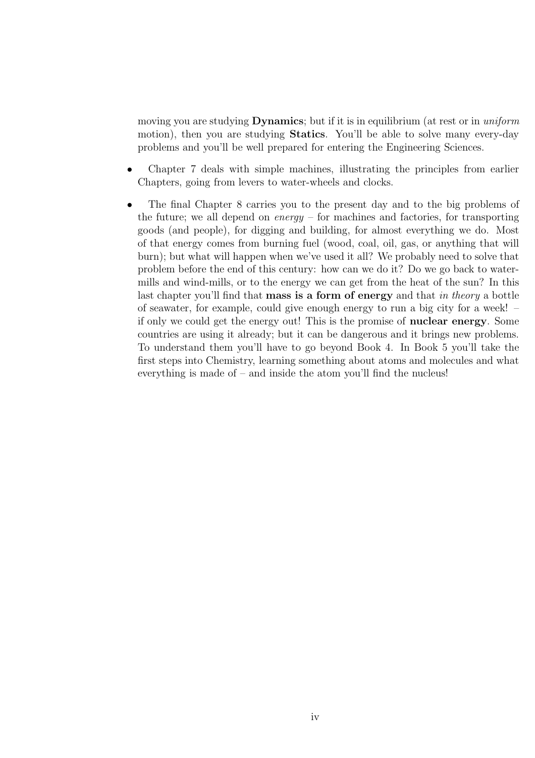moving you are studying **Dynamics**; but if it is in equilibrium (at rest or in *uniform* motion), then you are studying **Statics**. You'll be able to solve many every-day problems and you'll be well prepared for entering the Engineering Sciences.

- Chapter 7 deals with simple machines, illustrating the principles from earlier Chapters, going from levers to water-wheels and clocks.

- The final Chapter 8 carries you to the present day and to the big problems of the future; we all depend on *energy* – for machines and factories, for transporting goods (and people), for digging and building, for almost everything we do. Most of that energy comes from burning fuel (wood, coal, oil, gas, or anything that will burn); but what will happen when we've used it all? We probably need to solve that problem before the end of this century: how can we do it? Do we go back to water-mills and wind-mills, or to the energy we can get from the heat of the sun? In this last chapter you'll find that **mass is a form of energy** and that *in theory* a bottle of seawater, for example, could give enough energy to run a big city for a week! – if only we could get the energy out! This is the promise of **nuclear energy**. Some countries are using it already; but it can be dangerous and it brings new problems. To understand them you'll have to go beyond Book 4. In Book 5 you'll take the first steps into Chemistry, learning something about atoms and molecules and what everything is made of – and inside the atom you'll find the nucleus!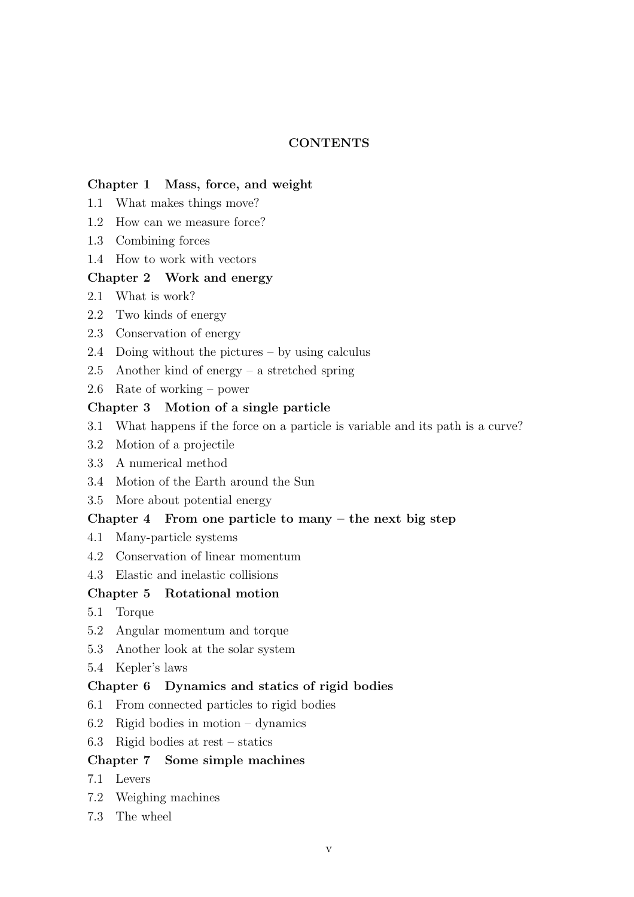# CONTENTS

**Chapter 1 Mass, force, and weight**

1.1 What makes things move?
1.2 How can we measure force?
1.3 Combining forces
1.4 How to work with vectors

**Chapter 2 Work and energy**

2.1 What is work?
2.2 Two kinds of energy
2.3 Conservation of energy
2.4 Doing without the pictures – by using calculus
2.5 Another kind of energy – a stretched spring
2.6 Rate of working – power

**Chapter 3 Motion of a single particle**

3.1 What happens if the force on a particle is variable and its path is a curve?
3.2 Motion of a projectile
3.3 A numerical method
3.4 Motion of the Earth around the Sun
3.5 More about potential energy

**Chapter 4 From one particle to many – the next big step**

4.1 Many-particle systems
4.2 Conservation of linear momentum
4.3 Elastic and inelastic collisions

**Chapter 5 Rotational motion**

5.1 Torque
5.2 Angular momentum and torque
5.3 Another look at the solar system
5.4 Kepler's laws

**Chapter 6 Dynamics and statics of rigid bodies**

6.1 From connected particles to rigid bodies
6.2 Rigid bodies in motion – dynamics
6.3 Rigid bodies at rest – statics

**Chapter 7 Some simple machines**

7.1 Levers
7.2 Weighing machines
7.3 The wheel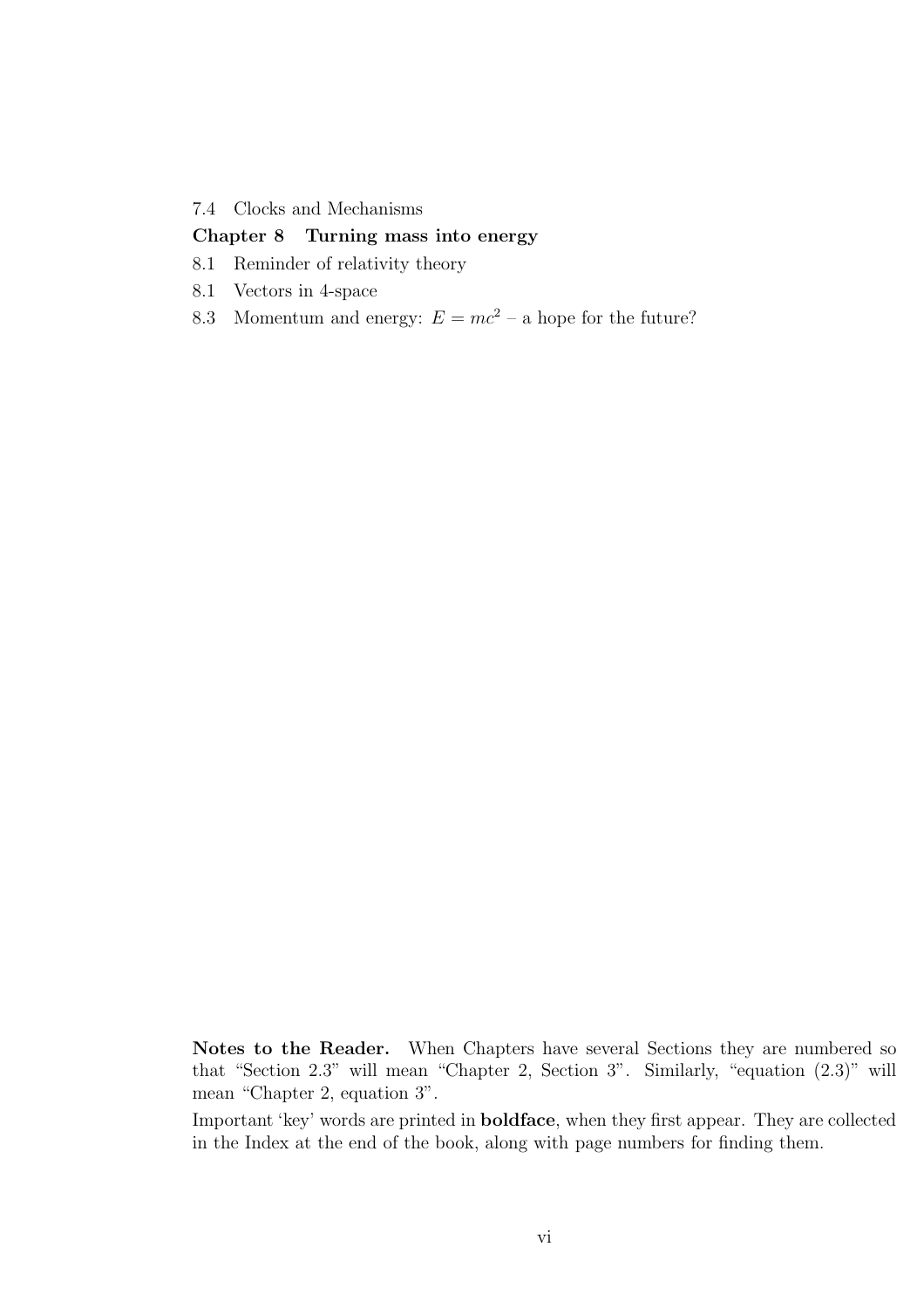7.4 Clocks and Mechanisms

**Chapter 8 Turning mass into energy**

8.1 Reminder of relativity theory

8.1 Vectors in 4-space

8.3 Momentum and energy: $E = mc^2$ – a hope for the future?

**Notes to the Reader.** When Chapters have several Sections they are numbered so that "Section 2.3" will mean "Chapter 2, Section 3". Similarly, "equation (2.3)" will mean "Chapter 2, equation 3".

Important 'key' words are printed in **boldface**, when they first appear. They are collected in the Index at the end of the book, along with page numbers for finding them.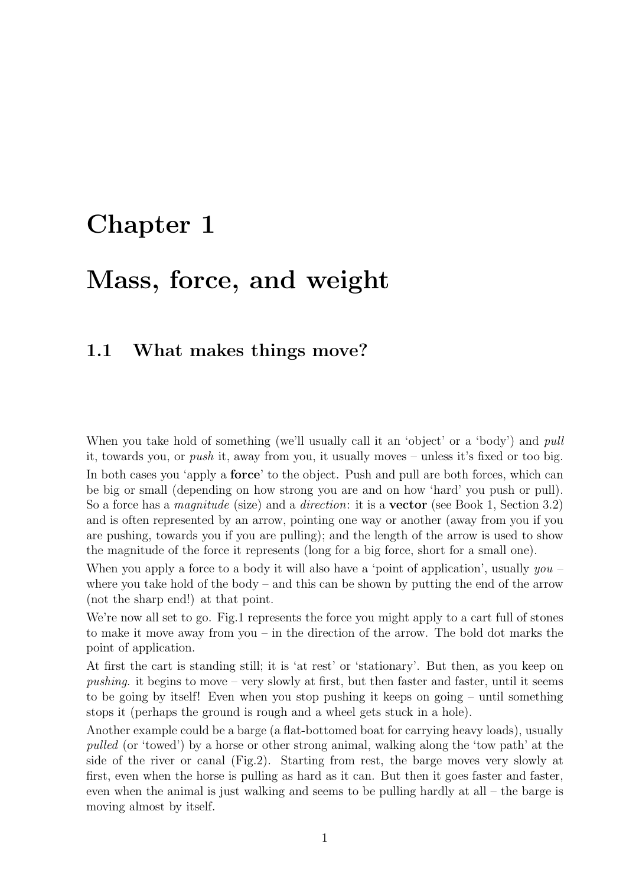# Chapter 1

# Mass, force, and weight

## 1.1 What makes things move?

When you take hold of something (we'll usually call it an 'object' or a 'body') and *pull* it, towards you, or *push* it, away from you, it usually moves – unless it's fixed or too big. In both cases you 'apply a **force**' to the object. Push and pull are both forces, which can be big or small (depending on how strong you are and on how 'hard' you push or pull). So a force has a *magnitude* (size) and a *direction*: it is a **vector** (see Book 1, Section 3.2) and is often represented by an arrow, pointing one way or another (away from you if you are pushing, towards you if you are pulling); and the length of the arrow is used to show the magnitude of the force it represents (long for a big force, short for a small one).

When you apply a force to a body it will also have a 'point of application', usually *you* – where you take hold of the body – and this can be shown by putting the end of the arrow (not the sharp end!) at that point.

We're now all set to go. Fig.1 represents the force you might apply to a cart full of stones to make it move away from you – in the direction of the arrow. The bold dot marks the point of application.

At first the cart is standing still; it is 'at rest' or 'stationary'. But then, as you keep on *pushing*. it begins to move – very slowly at first, but then faster and faster, until it seems to be going by itself! Even when you stop pushing it keeps on going – until something stops it (perhaps the ground is rough and a wheel gets stuck in a hole).

Another example could be a barge (a flat-bottomed boat for carrying heavy loads), usually *pulled* (or 'towed') by a horse or other strong animal, walking along the 'tow path' at the side of the river or canal (Fig.2). Starting from rest, the barge moves very slowly at first, even when the horse is pulling as hard as it can. But then it goes faster and faster, even when the animal is just walking and seems to be pulling hardly at all – the barge is moving almost by itself.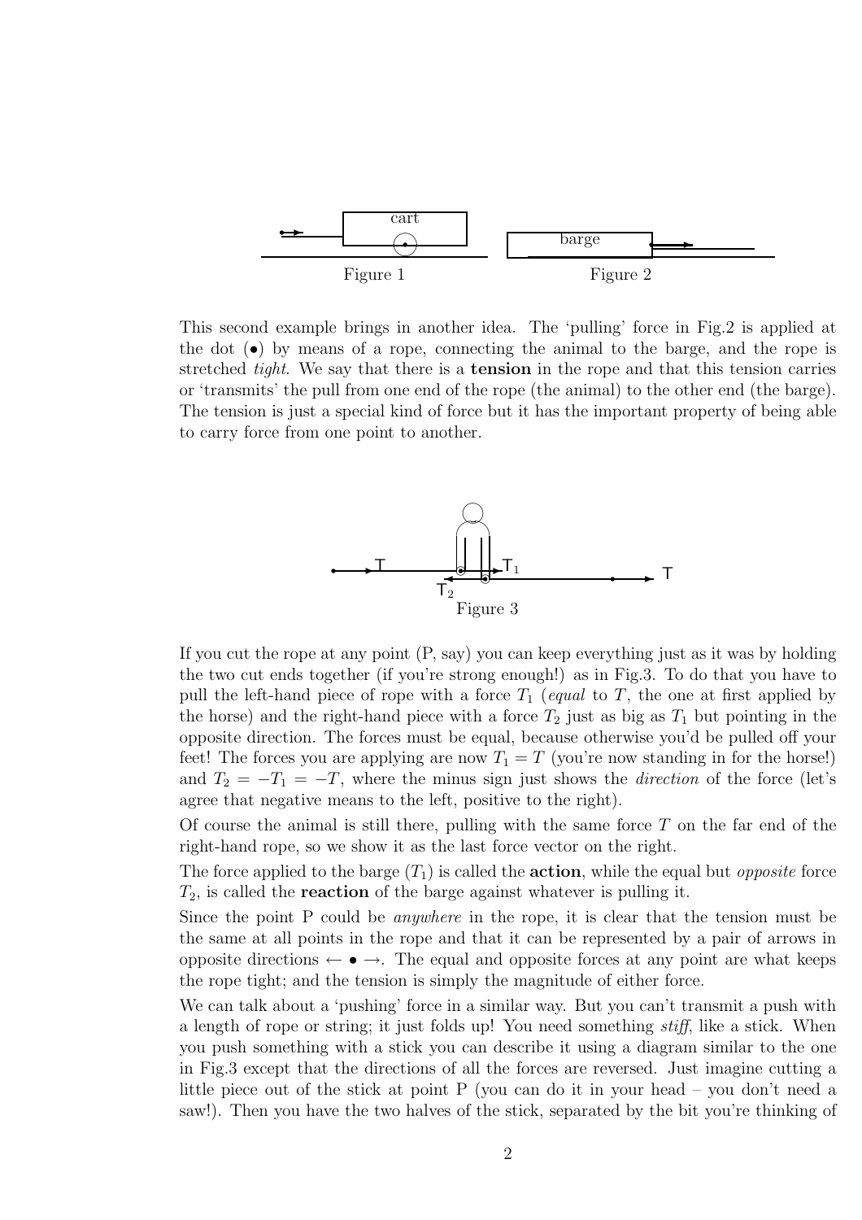Figure 1

Figure 2

This second example brings in another idea. The 'pulling' force in Fig.2 is applied at the dot (•) by means of a rope, connecting the animal to the barge, and the rope is stretched *tight*. We say that there is a **tension** in the rope and that this tension carries or 'transmits' the pull from one end of the rope (the animal) to the other end (the barge). The tension is just a special kind of force but it has the important property of being able to carry force from one point to another.

Figure 3

If you cut the rope at any point (P, say) you can keep everything just as it was by holding the two cut ends together (if you're strong enough!) as in Fig.3. To do that you have to pull the left-hand piece of rope with a force $T_1$ (*equal* to $T$, the one at first applied by the horse) and the right-hand piece with a force $T_2$ just as big as $T_1$ but pointing in the opposite direction. The forces must be equal, because otherwise you'd be pulled off your feet! The forces you are applying are now $T_1 = T$ (you're now standing in for the horse!) and $T_2 = -T_1 = -T$, where the minus sign just shows the *direction* of the force (let's agree that negative means to the left, positive to the right).

Of course the animal is still there, pulling with the same force $T$ on the far end of the right-hand rope, so we show it as the last force vector on the right.

The force applied to the barge ($T_1$) is called the **action**, while the equal but *opposite* force $T_2$, is called the **reaction** of the barge against whatever is pulling it.

Since the point P could be *anywhere* in the rope, it is clear that the tension must be the same at all points in the rope and that it can be represented by a pair of arrows in opposite directions $\leftarrow \bullet \rightarrow$. The equal and opposite forces at any point are what keeps the rope tight; and the tension is simply the magnitude of either force.

We can talk about a 'pushing' force in a similar way. But you can't transmit a push with a length of rope or string; it just folds up! You need something *stiff*, like a stick. When you push something with a stick you can describe it using a diagram similar to the one in Fig.3 except that the directions of all the forces are reversed. Just imagine cutting a little piece out of the stick at point P (you can do it in your head – you don't need a saw!). Then you have the two halves of the stick, separated by the bit you're thinking of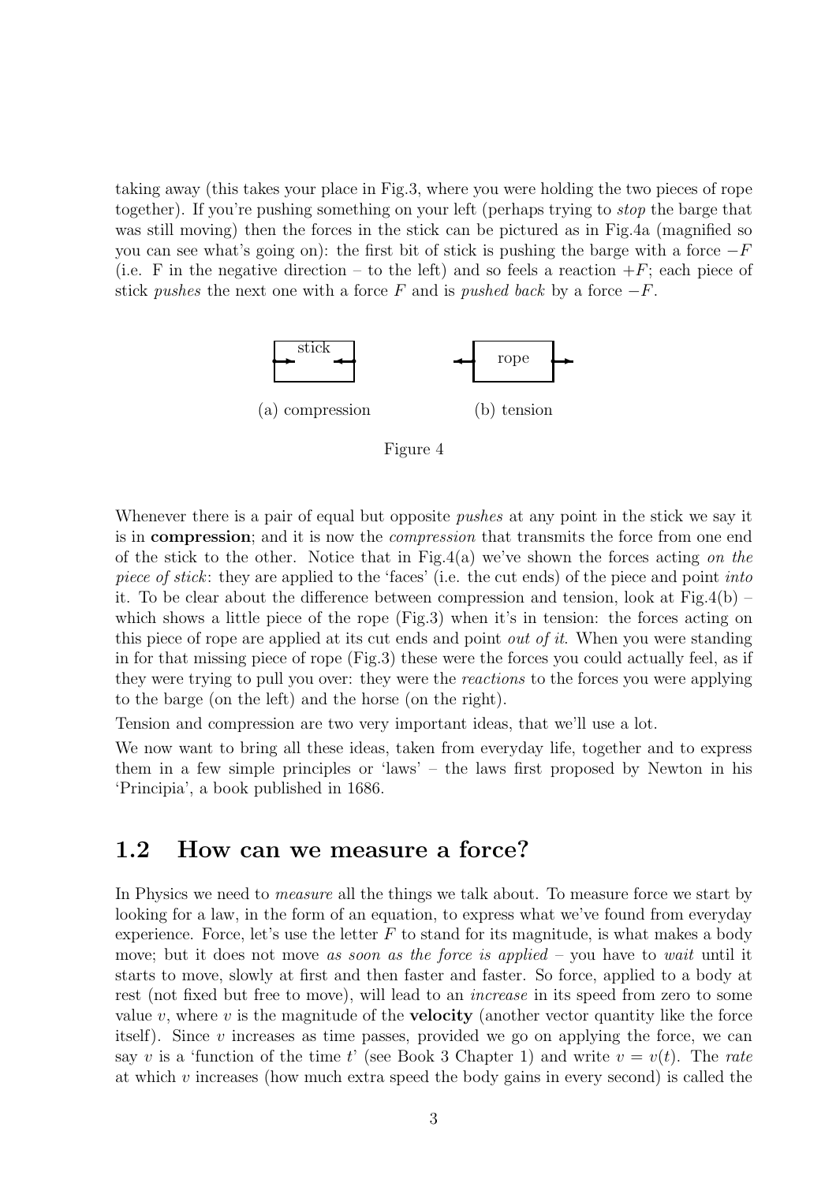taking away (this takes your place in Fig.3, where you were holding the two pieces of rope together). If you're pushing something on your left (perhaps trying to *stop* the barge that was still moving) then the forces in the stick can be pictured as in Fig.4a (magnified so you can see what's going on): the first bit of stick is pushing the barge with a force $-F$ (i.e. F in the negative direction – to the left) and so feels a reaction $+F$; each piece of stick *pushes* the next one with a force $F$ and is *pushed back* by a force $-F$.

stick

(a) compression

rope

(b) tension

Figure 4

Whenever there is a pair of equal but opposite *pushes* at any point in the stick we say it is in **compression**; and it is now the *compression* that transmits the force from one end of the stick to the other. Notice that in Fig.4(a) we've shown the forces acting *on the piece of stick*: they are applied to the 'faces' (i.e. the cut ends) of the piece and point *into* it. To be clear about the difference between compression and tension, look at Fig.4(b) – which shows a little piece of the rope (Fig.3) when it's in tension: the forces acting on this piece of rope are applied at its cut ends and point *out of it*. When you were standing in for that missing piece of rope (Fig.3) these were the forces you could actually feel, as if they were trying to pull you over: they were the *reactions* to the forces you were applying to the barge (on the left) and the horse (on the right).

Tension and compression are two very important ideas, that we'll use a lot.

We now want to bring all these ideas, taken from everyday life, together and to express them in a few simple principles or 'laws' – the laws first proposed by Newton in his 'Principia', a book published in 1686.

## 1.2 How can we measure a force?

In Physics we need to *measure* all the things we talk about. To measure force we start by looking for a law, in the form of an equation, to express what we've found from everyday experience. Force, let's use the letter $F$ to stand for its magnitude, is what makes a body move; but it does not move *as soon as the force is applied* – you have to *wait* until it starts to move, slowly at first and then faster and faster. So force, applied to a body at rest (not fixed but free to move), will lead to an *increase* in its speed from zero to some value $v$, where $v$ is the magnitude of the **velocity** (another vector quantity like the force itself). Since $v$ increases as time passes, provided we go on applying the force, we can say $v$ is a 'function of the time $t$' (see Book 3 Chapter 1) and write $v = v(t)$. The *rate* at which $v$ increases (how much extra speed the body gains in every second) is called the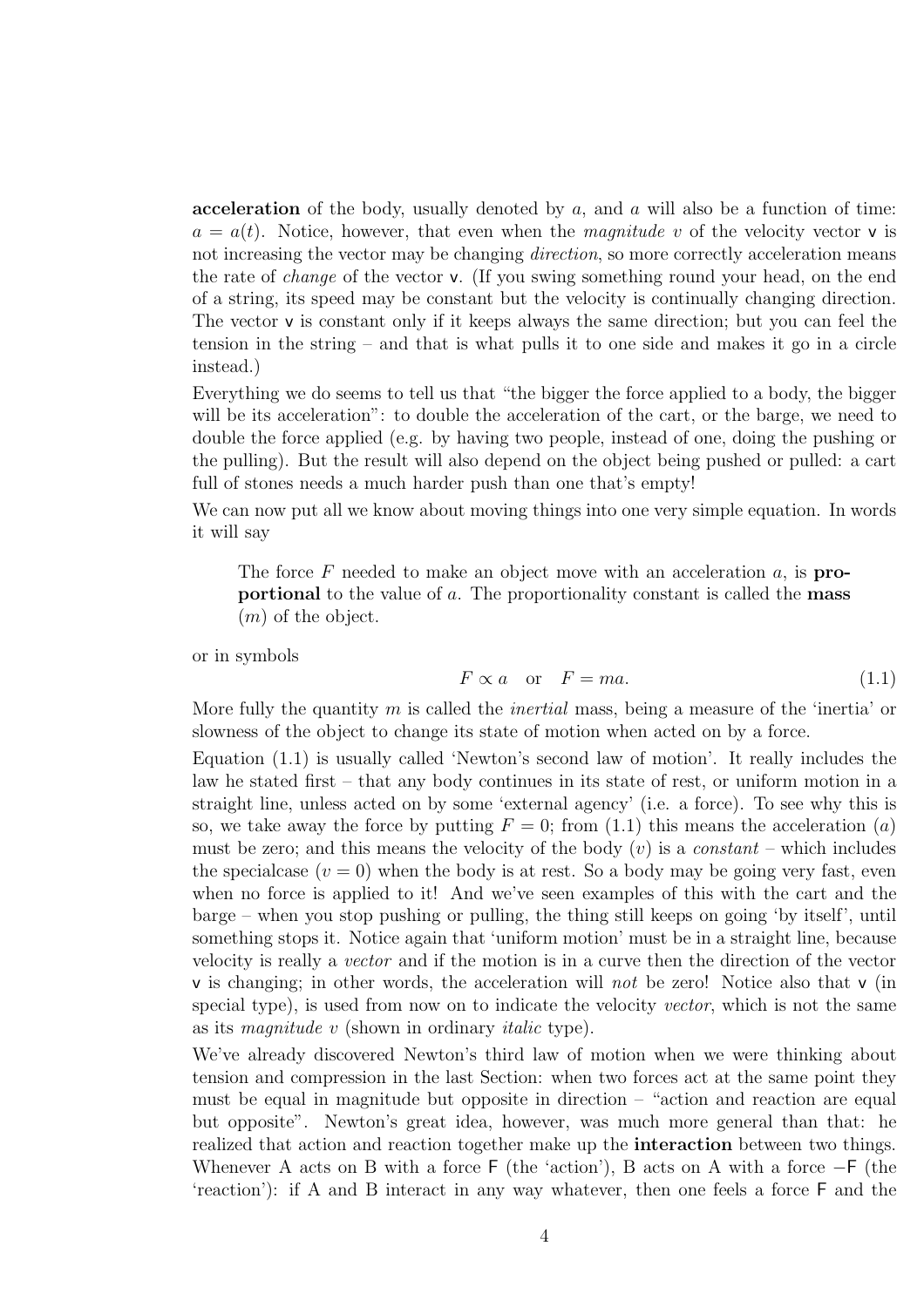**acceleration** of the body, usually denoted by $a$, and $a$ will also be a function of time: $a = a(t)$. Notice, however, that even when the *magnitude* $v$ of the velocity vector $\mathsf{v}$ is not increasing the vector may be changing *direction*, so more correctly acceleration means the rate of *change* of the vector $\mathsf{v}$. (If you swing something round your head, on the end of a string, its speed may be constant but the velocity is continually changing direction. The vector $\mathsf{v}$ is constant only if it keeps always the same direction; but you can feel the tension in the string – and that is what pulls it to one side and makes it go in a circle instead.)

Everything we do seems to tell us that "the bigger the force applied to a body, the bigger will be its acceleration": to double the acceleration of the cart, or the barge, we need to double the force applied (e.g. by having two people, instead of one, doing the pushing or the pulling). But the result will also depend on the object being pushed or pulled: a cart full of stones needs a much harder push than one that's empty!

We can now put all we know about moving things into one very simple equation. In words it will say

> The force $F$ needed to make an object move with an acceleration $a$, is **proportional** to the value of $a$. The proportionality constant is called the **mass** ($m$) of the object.

or in symbols

$$F \propto a \quad \text{or} \quad F = ma. \tag{1.1}$$

More fully the quantity $m$ is called the *inertial* mass, being a measure of the 'inertia' or slowness of the object to change its state of motion when acted on by a force.

Equation (1.1) is usually called 'Newton's second law of motion'. It really includes the law he stated first – that any body continues in its state of rest, or uniform motion in a straight line, unless acted on by some 'external agency' (i.e. a force). To see why this is so, we take away the force by putting $F = 0$; from (1.1) this means the acceleration ($a$) must be zero; and this means the velocity of the body ($v$) is a *constant* – which includes the specialcase ($v = 0$) when the body is at rest. So a body may be going very fast, even when no force is applied to it! And we've seen examples of this with the cart and the barge – when you stop pushing or pulling, the thing still keeps on going 'by itself', until something stops it. Notice again that 'uniform motion' must be in a straight line, because velocity is really a *vector* and if the motion is in a curve then the direction of the vector $\mathsf{v}$ is changing; in other words, the acceleration will *not* be zero! Notice also that $\mathsf{v}$ (in special type), is used from now on to indicate the velocity *vector*, which is not the same as its *magnitude* $v$ (shown in ordinary *italic* type).

We've already discovered Newton's third law of motion when we were thinking about tension and compression in the last Section: when two forces act at the same point they must be equal in magnitude but opposite in direction – "action and reaction are equal but opposite". Newton's great idea, however, was much more general than that: he realized that action and reaction together make up the **interaction** between two things. Whenever A acts on B with a force $\mathsf{F}$ (the 'action'), B acts on A with a force $-\mathsf{F}$ (the 'reaction'): if A and B interact in any way whatever, then one feels a force $\mathsf{F}$ and the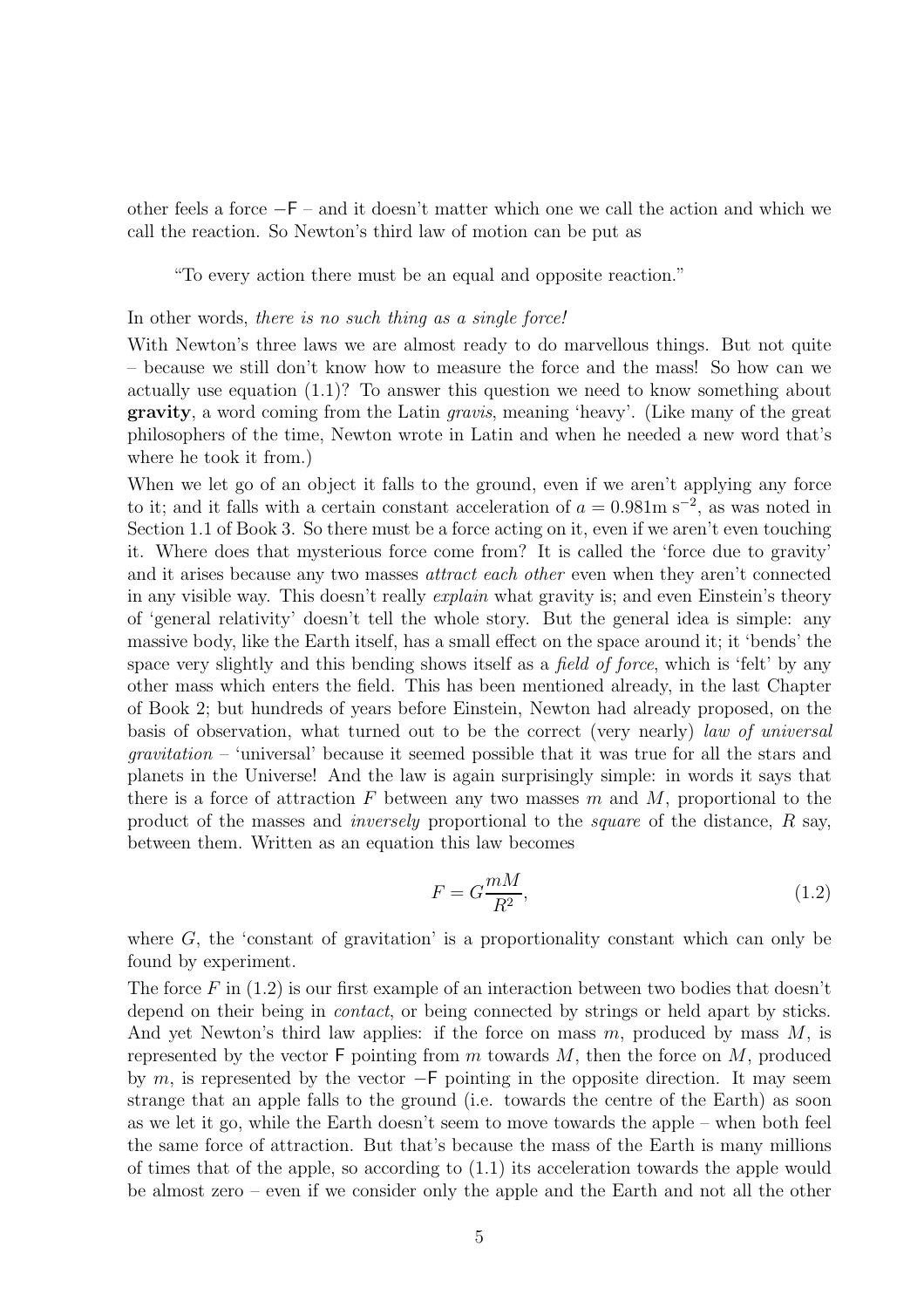other feels a force $-\mathsf{F}$ – and it doesn't matter which one we call the action and which we call the reaction. So Newton's third law of motion can be put as

> "To every action there must be an equal and opposite reaction."

In other words, *there is no such thing as a single force!*

With Newton's three laws we are almost ready to do marvellous things. But not quite – because we still don't know how to measure the force and the mass! So how can we actually use equation (1.1)? To answer this question we need to know something about **gravity**, a word coming from the Latin *gravis*, meaning 'heavy'. (Like many of the great philosophers of the time, Newton wrote in Latin and when he needed a new word that's where he took it from.)

When we let go of an object it falls to the ground, even if we aren't applying any force to it; and it falls with a certain constant acceleration of $a = 0.981\text{m s}^{-2}$, as was noted in Section 1.1 of Book 3. So there must be a force acting on it, even if we aren't even touching it. Where does that mysterious force come from? It is called the 'force due to gravity' and it arises because any two masses *attract each other* even when they aren't connected in any visible way. This doesn't really *explain* what gravity is; and even Einstein's theory of 'general relativity' doesn't tell the whole story. But the general idea is simple: any massive body, like the Earth itself, has a small effect on the space around it; it 'bends' the space very slightly and this bending shows itself as a *field of force*, which is 'felt' by any other mass which enters the field. This has been mentioned already, in the last Chapter of Book 2; but hundreds of years before Einstein, Newton had already proposed, on the basis of observation, what turned out to be the correct (very nearly) *law of universal gravitation* – 'universal' because it seemed possible that it was true for all the stars and planets in the Universe! And the law is again surprisingly simple: in words it says that there is a force of attraction $F$ between any two masses $m$ and $M$, proportional to the product of the masses and *inversely* proportional to the *square* of the distance, $R$ say, between them. Written as an equation this law becomes

$$F = G\frac{mM}{R^2}, \tag{1.2}$$

where $G$, the 'constant of gravitation' is a proportionality constant which can only be found by experiment.

The force $F$ in (1.2) is our first example of an interaction between two bodies that doesn't depend on their being in *contact*, or being connected by strings or held apart by sticks. And yet Newton's third law applies: if the force on mass $m$, produced by mass $M$, is represented by the vector $\mathsf{F}$ pointing from $m$ towards $M$, then the force on $M$, produced by $m$, is represented by the vector $-\mathsf{F}$ pointing in the opposite direction. It may seem strange that an apple falls to the ground (i.e. towards the centre of the Earth) as soon as we let it go, while the Earth doesn't seem to move towards the apple – when both feel the same force of attraction. But that's because the mass of the Earth is many millions of times that of the apple, so according to (1.1) its acceleration towards the apple would be almost zero – even if we consider only the apple and the Earth and not all the other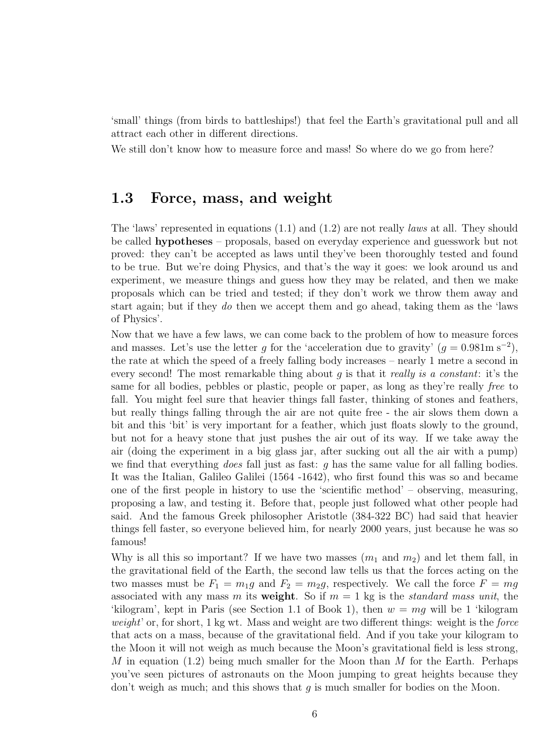'small' things (from birds to battleships!) that feel the Earth's gravitational pull and all attract each other in different directions.

We still don't know how to measure force and mass! So where do we go from here?

## 1.3 Force, mass, and weight

The 'laws' represented in equations (1.1) and (1.2) are not really *laws* at all. They should be called **hypotheses** – proposals, based on everyday experience and guesswork but not proved: they can't be accepted as laws until they've been thoroughly tested and found to be true. But we're doing Physics, and that's the way it goes: we look around us and experiment, we measure things and guess how they may be related, and then we make proposals which can be tried and tested; if they don't work we throw them away and start again; but if they *do* then we accept them and go ahead, taking them as the 'laws of Physics'.

Now that we have a few laws, we can come back to the problem of how to measure forces and masses. Let's use the letter $g$ for the 'acceleration due to gravity' ($g = 0.981\text{m s}^{-2}$), the rate at which the speed of a freely falling body increases – nearly 1 metre a second in every second! The most remarkable thing about $g$ is that it *really is a constant*: it's the same for all bodies, pebbles or plastic, people or paper, as long as they're really *free* to fall. You might feel sure that heavier things fall faster, thinking of stones and feathers, but really things falling through the air are not quite free - the air slows them down a bit and this 'bit' is very important for a feather, which just floats slowly to the ground, but not for a heavy stone that just pushes the air out of its way. If we take away the air (doing the experiment in a big glass jar, after sucking out all the air with a pump) we find that everything *does* fall just as fast: $g$ has the same value for all falling bodies. It was the Italian, Galileo Galilei (1564 -1642), who first found this was so and became one of the first people in history to use the 'scientific method' – observing, measuring, proposing a law, and testing it. Before that, people just followed what other people had said. And the famous Greek philosopher Aristotle (384-322 BC) had said that heavier things fell faster, so everyone believed him, for nearly 2000 years, just because he was so famous!

Why is all this so important? If we have two masses ($m_1$ and $m_2$) and let them fall, in the gravitational field of the Earth, the second law tells us that the forces acting on the two masses must be $F_1 = m_1 g$ and $F_2 = m_2 g$, respectively. We call the force $F = mg$ associated with any mass $m$ its **weight**. So if $m = 1$ kg is the *standard mass unit*, the 'kilogram', kept in Paris (see Section 1.1 of Book 1), then $w = mg$ will be 1 'kilogram *weight*' or, for short, 1 kg wt. Mass and weight are two different things: weight is the *force* that acts on a mass, because of the gravitational field. And if you take your kilogram to the Moon it will not weigh as much because the Moon's gravitational field is less strong, $M$ in equation (1.2) being much smaller for the Moon than $M$ for the Earth. Perhaps you've seen pictures of astronauts on the Moon jumping to great heights because they don't weigh as much; and this shows that $g$ is much smaller for bodies on the Moon.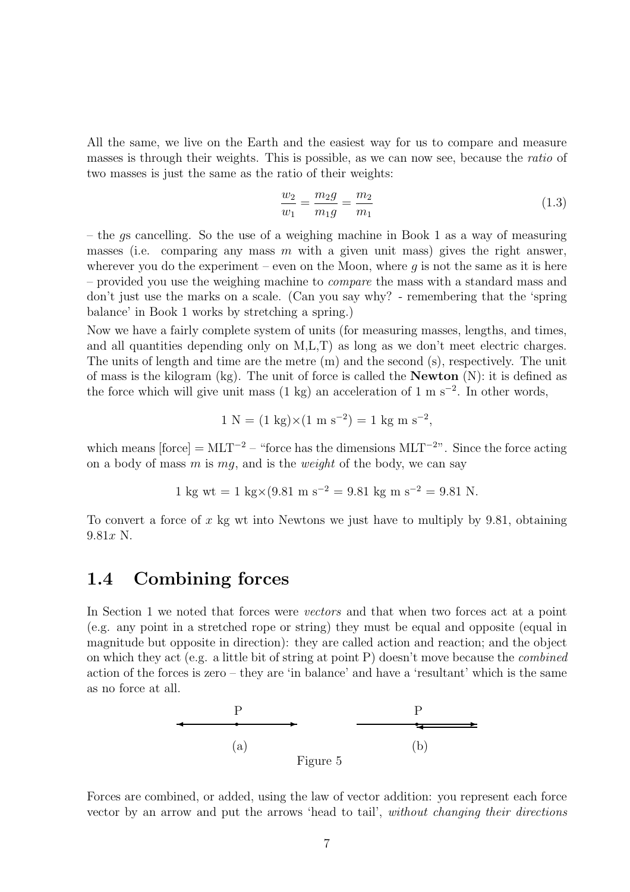All the same, we live on the Earth and the easiest way for us to compare and measure masses is through their weights. This is possible, as we can now see, because the *ratio* of two masses is just the same as the ratio of their weights:

$$\frac{w_2}{w_1} = \frac{m_2 g}{m_1 g} = \frac{m_2}{m_1} \tag{1.3}$$

– the $g$s cancelling. So the use of a weighing machine in Book 1 as a way of measuring masses (i.e. comparing any mass $m$ with a given unit mass) gives the right answer, wherever you do the experiment – even on the Moon, where $g$ is not the same as it is here – provided you use the weighing machine to *compare* the mass with a standard mass and don't just use the marks on a scale. (Can you say why? - remembering that the 'spring balance' in Book 1 works by stretching a spring.)

Now we have a fairly complete system of units (for measuring masses, lengths, and times, and all quantities depending only on M,L,T) as long as we don't meet electric charges. The units of length and time are the metre (m) and the second (s), respectively. The unit of mass is the kilogram (kg). The unit of force is called the **Newton** (N): it is defined as the force which will give unit mass (1 kg) an acceleration of 1 m s$^{-2}$. In other words,

$$1 \text{ N} = (1 \text{ kg})\times(1 \text{ m s}^{-2}) = 1 \text{ kg m s}^{-2},$$

which means [force] = MLT$^{-2}$ – "force has the dimensions MLT$^{-2}$". Since the force acting on a body of mass $m$ is $mg$, and is the *weight* of the body, we can say

$$1 \text{ kg wt} = 1 \text{ kg}\times(9.81 \text{ m s}^{-2} = 9.81 \text{ kg m s}^{-2} = 9.81 \text{ N}.$$

To convert a force of $x$ kg wt into Newtons we just have to multiply by 9.81, obtaining $9.81x$ N.

## 1.4 Combining forces

In Section 1 we noted that forces were *vectors* and that when two forces act at a point (e.g. any point in a stretched rope or string) they must be equal and opposite (equal in magnitude but opposite in direction): they are called action and reaction; and the object on which they act (e.g. a little bit of string at point P) doesn't move because the *combined* action of the forces is zero – they are 'in balance' and have a 'resultant' which is the same as no force at all.

Figure 5

Forces are combined, or added, using the law of vector addition: you represent each force vector by an arrow and put the arrows 'head to tail', *without changing their directions*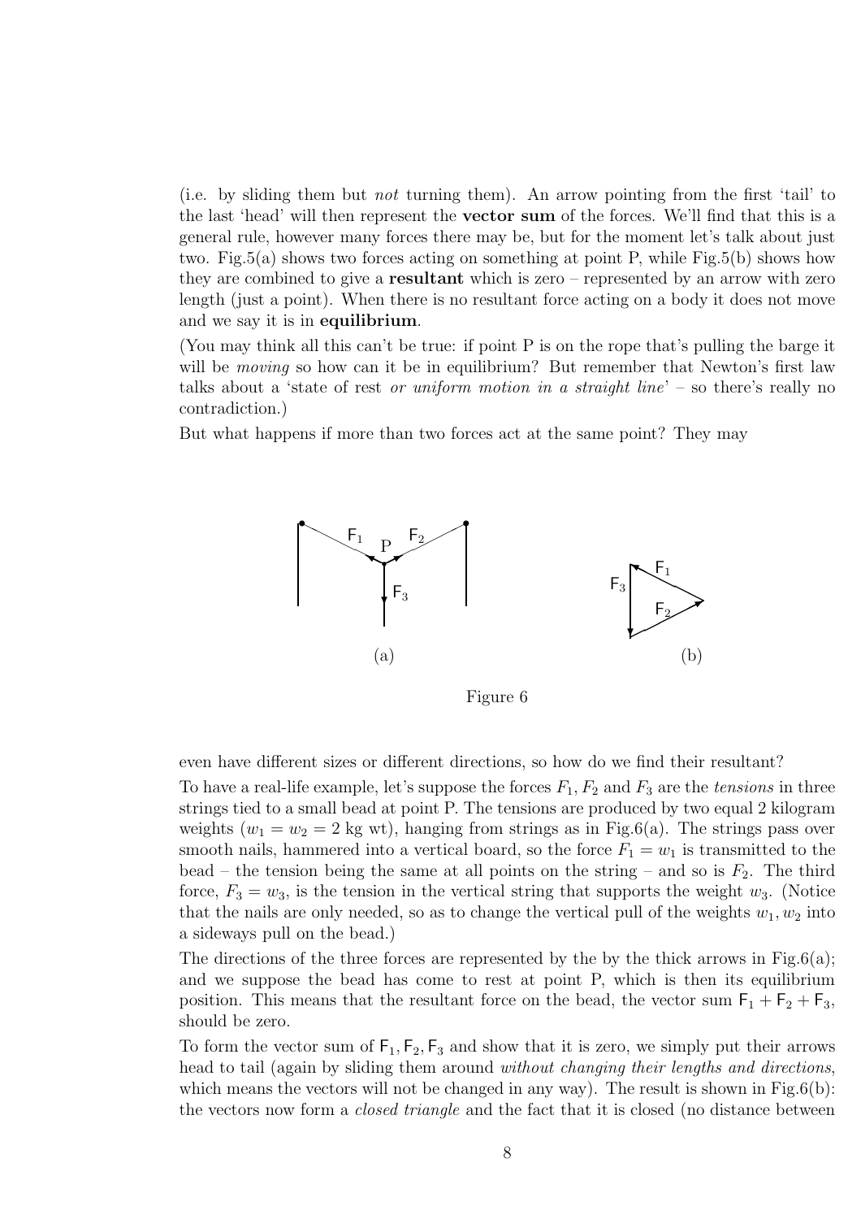(i.e. by sliding them but *not* turning them). An arrow pointing from the first 'tail' to the last 'head' will then represent the **vector sum** of the forces. We'll find that this is a general rule, however many forces there may be, but for the moment let's talk about just two. Fig.5(a) shows two forces acting on something at point P, while Fig.5(b) shows how they are combined to give a **resultant** which is zero – represented by an arrow with zero length (just a point). When there is no resultant force acting on a body it does not move and we say it is in **equilibrium**.

(You may think all this can't be true: if point P is on the rope that's pulling the barge it will be *moving* so how can it be in equilibrium? But remember that Newton's first law talks about a 'state of rest *or uniform motion in a straight line*' – so there's really no contradiction.)

But what happens if more than two forces act at the same point? They may

Figure 6

even have different sizes or different directions, so how do we find their resultant?

To have a real-life example, let's suppose the forces $F_1, F_2$ and $F_3$ are the *tensions* in three strings tied to a small bead at point P. The tensions are produced by two equal 2 kilogram weights ($w_1 = w_2 = 2$ kg wt), hanging from strings as in Fig.6(a). The strings pass over smooth nails, hammered into a vertical board, so the force $F_1 = w_1$ is transmitted to the bead – the tension being the same at all points on the string – and so is $F_2$. The third force, $F_3 = w_3$, is the tension in the vertical string that supports the weight $w_3$. (Notice that the nails are only needed, so as to change the vertical pull of the weights $w_1, w_2$ into a sideways pull on the bead.)

The directions of the three forces are represented by the by the thick arrows in Fig.6(a); and we suppose the bead has come to rest at point P, which is then its equilibrium position. This means that the resultant force on the bead, the vector sum $\mathsf{F}_1 + \mathsf{F}_2 + \mathsf{F}_3$, should be zero.

To form the vector sum of $\mathsf{F}_1, \mathsf{F}_2, \mathsf{F}_3$ and show that it is zero, we simply put their arrows head to tail (again by sliding them around *without changing their lengths and directions*, which means the vectors will not be changed in any way). The result is shown in Fig.6(b): the vectors now form a *closed triangle* and the fact that it is closed (no distance between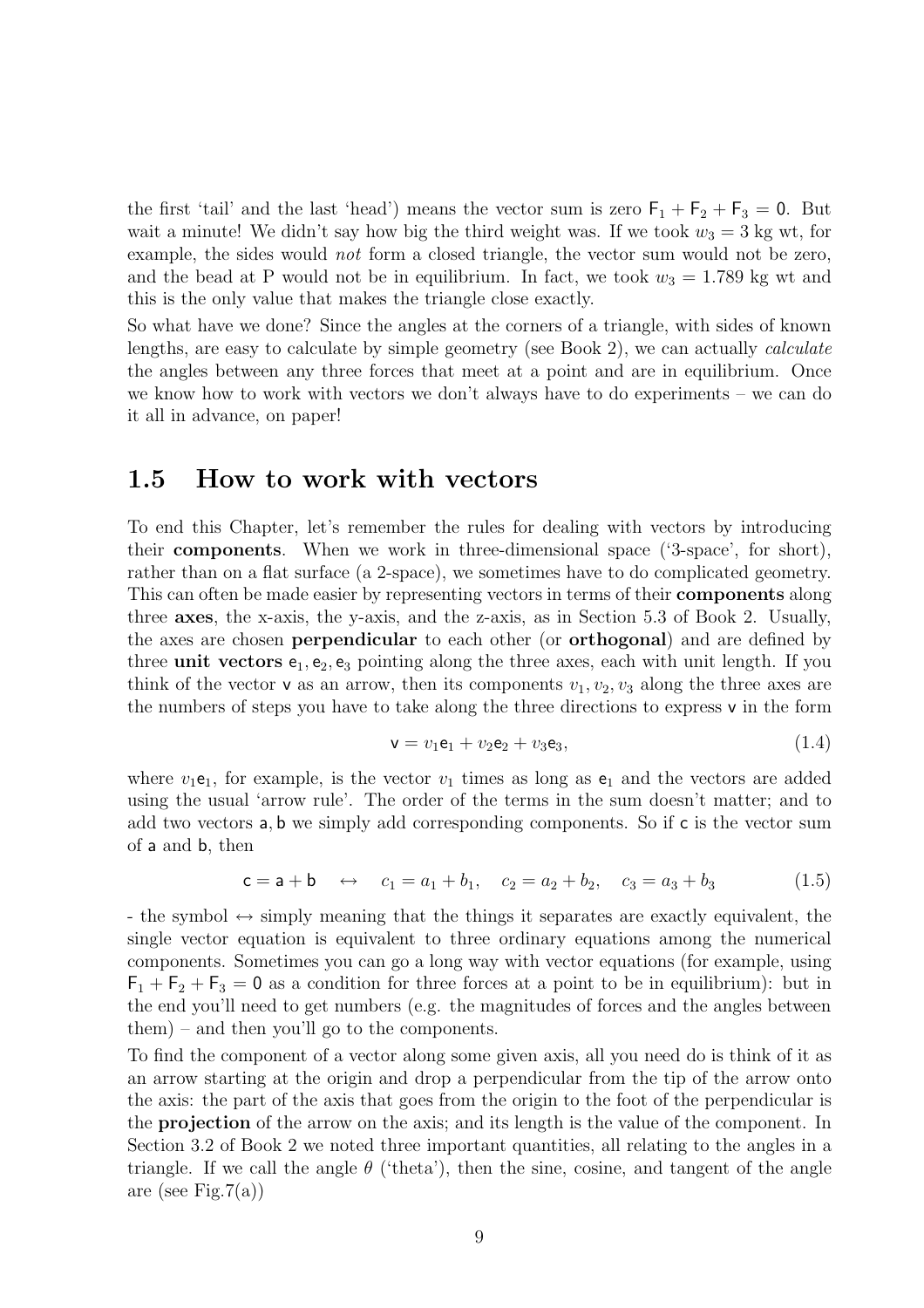the first 'tail' and the last 'head') means the vector sum is zero $\mathsf{F}_1 + \mathsf{F}_2 + \mathsf{F}_3 = \mathsf{0}$. But wait a minute! We didn't say how big the third weight was. If we took $w_3 = 3$ kg wt, for example, the sides would *not* form a closed triangle, the vector sum would not be zero, and the bead at P would not be in equilibrium. In fact, we took $w_3 = 1.789$ kg wt and this is the only value that makes the triangle close exactly.

So what have we done? Since the angles at the corners of a triangle, with sides of known lengths, are easy to calculate by simple geometry (see Book 2), we can actually *calculate* the angles between any three forces that meet at a point and are in equilibrium. Once we know how to work with vectors we don't always have to do experiments – we can do it all in advance, on paper!

## 1.5 How to work with vectors

To end this Chapter, let's remember the rules for dealing with vectors by introducing their **components**. When we work in three-dimensional space ('3-space', for short), rather than on a flat surface (a 2-space), we sometimes have to do complicated geometry. This can often be made easier by representing vectors in terms of their **components** along three **axes**, the x-axis, the y-axis, and the z-axis, as in Section 5.3 of Book 2. Usually, the axes are chosen **perpendicular** to each other (or **orthogonal**) and are defined by three **unit vectors** $\mathsf{e}_1, \mathsf{e}_2, \mathsf{e}_3$ pointing along the three axes, each with unit length. If you think of the vector $\mathsf{v}$ as an arrow, then its components $v_1, v_2, v_3$ along the three axes are the numbers of steps you have to take along the three directions to express $\mathsf{v}$ in the form

$$\mathsf{v} = v_1\mathsf{e}_1 + v_2\mathsf{e}_2 + v_3\mathsf{e}_3, \tag{1.4}$$

where $v_1\mathsf{e}_1$, for example, is the vector $v_1$ times as long as $\mathsf{e}_1$ and the vectors are added using the usual 'arrow rule'. The order of the terms in the sum doesn't matter; and to add two vectors $\mathsf{a}, \mathsf{b}$ we simply add corresponding components. So if $\mathsf{c}$ is the vector sum of $\mathsf{a}$ and $\mathsf{b}$, then

$$\mathsf{c} = \mathsf{a} + \mathsf{b} \quad \leftrightarrow \quad c_1 = a_1 + b_1, \quad c_2 = a_2 + b_2, \quad c_3 = a_3 + b_3 \tag{1.5}$$

- the symbol $\leftrightarrow$ simply meaning that the things it separates are exactly equivalent, the single vector equation is equivalent to three ordinary equations among the numerical components. Sometimes you can go a long way with vector equations (for example, using $\mathsf{F}_1 + \mathsf{F}_2 + \mathsf{F}_3 = \mathsf{0}$ as a condition for three forces at a point to be in equilibrium): but in the end you'll need to get numbers (e.g. the magnitudes of forces and the angles between them) – and then you'll go to the components.

To find the component of a vector along some given axis, all you need do is think of it as an arrow starting at the origin and drop a perpendicular from the tip of the arrow onto the axis: the part of the axis that goes from the origin to the foot of the perpendicular is the **projection** of the arrow on the axis; and its length is the value of the component. In Section 3.2 of Book 2 we noted three important quantities, all relating to the angles in a triangle. If we call the angle $\theta$ ('theta'), then the sine, cosine, and tangent of the angle are (see Fig.7(a))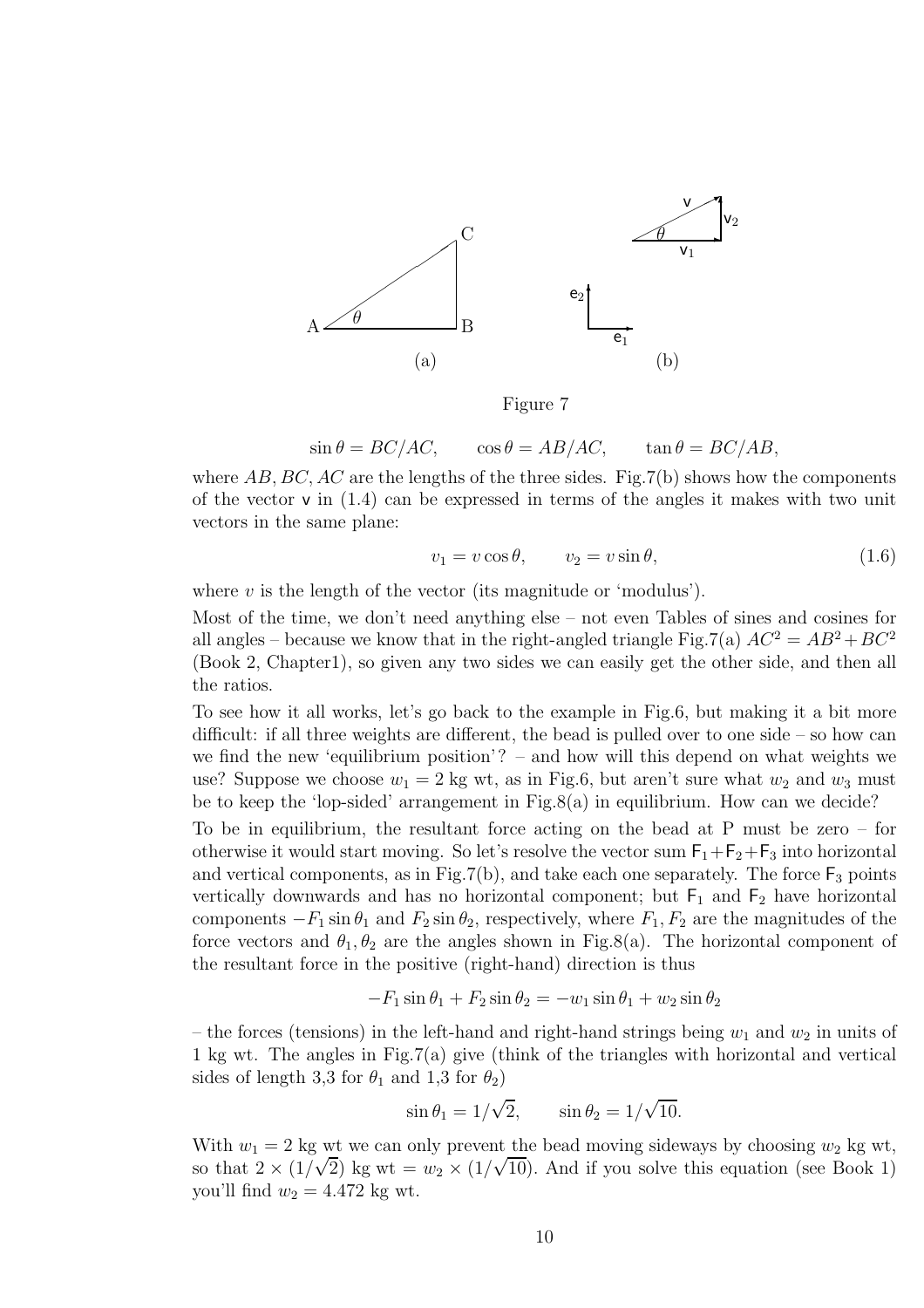Figure 7

$$\sin\theta = BC/AC, \qquad \cos\theta = AB/AC, \qquad \tan\theta = BC/AB,$$

where $AB, BC, AC$ are the lengths of the three sides. Fig.7(b) shows how the components of the vector $\mathsf{v}$ in (1.4) can be expressed in terms of the angles it makes with two unit vectors in the same plane:

$$v_1 = v\cos\theta, \qquad v_2 = v\sin\theta, \tag{1.6}$$

where $v$ is the length of the vector (its magnitude or 'modulus').

Most of the time, we don't need anything else – not even Tables of sines and cosines for all angles – because we know that in the right-angled triangle Fig.7(a) $AC^2 = AB^2 + BC^2$ (Book 2, Chapter1), so given any two sides we can easily get the other side, and then all the ratios.

To see how it all works, let's go back to the example in Fig.6, but making it a bit more difficult: if all three weights are different, the bead is pulled over to one side – so how can we find the new 'equilibrium position'? – and how will this depend on what weights we use? Suppose we choose $w_1 = 2$ kg wt, as in Fig.6, but aren't sure what $w_2$ and $w_3$ must be to keep the 'lop-sided' arrangement in Fig.8(a) in equilibrium. How can we decide?

To be in equilibrium, the resultant force acting on the bead at P must be zero – for otherwise it would start moving. So let's resolve the vector sum $\mathsf{F}_1 + \mathsf{F}_2 + \mathsf{F}_3$ into horizontal and vertical components, as in Fig.7(b), and take each one separately. The force $\mathsf{F}_3$ points vertically downwards and has no horizontal component; but $\mathsf{F}_1$ and $\mathsf{F}_2$ have horizontal components $-F_1\sin\theta_1$ and $F_2\sin\theta_2$, respectively, where $F_1, F_2$ are the magnitudes of the force vectors and $\theta_1, \theta_2$ are the angles shown in Fig.8(a). The horizontal component of the resultant force in the positive (right-hand) direction is thus

$$-F_1\sin\theta_1 + F_2\sin\theta_2 = -w_1\sin\theta_1 + w_2\sin\theta_2$$

– the forces (tensions) in the left-hand and right-hand strings being $w_1$ and $w_2$ in units of 1 kg wt. The angles in Fig.7(a) give (think of the triangles with horizontal and vertical sides of length 3,3 for $\theta_1$ and 1,3 for $\theta_2$)

$$\sin\theta_1 = 1/\sqrt{2}, \qquad \sin\theta_2 = 1/\sqrt{10}.$$

With $w_1 = 2$ kg wt we can only prevent the bead moving sideways by choosing $w_2$ kg wt, so that $2 \times (1/\sqrt{2})$ kg wt $= w_2 \times (1/\sqrt{10})$. And if you solve this equation (see Book 1) you'll find $w_2 = 4.472$ kg wt.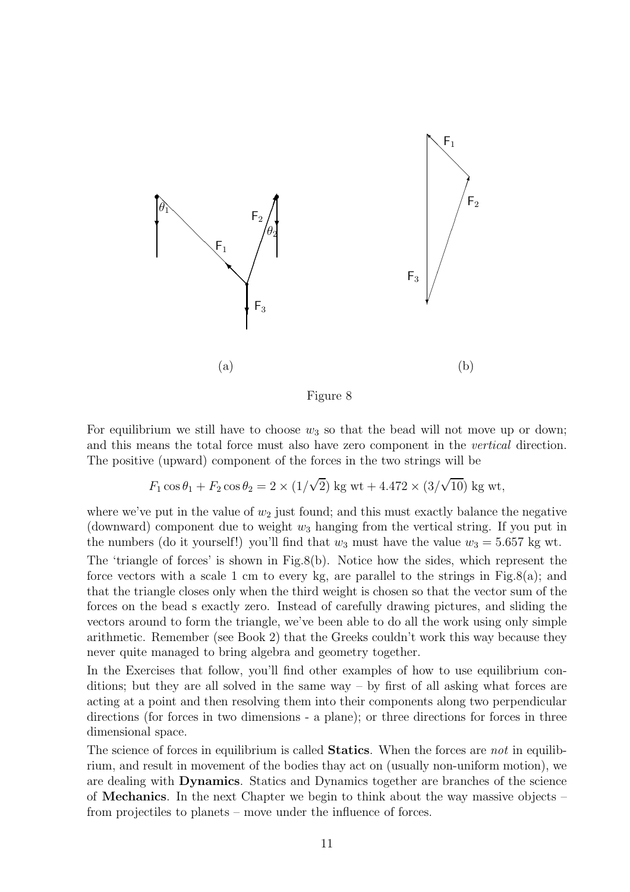(a)

(b)

Figure 8

For equilibrium we still have to choose $w_3$ so that the bead will not move up or down; and this means the total force must also have zero component in the *vertical* direction. The positive (upward) component of the forces in the two strings will be

$$F_1 \cos\theta_1 + F_2 \cos\theta_2 = 2 \times (1/\sqrt{2}) \text{ kg wt} + 4.472 \times (3/\sqrt{10}) \text{ kg wt},$$

where we've put in the value of $w_2$ just found; and this must exactly balance the negative (downward) component due to weight $w_3$ hanging from the vertical string. If you put in the numbers (do it yourself!) you'll find that $w_3$ must have the value $w_3 = 5.657$ kg wt.

The 'triangle of forces' is shown in Fig.8(b). Notice how the sides, which represent the force vectors with a scale 1 cm to every kg, are parallel to the strings in Fig.8(a); and that the triangle closes only when the third weight is chosen so that the vector sum of the forces on the bead s exactly zero. Instead of carefully drawing pictures, and sliding the vectors around to form the triangle, we've been able to do all the work using only simple arithmetic. Remember (see Book 2) that the Greeks couldn't work this way because they never quite managed to bring algebra and geometry together.

In the Exercises that follow, you'll find other examples of how to use equilibrium conditions; but they are all solved in the same way – by first of all asking what forces are acting at a point and then resolving them into their components along two perpendicular directions (for forces in two dimensions - a plane); or three directions for forces in three dimensional space.

The science of forces in equilibrium is called **Statics**. When the forces are *not* in equilibrium, and result in movement of the bodies thay act on (usually non-uniform motion), we are dealing with **Dynamics**. Statics and Dynamics together are branches of the science of **Mechanics**. In the next Chapter we begin to think about the way massive objects – from projectiles to planets – move under the influence of forces.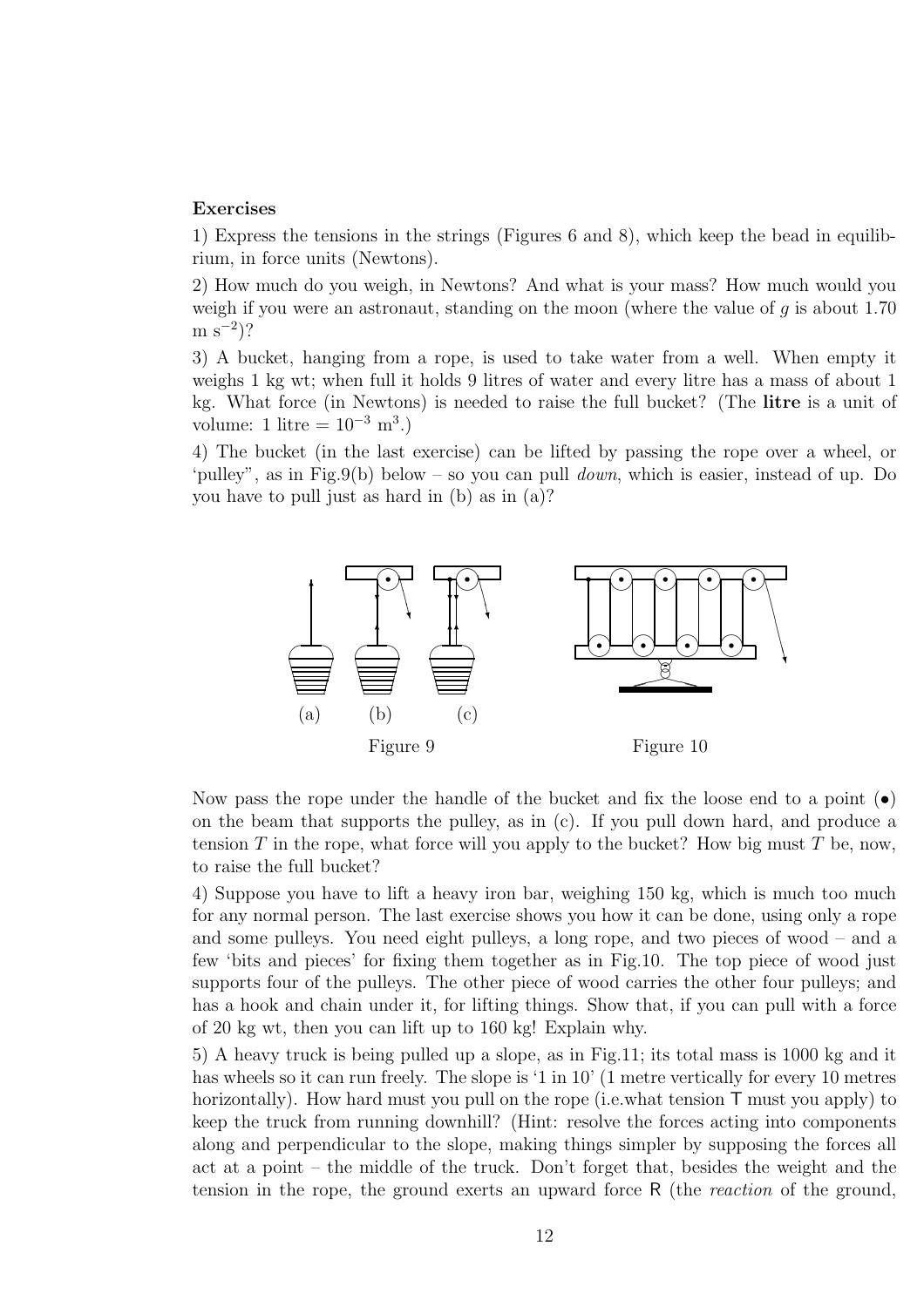**Exercises**

1) Express the tensions in the strings (Figures 6 and 8), which keep the bead in equilibrium, in force units (Newtons).

2) How much do you weigh, in Newtons? And what is your mass? How much would you weigh if you were an astronaut, standing on the moon (where the value of $g$ is about 1.70 m s$^{-2}$)?

3) A bucket, hanging from a rope, is used to take water from a well. When empty it weighs 1 kg wt; when full it holds 9 litres of water and every litre has a mass of about 1 kg. What force (in Newtons) is needed to raise the full bucket? (The **litre** is a unit of volume: 1 litre = $10^{-3}$ m$^3$.)

4) The bucket (in the last exercise) can be lifted by passing the rope over a wheel, or 'pulley", as in Fig.9(b) below – so you can pull *down*, which is easier, instead of up. Do you have to pull just as hard in (b) as in (a)?

(a) (b) (c)

Figure 9

Figure 10

Now pass the rope under the handle of the bucket and fix the loose end to a point (•) on the beam that supports the pulley, as in (c). If you pull down hard, and produce a tension $T$ in the rope, what force will you apply to the bucket? How big must $T$ be, now, to raise the full bucket?

4) Suppose you have to lift a heavy iron bar, weighing 150 kg, which is much too much for any normal person. The last exercise shows you how it can be done, using only a rope and some pulleys. You need eight pulleys, a long rope, and two pieces of wood – and a few 'bits and pieces' for fixing them together as in Fig.10. The top piece of wood just supports four of the pulleys. The other piece of wood carries the other four pulleys; and has a hook and chain under it, for lifting things. Show that, if you can pull with a force of 20 kg wt, then you can lift up to 160 kg! Explain why.

5) A heavy truck is being pulled up a slope, as in Fig.11; its total mass is 1000 kg and it has wheels so it can run freely. The slope is '1 in 10' (1 metre vertically for every 10 metres horizontally). How hard must you pull on the rope (i.e.what tension T must you apply) to keep the truck from running downhill? (Hint: resolve the forces acting into components along and perpendicular to the slope, making things simpler by supposing the forces all act at a point – the middle of the truck. Don't forget that, besides the weight and the tension in the rope, the ground exerts an upward force R (the *reaction* of the ground,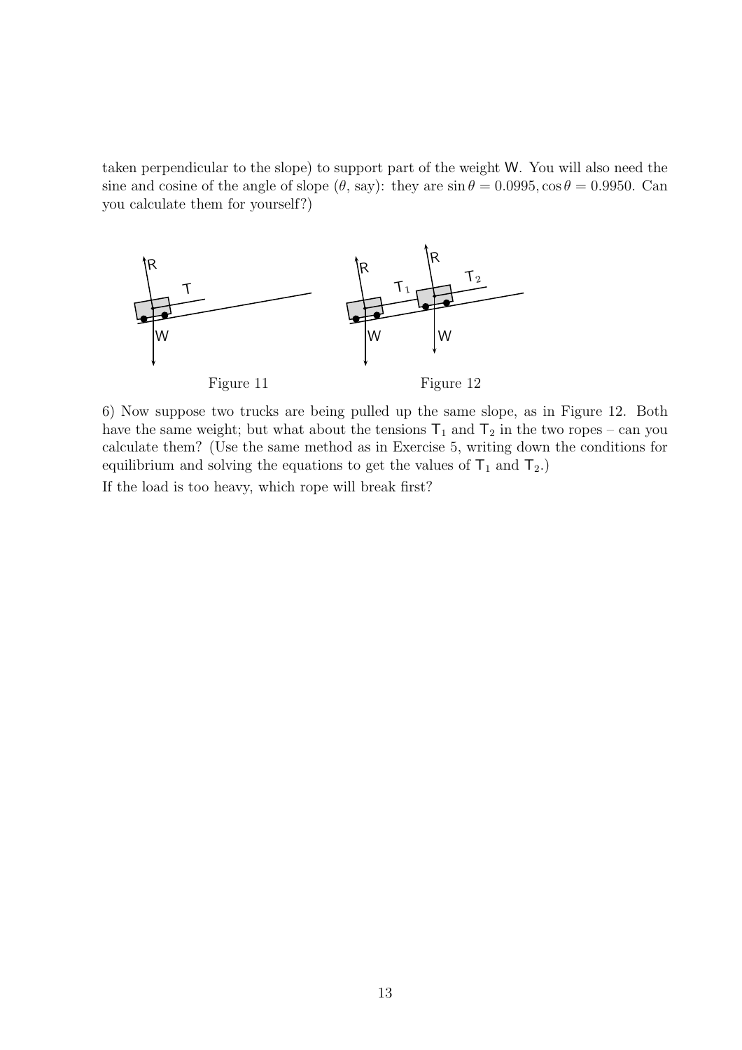taken perpendicular to the slope) to support part of the weight W. You will also need the sine and cosine of the angle of slope ($\theta$, say): they are $\sin\theta = 0.0995, \cos\theta = 0.9950$. Can you calculate them for yourself?)

Figure 11

Figure 12

6) Now suppose two trucks are being pulled up the same slope, as in Figure 12. Both have the same weight; but what about the tensions $T_1$ and $T_2$ in the two ropes – can you calculate them? (Use the same method as in Exercise 5, writing down the conditions for equilibrium and solving the equations to get the values of $T_1$ and $T_2$.)

If the load is too heavy, which rope will break first?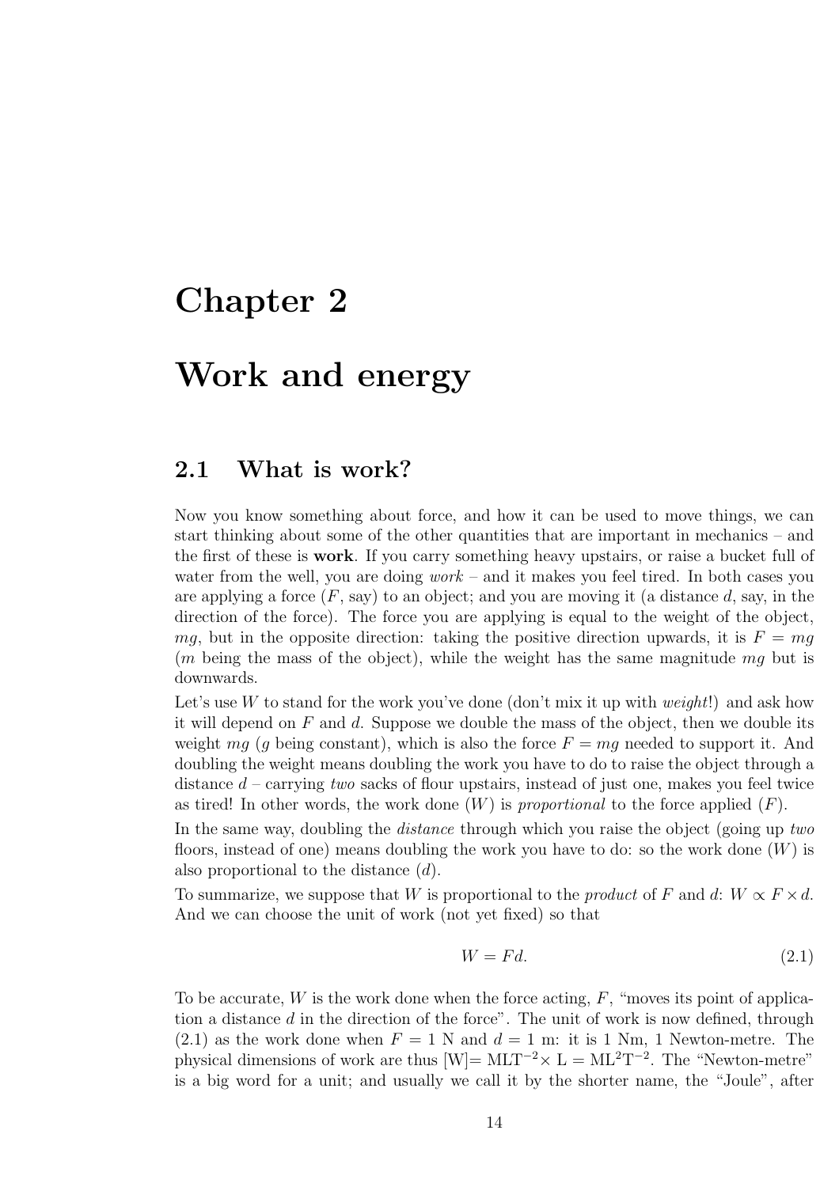# Chapter 2

# Work and energy

## 2.1 What is work?

Now you know something about force, and how it can be used to move things, we can start thinking about some of the other quantities that are important in mechanics – and the first of these is **work**. If you carry something heavy upstairs, or raise a bucket full of water from the well, you are doing *work* – and it makes you feel tired. In both cases you are applying a force ($F$, say) to an object; and you are moving it (a distance $d$, say, in the direction of the force). The force you are applying is equal to the weight of the object, $mg$, but in the opposite direction: taking the positive direction upwards, it is $F = mg$ ($m$ being the mass of the object), while the weight has the same magnitude $mg$ but is downwards.

Let's use $W$ to stand for the work you've done (don't mix it up with *weight*!) and ask how it will depend on $F$ and $d$. Suppose we double the mass of the object, then we double its weight $mg$ ($g$ being constant), which is also the force $F = mg$ needed to support it. And doubling the weight means doubling the work you have to do to raise the object through a distance $d$ – carrying *two* sacks of flour upstairs, instead of just one, makes you feel twice as tired! In other words, the work done ($W$) is *proportional* to the force applied ($F$).

In the same way, doubling the *distance* through which you raise the object (going up *two* floors, instead of one) means doubling the work you have to do: so the work done ($W$) is also proportional to the distance ($d$).

To summarize, we suppose that $W$ is proportional to the *product* of $F$ and $d$: $W \propto F \times d$. And we can choose the unit of work (not yet fixed) so that

$$W = Fd. \tag{2.1}$$

To be accurate, $W$ is the work done when the force acting, $F$, "moves its point of application a distance $d$ in the direction of the force". The unit of work is now defined, through (2.1) as the work done when $F = 1$ N and $d = 1$ m: it is 1 Nm, 1 Newton-metre. The physical dimensions of work are thus $[\mathrm{W}] = \mathrm{MLT}^{-2} \times \mathrm{L} = \mathrm{ML}^2\mathrm{T}^{-2}$. The "Newton-metre" is a big word for a unit; and usually we call it by the shorter name, the "Joule", after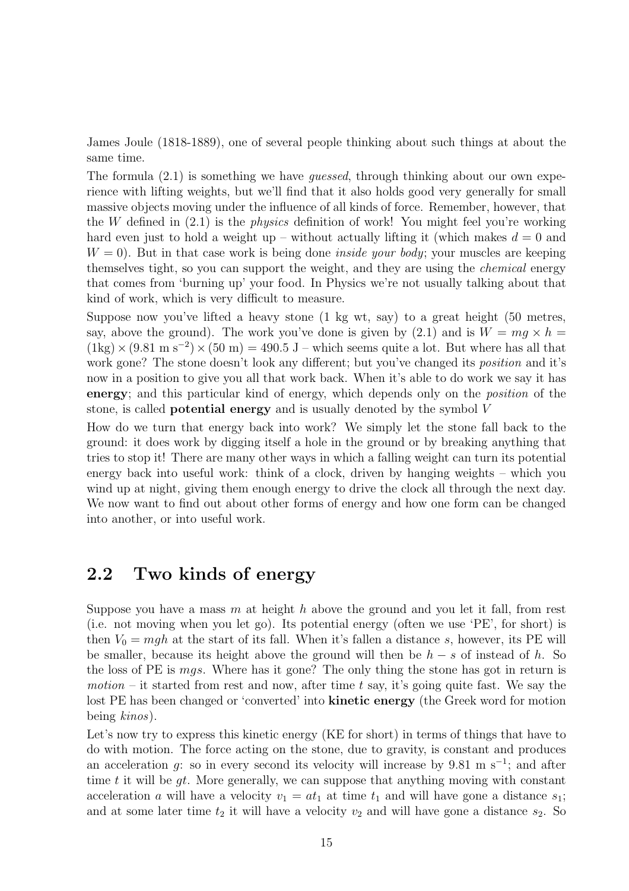James Joule (1818-1889), one of several people thinking about such things at about the same time.

The formula (2.1) is something we have *guessed*, through thinking about our own experience with lifting weights, but we'll find that it also holds good very generally for small massive objects moving under the influence of all kinds of force. Remember, however, that the $W$ defined in (2.1) is the *physics* definition of work! You might feel you're working hard even just to hold a weight up – without actually lifting it (which makes $d = 0$ and $W = 0$). But in that case work is being done *inside your body*; your muscles are keeping themselves tight, so you can support the weight, and they are using the *chemical* energy that comes from 'burning up' your food. In Physics we're not usually talking about that kind of work, which is very difficult to measure.

Suppose now you've lifted a heavy stone (1 kg wt, say) to a great height (50 metres, say, above the ground). The work you've done is given by (2.1) and is $W = mg \times h = (1\text{kg}) \times (9.81 \text{ m s}^{-2}) \times (50 \text{ m}) = 490.5$ J – which seems quite a lot. But where has all that work gone? The stone doesn't look any different; but you've changed its *position* and it's now in a position to give you all that work back. When it's able to do work we say it has **energy**; and this particular kind of energy, which depends only on the *position* of the stone, is called **potential energy** and is usually denoted by the symbol $V$

How do we turn that energy back into work? We simply let the stone fall back to the ground: it does work by digging itself a hole in the ground or by breaking anything that tries to stop it! There are many other ways in which a falling weight can turn its potential energy back into useful work: think of a clock, driven by hanging weights – which you wind up at night, giving them enough energy to drive the clock all through the next day. We now want to find out about other forms of energy and how one form can be changed into another, or into useful work.

## 2.2 Two kinds of energy

Suppose you have a mass $m$ at height $h$ above the ground and you let it fall, from rest (i.e. not moving when you let go). Its potential energy (often we use 'PE', for short) is then $V_0 = mgh$ at the start of its fall. When it's fallen a distance $s$, however, its PE will be smaller, because its height above the ground will then be $h - s$ of instead of $h$. So the loss of PE is $mgs$. Where has it gone? The only thing the stone has got in return is *motion* – it started from rest and now, after time $t$ say, it's going quite fast. We say the lost PE has been changed or 'converted' into **kinetic energy** (the Greek word for motion being *kinos*).

Let's now try to express this kinetic energy (KE for short) in terms of things that have to do with motion. The force acting on the stone, due to gravity, is constant and produces an acceleration $g$: so in every second its velocity will increase by 9.81 m s$^{-1}$; and after time $t$ it will be $gt$. More generally, we can suppose that anything moving with constant acceleration $a$ will have a velocity $v_1 = at_1$ at time $t_1$ and will have gone a distance $s_1$; and at some later time $t_2$ it will have a velocity $v_2$ and will have gone a distance $s_2$. So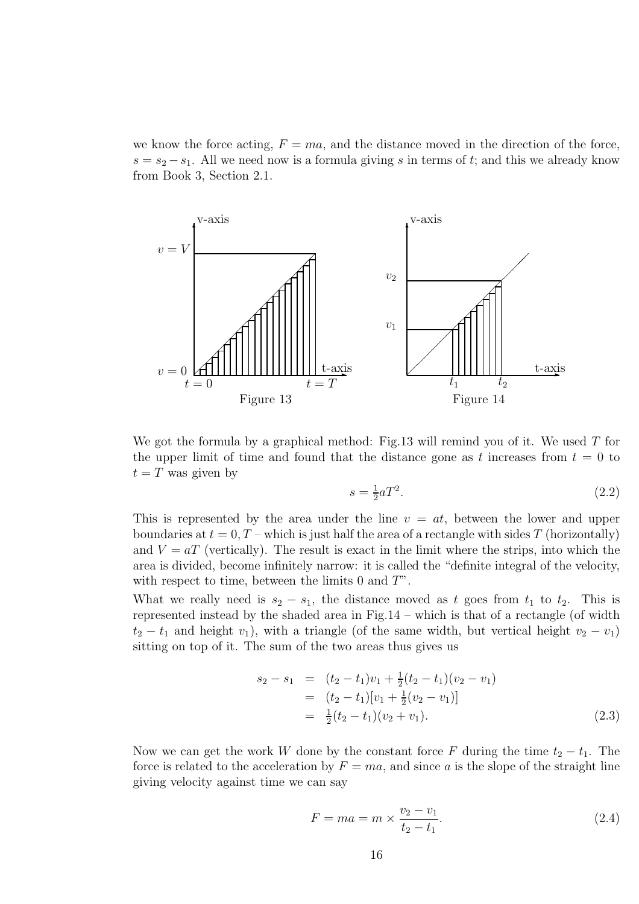we know the force acting, $F = ma$, and the distance moved in the direction of the force, $s = s_2 - s_1$. All we need now is a formula giving $s$ in terms of $t$; and this we already know from Book 3, Section 2.1.

Figure 13

Figure 14

We got the formula by a graphical method: Fig.13 will remind you of it. We used $T$ for the upper limit of time and found that the distance gone as $t$ increases from $t = 0$ to $t = T$ was given by

$$s = \tfrac{1}{2}aT^2. \tag{2.2}$$

This is represented by the area under the line $v = at$, between the lower and upper boundaries at $t = 0, T$ – which is just half the area of a rectangle with sides $T$ (horizontally) and $V = aT$ (vertically). The result is exact in the limit where the strips, into which the area is divided, become infinitely narrow: it is called the "definite integral of the velocity, with respect to time, between the limits 0 and $T$".

What we really need is $s_2 - s_1$, the distance moved as $t$ goes from $t_1$ to $t_2$. This is represented instead by the shaded area in Fig.14 – which is that of a rectangle (of width $t_2 - t_1$ and height $v_1$), with a triangle (of the same width, but vertical height $v_2 - v_1$) sitting on top of it. The sum of the two areas thus gives us

$$\begin{aligned} s_2 - s_1 &= (t_2 - t_1)v_1 + \tfrac{1}{2}(t_2 - t_1)(v_2 - v_1) \\ &= (t_2 - t_1)[v_1 + \tfrac{1}{2}(v_2 - v_1)] \\ &= \tfrac{1}{2}(t_2 - t_1)(v_2 + v_1). \end{aligned} \tag{2.3}$$

Now we can get the work $W$ done by the constant force $F$ during the time $t_2 - t_1$. The force is related to the acceleration by $F = ma$, and since $a$ is the slope of the straight line giving velocity against time we can say

$$F = ma = m \times \frac{v_2 - v_1}{t_2 - t_1}. \tag{2.4}$$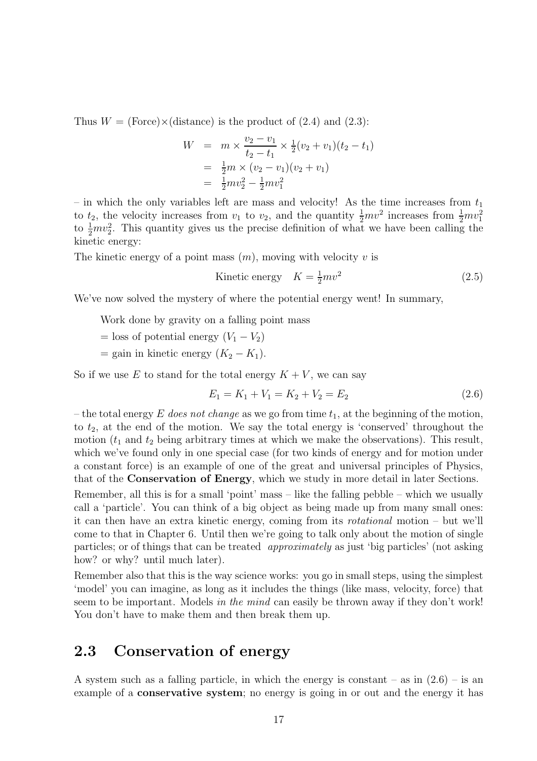Thus $W = (\text{Force})\times(\text{distance})$ is the product of (2.4) and (2.3):

$$\begin{aligned} W &= m \times \frac{v_2 - v_1}{t_2 - t_1} \times \tfrac{1}{2}(v_2 + v_1)(t_2 - t_1) \\ &= \tfrac{1}{2}m \times (v_2 - v_1)(v_2 + v_1) \\ &= \tfrac{1}{2}mv_2^2 - \tfrac{1}{2}mv_1^2 \end{aligned}$$

– in which the only variables left are mass and velocity! As the time increases from $t_1$ to $t_2$, the velocity increases from $v_1$ to $v_2$, and the quantity $\frac{1}{2}mv^2$ increases from $\frac{1}{2}mv_1^2$ to $\frac{1}{2}mv_2^2$. This quantity gives us the precise definition of what we have been calling the kinetic energy:

The kinetic energy of a point mass ($m$), moving with velocity $v$ is

$$\text{Kinetic energy} \quad K = \tfrac{1}{2}mv^2 \tag{2.5}$$

We've now solved the mystery of where the potential energy went! In summary,

Work done by gravity on a falling point mass
= loss of potential energy ($V_1 - V_2$)
= gain in kinetic energy ($K_2 - K_1$).

So if we use $E$ to stand for the total energy $K + V$, we can say

$$E_1 = K_1 + V_1 = K_2 + V_2 = E_2 \tag{2.6}$$

– the total energy $E$ *does not change* as we go from time $t_1$, at the beginning of the motion, to $t_2$, at the end of the motion. We say the total energy is 'conserved' throughout the motion ($t_1$ and $t_2$ being arbitrary times at which we make the observations). This result, which we've found only in one special case (for two kinds of energy and for motion under a constant force) is an example of one of the great and universal principles of Physics, that of the **Conservation of Energy**, which we study in more detail in later Sections.

Remember, all this is for a small 'point' mass – like the falling pebble – which we usually call a 'particle'. You can think of a big object as being made up from many small ones: it can then have an extra kinetic energy, coming from its *rotational* motion – but we'll come to that in Chapter 6. Until then we're going to talk only about the motion of single particles; or of things that can be treated *approximately* as just 'big particles' (not asking how? or why? until much later).

Remember also that this is the way science works: you go in small steps, using the simplest 'model' you can imagine, as long as it includes the things (like mass, velocity, force) that seem to be important. Models *in the mind* can easily be thrown away if they don't work! You don't have to make them and then break them up.

## 2.3 Conservation of energy

A system such as a falling particle, in which the energy is constant – as in (2.6) – is an example of a **conservative system**; no energy is going in or out and the energy it has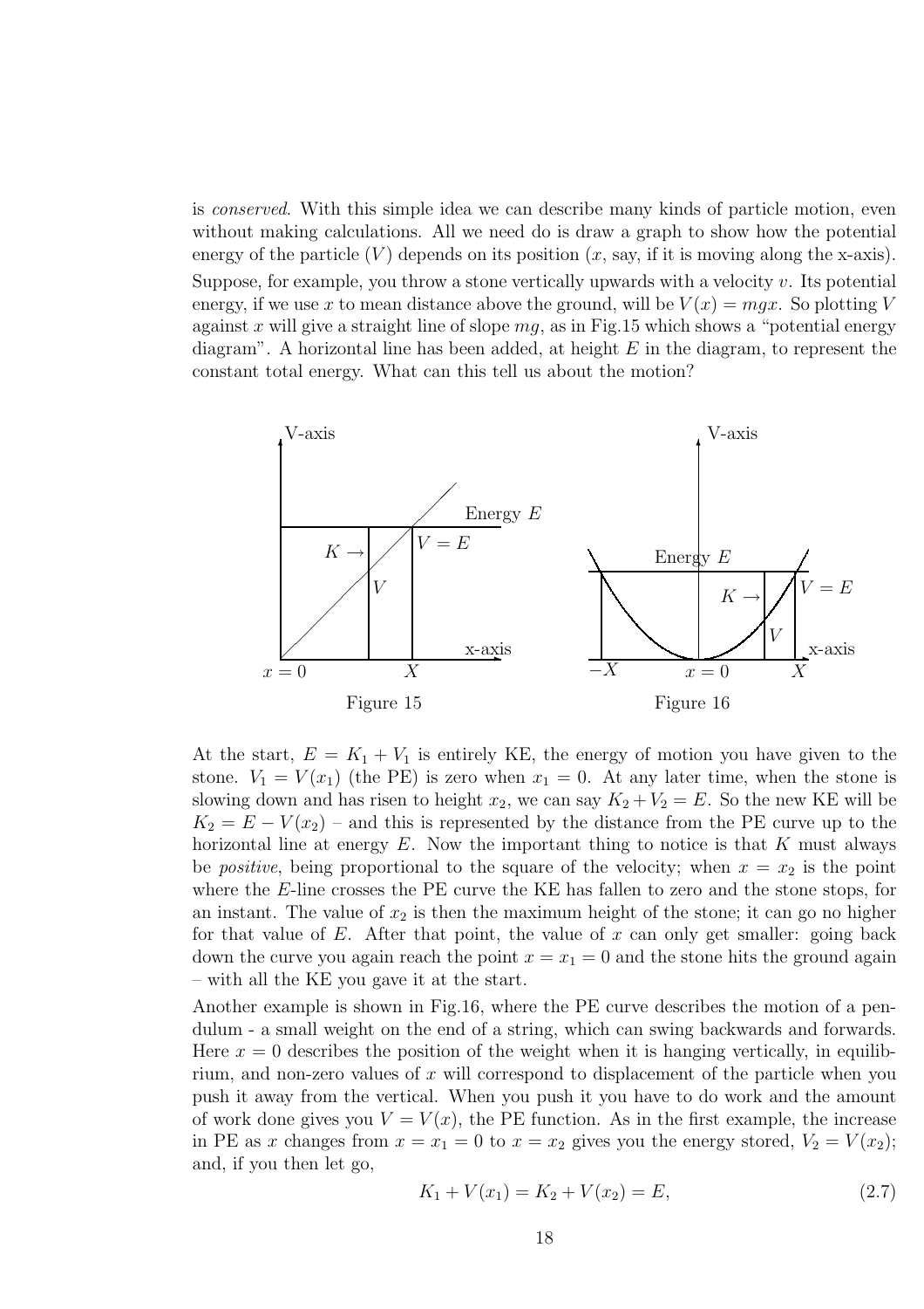is *conserved*. With this simple idea we can describe many kinds of particle motion, even without making calculations. All we need do is draw a graph to show how the potential energy of the particle ($V$) depends on its position ($x$, say, if it is moving along the x-axis). Suppose, for example, you throw a stone vertically upwards with a velocity $v$. Its potential energy, if we use $x$ to mean distance above the ground, will be $V(x) = mgx$. So plotting $V$ against $x$ will give a straight line of slope $mg$, as in Fig.15 which shows a "potential energy diagram". A horizontal line has been added, at height $E$ in the diagram, to represent the constant total energy. What can this tell us about the motion?

Figure 15

Figure 16

At the start, $E = K_1 + V_1$ is entirely KE, the energy of motion you have given to the stone. $V_1 = V(x_1)$ (the PE) is zero when $x_1 = 0$. At any later time, when the stone is slowing down and has risen to height $x_2$, we can say $K_2 + V_2 = E$. So the new KE will be $K_2 = E - V(x_2)$ – and this is represented by the distance from the PE curve up to the horizontal line at energy $E$. Now the important thing to notice is that $K$ must always be *positive*, being proportional to the square of the velocity; when $x = x_2$ is the point where the $E$-line crosses the PE curve the KE has fallen to zero and the stone stops, for an instant. The value of $x_2$ is then the maximum height of the stone; it can go no higher for that value of $E$. After that point, the value of $x$ can only get smaller: going back down the curve you again reach the point $x = x_1 = 0$ and the stone hits the ground again – with all the KE you gave it at the start.

Another example is shown in Fig.16, where the PE curve describes the motion of a pendulum - a small weight on the end of a string, which can swing backwards and forwards. Here $x = 0$ describes the position of the weight when it is hanging vertically, in equilibrium, and non-zero values of $x$ will correspond to displacement of the particle when you push it away from the vertical. When you push it you have to do work and the amount of work done gives you $V = V(x)$, the PE function. As in the first example, the increase in PE as $x$ changes from $x = x_1 = 0$ to $x = x_2$ gives you the energy stored, $V_2 = V(x_2)$; and, if you then let go,

$$K_1 + V(x_1) = K_2 + V(x_2) = E, \tag{2.7}$$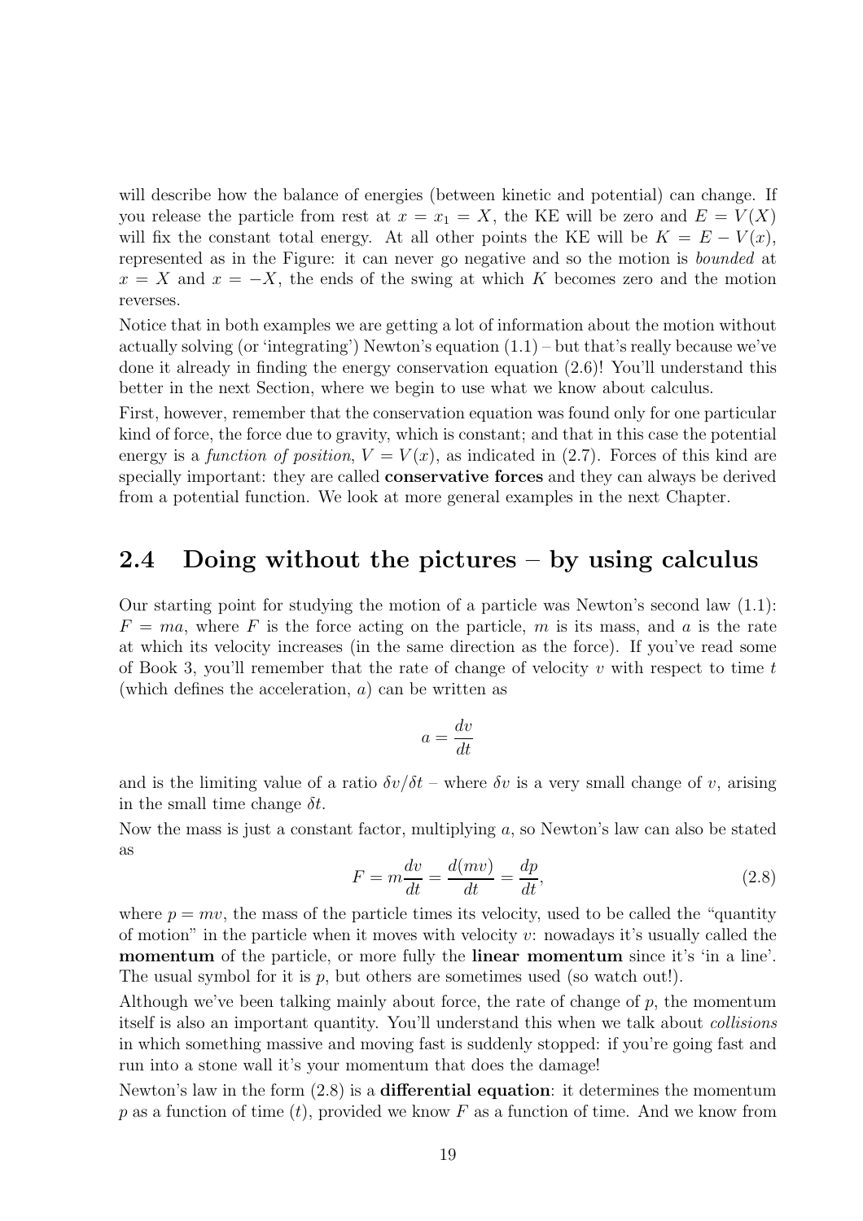will describe how the balance of energies (between kinetic and potential) can change. If you release the particle from rest at $x = x_1 = X$, the KE will be zero and $E = V(X)$ will fix the constant total energy. At all other points the KE will be $K = E - V(x)$, represented as in the Figure: it can never go negative and so the motion is *bounded* at $x = X$ and $x = -X$, the ends of the swing at which $K$ becomes zero and the motion reverses.

Notice that in both examples we are getting a lot of information about the motion without actually solving (or 'integrating') Newton's equation (1.1) – but that's really because we've done it already in finding the energy conservation equation (2.6)! You'll understand this better in the next Section, where we begin to use what we know about calculus.

First, however, remember that the conservation equation was found only for one particular kind of force, the force due to gravity, which is constant; and that in this case the potential energy is a *function of position*, $V = V(x)$, as indicated in (2.7). Forces of this kind are specially important: they are called **conservative forces** and they can always be derived from a potential function. We look at more general examples in the next Chapter.

## 2.4 Doing without the pictures – by using calculus

Our starting point for studying the motion of a particle was Newton's second law (1.1): $F = ma$, where $F$ is the force acting on the particle, $m$ is its mass, and $a$ is the rate at which its velocity increases (in the same direction as the force). If you've read some of Book 3, you'll remember that the rate of change of velocity $v$ with respect to time $t$ (which defines the acceleration, $a$) can be written as

$$a = \frac{dv}{dt}$$

and is the limiting value of a ratio $\delta v/\delta t$ – where $\delta v$ is a very small change of $v$, arising in the small time change $\delta t$.

Now the mass is just a constant factor, multiplying $a$, so Newton's law can also be stated as

$$F = m\frac{dv}{dt} = \frac{d(mv)}{dt} = \frac{dp}{dt}, \tag{2.8}$$

where $p = mv$, the mass of the particle times its velocity, used to be called the "quantity of motion" in the particle when it moves with velocity $v$: nowadays it's usually called the **momentum** of the particle, or more fully the **linear momentum** since it's 'in a line'. The usual symbol for it is $p$, but others are sometimes used (so watch out!).

Although we've been talking mainly about force, the rate of change of $p$, the momentum itself is also an important quantity. You'll understand this when we talk about *collisions* in which something massive and moving fast is suddenly stopped: if you're going fast and run into a stone wall it's your momentum that does the damage!

Newton's law in the form (2.8) is a **differential equation**: it determines the momentum $p$ as a function of time ($t$), provided we know $F$ as a function of time. And we know from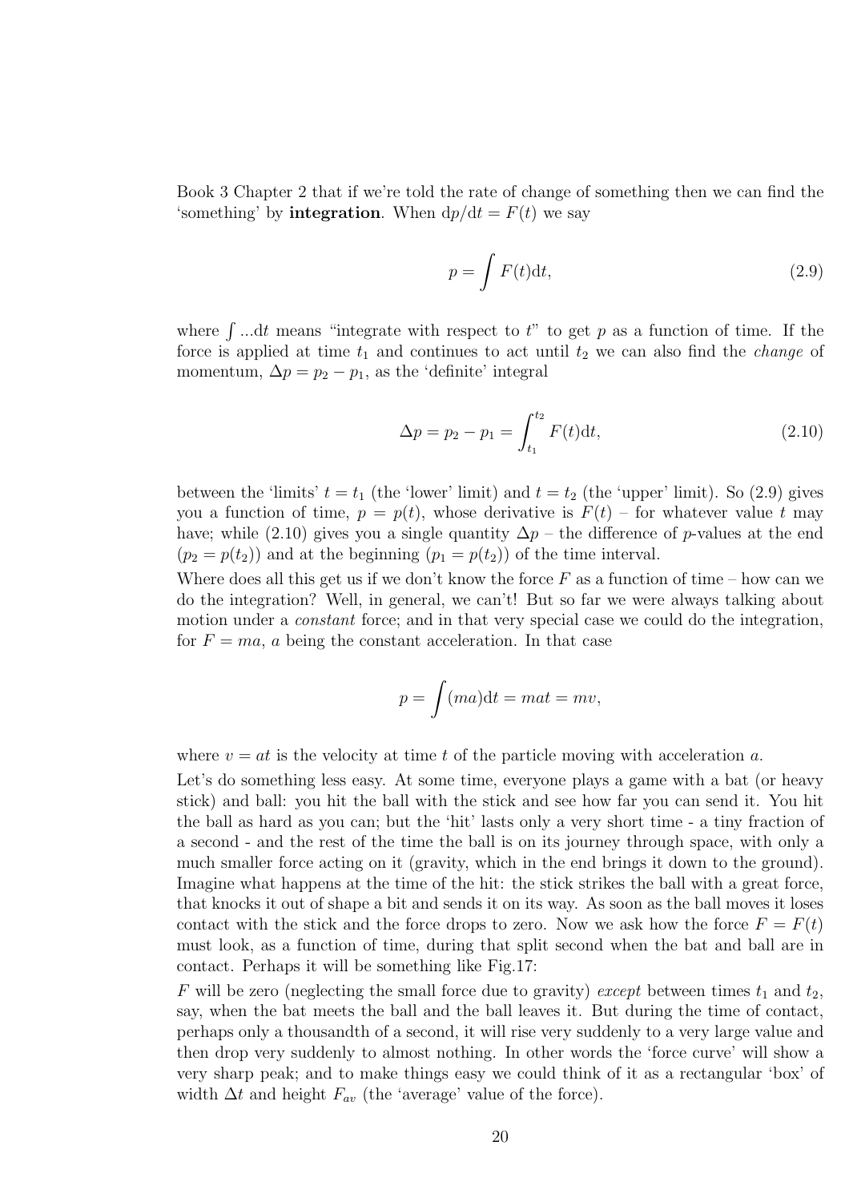Book 3 Chapter 2 that if we're told the rate of change of something then we can find the 'something' by **integration**. When $\mathrm{d}p/\mathrm{d}t = F(t)$ we say

$$p = \int F(t)\mathrm{d}t, \tag{2.9}$$

where $\int ...\mathrm{d}t$ means "integrate with respect to $t$" to get $p$ as a function of time. If the force is applied at time $t_1$ and continues to act until $t_2$ we can also find the *change* of momentum, $\Delta p = p_2 - p_1$, as the 'definite' integral

$$\Delta p = p_2 - p_1 = \int_{t_1}^{t_2} F(t)\mathrm{d}t, \tag{2.10}$$

between the 'limits' $t = t_1$ (the 'lower' limit) and $t = t_2$ (the 'upper' limit). So (2.9) gives you a function of time, $p = p(t)$, whose derivative is $F(t)$ – for whatever value $t$ may have; while (2.10) gives you a single quantity $\Delta p$ – the difference of $p$-values at the end ($p_2 = p(t_2)$) and at the beginning ($p_1 = p(t_2)$) of the time interval.

Where does all this get us if we don't know the force $F$ as a function of time – how can we do the integration? Well, in general, we can't! But so far we were always talking about motion under a *constant* force; and in that very special case we could do the integration, for $F = ma$, $a$ being the constant acceleration. In that case

$$p = \int (ma)\mathrm{d}t = mat = mv,$$

where $v = at$ is the velocity at time $t$ of the particle moving with acceleration $a$.

Let's do something less easy. At some time, everyone plays a game with a bat (or heavy stick) and ball: you hit the ball with the stick and see how far you can send it. You hit the ball as hard as you can; but the 'hit' lasts only a very short time - a tiny fraction of a second - and the rest of the time the ball is on its journey through space, with only a much smaller force acting on it (gravity, which in the end brings it down to the ground). Imagine what happens at the time of the hit: the stick strikes the ball with a great force, that knocks it out of shape a bit and sends it on its way. As soon as the ball moves it loses contact with the stick and the force drops to zero. Now we ask how the force $F = F(t)$ must look, as a function of time, during that split second when the bat and ball are in contact. Perhaps it will be something like Fig.17:

$F$ will be zero (neglecting the small force due to gravity) *except* between times $t_1$ and $t_2$, say, when the bat meets the ball and the ball leaves it. But during the time of contact, perhaps only a thousandth of a second, it will rise very suddenly to a very large value and then drop very suddenly to almost nothing. In other words the 'force curve' will show a very sharp peak; and to make things easy we could think of it as a rectangular 'box' of width $\Delta t$ and height $F_{av}$ (the 'average' value of the force).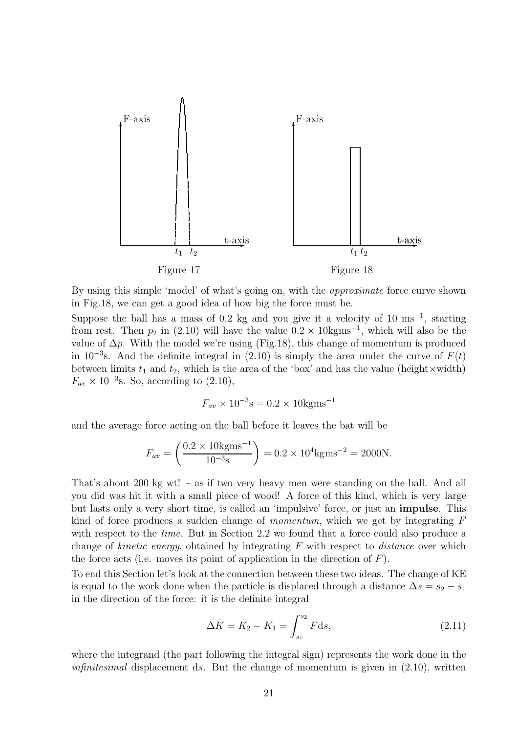Figure 17

Figure 18

By using this simple 'model' of what's going on, with the *approximate* force curve shown in Fig.18, we can get a good idea of how big the force must be.

Suppose the ball has a mass of 0.2 kg and you give it a velocity of 10 $\text{ms}^{-1}$, starting from rest. Then $p_2$ in (2.10) will have the value $0.2 \times 10\text{kgms}^{-1}$, which will also be the value of $\Delta p$. With the model we're using (Fig.18), this change of momentum is produced in $10^{-3}$s. And the definite integral in (2.10) is simply the area under the curve of $F(t)$ between limits $t_1$ and $t_2$, which is the area of the 'box' and has the value (height×width) $F_{av} \times 10^{-3}$s. So, according to (2.10),

$$F_{av} \times 10^{-3}\text{s} = 0.2 \times 10\text{kgms}^{-1}$$

and the average force acting on the ball before it leaves the bat will be

$$F_{av} = \left( \frac{0.2 \times 10\text{kgms}^{-1}}{10^{-3}\text{s}} \right) = 0.2 \times 10^4\text{kgms}^{-2} = 2000\text{N}.$$

That's about 200 kg wt! – as if two very heavy men were standing on the ball. And all you did was hit it with a small piece of wood! A force of this kind, which is very large but lasts only a very short time, is called an 'impulsive' force, or just an **impulse**. This kind of force produces a sudden change of *momentum*, which we get by integrating $F$ with respect to the *time*. But in Section 2.2 we found that a force could also produce a change of *kinetic energy*, obtained by integrating $F$ with respect to *distance* over which the force acts (i.e. moves its point of application in the direction of $F$).

To end this Section let's look at the connection between these two ideas. The change of KE is equal to the work done when the particle is displaced through a distance $\Delta s = s_2 - s_1$ in the direction of the force: it is the definite integral

$$\Delta K = K_2 - K_1 = \int_{s_1}^{s_2} F\text{d}s, \tag{2.11}$$

where the integrand (the part following the integral sign) represents the work done in the *infinitesimal* displacement d$s$. But the change of momentum is given in (2.10), written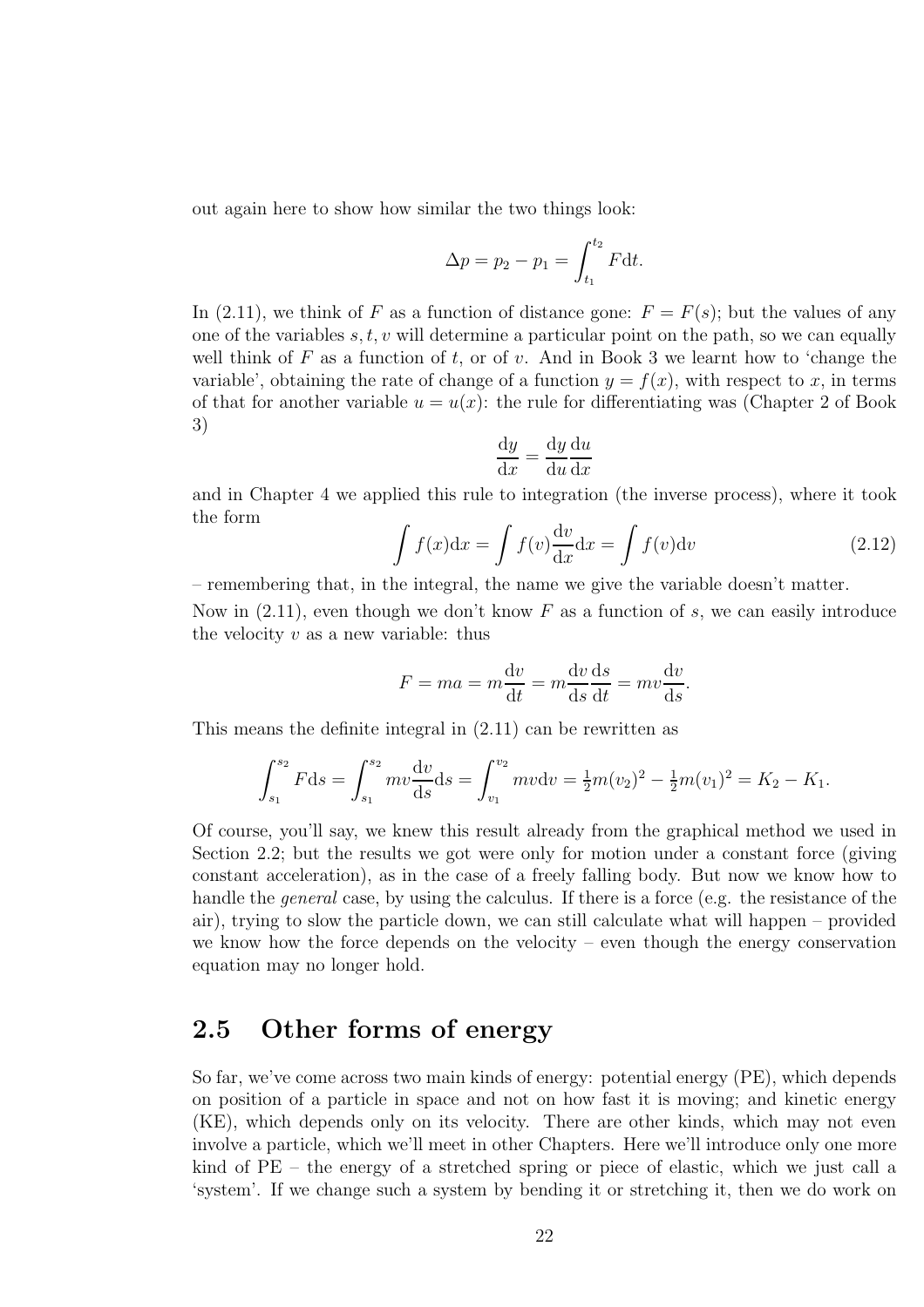out again here to show how similar the two things look:

$$\Delta p = p_2 - p_1 = \int_{t_1}^{t_2} F \mathrm{d}t.$$

In (2.11), we think of $F$ as a function of distance gone: $F = F(s)$; but the values of any one of the variables $s, t, v$ will determine a particular point on the path, so we can equally well think of $F$ as a function of $t$, or of $v$. And in Book 3 we learnt how to 'change the variable', obtaining the rate of change of a function $y = f(x)$, with respect to $x$, in terms of that for another variable $u = u(x)$: the rule for differentiating was (Chapter 2 of Book 3)

$$\frac{\mathrm{d}y}{\mathrm{d}x} = \frac{\mathrm{d}y}{\mathrm{d}u}\frac{\mathrm{d}u}{\mathrm{d}x}$$

and in Chapter 4 we applied this rule to integration (the inverse process), where it took the form

$$\int f(x)\mathrm{d}x = \int f(v)\frac{\mathrm{d}v}{\mathrm{d}x}\mathrm{d}x = \int f(v)\mathrm{d}v \tag{2.12}$$

– remembering that, in the integral, the name we give the variable doesn't matter.

Now in (2.11), even though we don't know $F$ as a function of $s$, we can easily introduce the velocity $v$ as a new variable: thus

$$F = ma = m\frac{\mathrm{d}v}{\mathrm{d}t} = m\frac{\mathrm{d}v}{\mathrm{d}s}\frac{\mathrm{d}s}{\mathrm{d}t} = mv\frac{\mathrm{d}v}{\mathrm{d}s}.$$

This means the definite integral in (2.11) can be rewritten as

$$\int_{s_1}^{s_2} F\mathrm{d}s = \int_{s_1}^{s_2} mv\frac{\mathrm{d}v}{\mathrm{d}s}\mathrm{d}s = \int_{v_1}^{v_2} mv\mathrm{d}v = \tfrac{1}{2}m(v_2)^2 - \tfrac{1}{2}m(v_1)^2 = K_2 - K_1.$$

Of course, you'll say, we knew this result already from the graphical method we used in Section 2.2; but the results we got were only for motion under a constant force (giving constant acceleration), as in the case of a freely falling body. But now we know how to handle the *general* case, by using the calculus. If there is a force (e.g. the resistance of the air), trying to slow the particle down, we can still calculate what will happen – provided we know how the force depends on the velocity – even though the energy conservation equation may no longer hold.

## 2.5 Other forms of energy

So far, we've come across two main kinds of energy: potential energy (PE), which depends on position of a particle in space and not on how fast it is moving; and kinetic energy (KE), which depends only on its velocity. There are other kinds, which may not even involve a particle, which we'll meet in other Chapters. Here we'll introduce only one more kind of PE – the energy of a stretched spring or piece of elastic, which we just call a 'system'. If we change such a system by bending it or stretching it, then we do work on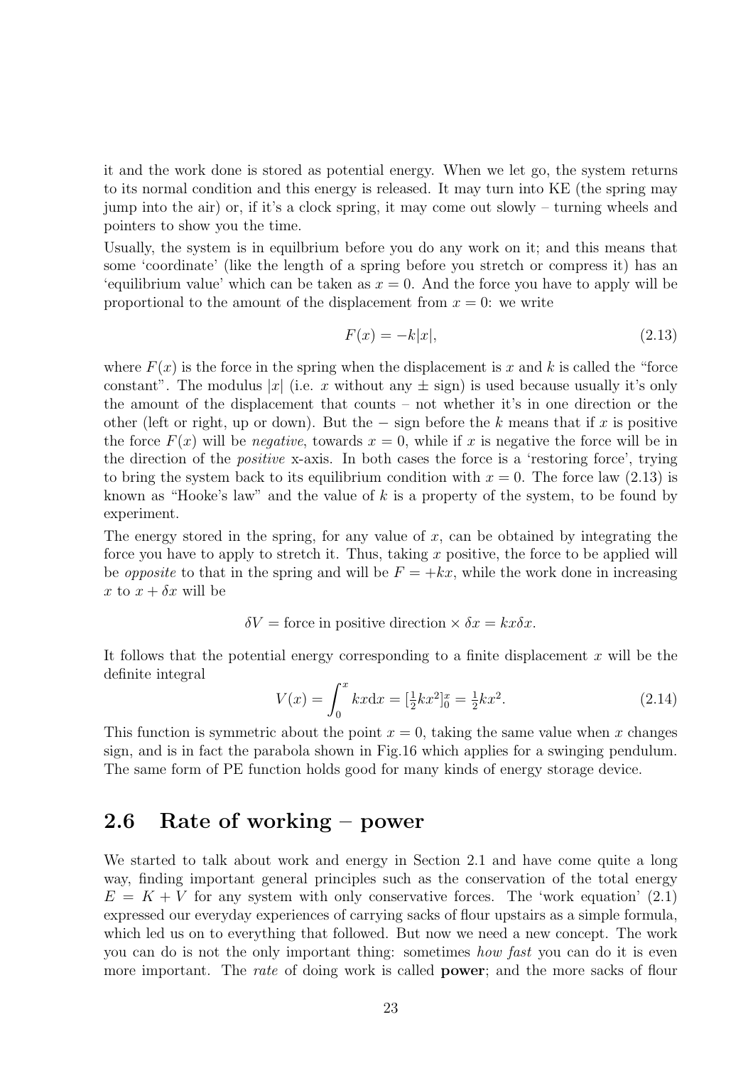it and the work done is stored as potential energy. When we let go, the system returns to its normal condition and this energy is released. It may turn into KE (the spring may jump into the air) or, if it's a clock spring, it may come out slowly – turning wheels and pointers to show you the time.

Usually, the system is in equilbrium before you do any work on it; and this means that some 'coordinate' (like the length of a spring before you stretch or compress it) has an 'equilibrium value' which can be taken as $x = 0$. And the force you have to apply will be proportional to the amount of the displacement from $x = 0$: we write

$$F(x) = -k|x|, \tag{2.13}$$

where $F(x)$ is the force in the spring when the displacement is $x$ and $k$ is called the "force constant". The modulus $|x|$ (i.e. $x$ without any $\pm$ sign) is used because usually it's only the amount of the displacement that counts – not whether it's in one direction or the other (left or right, up or down). But the $-$ sign before the $k$ means that if $x$ is positive the force $F(x)$ will be *negative*, towards $x = 0$, while if $x$ is negative the force will be in the direction of the *positive* x-axis. In both cases the force is a 'restoring force', trying to bring the system back to its equilibrium condition with $x = 0$. The force law (2.13) is known as "Hooke's law" and the value of $k$ is a property of the system, to be found by experiment.

The energy stored in the spring, for any value of $x$, can be obtained by integrating the force you have to apply to stretch it. Thus, taking $x$ positive, the force to be applied will be *opposite* to that in the spring and will be $F = +kx$, while the work done in increasing $x$ to $x + \delta x$ will be

$$\delta V = \text{force in positive direction} \times \delta x = kx\delta x.$$

It follows that the potential energy corresponding to a finite displacement $x$ will be the definite integral

$$V(x) = \int_0^x kx\mathrm{d}x = [\tfrac{1}{2}kx^2]_0^x = \tfrac{1}{2}kx^2. \tag{2.14}$$

This function is symmetric about the point $x = 0$, taking the same value when $x$ changes sign, and is in fact the parabola shown in Fig.16 which applies for a swinging pendulum. The same form of PE function holds good for many kinds of energy storage device.

## 2.6 Rate of working – power

We started to talk about work and energy in Section 2.1 and have come quite a long way, finding important general principles such as the conservation of the total energy $E = K + V$ for any system with only conservative forces. The 'work equation' (2.1) expressed our everyday experiences of carrying sacks of flour upstairs as a simple formula, which led us on to everything that followed. But now we need a new concept. The work you can do is not the only important thing: sometimes *how fast* you can do it is even more important. The *rate* of doing work is called **power**; and the more sacks of flour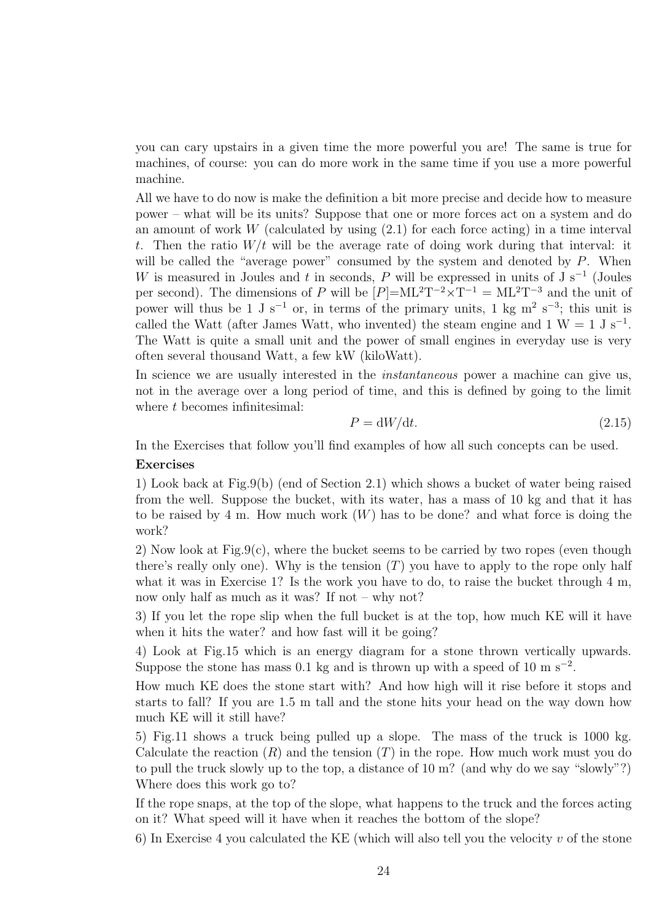you can cary upstairs in a given time the more powerful you are! The same is true for machines, of course: you can do more work in the same time if you use a more powerful machine.

All we have to do now is make the definition a bit more precise and decide how to measure power – what will be its units? Suppose that one or more forces act on a system and do an amount of work $W$ (calculated by using (2.1) for each force acting) in a time interval $t$. Then the ratio $W/t$ will be the average rate of doing work during that interval: it will be called the "average power" consumed by the system and denoted by $P$. When $W$ is measured in Joules and $t$ in seconds, $P$ will be expressed in units of J s$^{-1}$ (Joules per second). The dimensions of $P$ will be $[P]=\mathrm{ML^2T^{-2}\times T^{-1}} = \mathrm{ML^2T^{-3}}$ and the unit of power will thus be 1 J s$^{-1}$ or, in terms of the primary units, 1 kg m$^2$ s$^{-3}$; this unit is called the Watt (after James Watt, who invented) the steam engine and 1 W = 1 J s$^{-1}$. The Watt is quite a small unit and the power of small engines in everyday use is very often several thousand Watt, a few kW (kiloWatt).

In science we are usually interested in the *instantaneous* power a machine can give us, not in the average over a long period of time, and this is defined by going to the limit where $t$ becomes infinitesimal:

$$P = \mathrm{d}W/\mathrm{d}t. \tag{2.15}$$

In the Exercises that follow you'll find examples of how all such concepts can be used.

**Exercises**

1) Look back at Fig.9(b) (end of Section 2.1) which shows a bucket of water being raised from the well. Suppose the bucket, with its water, has a mass of 10 kg and that it has to be raised by 4 m. How much work ($W$) has to be done? and what force is doing the work?

2) Now look at Fig.9(c), where the bucket seems to be carried by two ropes (even though there's really only one). Why is the tension ($T$) you have to apply to the rope only half what it was in Exercise 1? Is the work you have to do, to raise the bucket through 4 m, now only half as much as it was? If not – why not?

3) If you let the rope slip when the full bucket is at the top, how much KE will it have when it hits the water? and how fast will it be going?

4) Look at Fig.15 which is an energy diagram for a stone thrown vertically upwards. Suppose the stone has mass 0.1 kg and is thrown up with a speed of 10 m s$^{-2}$.

How much KE does the stone start with? And how high will it rise before it stops and starts to fall? If you are 1.5 m tall and the stone hits your head on the way down how much KE will it still have?

5) Fig.11 shows a truck being pulled up a slope. The mass of the truck is 1000 kg. Calculate the reaction ($R$) and the tension ($T$) in the rope. How much work must you do to pull the truck slowly up to the top, a distance of 10 m? (and why do we say "slowly"?) Where does this work go to?

If the rope snaps, at the top of the slope, what happens to the truck and the forces acting on it? What speed will it have when it reaches the bottom of the slope?

6) In Exercise 4 you calculated the KE (which will also tell you the velocity $v$ of the stone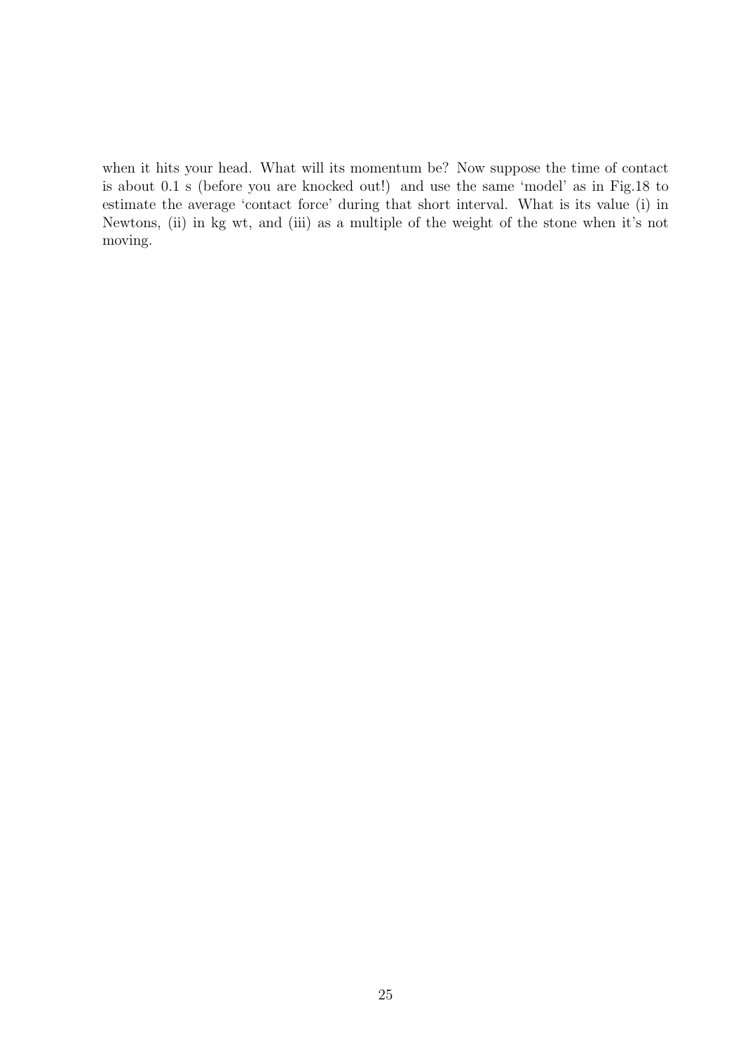when it hits your head. What will its momentum be? Now suppose the time of contact is about 0.1 s (before you are knocked out!) and use the same 'model' as in Fig.18 to estimate the average 'contact force' during that short interval. What is its value (i) in Newtons, (ii) in kg wt, and (iii) as a multiple of the weight of the stone when it's not moving.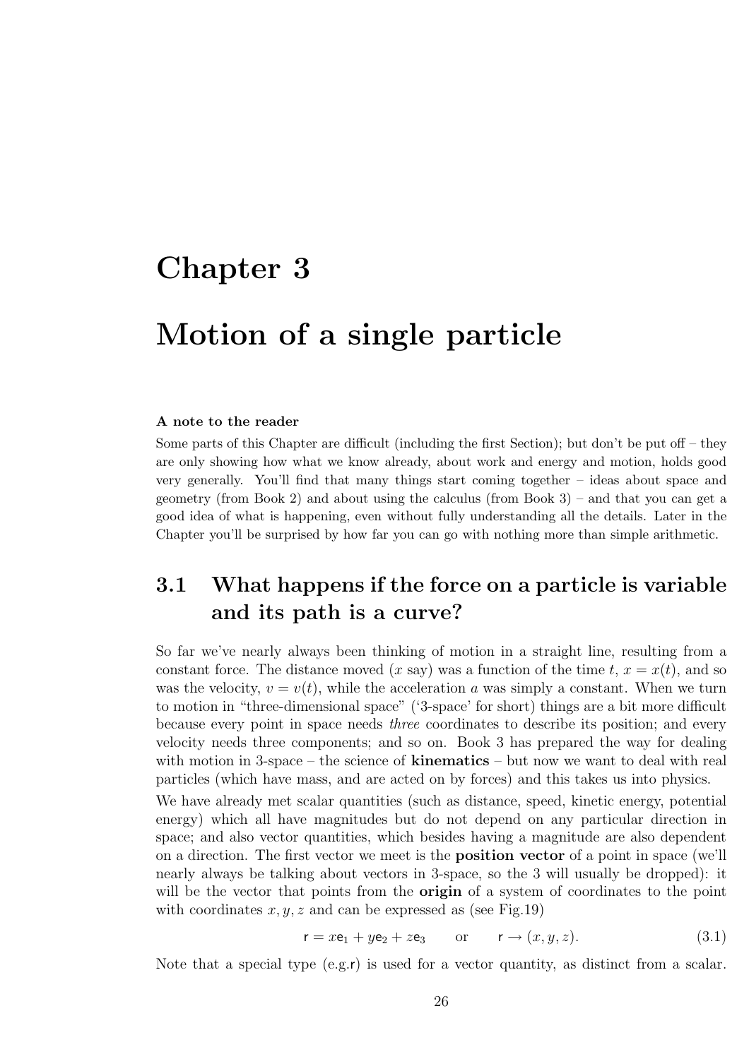# Chapter 3

# Motion of a single particle

**A note to the reader**

Some parts of this Chapter are difficult (including the first Section); but don't be put off – they are only showing how what we know already, about work and energy and motion, holds good very generally. You'll find that many things start coming together – ideas about space and geometry (from Book 2) and about using the calculus (from Book 3) – and that you can get a good idea of what is happening, even without fully understanding all the details. Later in the Chapter you'll be surprised by how far you can go with nothing more than simple arithmetic.

## 3.1 What happens if the force on a particle is variable and its path is a curve?

So far we've nearly always been thinking of motion in a straight line, resulting from a constant force. The distance moved ($x$ say) was a function of the time $t$, $x = x(t)$, and so was the velocity, $v = v(t)$, while the acceleration $a$ was simply a constant. When we turn to motion in "three-dimensional space" ('3-space' for short) things are a bit more difficult because every point in space needs *three* coordinates to describe its position; and every velocity needs three components; and so on. Book 3 has prepared the way for dealing with motion in 3-space – the science of **kinematics** – but now we want to deal with real particles (which have mass, and are acted on by forces) and this takes us into physics.

We have already met scalar quantities (such as distance, speed, kinetic energy, potential energy) which all have magnitudes but do not depend on any particular direction in space; and also vector quantities, which besides having a magnitude are also dependent on a direction. The first vector we meet is the **position vector** of a point in space (we'll nearly always be talking about vectors in 3-space, so the 3 will usually be dropped): it will be the vector that points from the **origin** of a system of coordinates to the point with coordinates $x, y, z$ and can be expressed as (see Fig.19)

$$\mathsf{r} = x\mathsf{e}_1 + y\mathsf{e}_2 + z\mathsf{e}_3 \qquad \text{or} \qquad \mathsf{r} \rightarrow (x, y, z). \tag{3.1}$$

Note that a special type (e.g.$\mathsf{r}$) is used for a vector quantity, as distinct from a scalar.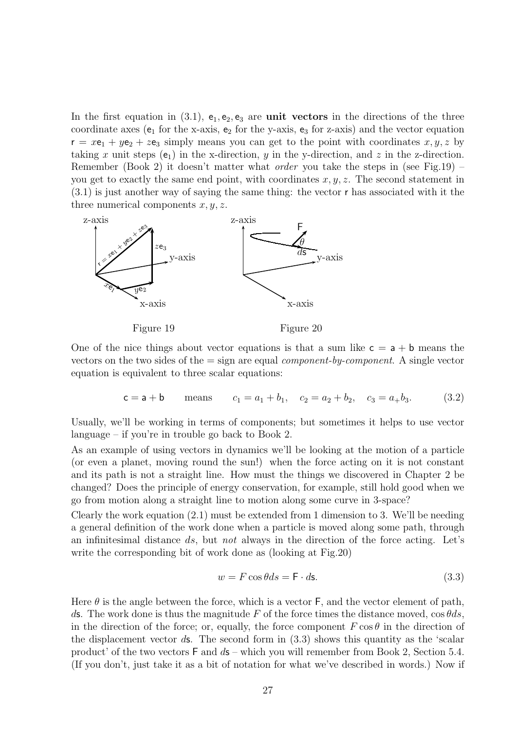In the first equation in (3.1), $\mathsf{e}_1, \mathsf{e}_2, \mathsf{e}_3$ are **unit vectors** in the directions of the three coordinate axes ($\mathsf{e}_1$ for the x-axis, $\mathsf{e}_2$ for the y-axis, $\mathsf{e}_3$ for z-axis) and the vector equation $\mathsf{r} = x\mathsf{e}_1 + y\mathsf{e}_2 + z\mathsf{e}_3$ simply means you can get to the point with coordinates $x, y, z$ by taking $x$ unit steps ($\mathsf{e}_1$) in the x-direction, $y$ in the y-direction, and $z$ in the z-direction. Remember (Book 2) it doesn't matter what *order* you take the steps in (see Fig.19) – you get to exactly the same end point, with coordinates $x, y, z$. The second statement in (3.1) is just another way of saying the same thing: the vector $\mathsf{r}$ has associated with it the three numerical components $x, y, z$.

Figure 19

Figure 20

One of the nice things about vector equations is that a sum like $\mathsf{c} = \mathsf{a} + \mathsf{b}$ means the vectors on the two sides of the = sign are equal *component-by-component*. A single vector equation is equivalent to three scalar equations:

$$\mathsf{c} = \mathsf{a} + \mathsf{b} \qquad \text{means} \qquad c_1 = a_1 + b_1, \quad c_2 = a_2 + b_2, \quad c_3 = a_+ b_3. \tag{3.2}$$

Usually, we'll be working in terms of components; but sometimes it helps to use vector language – if you're in trouble go back to Book 2.

As an example of using vectors in dynamics we'll be looking at the motion of a particle (or even a planet, moving round the sun!) when the force acting on it is not constant and its path is not a straight line. How must the things we discovered in Chapter 2 be changed? Does the principle of energy conservation, for example, still hold good when we go from motion along a straight line to motion along some curve in 3-space?

Clearly the work equation (2.1) must be extended from 1 dimension to 3. We'll be needing a general definition of the work done when a particle is moved along some path, through an infinitesimal distance $ds$, but *not* always in the direction of the force acting. Let's write the corresponding bit of work done as (looking at Fig.20)

$$w = F \cos\theta ds = \mathsf{F} \cdot d\mathsf{s}. \tag{3.3}$$

Here $\theta$ is the angle between the force, which is a vector $\mathsf{F}$, and the vector element of path, $d\mathsf{s}$. The work done is thus the magnitude $F$ of the force times the distance moved, $\cos\theta ds$, in the direction of the force; or, equally, the force component $F \cos\theta$ in the direction of the displacement vector $d\mathsf{s}$. The second form in (3.3) shows this quantity as the 'scalar product' of the two vectors $\mathsf{F}$ and $d\mathsf{s}$ – which you will remember from Book 2, Section 5.4. (If you don't, just take it as a bit of notation for what we've described in words.) Now if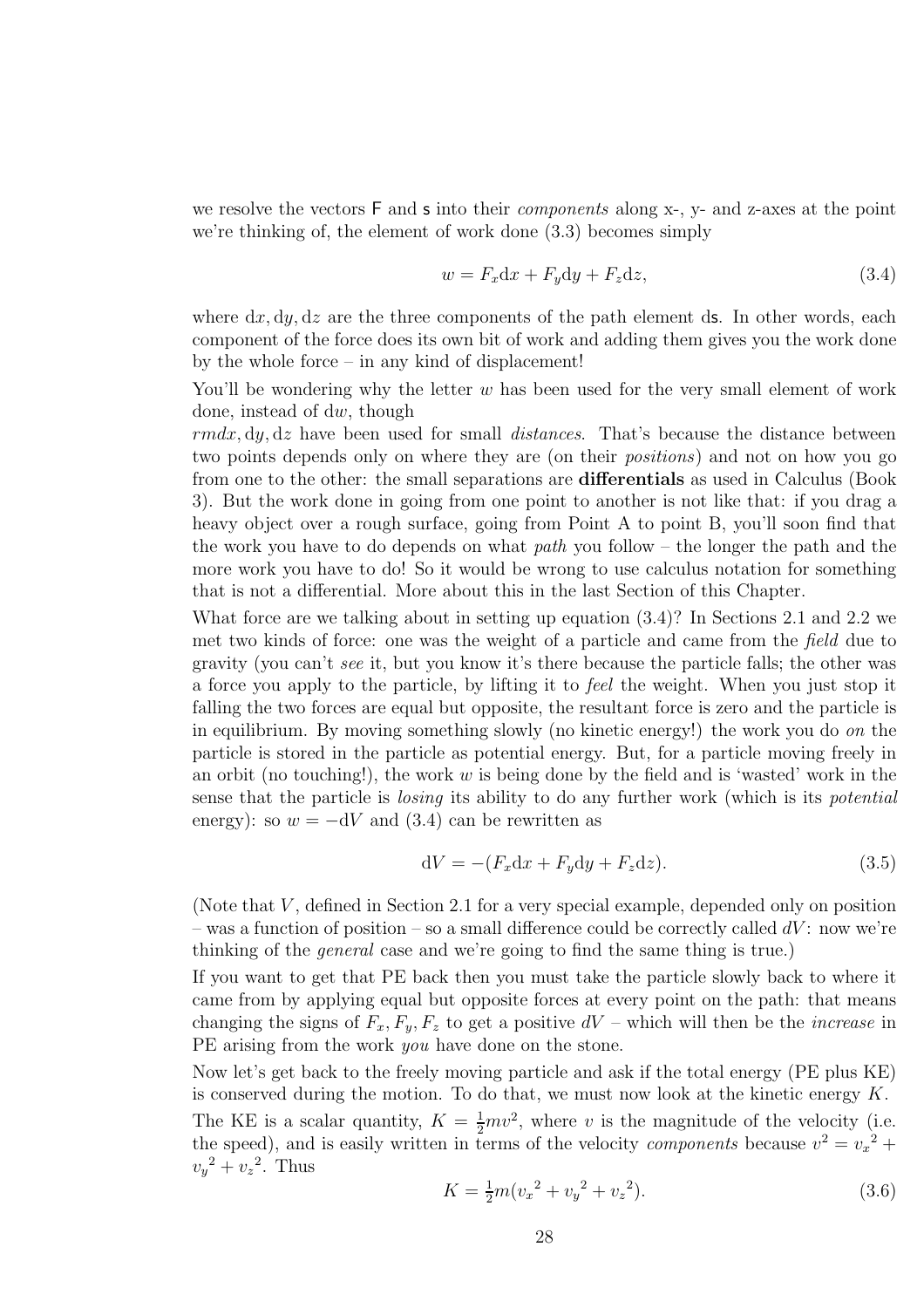we resolve the vectors $\mathsf{F}$ and $\mathsf{s}$ into their *components* along x-, y- and z-axes at the point we're thinking of, the element of work done (3.3) becomes simply

$$w = F_x \mathrm{d}x + F_y \mathrm{d}y + F_z \mathrm{d}z, \tag{3.4}$$

where $\mathrm{d}x, \mathrm{d}y, \mathrm{d}z$ are the three components of the path element $\mathrm{d}\mathsf{s}$. In other words, each component of the force does its own bit of work and adding them gives you the work done by the whole force – in any kind of displacement!

You'll be wondering why the letter $w$ has been used for the very small element of work done, instead of $\mathrm{d}w$, though
$rmdx, \mathrm{d}y, \mathrm{d}z$ have been used for small *distances*. That's because the distance between two points depends only on where they are (on their *positions*) and not on how you go from one to the other: the small separations are **differentials** as used in Calculus (Book 3). But the work done in going from one point to another is not like that: if you drag a heavy object over a rough surface, going from Point A to point B, you'll soon find that the work you have to do depends on what *path* you follow – the longer the path and the more work you have to do! So it would be wrong to use calculus notation for something that is not a differential. More about this in the last Section of this Chapter.

What force are we talking about in setting up equation (3.4)? In Sections 2.1 and 2.2 we met two kinds of force: one was the weight of a particle and came from the *field* due to gravity (you can't *see* it, but you know it's there because the particle falls; the other was a force you apply to the particle, by lifting it to *feel* the weight. When you just stop it falling the two forces are equal but opposite, the resultant force is zero and the particle is in equilibrium. By moving something slowly (no kinetic energy!) the work you do *on* the particle is stored in the particle as potential energy. But, for a particle moving freely in an orbit (no touching!), the work $w$ is being done by the field and is 'wasted' work in the sense that the particle is *losing* its ability to do any further work (which is its *potential* energy): so $w = -\mathrm{d}V$ and (3.4) can be rewritten as

$$\mathrm{d}V = -(F_x \mathrm{d}x + F_y \mathrm{d}y + F_z \mathrm{d}z). \tag{3.5}$$

(Note that $V$, defined in Section 2.1 for a very special example, depended only on position – was a function of position – so a small difference could be correctly called $dV$: now we're thinking of the *general* case and we're going to find the same thing is true.)

If you want to get that PE back then you must take the particle slowly back to where it came from by applying equal but opposite forces at every point on the path: that means changing the signs of $F_x, F_y, F_z$ to get a positive $dV$ – which will then be the *increase* in PE arising from the work *you* have done on the stone.

Now let's get back to the freely moving particle and ask if the total energy (PE plus KE) is conserved during the motion. To do that, we must now look at the kinetic energy $K$.

The KE is a scalar quantity, $K = \frac{1}{2}mv^2$, where $v$ is the magnitude of the velocity (i.e. the speed), and is easily written in terms of the velocity *components* because $v^2 = {v_x}^2 + {v_y}^2 + {v_z}^2$. Thus

$$K = \tfrac{1}{2}m({v_x}^2 + {v_y}^2 + {v_z}^2). \tag{3.6}$$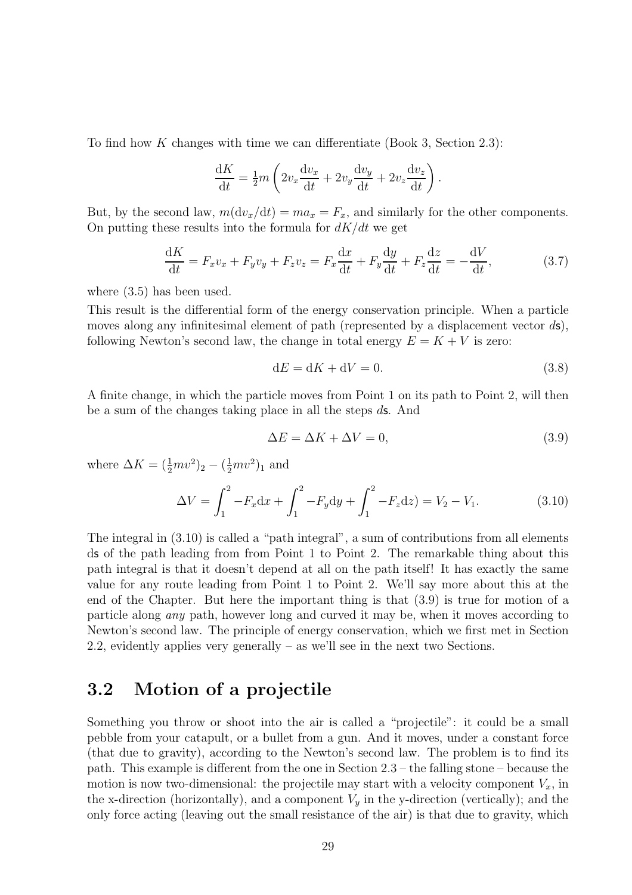To find how $K$ changes with time we can differentiate (Book 3, Section 2.3):

$$\frac{\mathrm{d}K}{\mathrm{d}t} = \tfrac{1}{2}m\left(2v_x\frac{\mathrm{d}v_x}{\mathrm{d}t} + 2v_y\frac{\mathrm{d}v_y}{\mathrm{d}t} + 2v_z\frac{\mathrm{d}v_z}{\mathrm{d}t}\right).$$

But, by the second law, $m(\mathrm{d}v_x/\mathrm{d}t) = ma_x = F_x$, and similarly for the other components. On putting these results into the formula for $dK/dt$ we get

$$\frac{\mathrm{d}K}{\mathrm{d}t} = F_xv_x + F_yv_y + F_zv_z = F_x\frac{\mathrm{d}x}{\mathrm{d}t} + F_y\frac{\mathrm{d}y}{\mathrm{d}t} + F_z\frac{\mathrm{d}z}{\mathrm{d}t} = -\frac{\mathrm{d}V}{\mathrm{d}t}, \tag{3.7}$$

where (3.5) has been used.

This result is the differential form of the energy conservation principle. When a particle moves along any infinitesimal element of path (represented by a displacement vector $d\mathsf{s}$), following Newton's second law, the change in total energy $E = K + V$ is zero:

$$\mathrm{d}E = \mathrm{d}K + \mathrm{d}V = 0. \tag{3.8}$$

A finite change, in which the particle moves from Point 1 on its path to Point 2, will then be a sum of the changes taking place in all the steps $d\mathsf{s}$. And

$$\Delta E = \Delta K + \Delta V = 0, \tag{3.9}$$

where $\Delta K = (\frac{1}{2}mv^2)_2 - (\frac{1}{2}mv^2)_1$ and

$$\Delta V = \int_1^2 -F_x\mathrm{d}x + \int_1^2 -F_y\mathrm{d}y + \int_1^2 -F_z\mathrm{d}z) = V_2 - V_1. \tag{3.10}$$

The integral in (3.10) is called a "path integral", a sum of contributions from all elements $\mathrm{d}\mathsf{s}$ of the path leading from from Point 1 to Point 2. The remarkable thing about this path integral is that it doesn't depend at all on the path itself! It has exactly the same value for any route leading from Point 1 to Point 2. We'll say more about this at the end of the Chapter. But here the important thing is that (3.9) is true for motion of a particle along *any* path, however long and curved it may be, when it moves according to Newton's second law. The principle of energy conservation, which we first met in Section 2.2, evidently applies very generally – as we'll see in the next two Sections.

## 3.2 Motion of a projectile

Something you throw or shoot into the air is called a "projectile": it could be a small pebble from your catapult, or a bullet from a gun. And it moves, under a constant force (that due to gravity), according to the Newton's second law. The problem is to find its path. This example is different from the one in Section 2.3 – the falling stone – because the motion is now two-dimensional: the projectile may start with a velocity component $V_x$, in the x-direction (horizontally), and a component $V_y$ in the y-direction (vertically); and the only force acting (leaving out the small resistance of the air) is that due to gravity, which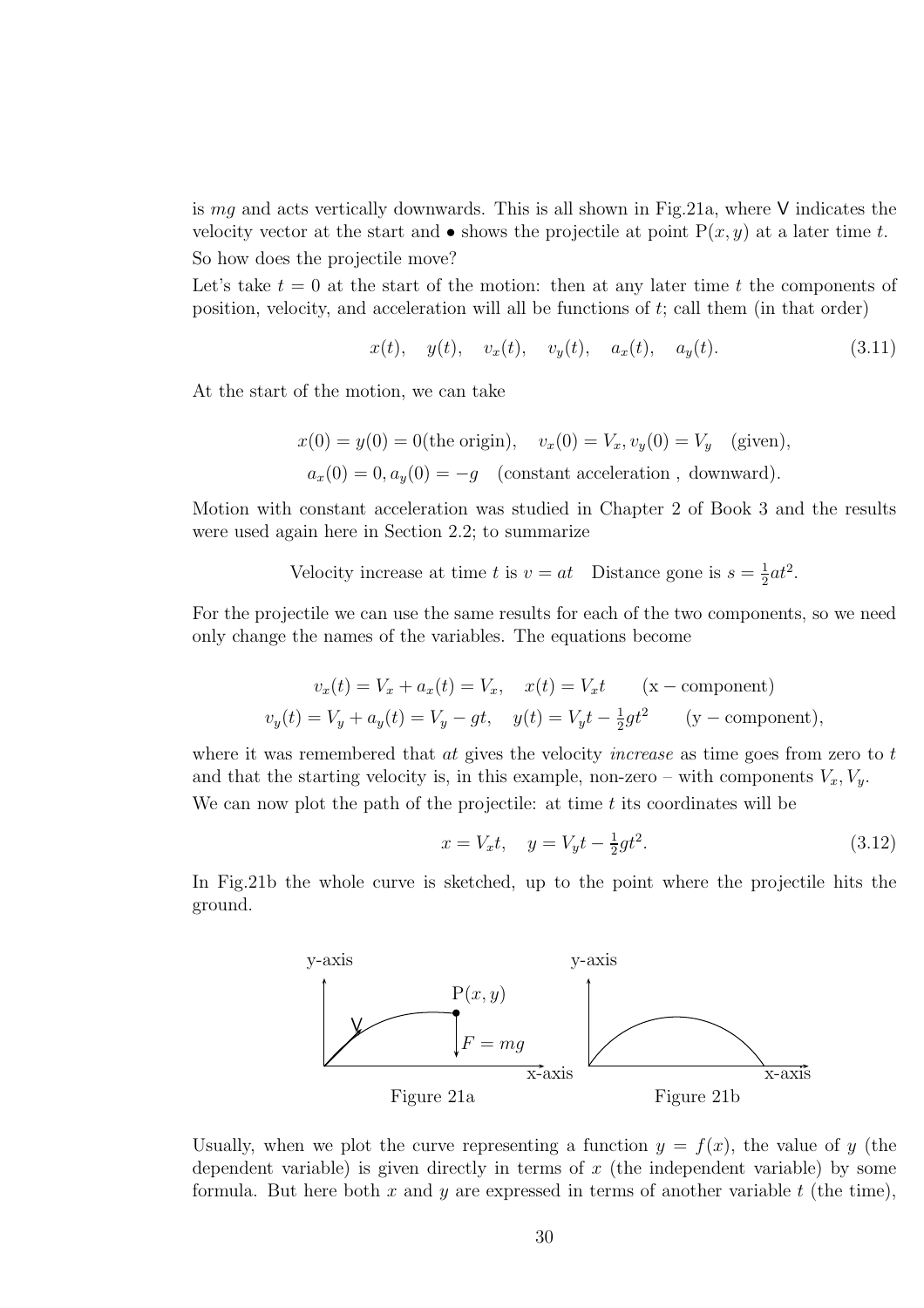is $mg$ and acts vertically downwards. This is all shown in Fig.21a, where V indicates the velocity vector at the start and • shows the projectile at point P$(x, y)$ at a later time $t$.

So how does the projectile move?

Let's take $t = 0$ at the start of the motion: then at any later time $t$ the components of position, velocity, and acceleration will all be functions of $t$; call them (in that order)

$$x(t), \quad y(t), \quad v_x(t), \quad v_y(t), \quad a_x(t), \quad a_y(t). \tag{3.11}$$

At the start of the motion, we can take

$$x(0) = y(0) = 0(\text{the origin}), \quad v_x(0) = V_x, v_y(0) = V_y \quad (\text{given}),$$
$$a_x(0) = 0, a_y(0) = -g \quad (\text{constant acceleration , downward}).$$

Motion with constant acceleration was studied in Chapter 2 of Book 3 and the results were used again here in Section 2.2; to summarize

$$\text{Velocity increase at time } t \text{ is } v = at \quad \text{Distance gone is } s = \tfrac{1}{2}at^2.$$

For the projectile we can use the same results for each of the two components, so we need only change the names of the variables. The equations become

$$v_x(t) = V_x + a_x(t) = V_x, \quad x(t) = V_x t \qquad (\text{x} - \text{component})$$
$$v_y(t) = V_y + a_y(t) = V_y - gt, \quad y(t) = V_y t - \tfrac{1}{2}gt^2 \qquad (\text{y} - \text{component}),$$

where it was remembered that $at$ gives the velocity *increase* as time goes from zero to $t$ and that the starting velocity is, in this example, non-zero – with components $V_x, V_y$.

We can now plot the path of the projectile: at time $t$ its coordinates will be

$$x = V_x t, \quad y = V_y t - \tfrac{1}{2}gt^2. \tag{3.12}$$

In Fig.21b the whole curve is sketched, up to the point where the projectile hits the ground.

Figure 21a

Figure 21b

Usually, when we plot the curve representing a function $y = f(x)$, the value of $y$ (the dependent variable) is given directly in terms of $x$ (the independent variable) by some formula. But here both $x$ and $y$ are expressed in terms of another variable $t$ (the time),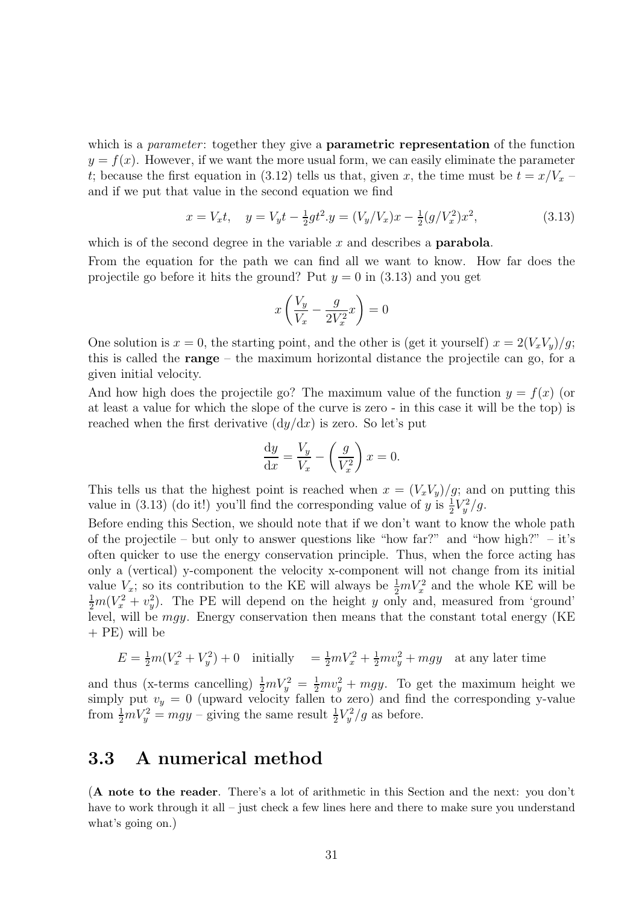which is a *parameter*: together they give a **parametric representation** of the function $y = f(x)$. However, if we want the more usual form, we can easily eliminate the parameter $t$; because the first equation in (3.12) tells us that, given $x$, the time must be $t = x/V_x$ – and if we put that value in the second equation we find

$$x = V_x t, \quad y = V_y t - \tfrac{1}{2}gt^2.y = (V_y/V_x)x - \tfrac{1}{2}(g/V_x^2)x^2, \tag{3.13}$$

which is of the second degree in the variable $x$ and describes a **parabola**.

From the equation for the path we can find all we want to know. How far does the projectile go before it hits the ground? Put $y = 0$ in (3.13) and you get

$$x\left(\frac{V_y}{V_x} - \frac{g}{2V_x^2}x\right) = 0$$

One solution is $x = 0$, the starting point, and the other is (get it yourself) $x = 2(V_x V_y)/g$; this is called the **range** – the maximum horizontal distance the projectile can go, for a given initial velocity.

And how high does the projectile go? The maximum value of the function $y = f(x)$ (or at least a value for which the slope of the curve is zero - in this case it will be the top) is reached when the first derivative $(\mathrm{d}y/\mathrm{d}x)$ is zero. So let's put

$$\frac{\mathrm{d}y}{\mathrm{d}x} = \frac{V_y}{V_x} - \left(\frac{g}{V_x^2}\right)x = 0.$$

This tells us that the highest point is reached when $x = (V_x V_y)/g$; and on putting this value in (3.13) (do it!) you'll find the corresponding value of $y$ is $\frac{1}{2}V_y^2/g$.

Before ending this Section, we should note that if we don't want to know the whole path of the projectile – but only to answer questions like "how far?" and "how high?" – it's often quicker to use the energy conservation principle. Thus, when the force acting has only a (vertical) y-component the velocity x-component will not change from its initial value $V_x$; so its contribution to the KE will always be $\frac{1}{2}mV_x^2$ and the whole KE will be $\frac{1}{2}m(V_x^2 + v_y^2)$. The PE will depend on the height $y$ only and, measured from 'ground' level, will be $mgy$. Energy conservation then means that the constant total energy (KE + PE) will be

$$E = \tfrac{1}{2}m(V_x^2 + V_y^2) + 0 \quad \text{initially} \quad = \tfrac{1}{2}mV_x^2 + \tfrac{1}{2}mv_y^2 + mgy \quad \text{at any later time}$$

and thus (x-terms cancelling) $\frac{1}{2}mV_y^2 = \frac{1}{2}mv_y^2 + mgy$. To get the maximum height we simply put $v_y = 0$ (upward velocity fallen to zero) and find the corresponding y-value from $\frac{1}{2}mV_y^2 = mgy$ – giving the same result $\frac{1}{2}V_y^2/g$ as before.

## 3.3 A numerical method

(**A note to the reader**. There's a lot of arithmetic in this Section and the next: you don't have to work through it all – just check a few lines here and there to make sure you understand what's going on.)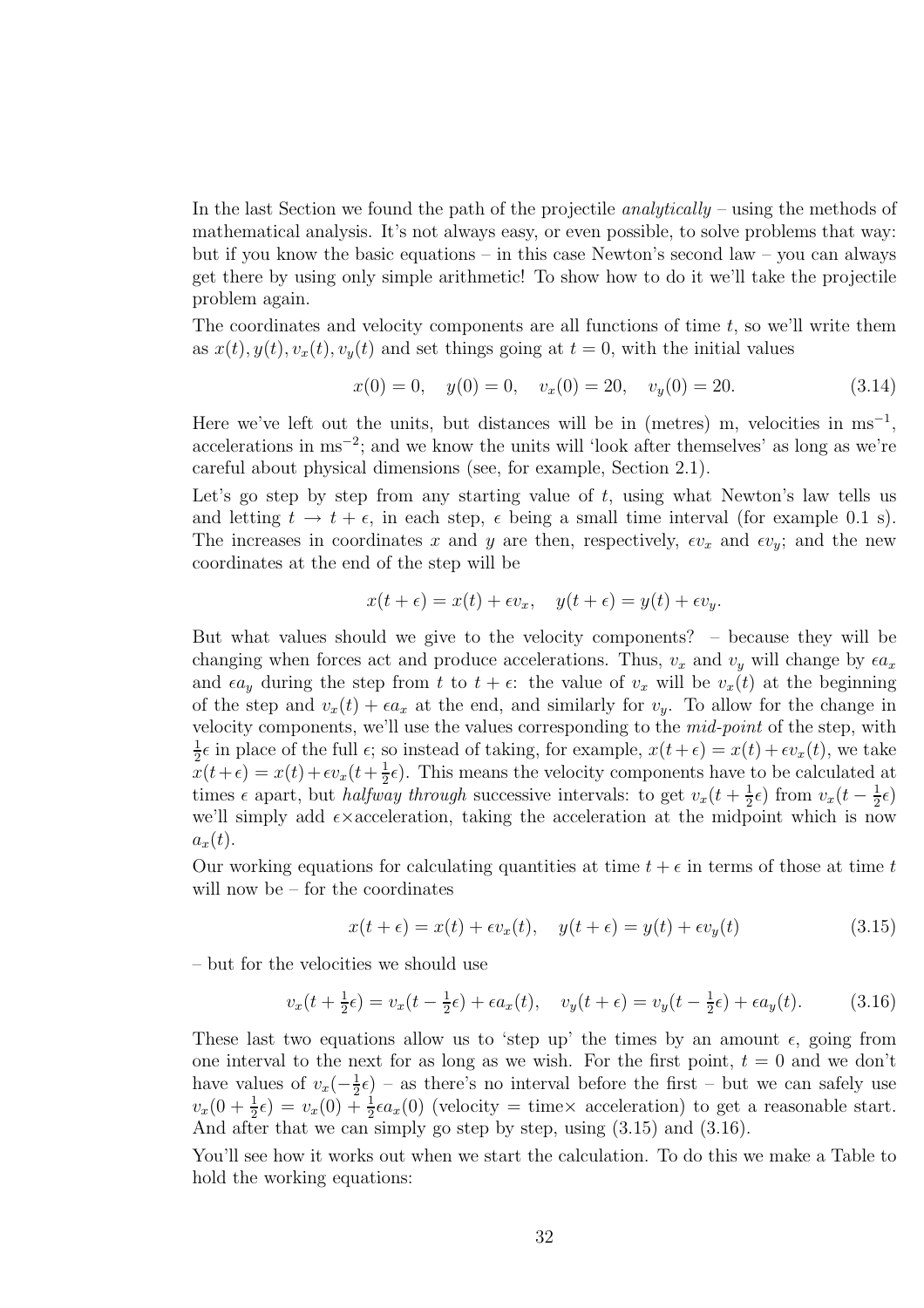In the last Section we found the path of the projectile *analytically* – using the methods of mathematical analysis. It's not always easy, or even possible, to solve problems that way: but if you know the basic equations – in this case Newton's second law – you can always get there by using only simple arithmetic! To show how to do it we'll take the projectile problem again.

The coordinates and velocity components are all functions of time $t$, so we'll write them as $x(t), y(t), v_x(t), v_y(t)$ and set things going at $t = 0$, with the initial values

$$x(0) = 0, \quad y(0) = 0, \quad v_x(0) = 20, \quad v_y(0) = 20. \tag{3.14}$$

Here we've left out the units, but distances will be in (metres) m, velocities in ms$^{-1}$, accelerations in ms$^{-2}$; and we know the units will 'look after themselves' as long as we're careful about physical dimensions (see, for example, Section 2.1).

Let's go step by step from any starting value of $t$, using what Newton's law tells us and letting $t \rightarrow t + \epsilon$, in each step, $\epsilon$ being a small time interval (for example 0.1 s). The increases in coordinates $x$ and $y$ are then, respectively, $\epsilon v_x$ and $\epsilon v_y$; and the new coordinates at the end of the step will be

$$x(t + \epsilon) = x(t) + \epsilon v_x, \quad y(t + \epsilon) = y(t) + \epsilon v_y.$$

But what values should we give to the velocity components? – because they will be changing when forces act and produce accelerations. Thus, $v_x$ and $v_y$ will change by $\epsilon a_x$ and $\epsilon a_y$ during the step from $t$ to $t + \epsilon$: the value of $v_x$ will be $v_x(t)$ at the beginning of the step and $v_x(t) + \epsilon a_x$ at the end, and similarly for $v_y$. To allow for the change in velocity components, we'll use the values corresponding to the *mid-point* of the step, with $\frac{1}{2}\epsilon$ in place of the full $\epsilon$; so instead of taking, for example, $x(t+\epsilon) = x(t) + \epsilon v_x(t)$, we take $x(t+\epsilon) = x(t)+\epsilon v_x(t+\frac{1}{2}\epsilon)$. This means the velocity components have to be calculated at times $\epsilon$ apart, but *halfway through* successive intervals: to get $v_x(t + \frac{1}{2}\epsilon)$ from $v_x(t - \frac{1}{2}\epsilon)$ we'll simply add $\epsilon\times$acceleration, taking the acceleration at the midpoint which is now $a_x(t)$.

Our working equations for calculating quantities at time $t + \epsilon$ in terms of those at time $t$ will now be – for the coordinates

$$x(t + \epsilon) = x(t) + \epsilon v_x(t), \quad y(t + \epsilon) = y(t) + \epsilon v_y(t) \tag{3.15}$$

– but for the velocities we should use

$$v_x(t + \tfrac{1}{2}\epsilon) = v_x(t - \tfrac{1}{2}\epsilon) + \epsilon a_x(t), \quad v_y(t + \epsilon) = v_y(t - \tfrac{1}{2}\epsilon) + \epsilon a_y(t). \tag{3.16}$$

These last two equations allow us to 'step up' the times by an amount $\epsilon$, going from one interval to the next for as long as we wish. For the first point, $t = 0$ and we don't have values of $v_x(-\frac{1}{2}\epsilon)$ – as there's no interval before the first – but we can safely use $v_x(0 + \frac{1}{2}\epsilon) = v_x(0) + \frac{1}{2}\epsilon a_x(0)$ (velocity = time$\times$ acceleration) to get a reasonable start. And after that we can simply go step by step, using (3.15) and (3.16).

You'll see how it works out when we start the calculation. To do this we make a Table to hold the working equations: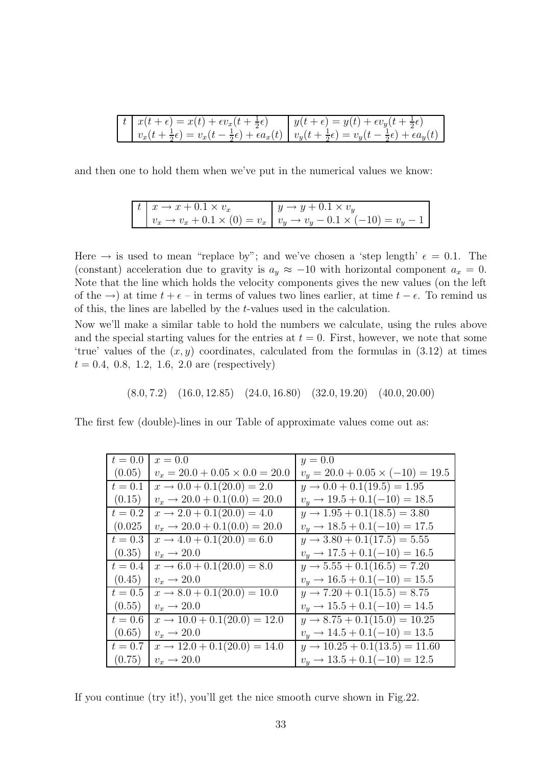| $t$ | $x(t+\epsilon) = x(t) + \epsilon v_x(t+\frac{1}{2}\epsilon)$ | $y(t+\epsilon) = y(t) + \epsilon v_y(t+\frac{1}{2}\epsilon)$ |
|---|---|---|
| | $v_x(t+\frac{1}{2}\epsilon) = v_x(t-\frac{1}{2}\epsilon) + \epsilon a_x(t)$ | $v_y(t+\frac{1}{2}\epsilon) = v_y(t-\frac{1}{2}\epsilon) + \epsilon a_y(t)$ |

and then one to hold them when we've put in the numerical values we know:

| $t$ | $x \to x + 0.1 \times v_x$ | $y \to y + 0.1 \times v_y$ |
|---|---|---|
| | $v_x \to v_x + 0.1 \times (0) = v_x$ | $v_y \to v_y - 0.1 \times (-10) = v_y - 1$ |

Here $\to$ is used to mean "replace by"; and we've chosen a 'step length' $\epsilon = 0.1$. The (constant) acceleration due to gravity is $a_y \approx -10$ with horizontal component $a_x = 0$. Note that the line which holds the velocity components gives the new values (on the left of the $\to$) at time $t + \epsilon$ – in terms of values two lines earlier, at time $t - \epsilon$. To remind us of this, the lines are labelled by the $t$-values used in the calculation.

Now we'll make a similar table to hold the numbers we calculate, using the rules above and the special starting values for the entries at $t = 0$. First, however, we note that some 'true' values of the $(x, y)$ coordinates, calculated from the formulas in (3.12) at times $t = 0.4,\ 0.8,\ 1.2,\ 1.6,\ 2.0$ are (respectively)

$$(8.0, 7.2) \quad (16.0, 12.85) \quad (24.0, 16.80) \quad (32.0, 19.20) \quad (40.0, 20.00)$$

The first few (double)-lines in our Table of approximate values come out as:

| | | |
|---|---|---|
| $t = 0.0$ | $x = 0.0$ | $y = 0.0$ |
| (0.05) | $v_x = 20.0 + 0.05 \times 0.0 = 20.0$ | $v_y = 20.0 + 0.05 \times (-10) = 19.5$ |
| $t = 0.1$ | $x \to 0.0 + 0.1(20.0) = 2.0$ | $y \to 0.0 + 0.1(19.5) = 1.95$ |
| (0.15) | $v_x \to 20.0 + 0.1(0.0) = 20.0$ | $v_y \to 19.5 + 0.1(-10) = 18.5$ |
| $t = 0.2$ | $x \to 2.0 + 0.1(20.0) = 4.0$ | $y \to 1.95 + 0.1(18.5) = 3.80$ |
| (0.025 | $v_x \to 20.0 + 0.1(0.0) = 20.0$ | $v_y \to 18.5 + 0.1(-10) = 17.5$ |
| $t = 0.3$ | $x \to 4.0 + 0.1(20.0) = 6.0$ | $y \to 3.80 + 0.1(17.5) = 5.55$ |
| (0.35) | $v_x \to 20.0$ | $v_y \to 17.5 + 0.1(-10) = 16.5$ |
| $t = 0.4$ | $x \to 6.0 + 0.1(20.0) = 8.0$ | $y \to 5.55 + 0.1(16.5) = 7.20$ |
| (0.45) | $v_x \to 20.0$ | $v_y \to 16.5 + 0.1(-10) = 15.5$ |
| $t = 0.5$ | $x \to 8.0 + 0.1(20.0) = 10.0$ | $y \to 7.20 + 0.1(15.5) = 8.75$ |
| (0.55) | $v_x \to 20.0$ | $v_y \to 15.5 + 0.1(-10) = 14.5$ |
| $t = 0.6$ | $x \to 10.0 + 0.1(20.0) = 12.0$ | $y \to 8.75 + 0.1(15.0) = 10.25$ |
| (0.65) | $v_x \to 20.0$ | $v_y \to 14.5 + 0.1(-10) = 13.5$ |
| $t = 0.7$ | $x \to 12.0 + 0.1(20.0) = 14.0$ | $y \to 10.25 + 0.1(13.5) = 11.60$ |
| (0.75) | $v_x \to 20.0$ | $v_y \to 13.5 + 0.1(-10) = 12.5$ |

If you continue (try it!), you'll get the nice smooth curve shown in Fig.22.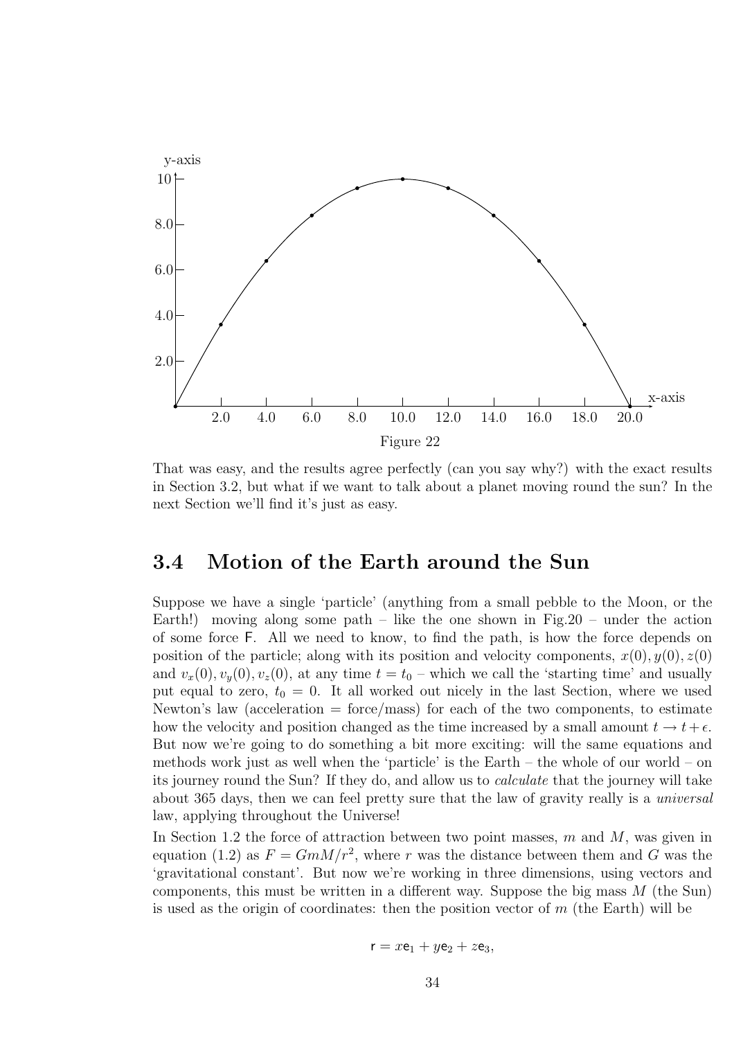Figure 22

That was easy, and the results agree perfectly (can you say why?) with the exact results in Section 3.2, but what if we want to talk about a planet moving round the sun? In the next Section we'll find it's just as easy.

## 3.4 Motion of the Earth around the Sun

Suppose we have a single 'particle' (anything from a small pebble to the Moon, or the Earth!) moving along some path – like the one shown in Fig.20 – under the action of some force $\mathsf{F}$. All we need to know, to find the path, is how the force depends on position of the particle; along with its position and velocity components, $x(0), y(0), z(0)$ and $v_x(0), v_y(0), v_z(0)$, at any time $t = t_0$ – which we call the 'starting time' and usually put equal to zero, $t_0 = 0$. It all worked out nicely in the last Section, where we used Newton's law (acceleration = force/mass) for each of the two components, to estimate how the velocity and position changed as the time increased by a small amount $t \to t + \epsilon$. But now we're going to do something a bit more exciting: will the same equations and methods work just as well when the 'particle' is the Earth – the whole of our world – on its journey round the Sun? If they do, and allow us to *calculate* that the journey will take about 365 days, then we can feel pretty sure that the law of gravity really is a *universal* law, applying throughout the Universe!

In Section 1.2 the force of attraction between two point masses, $m$ and $M$, was given in equation (1.2) as $F = GmM/r^2$, where $r$ was the distance between them and $G$ was the 'gravitational constant'. But now we're working in three dimensions, using vectors and components, this must be written in a different way. Suppose the big mass $M$ (the Sun) is used as the origin of coordinates: then the position vector of $m$ (the Earth) will be

$$\mathsf{r} = x\mathsf{e}_1 + y\mathsf{e}_2 + z\mathsf{e}_3,$$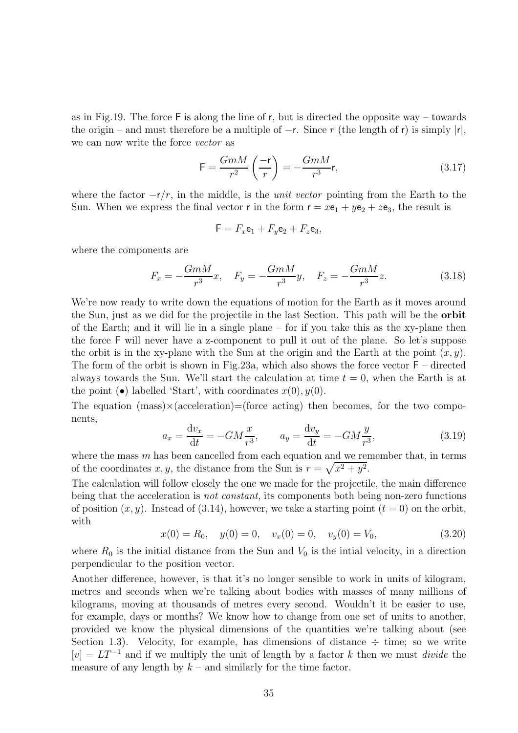as in Fig.19. The force $\mathsf{F}$ is along the line of $\mathsf{r}$, but is directed the opposite way – towards the origin – and must therefore be a multiple of $-\mathsf{r}$. Since $r$ (the length of $\mathsf{r}$) is simply $|\mathsf{r}|$, we can now write the force *vector* as

$$\mathsf{F} = \frac{GmM}{r^2}\left(\frac{-\mathsf{r}}{r}\right) = -\frac{GmM}{r^3}\mathsf{r}, \tag{3.17}$$

where the factor $-\mathsf{r}/r$, in the middle, is the *unit vector* pointing from the Earth to the Sun. When we express the final vector $\mathsf{r}$ in the form $\mathsf{r} = x\mathsf{e}_1 + y\mathsf{e}_2 + z\mathsf{e}_3$, the result is

$$\mathsf{F} = F_x\mathsf{e}_1 + F_y\mathsf{e}_2 + F_z\mathsf{e}_3,$$

where the components are

$$F_x = -\frac{GmM}{r^3}x, \quad F_y = -\frac{GmM}{r^3}y, \quad F_z = -\frac{GmM}{r^3}z. \tag{3.18}$$

We're now ready to write down the equations of motion for the Earth as it moves around the Sun, just as we did for the projectile in the last Section. This path will be the **orbit** of the Earth; and it will lie in a single plane – for if you take this as the xy-plane then the force $\mathsf{F}$ will never have a z-component to pull it out of the plane. So let's suppose the orbit is in the xy-plane with the Sun at the origin and the Earth at the point $(x, y)$. The form of the orbit is shown in Fig.23a, which also shows the force vector $\mathsf{F}$ – directed always towards the Sun. We'll start the calculation at time $t = 0$, when the Earth is at the point ($\bullet$) labelled 'Start', with coordinates $x(0), y(0)$.

The equation (mass)$\times$(acceleration)=(force acting) then becomes, for the two components,

$$a_x = \frac{\mathrm{d}v_x}{\mathrm{d}t} = -GM\frac{x}{r^3}, \qquad a_y = \frac{\mathrm{d}v_y}{\mathrm{d}t} = -GM\frac{y}{r^3}, \tag{3.19}$$

where the mass $m$ has been cancelled from each equation and we remember that, in terms of the coordinates $x, y$, the distance from the Sun is $r = \sqrt{x^2 + y^2}$.

The calculation will follow closely the one we made for the projectile, the main difference being that the acceleration is *not constant*, its components both being non-zero functions of position $(x, y)$. Instead of (3.14), however, we take a starting point ($t = 0$) on the orbit, with

$$x(0) = R_0, \quad y(0) = 0, \quad v_x(0) = 0, \quad v_y(0) = V_0, \tag{3.20}$$

where $R_0$ is the initial distance from the Sun and $V_0$ is the intial velocity, in a direction perpendicular to the position vector.

Another difference, however, is that it's no longer sensible to work in units of kilogram, metres and seconds when we're talking about bodies with masses of many millions of kilograms, moving at thousands of metres every second. Wouldn't it be easier to use, for example, days or months? We know how to change from one set of units to another, provided we know the physical dimensions of the quantities we're talking about (see Section 1.3). Velocity, for example, has dimensions of distance $\div$ time; so we write $[v] = LT^{-1}$ and if we multiply the unit of length by a factor $k$ then we must *divide* the measure of any length by $k$ – and similarly for the time factor.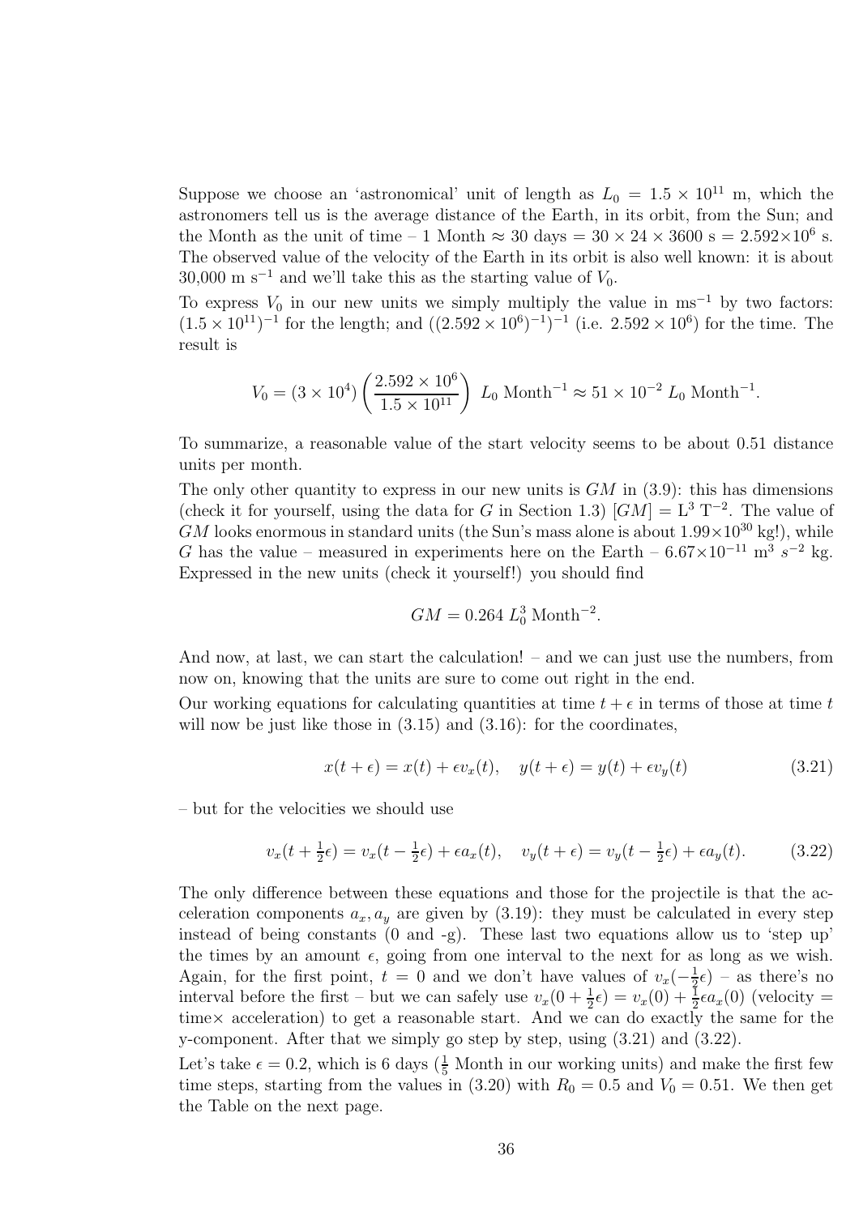Suppose we choose an 'astronomical' unit of length as $L_0 = 1.5 \times 10^{11}$ m, which the astronomers tell us is the average distance of the Earth, in its orbit, from the Sun; and the Month as the unit of time – 1 Month ≈ 30 days = $30 \times 24 \times 3600$ s = $2.592 \times 10^6$ s. The observed value of the velocity of the Earth in its orbit is also well known: it is about 30,000 m s$^{-1}$ and we'll take this as the starting value of $V_0$.

To express $V_0$ in our new units we simply multiply the value in ms$^{-1}$ by two factors: $(1.5 \times 10^{11})^{-1}$ for the length; and $((2.592 \times 10^6)^{-1})^{-1}$ (i.e. $2.592 \times 10^6$) for the time. The result is

$$V_0 = (3 \times 10^4) \left( \frac{2.592 \times 10^6}{1.5 \times 10^{11}} \right) \; L_0 \; \text{Month}^{-1} \approx 51 \times 10^{-2} \; L_0 \; \text{Month}^{-1}.$$

To summarize, a reasonable value of the start velocity seems to be about 0.51 distance units per month.

The only other quantity to express in our new units is $GM$ in (3.9): this has dimensions (check it for yourself, using the data for $G$ in Section 1.3) $[GM] = \text{L}^3 \; \text{T}^{-2}$. The value of $GM$ looks enormous in standard units (the Sun's mass alone is about $1.99 \times 10^{30}$ kg!), while $G$ has the value – measured in experiments here on the Earth – $6.67 \times 10^{-11}$ m$^3$ $s^{-2}$ kg. Expressed in the new units (check it yourself!) you should find

$$GM = 0.264 \; L_0^3 \; \text{Month}^{-2}.$$

And now, at last, we can start the calculation! – and we can just use the numbers, from now on, knowing that the units are sure to come out right in the end.

Our working equations for calculating quantities at time $t + \epsilon$ in terms of those at time $t$ will now be just like those in (3.15) and (3.16): for the coordinates,

$$x(t + \epsilon) = x(t) + \epsilon v_x(t), \quad y(t + \epsilon) = y(t) + \epsilon v_y(t) \tag{3.21}$$

– but for the velocities we should use

$$v_x(t + \tfrac{1}{2}\epsilon) = v_x(t - \tfrac{1}{2}\epsilon) + \epsilon a_x(t), \quad v_y(t + \epsilon) = v_y(t - \tfrac{1}{2}\epsilon) + \epsilon a_y(t). \tag{3.22}$$

The only difference between these equations and those for the projectile is that the acceleration components $a_x, a_y$ are given by (3.19): they must be calculated in every step instead of being constants (0 and -g). These last two equations allow us to 'step up' the times by an amount $\epsilon$, going from one interval to the next for as long as we wish. Again, for the first point, $t = 0$ and we don't have values of $v_x(-\frac{1}{2}\epsilon)$ – as there's no interval before the first – but we can safely use $v_x(0 + \frac{1}{2}\epsilon) = v_x(0) + \frac{1}{2}\epsilon a_x(0)$ (velocity = time× acceleration) to get a reasonable start. And we can do exactly the same for the y-component. After that we simply go step by step, using (3.21) and (3.22).

Let's take $\epsilon = 0.2$, which is 6 days ($\frac{1}{5}$ Month in our working units) and make the first few time steps, starting from the values in (3.20) with $R_0 = 0.5$ and $V_0 = 0.51$. We then get the Table on the next page.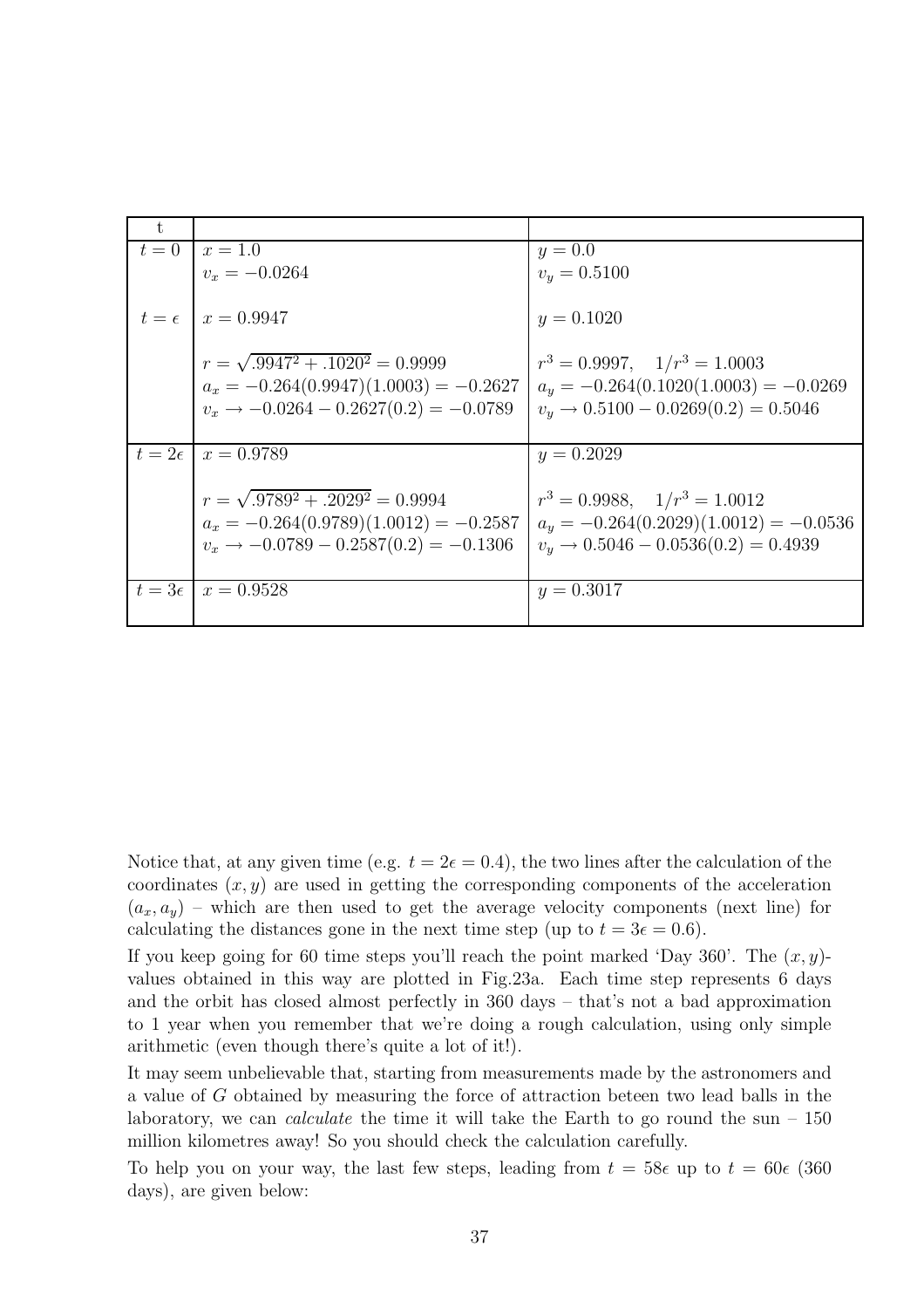| t | | |
|---|---|---|
| $t=0$ | $x=1.0$ | $y=0.0$ |
| | $v_x=-0.0264$ | $v_y=0.5100$ |
| $t=\epsilon$ | $x=0.9947$ | $y=0.1020$ |
| | $r=\sqrt{.9947^2+.1020^2}=0.9999$ | $r^3=0.9997, \quad 1/r^3=1.0003$ |
| | $a_x=-0.264(0.9947)(1.0003)=-0.2627$ | $a_y=-0.264(0.1020(1.0003)=-0.0269$ |
| | $v_x \to -0.0264-0.2627(0.2)=-0.0789$ | $v_y \to 0.5100-0.0269(0.2)=0.5046$ |
| $t=2\epsilon$ | $x=0.9789$ | $y=0.2029$ |
| | $r=\sqrt{.9789^2+.2029^2}=0.9994$ | $r^3=0.9988, \quad 1/r^3=1.0012$ |
| | $a_x=-0.264(0.9789)(1.0012)=-0.2587$ | $a_y=-0.264(0.2029)(1.0012)=-0.0536$ |
| | $v_x \to -0.0789-0.2587(0.2)=-0.1306$ | $v_y \to 0.5046-0.0536(0.2)=0.4939$ |
| $t=3\epsilon$ | $x=0.9528$ | $y=0.3017$ |

Notice that, at any given time (e.g. $t=2\epsilon=0.4$), the two lines after the calculation of the coordinates $(x,y)$ are used in getting the corresponding components of the acceleration $(a_x,a_y)$ – which are then used to get the average velocity components (next line) for calculating the distances gone in the next time step (up to $t=3\epsilon=0.6$).

If you keep going for 60 time steps you'll reach the point marked 'Day 360'. The $(x,y)$-values obtained in this way are plotted in Fig.23a. Each time step represents 6 days and the orbit has closed almost perfectly in 360 days – that's not a bad approximation to 1 year when you remember that we're doing a rough calculation, using only simple arithmetic (even though there's quite a lot of it!).

It may seem unbelievable that, starting from measurements made by the astronomers and a value of $G$ obtained by measuring the force of attraction beteen two lead balls in the laboratory, we can *calculate* the time it will take the Earth to go round the sun – 150 million kilometres away! So you should check the calculation carefully.

To help you on your way, the last few steps, leading from $t=58\epsilon$ up to $t=60\epsilon$ (360 days), are given below: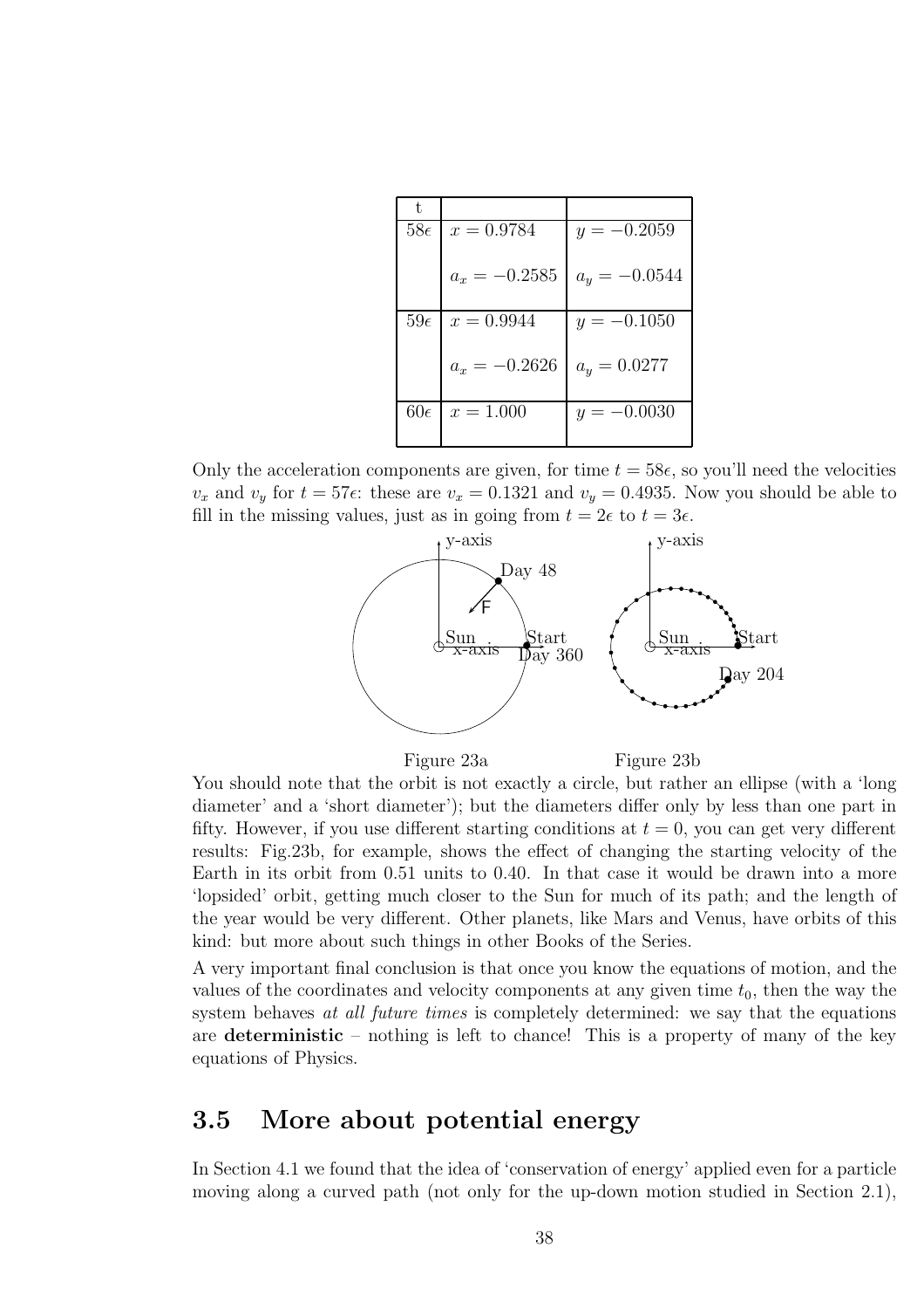| t | | |
|---|---|---|
| $58\epsilon$ | $x = 0.9784$ | $y = -0.2059$ |
| | $a_x = -0.2585$ | $a_y = -0.0544$ |
| $59\epsilon$ | $x = 0.9944$ | $y = -0.1050$ |
| | $a_x = -0.2626$ | $a_y = 0.0277$ |
| $60\epsilon$ | $x = 1.000$ | $y = -0.0030$ |

Only the acceleration components are given, for time $t = 58\epsilon$, so you'll need the velocities $v_x$ and $v_y$ for $t = 57\epsilon$: these are $v_x = 0.1321$ and $v_y = 0.4935$. Now you should be able to fill in the missing values, just as in going from $t = 2\epsilon$ to $t = 3\epsilon$.

Figure 23a

Figure 23b

You should note that the orbit is not exactly a circle, but rather an ellipse (with a 'long diameter' and a 'short diameter'); but the diameters differ only by less than one part in fifty. However, if you use different starting conditions at $t = 0$, you can get very different results: Fig.23b, for example, shows the effect of changing the starting velocity of the Earth in its orbit from 0.51 units to 0.40. In that case it would be drawn into a more 'lopsided' orbit, getting much closer to the Sun for much of its path; and the length of the year would be very different. Other planets, like Mars and Venus, have orbits of this kind: but more about such things in other Books of the Series.

A very important final conclusion is that once you know the equations of motion, and the values of the coordinates and velocity components at any given time $t_0$, then the way the system behaves *at all future times* is completely determined: we say that the equations are **deterministic** – nothing is left to chance! This is a property of many of the key equations of Physics.

## 3.5 More about potential energy

In Section 4.1 we found that the idea of 'conservation of energy' applied even for a particle moving along a curved path (not only for the up-down motion studied in Section 2.1),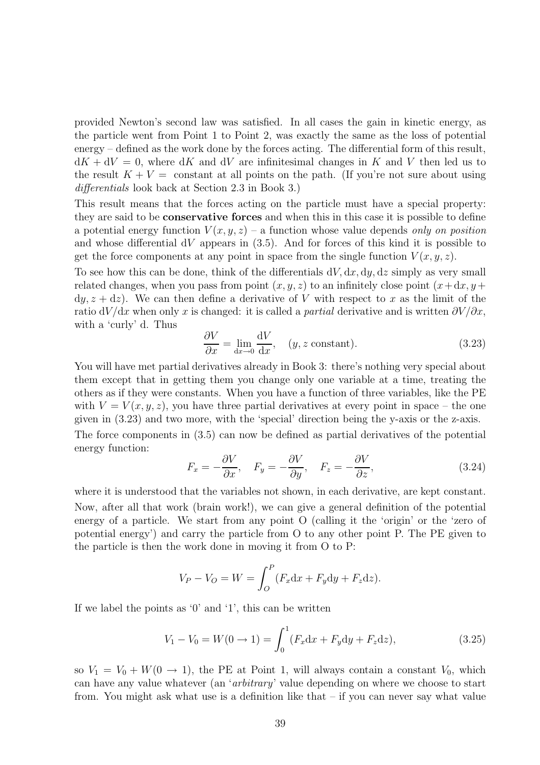provided Newton's second law was satisfied. In all cases the gain in kinetic energy, as the particle went from Point 1 to Point 2, was exactly the same as the loss of potential energy – defined as the work done by the forces acting. The differential form of this result, $\mathrm{d}K + \mathrm{d}V = 0$, where $\mathrm{d}K$ and $\mathrm{d}V$ are infinitesimal changes in $K$ and $V$ then led us to the result $K + V =$ constant at all points on the path. (If you're not sure about using *differentials* look back at Section 2.3 in Book 3.)

This result means that the forces acting on the particle must have a special property: they are said to be **conservative forces** and when this in this case it is possible to define a potential energy function $V(x, y, z)$ – a function whose value depends *only on position* and whose differential $\mathrm{d}V$ appears in (3.5). And for forces of this kind it is possible to get the force components at any point in space from the single function $V(x, y, z)$.

To see how this can be done, think of the differentials $\mathrm{d}V, \mathrm{d}x, \mathrm{d}y, \mathrm{d}z$ simply as very small related changes, when you pass from point $(x, y, z)$ to an infinitely close point $(x+\mathrm{d}x, y+\mathrm{d}y, z+\mathrm{d}z)$. We can then define a derivative of $V$ with respect to $x$ as the limit of the ratio $\mathrm{d}V/\mathrm{d}x$ when only $x$ is changed: it is called a *partial* derivative and is written $\partial V/\partial x$, with a 'curly' d. Thus

$$\frac{\partial V}{\partial x} = \lim_{\mathrm{d}x \to 0} \frac{\mathrm{d}V}{\mathrm{d}x}, \quad (y, z \text{ constant}). \tag{3.23}$$

You will have met partial derivatives already in Book 3: there's nothing very special about them except that in getting them you change only one variable at a time, treating the others as if they were constants. When you have a function of three variables, like the PE with $V = V(x, y, z)$, you have three partial derivatives at every point in space – the one given in (3.23) and two more, with the 'special' direction being the y-axis or the z-axis.

The force components in (3.5) can now be defined as partial derivatives of the potential energy function:

$$F_x = -\frac{\partial V}{\partial x}, \quad F_y = -\frac{\partial V}{\partial y}, \quad F_z = -\frac{\partial V}{\partial z}, \tag{3.24}$$

where it is understood that the variables not shown, in each derivative, are kept constant.

Now, after all that work (brain work!), we can give a general definition of the potential energy of a particle. We start from any point O (calling it the 'origin' or the 'zero of potential energy') and carry the particle from O to any other point P. The PE given to the particle is then the work done in moving it from O to P:

$$V_P - V_O = W = \int_O^P (F_x \mathrm{d}x + F_y \mathrm{d}y + F_z \mathrm{d}z).$$

If we label the points as '0' and '1', this can be written

$$V_1 - V_0 = W(0 \to 1) = \int_0^1 (F_x \mathrm{d}x + F_y \mathrm{d}y + F_z \mathrm{d}z), \tag{3.25}$$

so $V_1 = V_0 + W(0 \to 1)$, the PE at Point 1, will always contain a constant $V_0$, which can have any value whatever (an '*arbitrary*' value depending on where we choose to start from. You might ask what use is a definition like that – if you can never say what value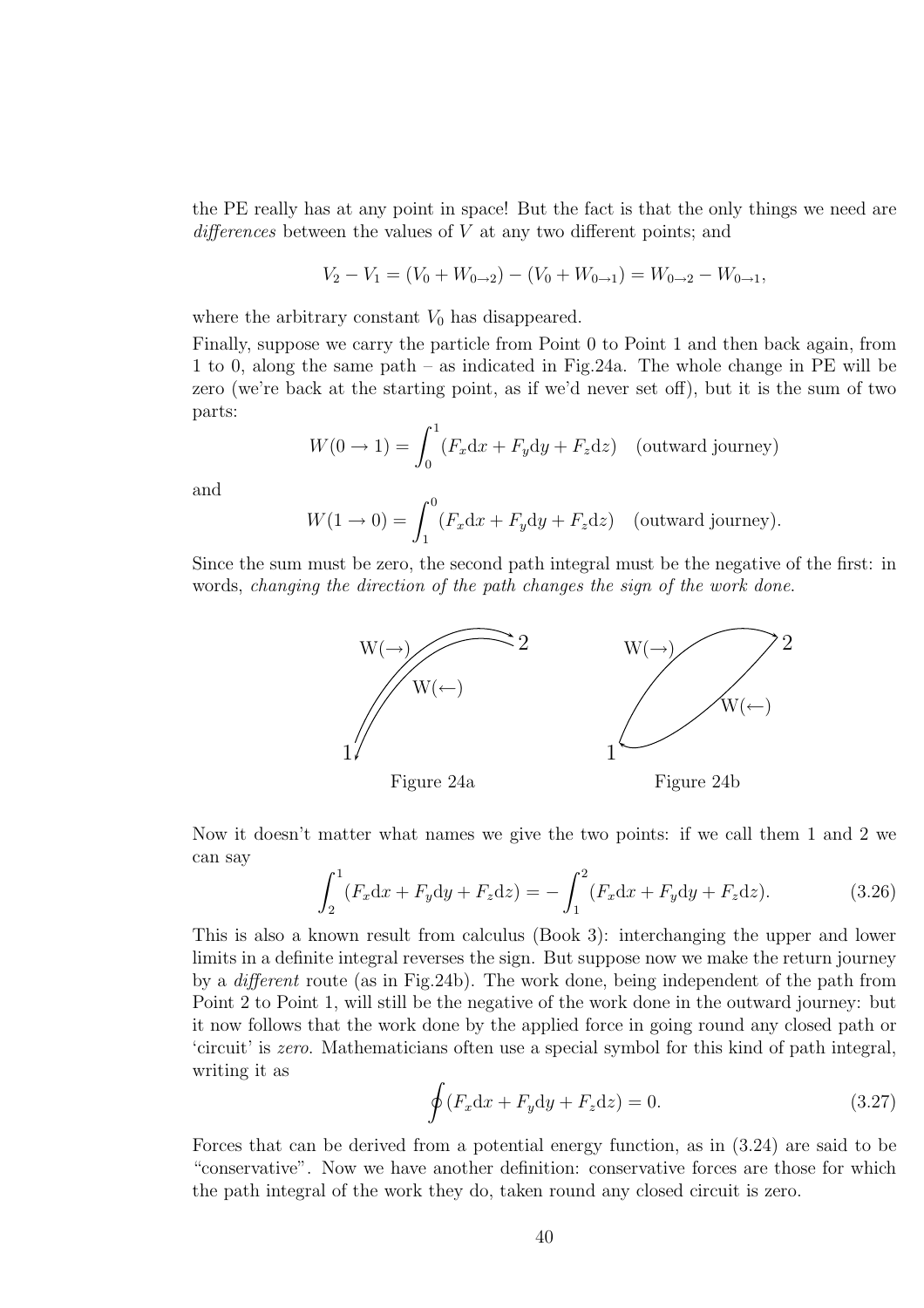the PE really has at any point in space! But the fact is that the only things we need are *differences* between the values of $V$ at any two different points; and

$$V_2 - V_1 = (V_0 + W_{0\to 2}) - (V_0 + W_{0\to 1}) = W_{0\to 2} - W_{0\to 1},$$

where the arbitrary constant $V_0$ has disappeared.

Finally, suppose we carry the particle from Point 0 to Point 1 and then back again, from 1 to 0, along the same path – as indicated in Fig.24a. The whole change in PE will be zero (we're back at the starting point, as if we'd never set off), but it is the sum of two parts:

$$W(0 \to 1) = \int_0^1 (F_x \mathrm{d}x + F_y \mathrm{d}y + F_z \mathrm{d}z) \quad \text{(outward journey)}$$

and

$$W(1 \to 0) = \int_1^0 (F_x \mathrm{d}x + F_y \mathrm{d}y + F_z \mathrm{d}z) \quad \text{(outward journey)}.$$

Since the sum must be zero, the second path integral must be the negative of the first: in words, *changing the direction of the path changes the sign of the work done.*

Figure 24a

Figure 24b

Now it doesn't matter what names we give the two points: if we call them 1 and 2 we can say

$$\int_2^1 (F_x \mathrm{d}x + F_y \mathrm{d}y + F_z \mathrm{d}z) = -\int_1^2 (F_x \mathrm{d}x + F_y \mathrm{d}y + F_z \mathrm{d}z). \tag{3.26}$$

This is also a known result from calculus (Book 3): interchanging the upper and lower limits in a definite integral reverses the sign. But suppose now we make the return journey by a *different* route (as in Fig.24b). The work done, being independent of the path from Point 2 to Point 1, will still be the negative of the work done in the outward journey: but it now follows that the work done by the applied force in going round any closed path or 'circuit' is *zero*. Mathematicians often use a special symbol for this kind of path integral, writing it as

$$\oint (F_x \mathrm{d}x + F_y \mathrm{d}y + F_z \mathrm{d}z) = 0. \tag{3.27}$$

Forces that can be derived from a potential energy function, as in (3.24) are said to be "conservative". Now we have another definition: conservative forces are those for which the path integral of the work they do, taken round any closed circuit is zero.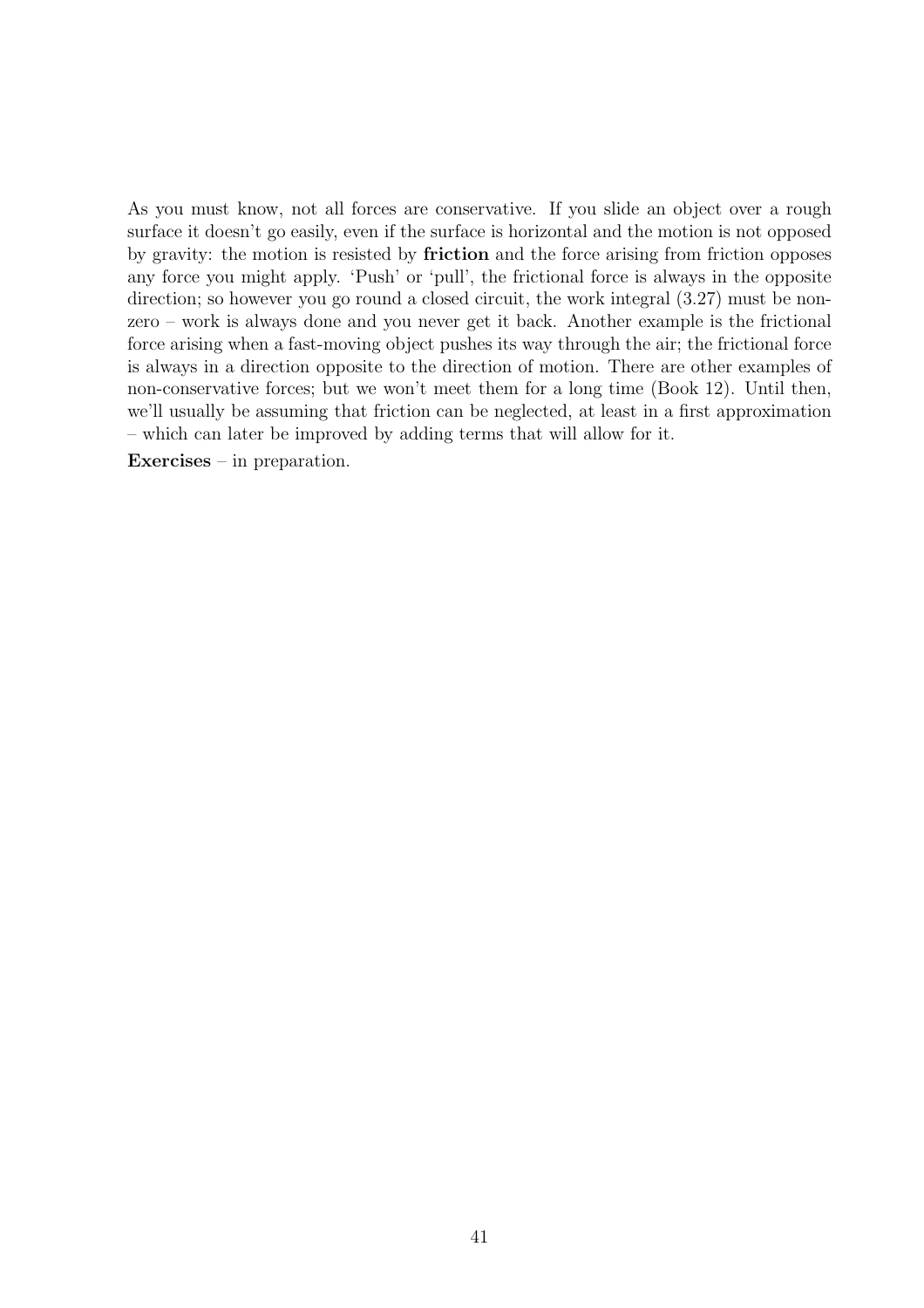As you must know, not all forces are conservative. If you slide an object over a rough surface it doesn't go easily, even if the surface is horizontal and the motion is not opposed by gravity: the motion is resisted by **friction** and the force arising from friction opposes any force you might apply. 'Push' or 'pull', the frictional force is always in the opposite direction; so however you go round a closed circuit, the work integral (3.27) must be non-zero – work is always done and you never get it back. Another example is the frictional force arising when a fast-moving object pushes its way through the air; the frictional force is always in a direction opposite to the direction of motion. There are other examples of non-conservative forces; but we won't meet them for a long time (Book 12). Until then, we'll usually be assuming that friction can be neglected, at least in a first approximation – which can later be improved by adding terms that will allow for it.

**Exercises** – in preparation.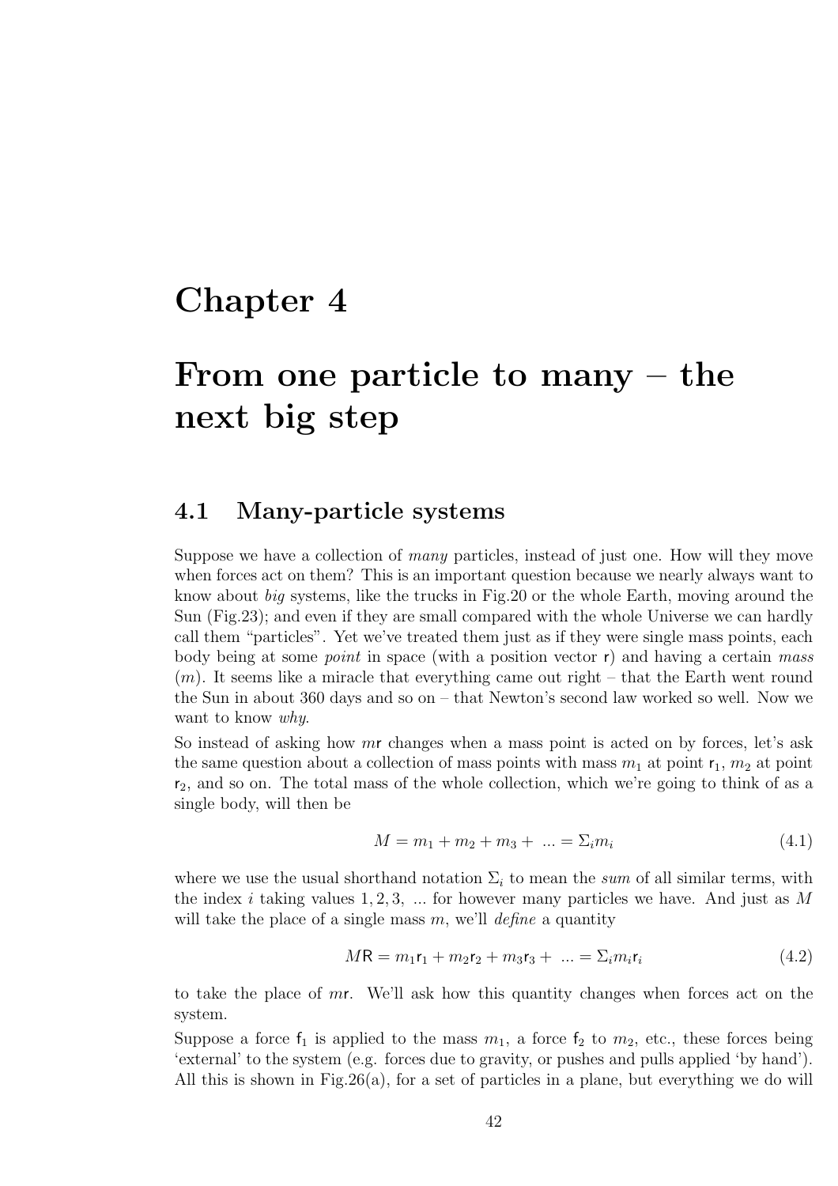# Chapter 4

# From one particle to many – the next big step

## 4.1 Many-particle systems

Suppose we have a collection of *many* particles, instead of just one. How will they move when forces act on them? This is an important question because we nearly always want to know about *big* systems, like the trucks in Fig.20 or the whole Earth, moving around the Sun (Fig.23); and even if they are small compared with the whole Universe we can hardly call them "particles". Yet we've treated them just as if they were single mass points, each body being at some *point* in space (with a position vector $\mathsf{r}$) and having a certain *mass* ($m$). It seems like a miracle that everything came out right – that the Earth went round the Sun in about 360 days and so on – that Newton's second law worked so well. Now we want to know *why*.

So instead of asking how $m\mathsf{r}$ changes when a mass point is acted on by forces, let's ask the same question about a collection of mass points with mass $m_1$ at point $\mathsf{r}_1$, $m_2$ at point $\mathsf{r}_2$, and so on. The total mass of the whole collection, which we're going to think of as a single body, will then be

$$M = m_1 + m_2 + m_3 + \ ... = \Sigma_i m_i \tag{4.1}$$

where we use the usual shorthand notation $\Sigma_i$ to mean the *sum* of all similar terms, with the index $i$ taking values $1, 2, 3,$ ... for however many particles we have. And just as $M$ will take the place of a single mass $m$, we'll *define* a quantity

$$M\mathsf{R} = m_1\mathsf{r}_1 + m_2\mathsf{r}_2 + m_3\mathsf{r}_3 + \ ... = \Sigma_i m_i \mathsf{r}_i \tag{4.2}$$

to take the place of $m\mathsf{r}$. We'll ask how this quantity changes when forces act on the system.

Suppose a force $\mathsf{f}_1$ is applied to the mass $m_1$, a force $\mathsf{f}_2$ to $m_2$, etc., these forces being 'external' to the system (e.g. forces due to gravity, or pushes and pulls applied 'by hand'). All this is shown in Fig.26(a), for a set of particles in a plane, but everything we do will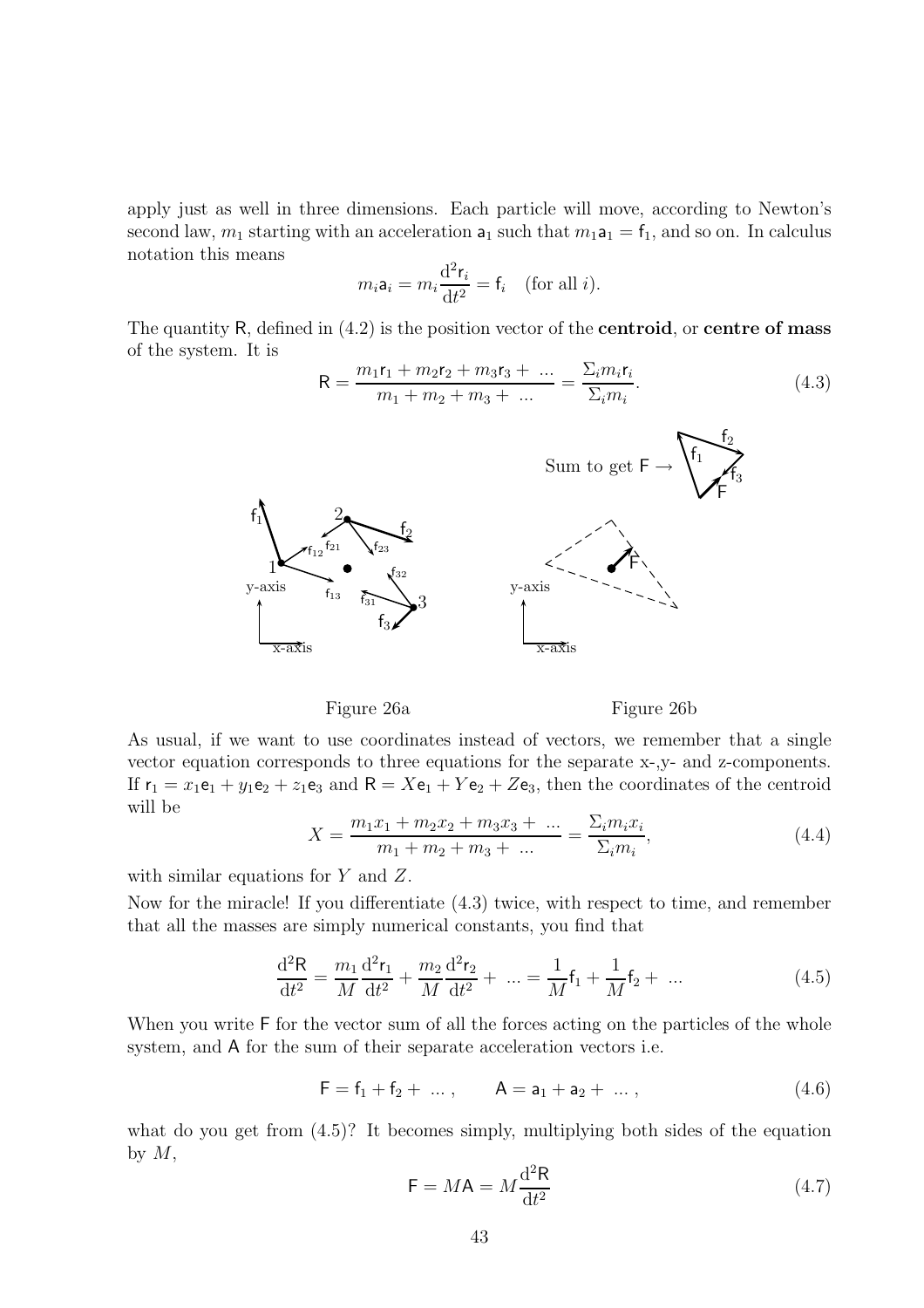apply just as well in three dimensions. Each particle will move, according to Newton's second law, $m_1$ starting with an acceleration $\mathsf{a}_1$ such that $m_1\mathsf{a}_1 = \mathsf{f}_1$, and so on. In calculus notation this means

$$m_i\mathsf{a}_i = m_i\frac{\mathrm{d}^2\mathsf{r}_i}{\mathrm{d}t^2} = \mathsf{f}_i \quad \text{(for all } i\text{)}.$$

The quantity $\mathsf{R}$, defined in (4.2) is the position vector of the **centroid**, or **centre of mass** of the system. It is

$$\mathsf{R} = \frac{m_1\mathsf{r}_1 + m_2\mathsf{r}_2 + m_3\mathsf{r}_3 + \ ...}{m_1 + m_2 + m_3 + \ ...} = \frac{\Sigma_i m_i\mathsf{r}_i}{\Sigma_i m_i}. \tag{4.3}$$

Figure 26a

Figure 26b

As usual, if we want to use coordinates instead of vectors, we remember that a single vector equation corresponds to three equations for the separate x-,y- and z-components. If $\mathsf{r}_1 = x_1\mathsf{e}_1 + y_1\mathsf{e}_2 + z_1\mathsf{e}_3$ and $\mathsf{R} = X\mathsf{e}_1 + Y\mathsf{e}_2 + Z\mathsf{e}_3$, then the coordinates of the centroid will be

$$X = \frac{m_1x_1 + m_2x_2 + m_3x_3 + \ ...}{m_1 + m_2 + m_3 + \ ...} = \frac{\Sigma_i m_i x_i}{\Sigma_i m_i}, \tag{4.4}$$

with similar equations for $Y$ and $Z$.

Now for the miracle! If you differentiate (4.3) twice, with respect to time, and remember that all the masses are simply numerical constants, you find that

$$\frac{\mathrm{d}^2\mathsf{R}}{\mathrm{d}t^2} = \frac{m_1}{M}\frac{\mathrm{d}^2\mathsf{r}_1}{\mathrm{d}t^2} + \frac{m_2}{M}\frac{\mathrm{d}^2\mathsf{r}_2}{\mathrm{d}t^2} + \ ... = \frac{1}{M}\mathsf{f}_1 + \frac{1}{M}\mathsf{f}_2 + \ ... \tag{4.5}$$

When you write $\mathsf{F}$ for the vector sum of all the forces acting on the particles of the whole system, and $\mathsf{A}$ for the sum of their separate acceleration vectors i.e.

$$\mathsf{F} = \mathsf{f}_1 + \mathsf{f}_2 + \ ... \ , \qquad \mathsf{A} = \mathsf{a}_1 + \mathsf{a}_2 + \ ... \ , \tag{4.6}$$

what do you get from (4.5)? It becomes simply, multiplying both sides of the equation by $M$,

$$\mathsf{F} = M\mathsf{A} = M\frac{\mathrm{d}^2\mathsf{R}}{\mathrm{d}t^2} \tag{4.7}$$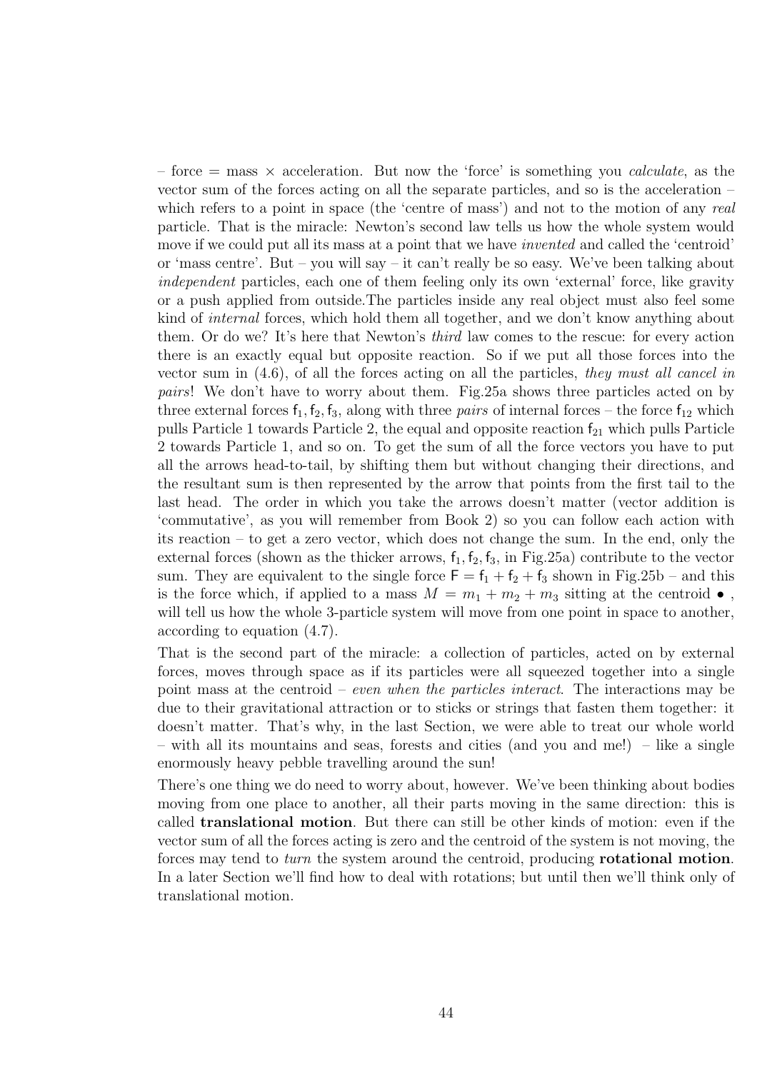– force = mass × acceleration. But now the 'force' is something you *calculate*, as the vector sum of the forces acting on all the separate particles, and so is the acceleration – which refers to a point in space (the 'centre of mass') and not to the motion of any *real* particle. That is the miracle: Newton's second law tells us how the whole system would move if we could put all its mass at a point that we have *invented* and called the 'centroid' or 'mass centre'. But – you will say – it can't really be so easy. We've been talking about *independent* particles, each one of them feeling only its own 'external' force, like gravity or a push applied from outside.The particles inside any real object must also feel some kind of *internal* forces, which hold them all together, and we don't know anything about them. Or do we? It's here that Newton's *third* law comes to the rescue: for every action there is an exactly equal but opposite reaction. So if we put all those forces into the vector sum in (4.6), of all the forces acting on all the particles, *they must all cancel in pairs*! We don't have to worry about them. Fig.25a shows three particles acted on by three external forces $\mathsf{f}_1, \mathsf{f}_2, \mathsf{f}_3$, along with three *pairs* of internal forces – the force $\mathsf{f}_{12}$ which pulls Particle 1 towards Particle 2, the equal and opposite reaction $\mathsf{f}_{21}$ which pulls Particle 2 towards Particle 1, and so on. To get the sum of all the force vectors you have to put all the arrows head-to-tail, by shifting them but without changing their directions, and the resultant sum is then represented by the arrow that points from the first tail to the last head. The order in which you take the arrows doesn't matter (vector addition is 'commutative', as you will remember from Book 2) so you can follow each action with its reaction – to get a zero vector, which does not change the sum. In the end, only the external forces (shown as the thicker arrows, $\mathsf{f}_1, \mathsf{f}_2, \mathsf{f}_3$, in Fig.25a) contribute to the vector sum. They are equivalent to the single force $\mathsf{F} = \mathsf{f}_1 + \mathsf{f}_2 + \mathsf{f}_3$ shown in Fig.25b – and this is the force which, if applied to a mass $M = m_1 + m_2 + m_3$ sitting at the centroid $\bullet$ , will tell us how the whole 3-particle system will move from one point in space to another, according to equation (4.7).

That is the second part of the miracle: a collection of particles, acted on by external forces, moves through space as if its particles were all squeezed together into a single point mass at the centroid – *even when the particles interact*. The interactions may be due to their gravitational attraction or to sticks or strings that fasten them together: it doesn't matter. That's why, in the last Section, we were able to treat our whole world – with all its mountains and seas, forests and cities (and you and me!) – like a single enormously heavy pebble travelling around the sun!

There's one thing we do need to worry about, however. We've been thinking about bodies moving from one place to another, all their parts moving in the same direction: this is called **translational motion**. But there can still be other kinds of motion: even if the vector sum of all the forces acting is zero and the centroid of the system is not moving, the forces may tend to *turn* the system around the centroid, producing **rotational motion**. In a later Section we'll find how to deal with rotations; but until then we'll think only of translational motion.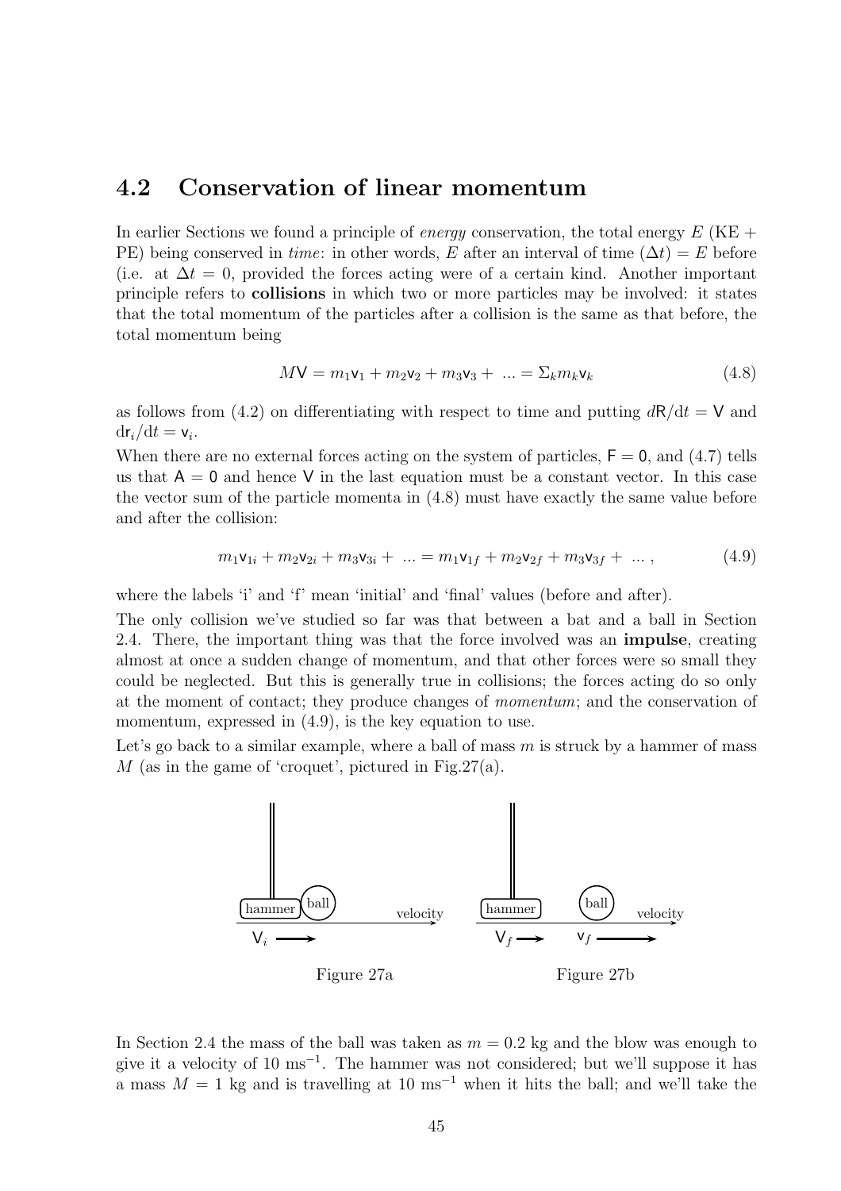## 4.2 Conservation of linear momentum

In earlier Sections we found a principle of *energy* conservation, the total energy $E$ (KE + PE) being conserved in *time*: in other words, $E$ after an interval of time $(\Delta t) = E$ before (i.e. at $\Delta t = 0$, provided the forces acting were of a certain kind. Another important principle refers to **collisions** in which two or more particles may be involved: it states that the total momentum of the particles after a collision is the same as that before, the total momentum being

$$M\mathsf{V} = m_1\mathsf{v}_1 + m_2\mathsf{v}_2 + m_3\mathsf{v}_3 + \ ... = \Sigma_k m_k \mathsf{v}_k \tag{4.8}$$

as follows from (4.2) on differentiating with respect to time and putting $d\mathsf{R}/\mathrm{d}t = \mathsf{V}$ and $\mathrm{d}\mathsf{r}_i/\mathrm{d}t = \mathsf{v}_i$.

When there are no external forces acting on the system of particles, $\mathsf{F} = \mathsf{0}$, and (4.7) tells us that $\mathsf{A} = \mathsf{0}$ and hence $\mathsf{V}$ in the last equation must be a constant vector. In this case the vector sum of the particle momenta in (4.8) must have exactly the same value before and after the collision:

$$m_1\mathsf{v}_{1i} + m_2\mathsf{v}_{2i} + m_3\mathsf{v}_{3i} + \ ... = m_1\mathsf{v}_{1f} + m_2\mathsf{v}_{2f} + m_3\mathsf{v}_{3f} + \ ... \ , \tag{4.9}$$

where the labels 'i' and 'f' mean 'initial' and 'final' values (before and after).

The only collision we've studied so far was that between a bat and a ball in Section 2.4. There, the important thing was that the force involved was an **impulse**, creating almost at once a sudden change of momentum, and that other forces were so small they could be neglected. But this is generally true in collisions; the forces acting do so only at the moment of contact; they produce changes of *momentum*; and the conservation of momentum, expressed in (4.9), is the key equation to use.

Let's go back to a similar example, where a ball of mass $m$ is struck by a hammer of mass $M$ (as in the game of 'croquet', pictured in Fig.27(a).

Figure 27a

Figure 27b

In Section 2.4 the mass of the ball was taken as $m = 0.2$ kg and the blow was enough to give it a velocity of 10 ms$^{-1}$. The hammer was not considered; but we'll suppose it has a mass $M = 1$ kg and is travelling at 10 ms$^{-1}$ when it hits the ball; and we'll take the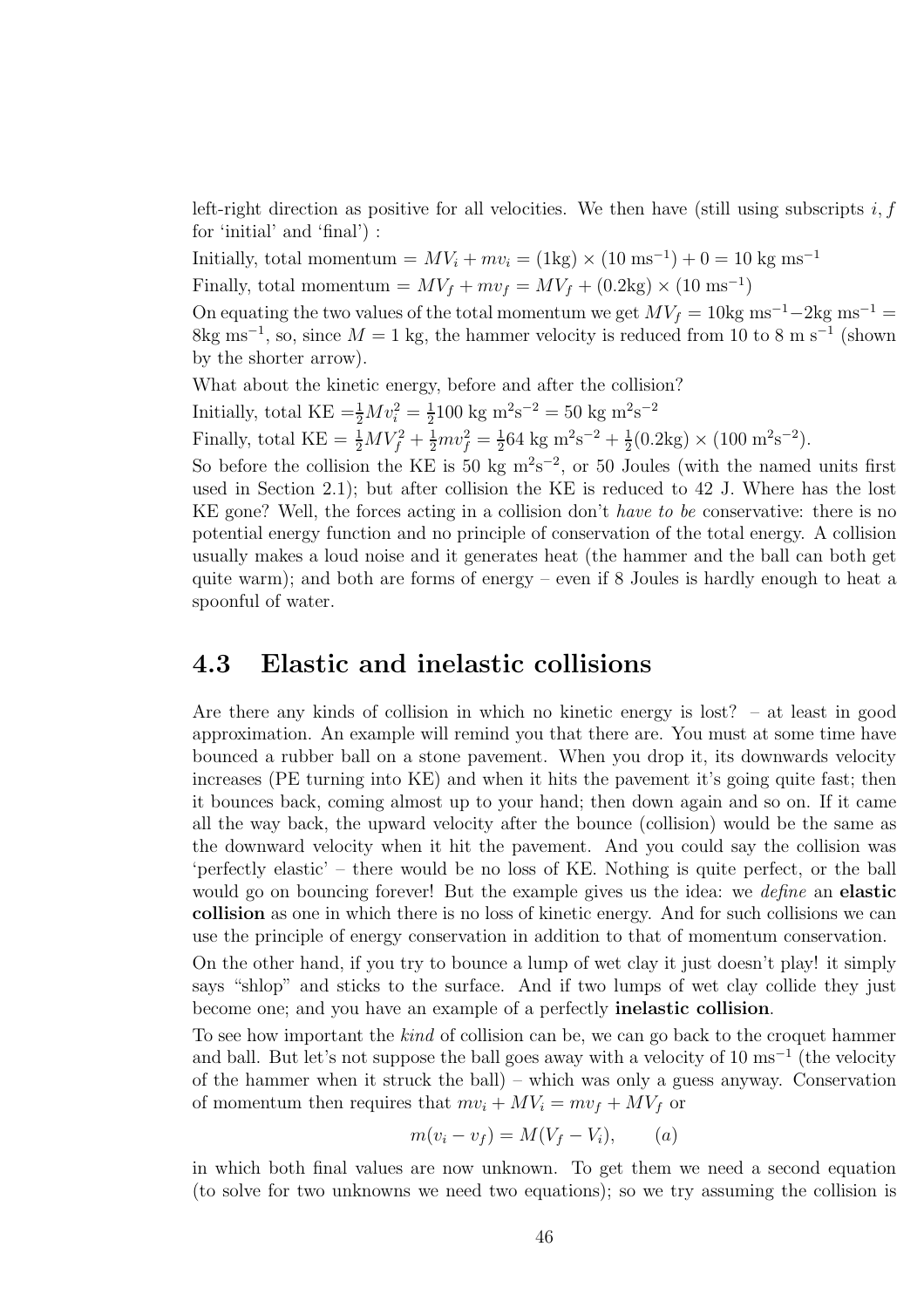left-right direction as positive for all velocities. We then have (still using subscripts $i, f$ for 'initial' and 'final') :

Initially, total momentum $= MV_i + mv_i = (1\text{kg}) \times (10\ \text{ms}^{-1}) + 0 = 10\ \text{kg ms}^{-1}$

Finally, total momentum $= MV_f + mv_f = MV_f + (0.2\text{kg}) \times (10\ \text{ms}^{-1})$

On equating the two values of the total momentum we get $MV_f = 10\text{kg ms}^{-1} - 2\text{kg ms}^{-1} = 8\text{kg ms}^{-1}$, so, since $M = 1$ kg, the hammer velocity is reduced from 10 to 8 m s$^{-1}$ (shown by the shorter arrow).

What about the kinetic energy, before and after the collision?

Initially, total KE $= \frac{1}{2}Mv_i^2 = \frac{1}{2}100\ \text{kg m}^2\text{s}^{-2} = 50\ \text{kg m}^2\text{s}^{-2}$

Finally, total KE $= \frac{1}{2}MV_f^2 + \frac{1}{2}mv_f^2 = \frac{1}{2}64\ \text{kg m}^2\text{s}^{-2} + \frac{1}{2}(0.2\text{kg}) \times (100\ \text{m}^2\text{s}^{-2})$.

So before the collision the KE is 50 kg m$^2$s$^{-2}$, or 50 Joules (with the named units first used in Section 2.1); but after collision the KE is reduced to 42 J. Where has the lost KE gone? Well, the forces acting in a collision don't *have to be* conservative: there is no potential energy function and no principle of conservation of the total energy. A collision usually makes a loud noise and it generates heat (the hammer and the ball can both get quite warm); and both are forms of energy – even if 8 Joules is hardly enough to heat a spoonful of water.

## 4.3 Elastic and inelastic collisions

Are there any kinds of collision in which no kinetic energy is lost? – at least in good approximation. An example will remind you that there are. You must at some time have bounced a rubber ball on a stone pavement. When you drop it, its downwards velocity increases (PE turning into KE) and when it hits the pavement it's going quite fast; then it bounces back, coming almost up to your hand; then down again and so on. If it came all the way back, the upward velocity after the bounce (collision) would be the same as the downward velocity when it hit the pavement. And you could say the collision was 'perfectly elastic' – there would be no loss of KE. Nothing is quite perfect, or the ball would go on bouncing forever! But the example gives us the idea: we *define* an **elastic collision** as one in which there is no loss of kinetic energy. And for such collisions we can use the principle of energy conservation in addition to that of momentum conservation.

On the other hand, if you try to bounce a lump of wet clay it just doesn't play! it simply says "shlop" and sticks to the surface. And if two lumps of wet clay collide they just become one; and you have an example of a perfectly **inelastic collision**.

To see how important the *kind* of collision can be, we can go back to the croquet hammer and ball. But let's not suppose the ball goes away with a velocity of 10 ms$^{-1}$ (the velocity of the hammer when it struck the ball) – which was only a guess anyway. Conservation of momentum then requires that $mv_i + MV_i = mv_f + MV_f$ or

$$m(v_i - v_f) = M(V_f - V_i), \qquad (a)$$

in which both final values are now unknown. To get them we need a second equation (to solve for two unknowns we need two equations); so we try assuming the collision is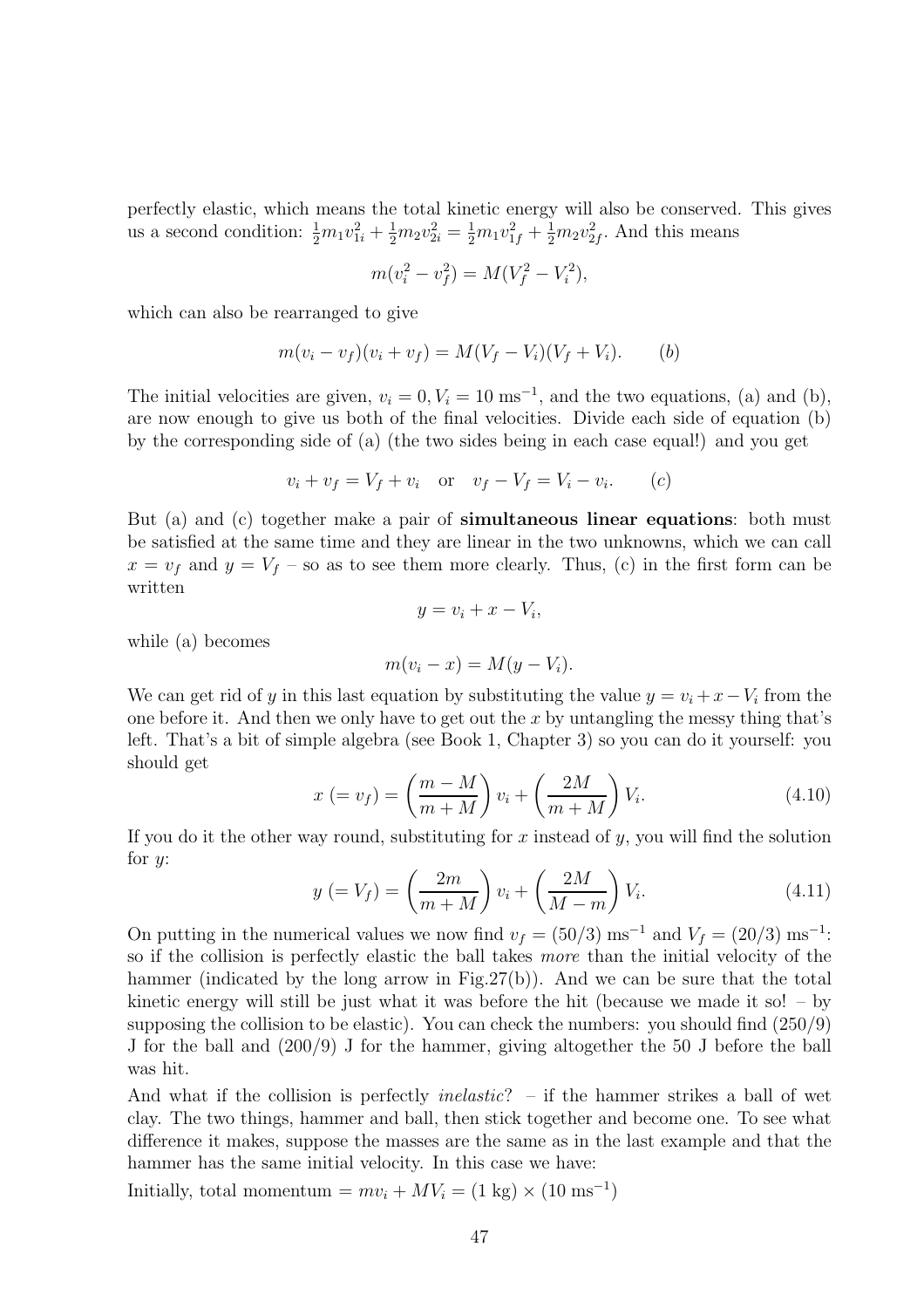perfectly elastic, which means the total kinetic energy will also be conserved. This gives us a second condition: $\frac{1}{2}m_1v_{1i}^2 + \frac{1}{2}m_2v_{2i}^2 = \frac{1}{2}m_1v_{1f}^2 + \frac{1}{2}m_2v_{2f}^2$. And this means

$$m(v_i^2 - v_f^2) = M(V_f^2 - V_i^2),$$

which can also be rearranged to give

$$m(v_i - v_f)(v_i + v_f) = M(V_f - V_i)(V_f + V_i). \qquad (b)$$

The initial velocities are given, $v_i = 0, V_i = 10$ ms$^{-1}$, and the two equations, (a) and (b), are now enough to give us both of the final velocities. Divide each side of equation (b) by the corresponding side of (a) (the two sides being in each case equal!) and you get

$$v_i + v_f = V_f + v_i \quad \text{or} \quad v_f - V_f = V_i - v_i. \qquad (c)$$

But (a) and (c) together make a pair of **simultaneous linear equations**: both must be satisfied at the same time and they are linear in the two unknowns, which we can call $x = v_f$ and $y = V_f$ – so as to see them more clearly. Thus, (c) in the first form can be written

$$y = v_i + x - V_i,$$

while (a) becomes

$$m(v_i - x) = M(y - V_i).$$

We can get rid of $y$ in this last equation by substituting the value $y = v_i + x - V_i$ from the one before it. And then we only have to get out the $x$ by untangling the messy thing that's left. That's a bit of simple algebra (see Book 1, Chapter 3) so you can do it yourself: you should get

$$x \ (= v_f) = \left(\frac{m - M}{m + M}\right) v_i + \left(\frac{2M}{m + M}\right) V_i. \qquad (4.10)$$

If you do it the other way round, substituting for $x$ instead of $y$, you will find the solution for $y$:

$$y \ (= V_f) = \left(\frac{2m}{m + M}\right) v_i + \left(\frac{2M}{M - m}\right) V_i. \qquad (4.11)$$

On putting in the numerical values we now find $v_f = (50/3)$ ms$^{-1}$ and $V_f = (20/3)$ ms$^{-1}$: so if the collision is perfectly elastic the ball takes *more* than the initial velocity of the hammer (indicated by the long arrow in Fig.27(b)). And we can be sure that the total kinetic energy will still be just what it was before the hit (because we made it so! – by supposing the collision to be elastic). You can check the numbers: you should find (250/9) J for the ball and (200/9) J for the hammer, giving altogether the 50 J before the ball was hit.

And what if the collision is perfectly *inelastic*? – if the hammer strikes a ball of wet clay. The two things, hammer and ball, then stick together and become one. To see what difference it makes, suppose the masses are the same as in the last example and that the hammer has the same initial velocity. In this case we have:

Initially, total momentum = $mv_i + MV_i = (1 \text{ kg}) \times (10 \text{ ms}^{-1})$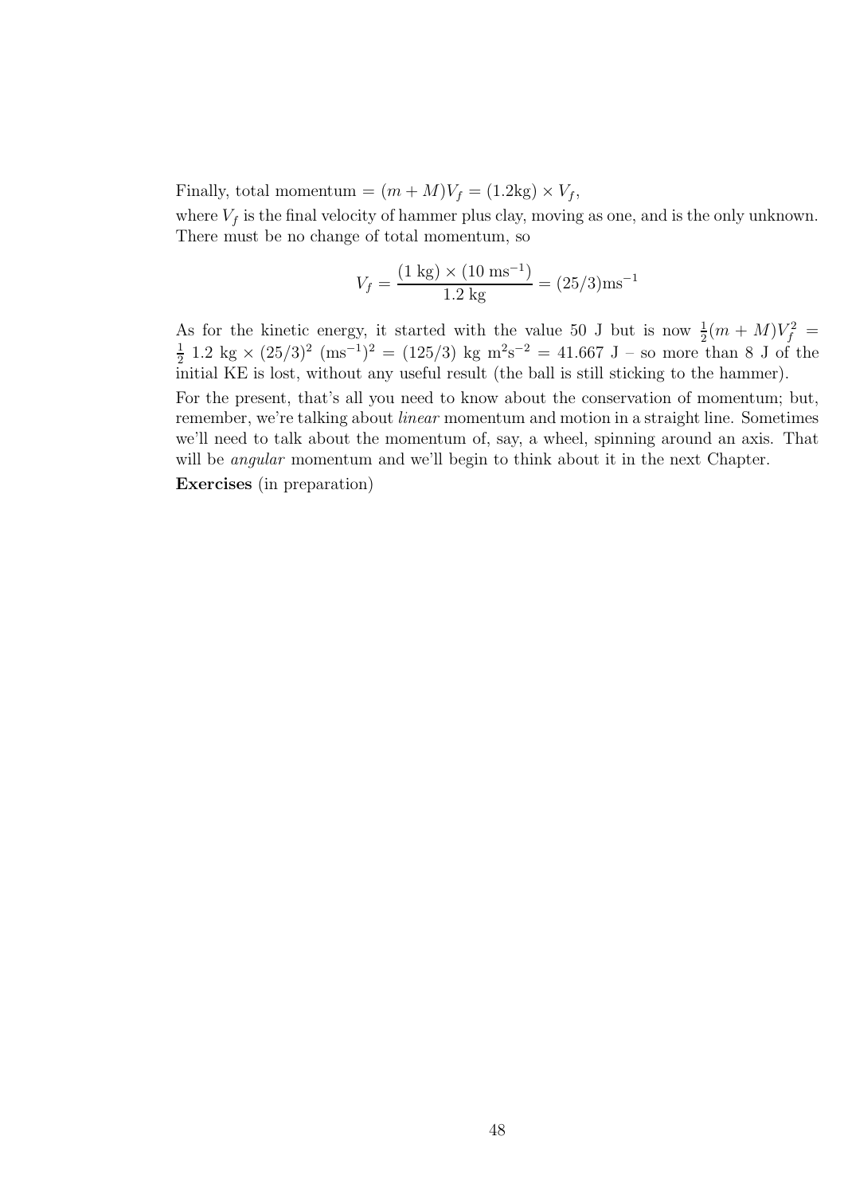Finally, total momentum $= (m + M)V_f = (1.2\text{kg}) \times V_f$,

where $V_f$ is the final velocity of hammer plus clay, moving as one, and is the only unknown. There must be no change of total momentum, so

$$V_f = \frac{(1 \text{ kg}) \times (10 \text{ ms}^{-1})}{1.2 \text{ kg}} = (25/3)\text{ms}^{-1}$$

As for the kinetic energy, it started with the value 50 J but is now $\frac{1}{2}(m + M)V_f^2 = \frac{1}{2}\ 1.2 \text{ kg} \times (25/3)^2\ (\text{ms}^{-1})^2 = (125/3) \text{ kg m}^2\text{s}^{-2} = 41.667$ J – so more than 8 J of the initial KE is lost, without any useful result (the ball is still sticking to the hammer).

For the present, that's all you need to know about the conservation of momentum; but, remember, we're talking about *linear* momentum and motion in a straight line. Sometimes we'll need to talk about the momentum of, say, a wheel, spinning around an axis. That will be *angular* momentum and we'll begin to think about it in the next Chapter.

**Exercises** (in preparation)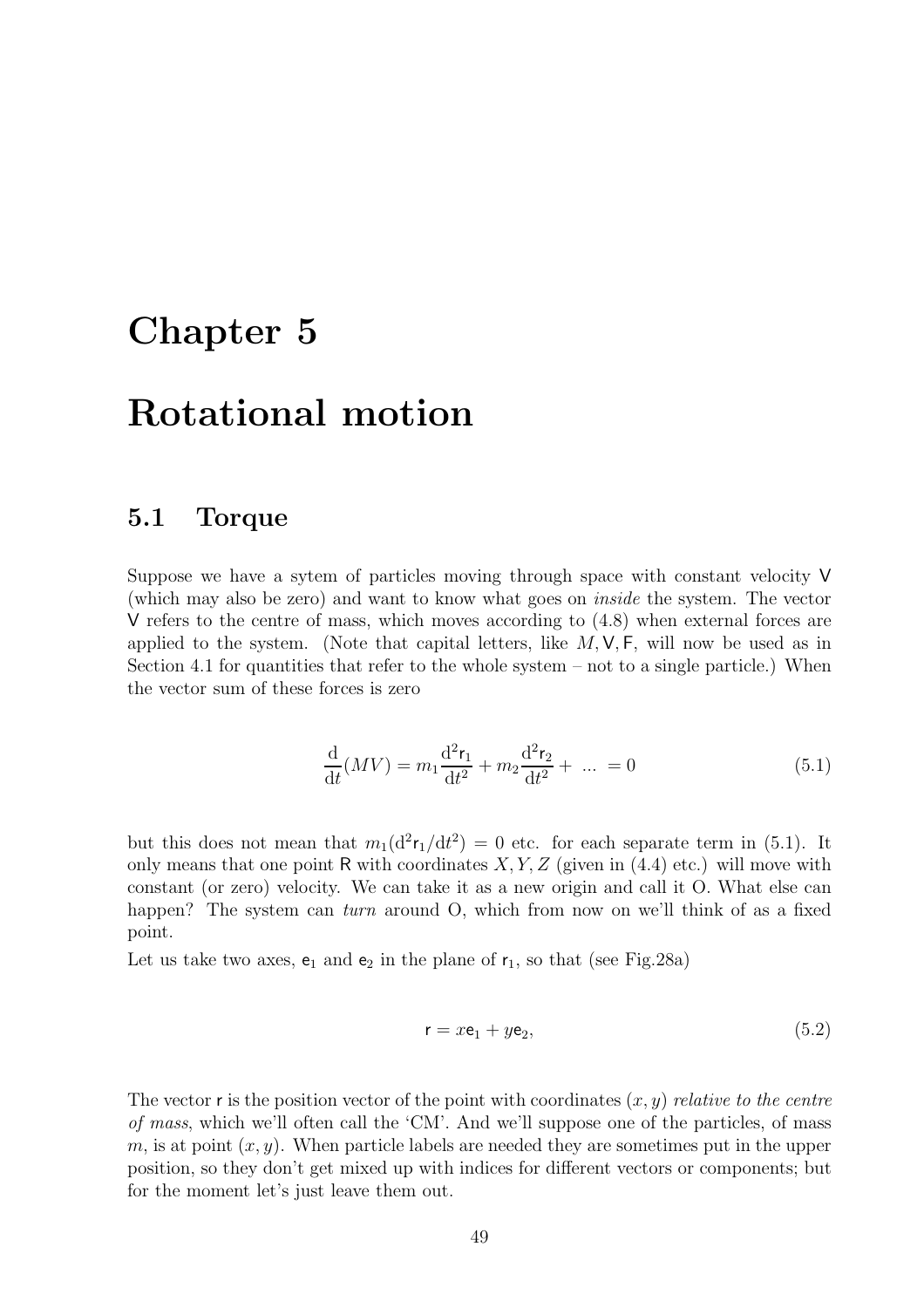# Chapter 5

# Rotational motion

## 5.1 Torque

Suppose we have a sytem of particles moving through space with constant velocity $\mathsf{V}$ (which may also be zero) and want to know what goes on *inside* the system. The vector $\mathsf{V}$ refers to the centre of mass, which moves according to (4.8) when external forces are applied to the system. (Note that capital letters, like $M, \mathsf{V}, \mathsf{F}$, will now be used as in Section 4.1 for quantities that refer to the whole system – not to a single particle.) When the vector sum of these forces is zero

$$\frac{\mathrm{d}}{\mathrm{d}t}(MV) = m_1 \frac{\mathrm{d}^2 \mathsf{r}_1}{\mathrm{d}t^2} + m_2 \frac{\mathrm{d}^2 \mathsf{r}_2}{\mathrm{d}t^2} + \ ... \ = 0 \tag{5.1}$$

but this does not mean that $m_1(\mathrm{d}^2\mathsf{r}_1/\mathrm{d}t^2) = 0$ etc. for each separate term in (5.1). It only means that one point $\mathsf{R}$ with coordinates $X, Y, Z$ (given in (4.4) etc.) will move with constant (or zero) velocity. We can take it as a new origin and call it O. What else can happen? The system can *turn* around O, which from now on we'll think of as a fixed point.

Let us take two axes, $\mathsf{e}_1$ and $\mathsf{e}_2$ in the plane of $\mathsf{r}_1$, so that (see Fig.28a)

$$\mathsf{r} = x\mathsf{e}_1 + y\mathsf{e}_2, \tag{5.2}$$

The vector $\mathsf{r}$ is the position vector of the point with coordinates $(x, y)$ *relative to the centre of mass*, which we'll often call the 'CM'. And we'll suppose one of the particles, of mass $m$, is at point $(x, y)$. When particle labels are needed they are sometimes put in the upper position, so they don't get mixed up with indices for different vectors or components; but for the moment let's just leave them out.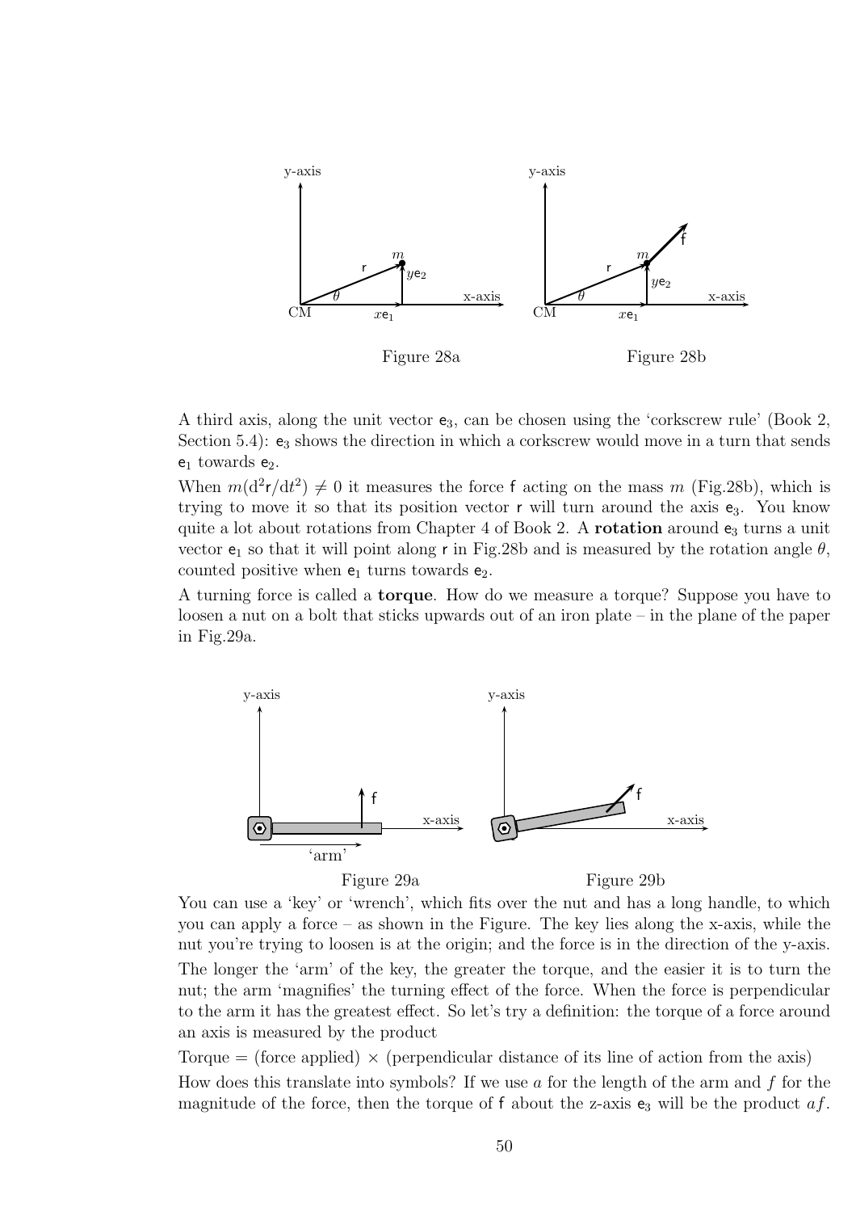Figure 28a

Figure 28b

A third axis, along the unit vector $\mathsf{e}_3$, can be chosen using the 'corkscrew rule' (Book 2, Section 5.4): $\mathsf{e}_3$ shows the direction in which a corkscrew would move in a turn that sends $\mathsf{e}_1$ towards $\mathsf{e}_2$.

When $m(\mathrm{d}^2\mathsf{r}/\mathrm{d}t^2) \neq 0$ it measures the force $\mathsf{f}$ acting on the mass $m$ (Fig.28b), which is trying to move it so that its position vector $\mathsf{r}$ will turn around the axis $\mathsf{e}_3$. You know quite a lot about rotations from Chapter 4 of Book 2. A **rotation** around $\mathsf{e}_3$ turns a unit vector $\mathsf{e}_1$ so that it will point along $\mathsf{r}$ in Fig.28b and is measured by the rotation angle $\theta$, counted positive when $\mathsf{e}_1$ turns towards $\mathsf{e}_2$.

A turning force is called a **torque**. How do we measure a torque? Suppose you have to loosen a nut on a bolt that sticks upwards out of an iron plate – in the plane of the paper in Fig.29a.

Figure 29a

Figure 29b

You can use a 'key' or 'wrench', which fits over the nut and has a long handle, to which you can apply a force – as shown in the Figure. The key lies along the x-axis, while the nut you're trying to loosen is at the origin; and the force is in the direction of the y-axis.

The longer the 'arm' of the key, the greater the torque, and the easier it is to turn the nut; the arm 'magnifies' the turning effect of the force. When the force is perpendicular to the arm it has the greatest effect. So let's try a definition: the torque of a force around an axis is measured by the product

Torque = (force applied) × (perpendicular distance of its line of action from the axis)

How does this translate into symbols? If we use $a$ for the length of the arm and $f$ for the magnitude of the force, then the torque of $\mathsf{f}$ about the z-axis $\mathsf{e}_3$ will be the product $af$.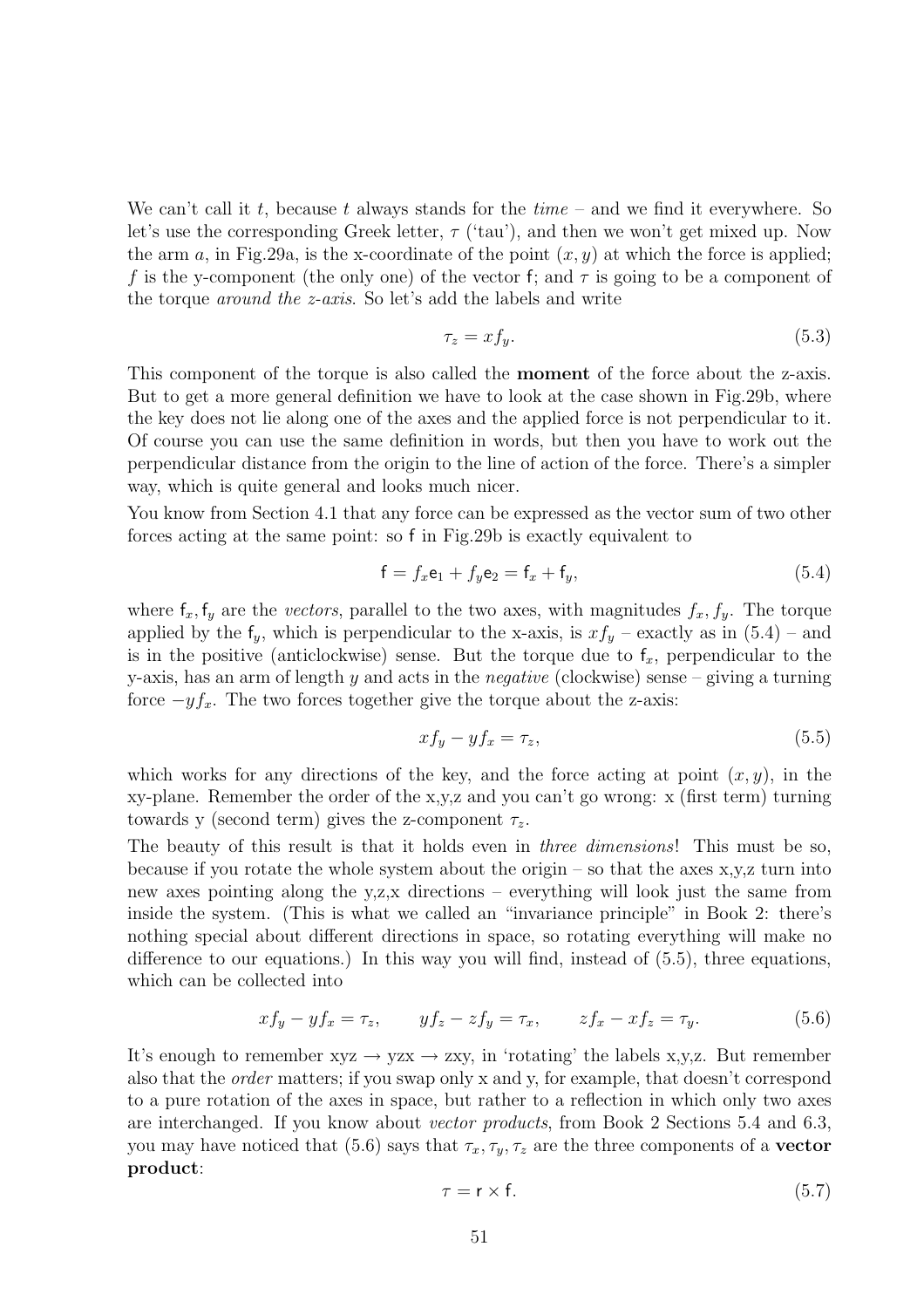We can't call it $t$, because $t$ always stands for the *time* – and we find it everywhere. So let's use the corresponding Greek letter, $\tau$ ('tau'), and then we won't get mixed up. Now the arm $a$, in Fig.29a, is the x-coordinate of the point $(x, y)$ at which the force is applied; $f$ is the y-component (the only one) of the vector $\mathsf{f}$; and $\tau$ is going to be a component of the torque *around the z-axis*. So let's add the labels and write

$$\tau_z = x f_y. \tag{5.3}$$

This component of the torque is also called the **moment** of the force about the z-axis. But to get a more general definition we have to look at the case shown in Fig.29b, where the key does not lie along one of the axes and the applied force is not perpendicular to it. Of course you can use the same definition in words, but then you have to work out the perpendicular distance from the origin to the line of action of the force. There's a simpler way, which is quite general and looks much nicer.

You know from Section 4.1 that any force can be expressed as the vector sum of two other forces acting at the same point: so $\mathsf{f}$ in Fig.29b is exactly equivalent to

$$\mathsf{f} = f_x \mathsf{e}_1 + f_y \mathsf{e}_2 = \mathsf{f}_x + \mathsf{f}_y, \tag{5.4}$$

where $\mathsf{f}_x, \mathsf{f}_y$ are the *vectors*, parallel to the two axes, with magnitudes $f_x, f_y$. The torque applied by the $\mathsf{f}_y$, which is perpendicular to the x-axis, is $x f_y$ – exactly as in (5.4) – and is in the positive (anticlockwise) sense. But the torque due to $\mathsf{f}_x$, perpendicular to the y-axis, has an arm of length $y$ and acts in the *negative* (clockwise) sense – giving a turning force $-y f_x$. The two forces together give the torque about the z-axis:

$$x f_y - y f_x = \tau_z, \tag{5.5}$$

which works for any directions of the key, and the force acting at point $(x, y)$, in the xy-plane. Remember the order of the x,y,z and you can't go wrong: x (first term) turning towards y (second term) gives the z-component $\tau_z$.

The beauty of this result is that it holds even in *three dimensions*! This must be so, because if you rotate the whole system about the origin – so that the axes x,y,z turn into new axes pointing along the y,z,x directions – everything will look just the same from inside the system. (This is what we called an "invariance principle" in Book 2: there's nothing special about different directions in space, so rotating everything will make no difference to our equations.) In this way you will find, instead of (5.5), three equations, which can be collected into

$$x f_y - y f_x = \tau_z, \qquad y f_z - z f_y = \tau_x, \qquad z f_x - x f_z = \tau_y. \tag{5.6}$$

It's enough to remember xyz $\rightarrow$ yzx $\rightarrow$ zxy, in 'rotating' the labels x,y,z. But remember also that the *order* matters; if you swap only x and y, for example, that doesn't correspond to a pure rotation of the axes in space, but rather to a reflection in which only two axes are interchanged. If you know about *vector products*, from Book 2 Sections 5.4 and 6.3, you may have noticed that (5.6) says that $\tau_x, \tau_y, \tau_z$ are the three components of a **vector product**:

$$\tau = \mathsf{r} \times \mathsf{f}. \tag{5.7}$$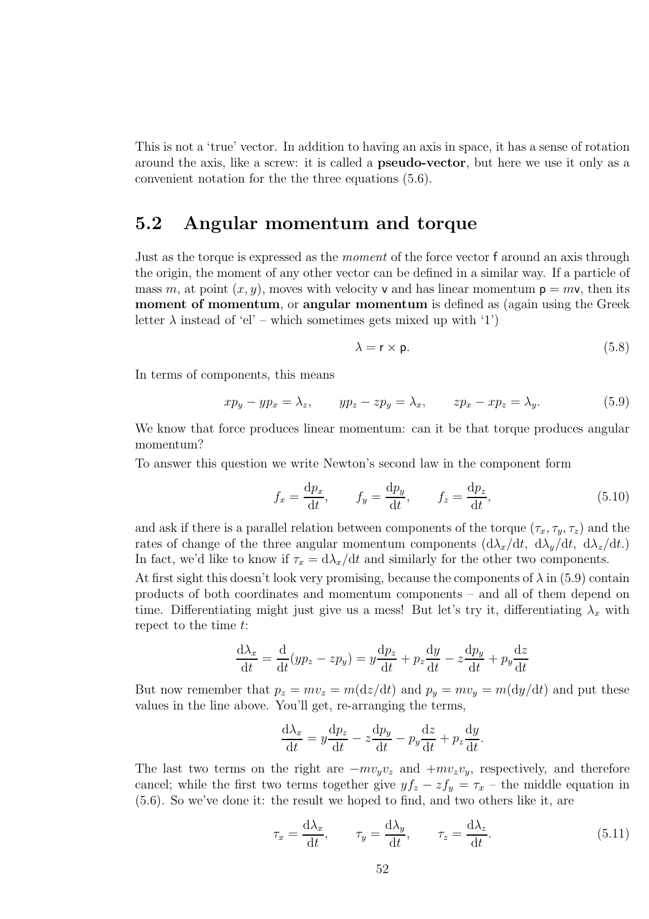This is not a 'true' vector. In addition to having an axis in space, it has a sense of rotation around the axis, like a screw: it is called a **pseudo-vector**, but here we use it only as a convenient notation for the the three equations (5.6).

## 5.2 Angular momentum and torque

Just as the torque is expressed as the *moment* of the force vector $\mathsf{f}$ around an axis through the origin, the moment of any other vector can be defined in a similar way. If a particle of mass $m$, at point $(x, y)$, moves with velocity $\mathsf{v}$ and has linear momentum $\mathsf{p} = m\mathsf{v}$, then its **moment of momentum**, or **angular momentum** is defined as (again using the Greek letter $\lambda$ instead of 'el' – which sometimes gets mixed up with '1')

$$\lambda = \mathsf{r} \times \mathsf{p}. \tag{5.8}$$

In terms of components, this means

$$xp_y - yp_x = \lambda_z, \qquad yp_z - zp_y = \lambda_x, \qquad zp_x - xp_z = \lambda_y. \tag{5.9}$$

We know that force produces linear momentum: can it be that torque produces angular momentum?

To answer this question we write Newton's second law in the component form

$$f_x = \frac{\mathrm{d}p_x}{\mathrm{d}t}, \qquad f_y = \frac{\mathrm{d}p_y}{\mathrm{d}t}, \qquad f_z = \frac{\mathrm{d}p_z}{\mathrm{d}t}, \tag{5.10}$$

and ask if there is a parallel relation between components of the torque $(\tau_x, \tau_y, \tau_z)$ and the rates of change of the three angular momentum components $(\mathrm{d}\lambda_x/\mathrm{d}t,\ \mathrm{d}\lambda_y/\mathrm{d}t,\ \mathrm{d}\lambda_z/\mathrm{d}t.)$ In fact, we'd like to know if $\tau_x = \mathrm{d}\lambda_x/\mathrm{d}t$ and similarly for the other two components.

At first sight this doesn't look very promising, because the components of $\lambda$ in (5.9) contain products of both coordinates and momentum components – and all of them depend on time. Differentiating might just give us a mess! But let's try it, differentiating $\lambda_x$ with repect to the time $t$:

$$\frac{\mathrm{d}\lambda_x}{\mathrm{d}t} = \frac{\mathrm{d}}{\mathrm{d}t}(yp_z - zp_y) = y\frac{\mathrm{d}p_z}{\mathrm{d}t} + p_z\frac{\mathrm{d}y}{\mathrm{d}t} - z\frac{\mathrm{d}p_y}{\mathrm{d}t} + p_y\frac{\mathrm{d}z}{\mathrm{d}t}$$

But now remember that $p_z = mv_z = m(\mathrm{d}z/\mathrm{d}t)$ and $p_y = mv_y = m(\mathrm{d}y/\mathrm{d}t)$ and put these values in the line above. You'll get, re-arranging the terms,

$$\frac{\mathrm{d}\lambda_x}{\mathrm{d}t} = y\frac{\mathrm{d}p_z}{\mathrm{d}t} - z\frac{\mathrm{d}p_y}{\mathrm{d}t} - p_y\frac{\mathrm{d}z}{\mathrm{d}t} + p_z\frac{\mathrm{d}y}{\mathrm{d}t}.$$

The last two terms on the right are $-mv_yv_z$ and $+mv_zv_y$, respectively, and therefore cancel; while the first two terms together give $yf_z - zf_y = \tau_x$ – the middle equation in (5.6). So we've done it: the result we hoped to find, and two others like it, are

$$\tau_x = \frac{\mathrm{d}\lambda_x}{\mathrm{d}t}, \qquad \tau_y = \frac{\mathrm{d}\lambda_y}{\mathrm{d}t}, \qquad \tau_z = \frac{\mathrm{d}\lambda_z}{\mathrm{d}t}. \tag{5.11}$$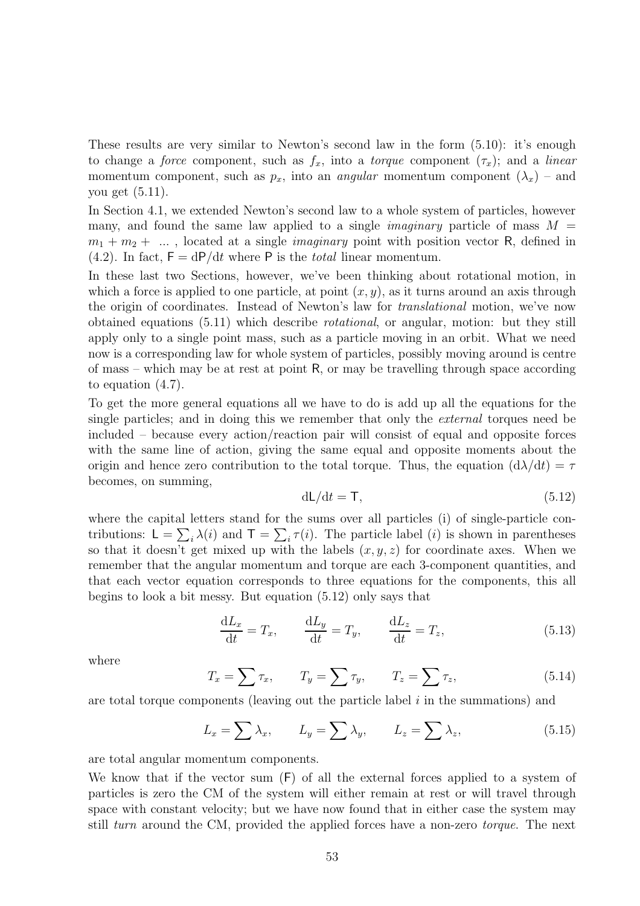These results are very similar to Newton's second law in the form (5.10): it's enough to change a *force* component, such as $f_x$, into a *torque* component ($\tau_x$); and a *linear* momentum component, such as $p_x$, into an *angular* momentum component ($\lambda_x$) – and you get (5.11).

In Section 4.1, we extended Newton's second law to a whole system of particles, however many, and found the same law applied to a single *imaginary* particle of mass $M = m_1 + m_2 + \ ...$ , located at a single *imaginary* point with position vector $\mathsf{R}$, defined in (4.2). In fact, $\mathsf{F} = \mathrm{d}\mathsf{P}/\mathrm{d}t$ where $\mathsf{P}$ is the *total* linear momentum.

In these last two Sections, however, we've been thinking about rotational motion, in which a force is applied to one particle, at point $(x, y)$, as it turns around an axis through the origin of coordinates. Instead of Newton's law for *translational* motion, we've now obtained equations (5.11) which describe *rotational*, or angular, motion: but they still apply only to a single point mass, such as a particle moving in an orbit. What we need now is a corresponding law for whole system of particles, possibly moving around is centre of mass – which may be at rest at point $\mathsf{R}$, or may be travelling through space according to equation (4.7).

To get the more general equations all we have to do is add up all the equations for the single particles; and in doing this we remember that only the *external* torques need be included – because every action/reaction pair will consist of equal and opposite forces with the same line of action, giving the same equal and opposite moments about the origin and hence zero contribution to the total torque. Thus, the equation $(\mathrm{d}\lambda/\mathrm{d}t) = \tau$ becomes, on summing,

$$\mathrm{d}\mathsf{L}/\mathrm{d}t = \mathsf{T}, \tag{5.12}$$

where the capital letters stand for the sums over all particles (i) of single-particle contributions: $\mathsf{L} = \sum_i \lambda(i)$ and $\mathsf{T} = \sum_i \tau(i)$. The particle label $(i)$ is shown in parentheses so that it doesn't get mixed up with the labels $(x, y, z)$ for coordinate axes. When we remember that the angular momentum and torque are each 3-component quantities, and that each vector equation corresponds to three equations for the components, this all begins to look a bit messy. But equation (5.12) only says that

$$\frac{\mathrm{d}L_x}{\mathrm{d}t} = T_x, \qquad \frac{\mathrm{d}L_y}{\mathrm{d}t} = T_y, \qquad \frac{\mathrm{d}L_z}{\mathrm{d}t} = T_z, \tag{5.13}$$

where

$$T_x = \sum \tau_x, \qquad T_y = \sum \tau_y, \qquad T_z = \sum \tau_z, \tag{5.14}$$

are total torque components (leaving out the particle label $i$ in the summations) and

$$L_x = \sum \lambda_x, \qquad L_y = \sum \lambda_y, \qquad L_z = \sum \lambda_z, \tag{5.15}$$

are total angular momentum components.

We know that if the vector sum ($\mathsf{F}$) of all the external forces applied to a system of particles is zero the CM of the system will either remain at rest or will travel through space with constant velocity; but we have now found that in either case the system may still *turn* around the CM, provided the applied forces have a non-zero *torque*. The next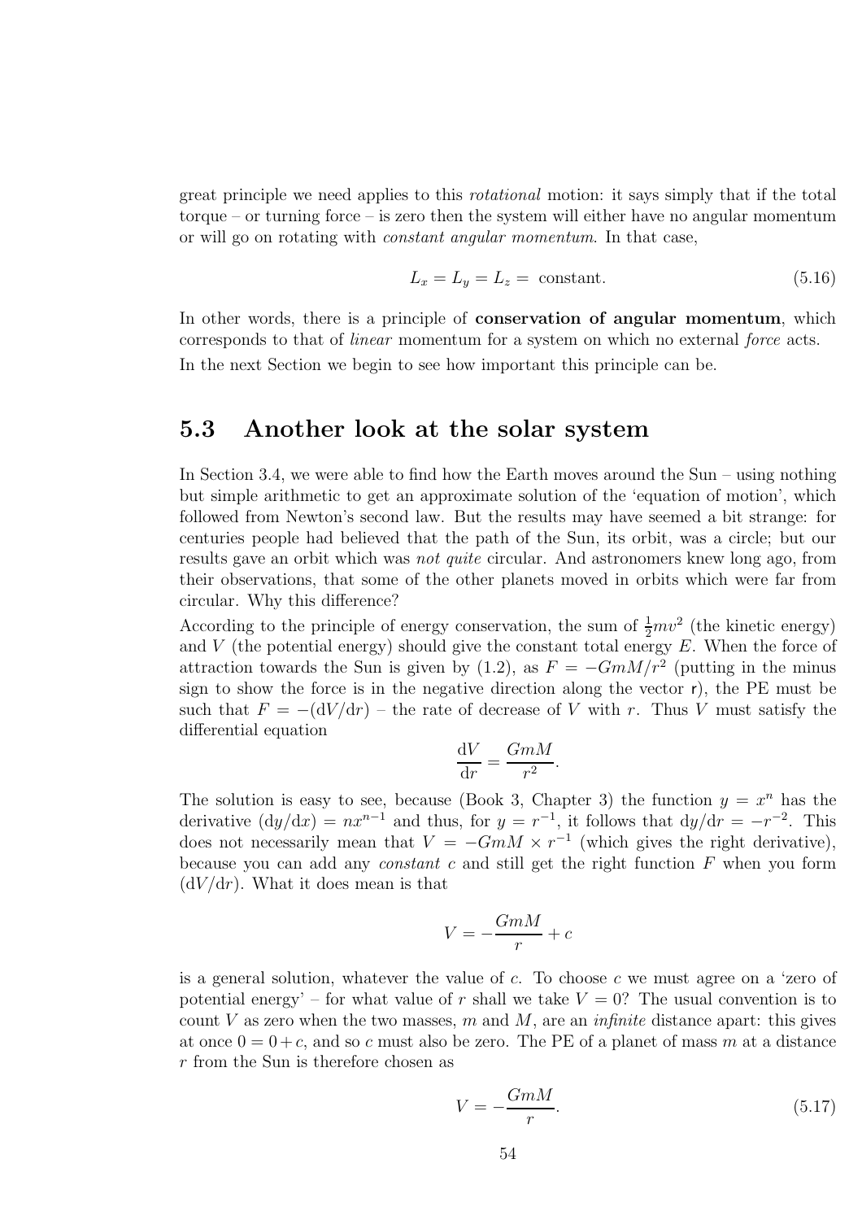great principle we need applies to this *rotational* motion: it says simply that if the total torque – or turning force – is zero then the system will either have no angular momentum or will go on rotating with *constant angular momentum*. In that case,

$$L_x = L_y = L_z = \text{ constant.} \tag{5.16}$$

In other words, there is a principle of **conservation of angular momentum**, which corresponds to that of *linear* momentum for a system on which no external *force* acts.

In the next Section we begin to see how important this principle can be.

## 5.3 Another look at the solar system

In Section 3.4, we were able to find how the Earth moves around the Sun – using nothing but simple arithmetic to get an approximate solution of the 'equation of motion', which followed from Newton's second law. But the results may have seemed a bit strange: for centuries people had believed that the path of the Sun, its orbit, was a circle; but our results gave an orbit which was *not quite* circular. And astronomers knew long ago, from their observations, that some of the other planets moved in orbits which were far from circular. Why this difference?

According to the principle of energy conservation, the sum of $\frac{1}{2}mv^2$ (the kinetic energy) and $V$ (the potential energy) should give the constant total energy $E$. When the force of attraction towards the Sun is given by (1.2), as $F = -GmM/r^2$ (putting in the minus sign to show the force is in the negative direction along the vector $\mathsf{r}$), the PE must be such that $F = -(\mathrm{d}V/\mathrm{d}r)$ – the rate of decrease of $V$ with $r$. Thus $V$ must satisfy the differential equation

$$\frac{\mathrm{d}V}{\mathrm{d}r} = \frac{GmM}{r^2}.$$

The solution is easy to see, because (Book 3, Chapter 3) the function $y = x^n$ has the derivative $(\mathrm{d}y/\mathrm{d}x) = nx^{n-1}$ and thus, for $y = r^{-1}$, it follows that $\mathrm{d}y/\mathrm{d}r = -r^{-2}$. This does not necessarily mean that $V = -GmM \times r^{-1}$ (which gives the right derivative), because you can add any *constant* $c$ and still get the right function $F$ when you form $(\mathrm{d}V/\mathrm{d}r)$. What it does mean is that

$$V = -\frac{GmM}{r} + c$$

is a general solution, whatever the value of $c$. To choose $c$ we must agree on a 'zero of potential energy' – for what value of $r$ shall we take $V = 0$? The usual convention is to count $V$ as zero when the two masses, $m$ and $M$, are an *infinite* distance apart: this gives at once $0 = 0 + c$, and so $c$ must also be zero. The PE of a planet of mass $m$ at a distance $r$ from the Sun is therefore chosen as

$$V = -\frac{GmM}{r}. \tag{5.17}$$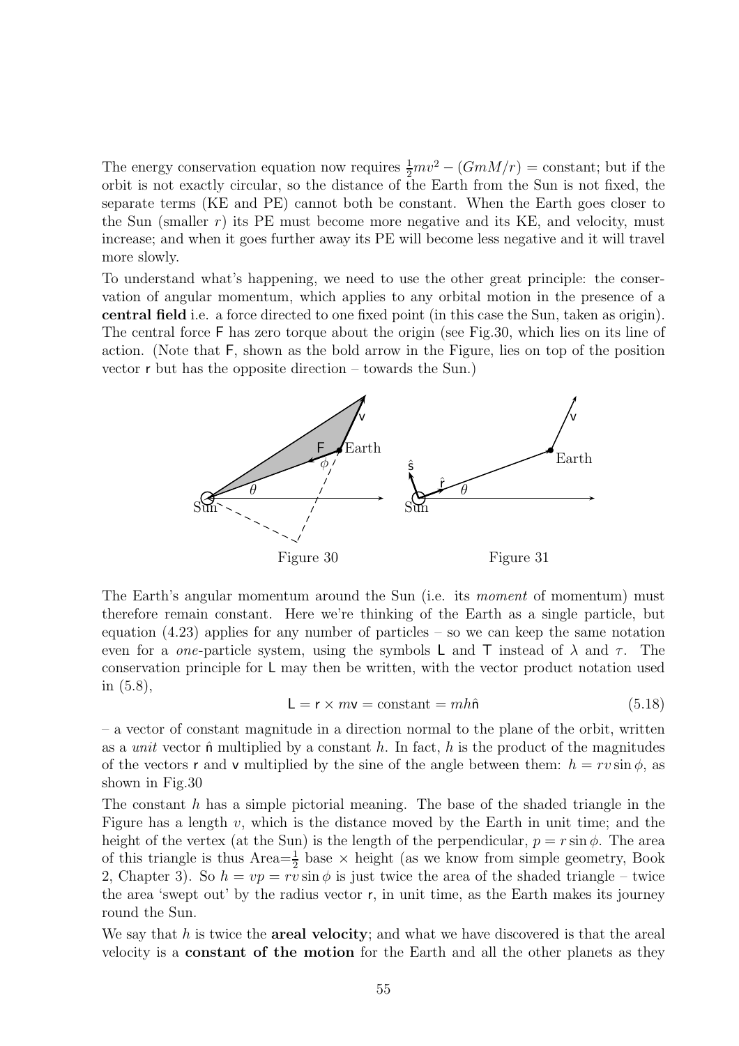The energy conservation equation now requires $\frac{1}{2}mv^2 - (GmM/r) = \text{constant}$; but if the orbit is not exactly circular, so the distance of the Earth from the Sun is not fixed, the separate terms (KE and PE) cannot both be constant. When the Earth goes closer to the Sun (smaller $r$) its PE must become more negative and its KE, and velocity, must increase; and when it goes further away its PE will become less negative and it will travel more slowly.

To understand what's happening, we need to use the other great principle: the conservation of angular momentum, which applies to any orbital motion in the presence of a **central field** i.e. a force directed to one fixed point (in this case the Sun, taken as origin). The central force $\mathsf{F}$ has zero torque about the origin (see Fig.30, which lies on its line of action. (Note that $\mathsf{F}$, shown as the bold arrow in the Figure, lies on top of the position vector $\mathsf{r}$ but has the opposite direction – towards the Sun.)

Figure 30

Figure 31

The Earth's angular momentum around the Sun (i.e. its *moment* of momentum) must therefore remain constant. Here we're thinking of the Earth as a single particle, but equation (4.23) applies for any number of particles – so we can keep the same notation even for a *one*-particle system, using the symbols $\mathsf{L}$ and $\mathsf{T}$ instead of $\lambda$ and $\tau$. The conservation principle for $\mathsf{L}$ may then be written, with the vector product notation used in (5.8),

$$\mathsf{L} = \mathsf{r} \times m\mathsf{v} = \text{constant} = mh\hat{\mathsf{n}} \tag{5.18}$$

– a vector of constant magnitude in a direction normal to the plane of the orbit, written as a *unit* vector $\hat{\mathsf{n}}$ multiplied by a constant $h$. In fact, $h$ is the product of the magnitudes of the vectors $\mathsf{r}$ and $\mathsf{v}$ multiplied by the sine of the angle between them: $h = rv\sin\phi$, as shown in Fig.30

The constant $h$ has a simple pictorial meaning. The base of the shaded triangle in the Figure has a length $v$, which is the distance moved by the Earth in unit time; and the height of the vertex (at the Sun) is the length of the perpendicular, $p = r\sin\phi$. The area of this triangle is thus Area$=\frac{1}{2}$ base $\times$ height (as we know from simple geometry, Book 2, Chapter 3). So $h = vp = rv\sin\phi$ is just twice the area of the shaded triangle – twice the area 'swept out' by the radius vector $\mathsf{r}$, in unit time, as the Earth makes its journey round the Sun.

We say that $h$ is twice the **areal velocity**; and what we have discovered is that the areal velocity is a **constant of the motion** for the Earth and all the other planets as they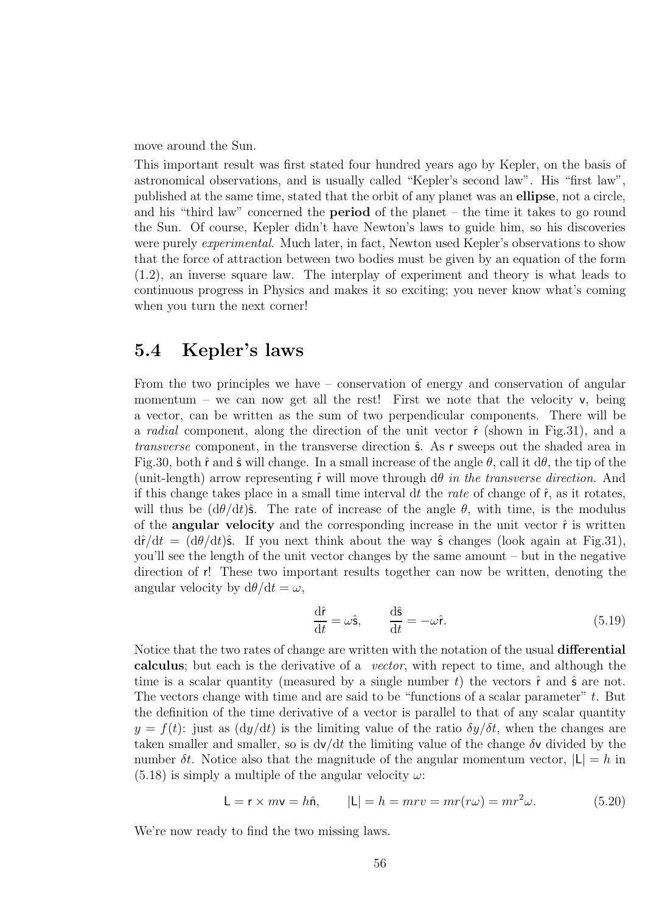move around the Sun.

This important result was first stated four hundred years ago by Kepler, on the basis of astronomical observations, and is usually called "Kepler's second law". His "first law", published at the same time, stated that the orbit of any planet was an **ellipse**, not a circle, and his "third law" concerned the **period** of the planet – the time it takes to go round the Sun. Of course, Kepler didn't have Newton's laws to guide him, so his discoveries were purely *experimental*. Much later, in fact, Newton used Kepler's observations to show that the force of attraction between two bodies must be given by an equation of the form (1.2), an inverse square law. The interplay of experiment and theory is what leads to continuous progress in Physics and makes it so exciting; you never know what's coming when you turn the next corner!

## 5.4 Kepler's laws

From the two principles we have – conservation of energy and conservation of angular momentum – we can now get all the rest! First we note that the velocity $\mathsf{v}$, being a vector, can be written as the sum of two perpendicular components. There will be a *radial* component, along the direction of the unit vector $\hat{\mathsf{r}}$ (shown in Fig.31), and a *transverse* component, in the transverse direction $\hat{\mathsf{s}}$. As $\mathsf{r}$ sweeps out the shaded area in Fig.30, both $\hat{\mathsf{r}}$ and $\hat{\mathsf{s}}$ will change. In a small increase of the angle $\theta$, call it $\mathrm{d}\theta$, the tip of the (unit-length) arrow representing $\hat{\mathsf{r}}$ will move through $\mathrm{d}\theta$ *in the transverse direction*. And if this change takes place in a small time interval $\mathrm{d}t$ the *rate* of change of $\hat{\mathsf{r}}$, as it rotates, will thus be $(\mathrm{d}\theta/\mathrm{d}t)\hat{\mathsf{s}}$. The rate of increase of the angle $\theta$, with time, is the modulus of the **angular velocity** and the corresponding increase in the unit vector $\hat{\mathsf{r}}$ is written $\mathrm{d}\hat{\mathsf{r}}/\mathrm{d}t = (\mathrm{d}\theta/\mathrm{d}t)\hat{\mathsf{s}}$. If you next think about the way $\hat{\mathsf{s}}$ changes (look again at Fig.31), you'll see the length of the unit vector changes by the same amount – but in the negative direction of $\mathsf{r}$! These two important results together can now be written, denoting the angular velocity by $\mathrm{d}\theta/\mathrm{d}t = \omega$,

$$\frac{\mathrm{d}\hat{\mathsf{r}}}{\mathrm{d}t} = \omega\hat{\mathsf{s}}, \qquad \frac{\mathrm{d}\hat{\mathsf{s}}}{\mathrm{d}t} = -\omega\hat{\mathsf{r}}. \tag{5.19}$$

Notice that the two rates of change are written with the notation of the usual **differential calculus**; but each is the derivative of a *vector*, with repect to time, and although the time is a scalar quantity (measured by a single number $t$) the vectors $\hat{\mathsf{r}}$ and $\hat{\mathsf{s}}$ are not. The vectors change with time and are said to be "functions of a scalar parameter" $t$. But the definition of the time derivative of a vector is parallel to that of any scalar quantity $y = f(t)$: just as $(\mathrm{d}y/\mathrm{d}t)$ is the limiting value of the ratio $\delta y/\delta t$, when the changes are taken smaller and smaller, so is $\mathrm{d}\mathsf{v}/\mathrm{d}t$ the limiting value of the change $\delta\mathsf{v}$ divided by the number $\delta t$. Notice also that the magnitude of the angular momentum vector, $|\mathsf{L}| = h$ in (5.18) is simply a multiple of the angular velocity $\omega$:

$$\mathsf{L} = \mathsf{r} \times m\mathsf{v} = h\hat{\mathsf{n}}, \qquad |\mathsf{L}| = h = mrv = mr(r\omega) = mr^2\omega. \tag{5.20}$$

We're now ready to find the two missing laws.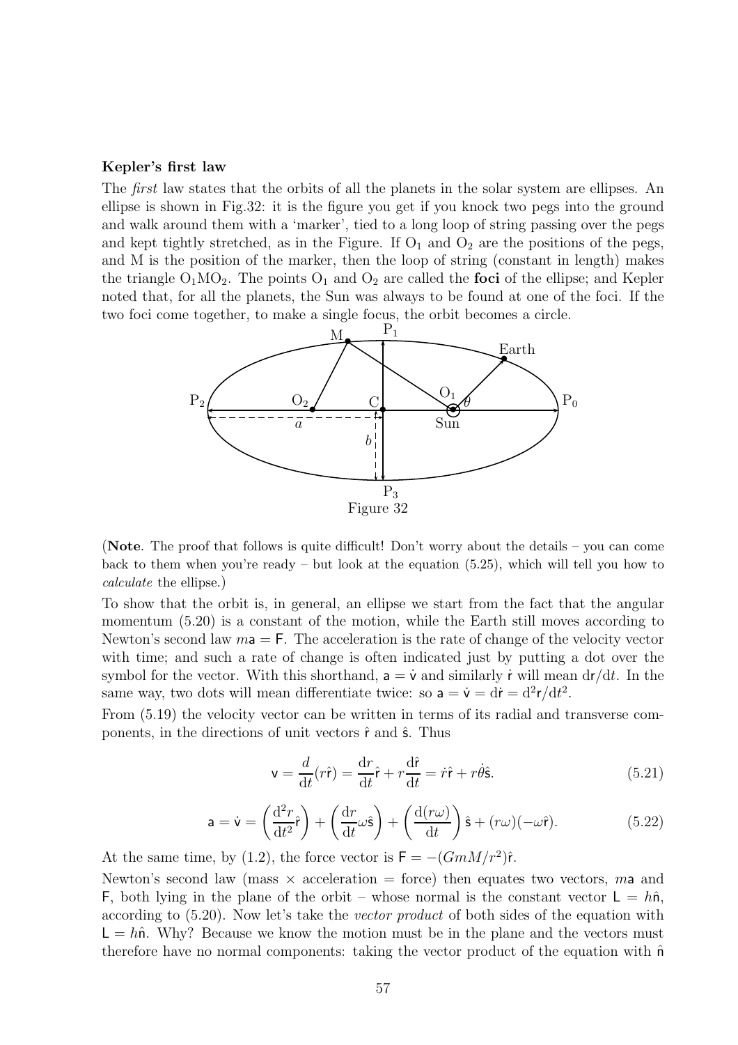### Kepler's first law

The *first* law states that the orbits of all the planets in the solar system are ellipses. An ellipse is shown in Fig.32: it is the figure you get if you knock two pegs into the ground and walk around them with a 'marker', tied to a long loop of string passing over the pegs and kept tightly stretched, as in the Figure. If $O_1$ and $O_2$ are the positions of the pegs, and M is the position of the marker, then the loop of string (constant in length) makes the triangle $O_1MO_2$. The points $O_1$ and $O_2$ are called the **foci** of the ellipse; and Kepler noted that, for all the planets, the Sun was always to be found at one of the foci. If the two foci come together, to make a single focus, the orbit becomes a circle.

Figure 32

(**Note**. The proof that follows is quite difficult! Don't worry about the details – you can come back to them when you're ready – but look at the equation (5.25), which will tell you how to *calculate* the ellipse.)

To show that the orbit is, in general, an ellipse we start from the fact that the angular momentum (5.20) is a constant of the motion, while the Earth still moves according to Newton's second law $m\mathsf{a} = \mathsf{F}$. The acceleration is the rate of change of the velocity vector with time; and such a rate of change is often indicated just by putting a dot over the symbol for the vector. With this shorthand, $\mathsf{a} = \dot{\mathsf{v}}$ and similarly $\dot{\mathsf{r}}$ will mean $\mathrm{d}\mathsf{r}/\mathrm{d}t$. In the same way, two dots will mean differentiate twice: so $\mathsf{a} = \dot{\mathsf{v}} = \mathrm{d}\dot{\mathsf{r}} = \mathrm{d}^2\mathsf{r}/\mathrm{d}t^2$.

From (5.19) the velocity vector can be written in terms of its radial and transverse components, in the directions of unit vectors $\hat{\mathsf{r}}$ and $\hat{\mathsf{s}}$. Thus

$$\mathsf{v} = \frac{d}{\mathrm{d}t}(r\hat{\mathsf{r}}) = \frac{\mathrm{d}r}{\mathrm{d}t}\hat{\mathsf{r}} + r\frac{\mathrm{d}\hat{\mathsf{r}}}{\mathrm{d}t} = \dot{r}\hat{\mathsf{r}} + r\dot{\theta}\hat{\mathsf{s}}. \tag{5.21}$$

$$\mathsf{a} = \dot{\mathsf{v}} = \left(\frac{\mathrm{d}^2r}{\mathrm{d}t^2}\hat{\mathsf{r}}\right) + \left(\frac{\mathrm{d}r}{\mathrm{d}t}\omega\hat{\mathsf{s}}\right) + \left(\frac{\mathrm{d}(r\omega)}{\mathrm{d}t}\right)\hat{\mathsf{s}} + (r\omega)(-\omega\hat{\mathsf{r}}). \tag{5.22}$$

At the same time, by (1.2), the force vector is $\mathsf{F} = -(GmM/r^2)\hat{\mathsf{r}}$.

Newton's second law (mass × acceleration = force) then equates two vectors, $m\mathsf{a}$ and $\mathsf{F}$, both lying in the plane of the orbit – whose normal is the constant vector $\mathsf{L} = h\hat{\mathsf{n}}$, according to (5.20). Now let's take the *vector product* of both sides of the equation with $\mathsf{L} = h\hat{\mathsf{n}}$. Why? Because we know the motion must be in the plane and the vectors must therefore have no normal components: taking the vector product of the equation with $\hat{\mathsf{n}}$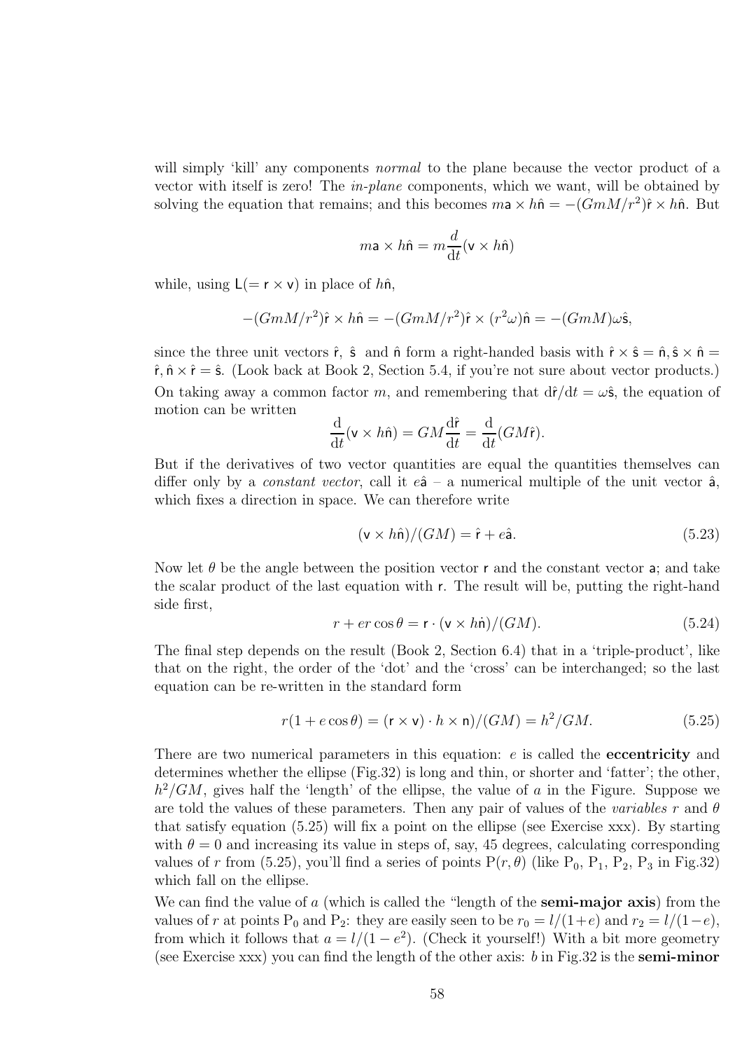will simply 'kill' any components *normal* to the plane because the vector product of a vector with itself is zero! The *in-plane* components, which we want, will be obtained by solving the equation that remains; and this becomes $m\mathsf{a} \times h\hat{\mathsf{n}} = -(GmM/r^2)\hat{\mathsf{r}} \times h\hat{\mathsf{n}}$. But

$$m\mathsf{a} \times h\hat{\mathsf{n}} = m\frac{d}{\mathrm{d}t}(\mathsf{v} \times h\hat{\mathsf{n}})$$

while, using $\mathsf{L}(= \mathsf{r} \times \mathsf{v})$ in place of $h\hat{\mathsf{n}}$,

$$-(GmM/r^2)\hat{\mathsf{r}} \times h\hat{\mathsf{n}} = -(GmM/r^2)\hat{\mathsf{r}} \times (r^2\omega)\hat{\mathsf{n}} = -(GmM)\omega\hat{\mathsf{s}},$$

since the three unit vectors $\hat{\mathsf{r}}$, $\hat{\mathsf{s}}$ and $\hat{\mathsf{n}}$ form a right-handed basis with $\hat{\mathsf{r}} \times \hat{\mathsf{s}} = \hat{\mathsf{n}}, \hat{\mathsf{s}} \times \hat{\mathsf{n}} = \hat{\mathsf{r}}, \hat{\mathsf{n}} \times \hat{\mathsf{r}} = \hat{\mathsf{s}}$. (Look back at Book 2, Section 5.4, if you're not sure about vector products.) On taking away a common factor $m$, and remembering that $\mathrm{d}\hat{\mathsf{r}}/\mathrm{d}t = \omega\hat{\mathsf{s}}$, the equation of motion can be written

$$\frac{\mathrm{d}}{\mathrm{d}t}(\mathsf{v} \times h\hat{\mathsf{n}}) = GM\frac{\mathrm{d}\hat{\mathsf{r}}}{\mathrm{d}t} = \frac{\mathrm{d}}{\mathrm{d}t}(GM\hat{\mathsf{r}}).$$

But if the derivatives of two vector quantities are equal the quantities themselves can differ only by a *constant vector*, call it $e\hat{\mathsf{a}}$ – a numerical multiple of the unit vector $\hat{\mathsf{a}}$, which fixes a direction in space. We can therefore write

$$(\mathsf{v} \times h\hat{\mathsf{n}})/(GM) = \hat{\mathsf{r}} + e\hat{\mathsf{a}}. \tag{5.23}$$

Now let $\theta$ be the angle between the position vector $\mathsf{r}$ and the constant vector $\mathsf{a}$; and take the scalar product of the last equation with $\mathsf{r}$. The result will be, putting the right-hand side first,

$$r + er\cos\theta = \mathsf{r} \cdot (\mathsf{v} \times h\dot{\mathsf{n}})/(GM). \tag{5.24}$$

The final step depends on the result (Book 2, Section 6.4) that in a 'triple-product', like that on the right, the order of the 'dot' and the 'cross' can be interchanged; so the last equation can be re-written in the standard form

$$r(1 + e\cos\theta) = (\mathsf{r} \times \mathsf{v}) \cdot h \times \mathsf{n})/(GM) = h^2/GM. \tag{5.25}$$

There are two numerical parameters in this equation: $e$ is called the **eccentricity** and determines whether the ellipse (Fig.32) is long and thin, or shorter and 'fatter'; the other, $h^2/GM$, gives half the 'length' of the ellipse, the value of $a$ in the Figure. Suppose we are told the values of these parameters. Then any pair of values of the *variables* $r$ and $\theta$ that satisfy equation (5.25) will fix a point on the ellipse (see Exercise xxx). By starting with $\theta = 0$ and increasing its value in steps of, say, 45 degrees, calculating corresponding values of $r$ from (5.25), you'll find a series of points $\mathrm{P}(r, \theta)$ (like $\mathrm{P}_0$, $\mathrm{P}_1$, $\mathrm{P}_2$, $\mathrm{P}_3$ in Fig.32) which fall on the ellipse.

We can find the value of $a$ (which is called the "length of the **semi-major axis**) from the values of $r$ at points $\mathrm{P}_0$ and $\mathrm{P}_2$: they are easily seen to be $r_0 = l/(1+e)$ and $r_2 = l/(1-e)$, from which it follows that $a = l/(1-e^2)$. (Check it yourself!) With a bit more geometry (see Exercise xxx) you can find the length of the other axis: $b$ in Fig.32 is the **semi-minor**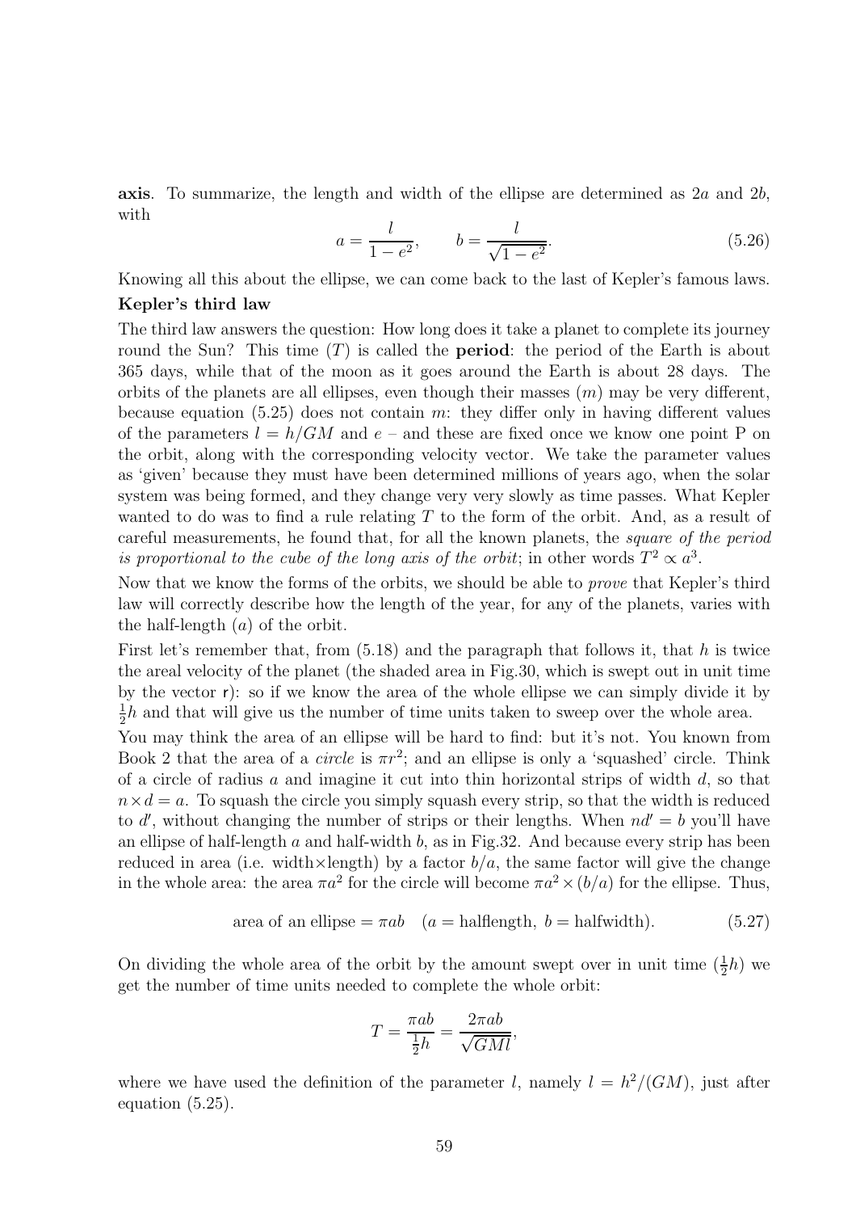**axis**. To summarize, the length and width of the ellipse are determined as $2a$ and $2b$, with

$$a = \frac{l}{1-e^2}, \qquad b = \frac{l}{\sqrt{1-e^2}}. \tag{5.26}$$

Knowing all this about the ellipse, we can come back to the last of Kepler's famous laws.

**Kepler's third law**

The third law answers the question: How long does it take a planet to complete its journey round the Sun? This time ($T$) is called the **period**: the period of the Earth is about 365 days, while that of the moon as it goes around the Earth is about 28 days. The orbits of the planets are all ellipses, even though their masses ($m$) may be very different, because equation (5.25) does not contain $m$: they differ only in having different values of the parameters $l = h/GM$ and $e$ – and these are fixed once we know one point P on the orbit, along with the corresponding velocity vector. We take the parameter values as 'given' because they must have been determined millions of years ago, when the solar system was being formed, and they change very very slowly as time passes. What Kepler wanted to do was to find a rule relating $T$ to the form of the orbit. And, as a result of careful measurements, he found that, for all the known planets, the *square of the period is proportional to the cube of the long axis of the orbit*; in other words $T^2 \propto a^3$.

Now that we know the forms of the orbits, we should be able to *prove* that Kepler's third law will correctly describe how the length of the year, for any of the planets, varies with the half-length ($a$) of the orbit.

First let's remember that, from (5.18) and the paragraph that follows it, that $h$ is twice the areal velocity of the planet (the shaded area in Fig.30, which is swept out in unit time by the vector $\mathsf{r}$): so if we know the area of the whole ellipse we can simply divide it by $\frac{1}{2}h$ and that will give us the number of time units taken to sweep over the whole area.

You may think the area of an ellipse will be hard to find: but it's not. You known from Book 2 that the area of a *circle* is $\pi r^2$; and an ellipse is only a 'squashed' circle. Think of a circle of radius $a$ and imagine it cut into thin horizontal strips of width $d$, so that $n \times d = a$. To squash the circle you simply squash every strip, so that the width is reduced to $d'$, without changing the number of strips or their lengths. When $nd' = b$ you'll have an ellipse of half-length $a$ and half-width $b$, as in Fig.32. And because every strip has been reduced in area (i.e. width×length) by a factor $b/a$, the same factor will give the change in the whole area: the area $\pi a^2$ for the circle will become $\pi a^2 \times (b/a)$ for the ellipse. Thus,

$$\text{area of an ellipse} = \pi ab \quad (a = \text{halflength},\ b = \text{halfwidth}). \tag{5.27}$$

On dividing the whole area of the orbit by the amount swept over in unit time ($\frac{1}{2}h$) we get the number of time units needed to complete the whole orbit:

$$T = \frac{\pi ab}{\frac{1}{2}h} = \frac{2\pi ab}{\sqrt{GMl}},$$

where we have used the definition of the parameter $l$, namely $l = h^2/(GM)$, just after equation (5.25).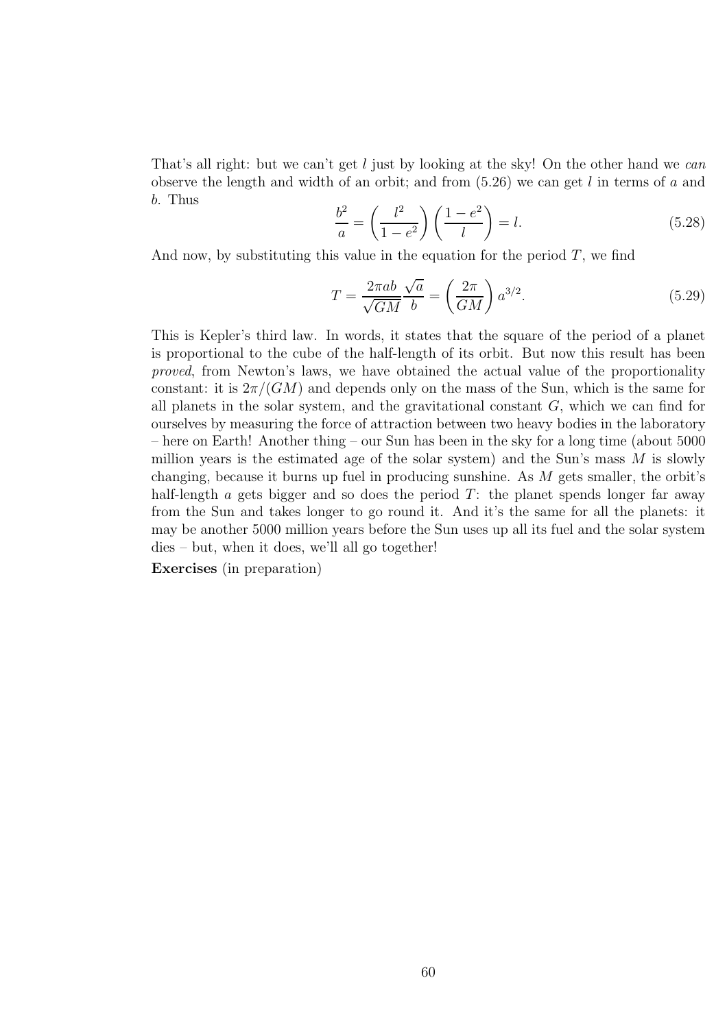That's all right: but we can't get $l$ just by looking at the sky! On the other hand we *can* observe the length and width of an orbit; and from (5.26) we can get $l$ in terms of $a$ and $b$. Thus

$$\frac{b^2}{a} = \left(\frac{l^2}{1-e^2}\right)\left(\frac{1-e^2}{l}\right) = l. \tag{5.28}$$

And now, by substituting this value in the equation for the period $T$, we find

$$T = \frac{2\pi ab}{\sqrt{GM}}\frac{\sqrt{a}}{b} = \left(\frac{2\pi}{GM}\right)a^{3/2}. \tag{5.29}$$

This is Kepler's third law. In words, it states that the square of the period of a planet is proportional to the cube of the half-length of its orbit. But now this result has been *proved*, from Newton's laws, we have obtained the actual value of the proportionality constant: it is $2\pi/(GM)$ and depends only on the mass of the Sun, which is the same for all planets in the solar system, and the gravitational constant $G$, which we can find for ourselves by measuring the force of attraction between two heavy bodies in the laboratory – here on Earth! Another thing – our Sun has been in the sky for a long time (about 5000 million years is the estimated age of the solar system) and the Sun's mass $M$ is slowly changing, because it burns up fuel in producing sunshine. As $M$ gets smaller, the orbit's half-length $a$ gets bigger and so does the period $T$: the planet spends longer far away from the Sun and takes longer to go round it. And it's the same for all the planets: it may be another 5000 million years before the Sun uses up all its fuel and the solar system dies – but, when it does, we'll all go together!

**Exercises** (in preparation)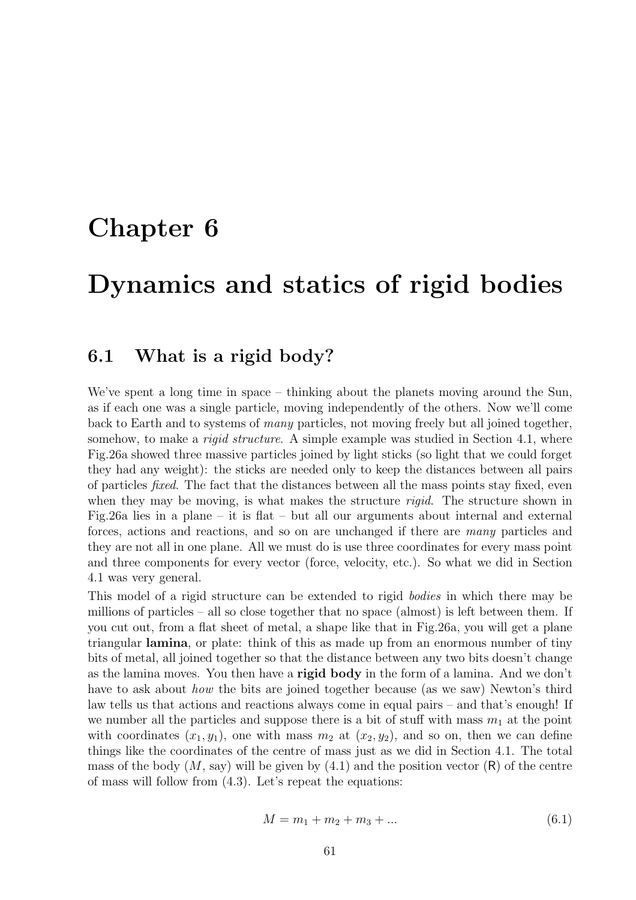# Chapter 6

# Dynamics and statics of rigid bodies

## 6.1 What is a rigid body?

We've spent a long time in space – thinking about the planets moving around the Sun, as if each one was a single particle, moving independently of the others. Now we'll come back to Earth and to systems of *many* particles, not moving freely but all joined together, somehow, to make a *rigid structure*. A simple example was studied in Section 4.1, where Fig.26a showed three massive particles joined by light sticks (so light that we could forget they had any weight): the sticks are needed only to keep the distances between all pairs of particles *fixed*. The fact that the distances between all the mass points stay fixed, even when they may be moving, is what makes the structure *rigid*. The structure shown in Fig.26a lies in a plane – it is flat – but all our arguments about internal and external forces, actions and reactions, and so on are unchanged if there are *many* particles and they are not all in one plane. All we must do is use three coordinates for every mass point and three components for every vector (force, velocity, etc.). So what we did in Section 4.1 was very general.

This model of a rigid structure can be extended to rigid *bodies* in which there may be millions of particles – all so close together that no space (almost) is left between them. If you cut out, from a flat sheet of metal, a shape like that in Fig.26a, you will get a plane triangular **lamina**, or plate: think of this as made up from an enormous number of tiny bits of metal, all joined together so that the distance between any two bits doesn't change as the lamina moves. You then have a **rigid body** in the form of a lamina. And we don't have to ask about *how* the bits are joined together because (as we saw) Newton's third law tells us that actions and reactions always come in equal pairs – and that's enough! If we number all the particles and suppose there is a bit of stuff with mass $m_1$ at the point with coordinates $(x_1, y_1)$, one with mass $m_2$ at $(x_2, y_2)$, and so on, then we can define things like the coordinates of the centre of mass just as we did in Section 4.1. The total mass of the body ($M$, say) will be given by (4.1) and the position vector ($\mathsf{R}$) of the centre of mass will follow from (4.3). Let's repeat the equations:

$$M = m_1 + m_2 + m_3 + ... \tag{6.1}$$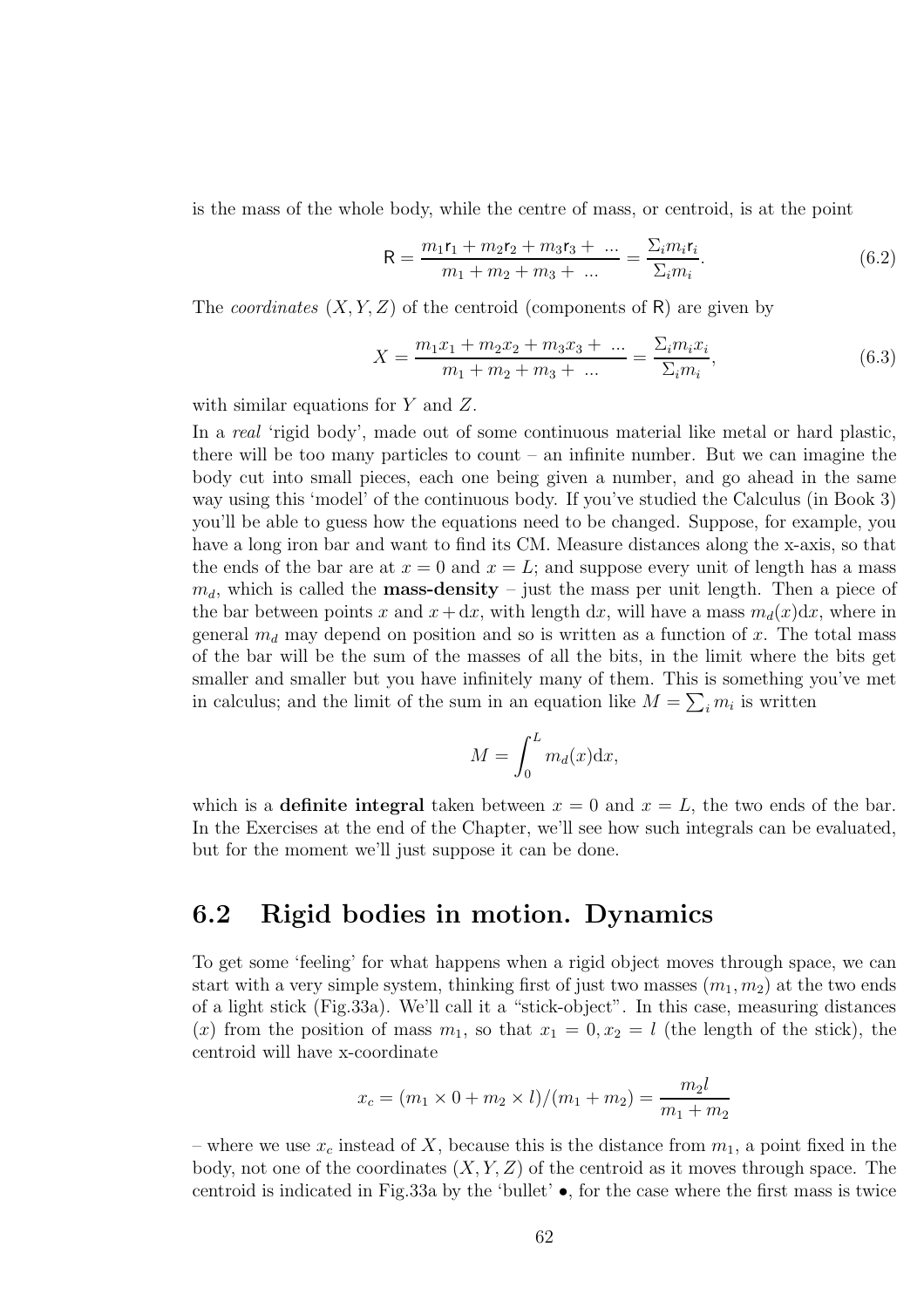is the mass of the whole body, while the centre of mass, or centroid, is at the point

$$\mathsf{R} = \frac{m_1\mathsf{r}_1 + m_2\mathsf{r}_2 + m_3\mathsf{r}_3 + \ ...}{m_1 + m_2 + m_3 + \ ...} = \frac{\Sigma_i m_i \mathsf{r}_i}{\Sigma_i m_i}. \tag{6.2}$$

The *coordinates* $(X, Y, Z)$ of the centroid (components of $\mathsf{R}$) are given by

$$X = \frac{m_1 x_1 + m_2 x_2 + m_3 x_3 + \ ...}{m_1 + m_2 + m_3 + \ ...} = \frac{\Sigma_i m_i x_i}{\Sigma_i m_i}, \tag{6.3}$$

with similar equations for $Y$ and $Z$.

In a *real* 'rigid body', made out of some continuous material like metal or hard plastic, there will be too many particles to count – an infinite number. But we can imagine the body cut into small pieces, each one being given a number, and go ahead in the same way using this 'model' of the continuous body. If you've studied the Calculus (in Book 3) you'll be able to guess how the equations need to be changed. Suppose, for example, you have a long iron bar and want to find its CM. Measure distances along the x-axis, so that the ends of the bar are at $x = 0$ and $x = L$; and suppose every unit of length has a mass $m_d$, which is called the **mass-density** – just the mass per unit length. Then a piece of the bar between points $x$ and $x + \mathrm{d}x$, with length $\mathrm{d}x$, will have a mass $m_d(x)\mathrm{d}x$, where in general $m_d$ may depend on position and so is written as a function of $x$. The total mass of the bar will be the sum of the masses of all the bits, in the limit where the bits get smaller and smaller but you have infinitely many of them. This is something you've met in calculus; and the limit of the sum in an equation like $M = \sum_i m_i$ is written

$$M = \int_0^L m_d(x)\mathrm{d}x,$$

which is a **definite integral** taken between $x = 0$ and $x = L$, the two ends of the bar. In the Exercises at the end of the Chapter, we'll see how such integrals can be evaluated, but for the moment we'll just suppose it can be done.

## 6.2 Rigid bodies in motion. Dynamics

To get some 'feeling' for what happens when a rigid object moves through space, we can start with a very simple system, thinking first of just two masses $(m_1, m_2)$ at the two ends of a light stick (Fig.33a). We'll call it a "stick-object". In this case, measuring distances $(x)$ from the position of mass $m_1$, so that $x_1 = 0, x_2 = l$ (the length of the stick), the centroid will have x-coordinate

$$x_c = (m_1 \times 0 + m_2 \times l)/(m_1 + m_2) = \frac{m_2 l}{m_1 + m_2}$$

– where we use $x_c$ instead of $X$, because this is the distance from $m_1$, a point fixed in the body, not one of the coordinates $(X, Y, Z)$ of the centroid as it moves through space. The centroid is indicated in Fig.33a by the 'bullet' •, for the case where the first mass is twice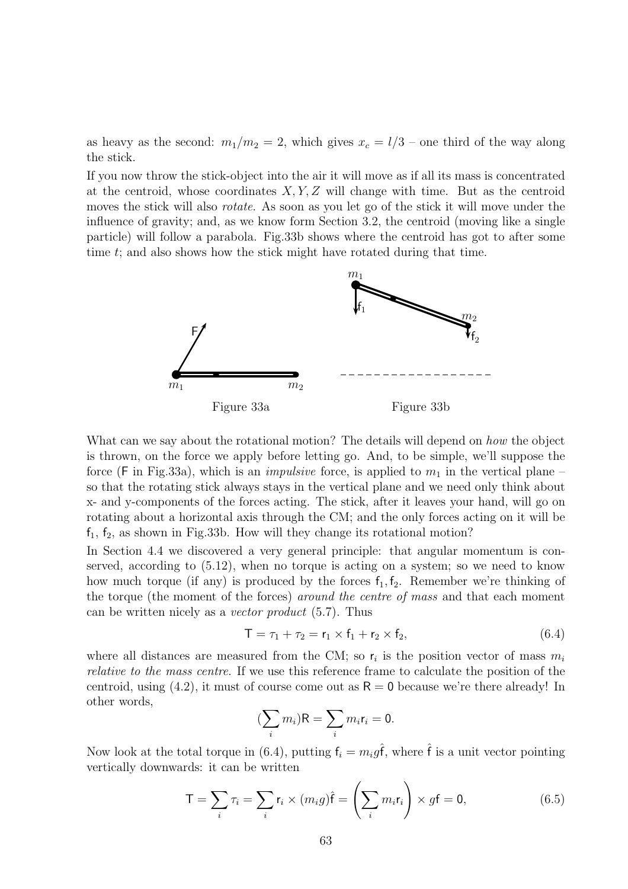as heavy as the second: $m_1/m_2 = 2$, which gives $x_c = l/3$ – one third of the way along the stick.

If you now throw the stick-object into the air it will move as if all its mass is concentrated at the centroid, whose coordinates $X, Y, Z$ will change with time. But as the centroid moves the stick will also *rotate*. As soon as you let go of the stick it will move under the influence of gravity; and, as we know form Section 3.2, the centroid (moving like a single particle) will follow a parabola. Fig.33b shows where the centroid has got to after some time $t$; and also shows how the stick might have rotated during that time.

Figure 33a

Figure 33b

What can we say about the rotational motion? The details will depend on *how* the object is thrown, on the force we apply before letting go. And, to be simple, we'll suppose the force ($\mathsf{F}$ in Fig.33a), which is an *impulsive* force, is applied to $m_1$ in the vertical plane – so that the rotating stick always stays in the vertical plane and we need only think about x- and y-components of the forces acting. The stick, after it leaves your hand, will go on rotating about a horizontal axis through the CM; and the only forces acting on it will be $\mathsf{f}_1, \mathsf{f}_2$, as shown in Fig.33b. How will they change its rotational motion?

In Section 4.4 we discovered a very general principle: that angular momentum is conserved, according to (5.12), when no torque is acting on a system; so we need to know how much torque (if any) is produced by the forces $\mathsf{f}_1, \mathsf{f}_2$. Remember we're thinking of the torque (the moment of the forces) *around the centre of mass* and that each moment can be written nicely as a *vector product* (5.7). Thus

$$\mathsf{T} = \tau_1 + \tau_2 = \mathsf{r}_1 \times \mathsf{f}_1 + \mathsf{r}_2 \times \mathsf{f}_2, \tag{6.4}$$

where all distances are measured from the CM; so $\mathsf{r}_i$ is the position vector of mass $m_i$ *relative to the mass centre*. If we use this reference frame to calculate the position of the centroid, using (4.2), it must of course come out as $\mathsf{R} = \mathsf{0}$ because we're there already! In other words,

$$(\sum_i m_i)\mathsf{R} = \sum_i m_i \mathsf{r}_i = \mathsf{0}.$$

Now look at the total torque in (6.4), putting $\mathsf{f}_i = m_i g \hat{\mathsf{f}}$, where $\hat{\mathsf{f}}$ is a unit vector pointing vertically downwards: it can be written

$$\mathsf{T} = \sum_i \tau_i = \sum_i \mathsf{r}_i \times (m_i g)\hat{\mathsf{f}} = \left( \sum_i m_i \mathsf{r}_i \right) \times g\mathsf{f} = \mathsf{0}, \tag{6.5}$$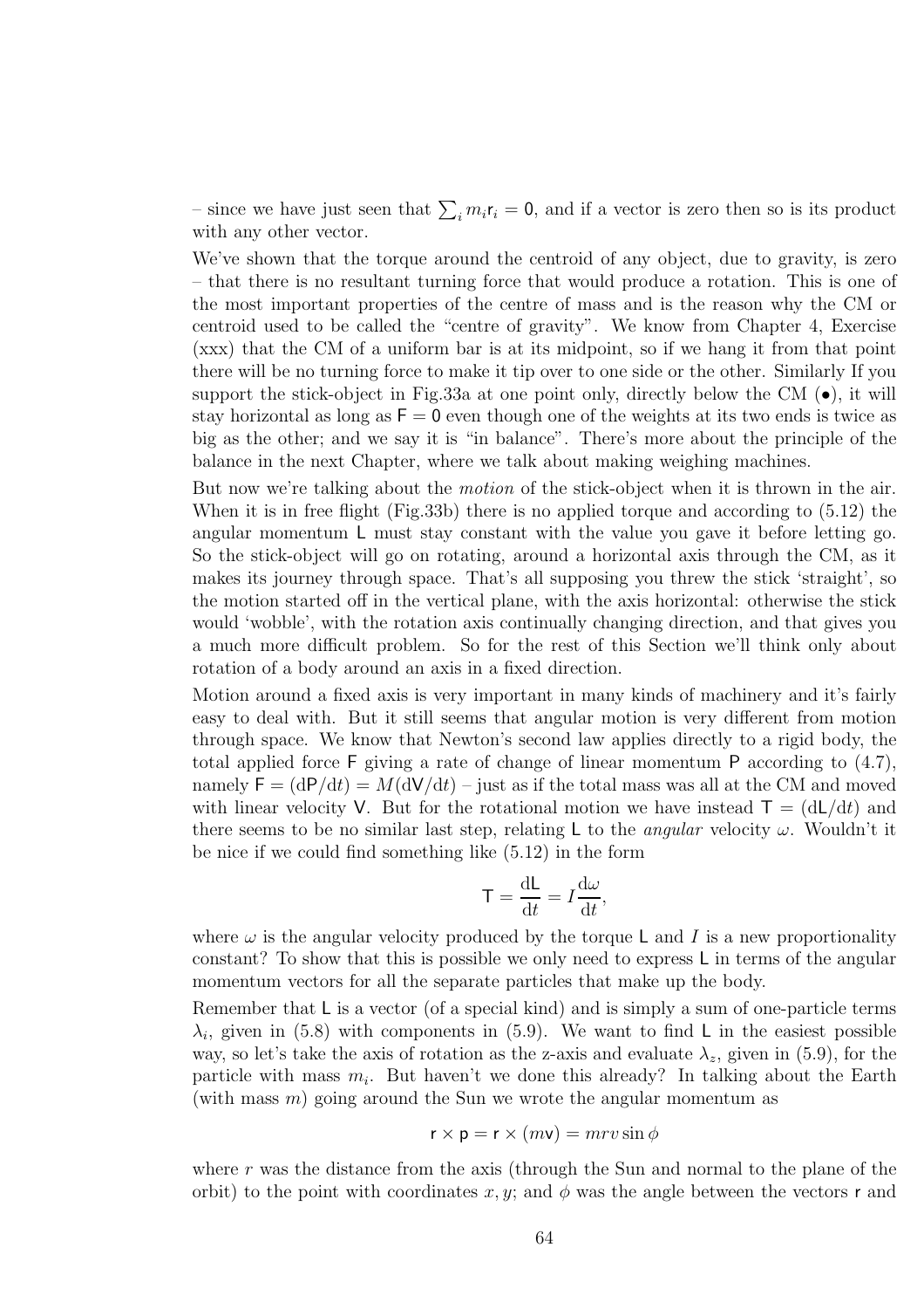– since we have just seen that $\sum_i m_i \mathsf{r}_i = \mathsf{0}$, and if a vector is zero then so is its product with any other vector.

We've shown that the torque around the centroid of any object, due to gravity, is zero – that there is no resultant turning force that would produce a rotation. This is one of the most important properties of the centre of mass and is the reason why the CM or centroid used to be called the "centre of gravity". We know from Chapter 4, Exercise (xxx) that the CM of a uniform bar is at its midpoint, so if we hang it from that point there will be no turning force to make it tip over to one side or the other. Similarly If you support the stick-object in Fig.33a at one point only, directly below the CM (•), it will stay horizontal as long as $\mathsf{F} = \mathsf{0}$ even though one of the weights at its two ends is twice as big as the other; and we say it is "in balance". There's more about the principle of the balance in the next Chapter, where we talk about making weighing machines.

But now we're talking about the *motion* of the stick-object when it is thrown in the air. When it is in free flight (Fig.33b) there is no applied torque and according to (5.12) the angular momentum $\mathsf{L}$ must stay constant with the value you gave it before letting go. So the stick-object will go on rotating, around a horizontal axis through the CM, as it makes its journey through space. That's all supposing you threw the stick 'straight', so the motion started off in the vertical plane, with the axis horizontal: otherwise the stick would 'wobble', with the rotation axis continually changing direction, and that gives you a much more difficult problem. So for the rest of this Section we'll think only about rotation of a body around an axis in a fixed direction.

Motion around a fixed axis is very important in many kinds of machinery and it's fairly easy to deal with. But it still seems that angular motion is very different from motion through space. We know that Newton's second law applies directly to a rigid body, the total applied force $\mathsf{F}$ giving a rate of change of linear momentum $\mathsf{P}$ according to (4.7), namely $\mathsf{F} = (\mathrm{d}\mathsf{P}/\mathrm{d}t) = M(\mathrm{d}\mathsf{V}/\mathrm{d}t)$ – just as if the total mass was all at the CM and moved with linear velocity $\mathsf{V}$. But for the rotational motion we have instead $\mathsf{T} = (\mathrm{d}\mathsf{L}/\mathrm{d}t)$ and there seems to be no similar last step, relating $\mathsf{L}$ to the *angular* velocity $\omega$. Wouldn't it be nice if we could find something like (5.12) in the form

$$\mathsf{T} = \frac{\mathrm{d}\mathsf{L}}{\mathrm{d}t} = I\frac{\mathrm{d}\omega}{\mathrm{d}t},$$

where $\omega$ is the angular velocity produced by the torque $\mathsf{L}$ and $I$ is a new proportionality constant? To show that this is possible we only need to express $\mathsf{L}$ in terms of the angular momentum vectors for all the separate particles that make up the body.

Remember that $\mathsf{L}$ is a vector (of a special kind) and is simply a sum of one-particle terms $\lambda_i$, given in (5.8) with components in (5.9). We want to find $\mathsf{L}$ in the easiest possible way, so let's take the axis of rotation as the z-axis and evaluate $\lambda_z$, given in (5.9), for the particle with mass $m_i$. But haven't we done this already? In talking about the Earth (with mass $m$) going around the Sun we wrote the angular momentum as

$$\mathsf{r} \times \mathsf{p} = \mathsf{r} \times (m\mathsf{v}) = mrv\sin\phi$$

where $r$ was the distance from the axis (through the Sun and normal to the plane of the orbit) to the point with coordinates $x, y$; and $\phi$ was the angle between the vectors $\mathsf{r}$ and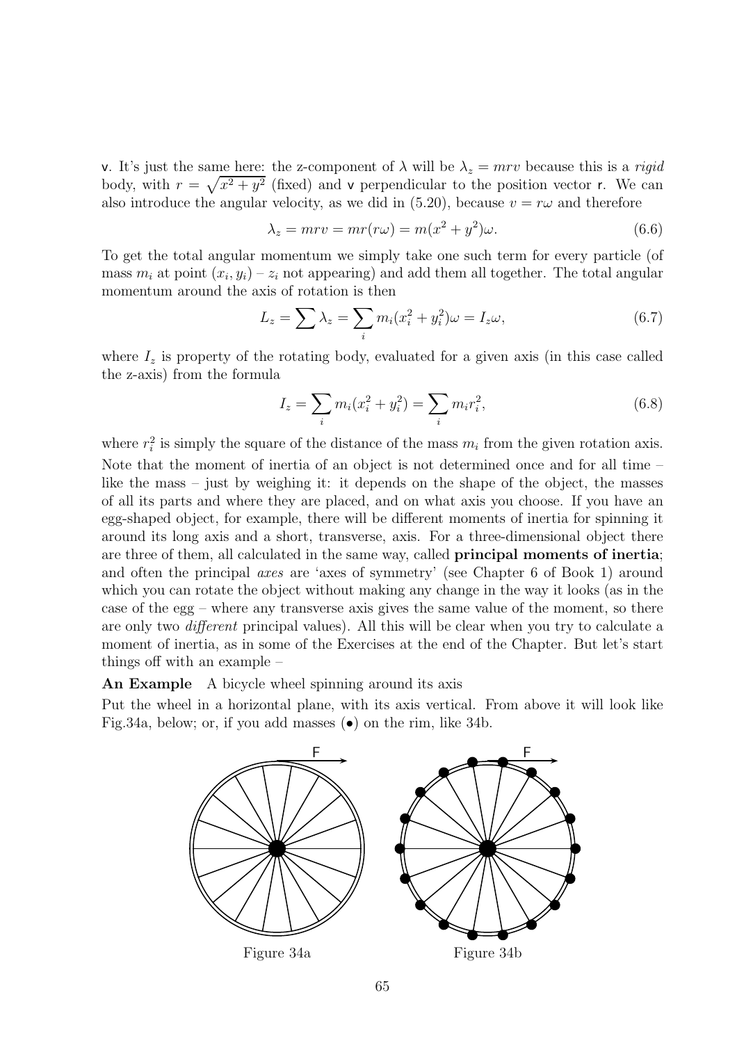v. It's just the same here: the z-component of $\lambda$ will be $\lambda_z = mrv$ because this is a *rigid* body, with $r = \sqrt{x^2 + y^2}$ (fixed) and v perpendicular to the position vector r. We can also introduce the angular velocity, as we did in (5.20), because $v = r\omega$ and therefore

$$\lambda_z = mrv = mr(r\omega) = m(x^2 + y^2)\omega. \tag{6.6}$$

To get the total angular momentum we simply take one such term for every particle (of mass $m_i$ at point $(x_i, y_i)$ – $z_i$ not appearing) and add them all together. The total angular momentum around the axis of rotation is then

$$L_z = \sum \lambda_z = \sum_i m_i(x_i^2 + y_i^2)\omega = I_z\omega, \tag{6.7}$$

where $I_z$ is property of the rotating body, evaluated for a given axis (in this case called the z-axis) from the formula

$$I_z = \sum_i m_i(x_i^2 + y_i^2) = \sum_i m_i r_i^2, \tag{6.8}$$

where $r_i^2$ is simply the square of the distance of the mass $m_i$ from the given rotation axis. Note that the moment of inertia of an object is not determined once and for all time – like the mass – just by weighing it: it depends on the shape of the object, the masses of all its parts and where they are placed, and on what axis you choose. If you have an egg-shaped object, for example, there will be different moments of inertia for spinning it around its long axis and a short, transverse, axis. For a three-dimensional object there are three of them, all calculated in the same way, called **principal moments of inertia**; and often the principal *axes* are 'axes of symmetry' (see Chapter 6 of Book 1) around which you can rotate the object without making any change in the way it looks (as in the case of the egg – where any transverse axis gives the same value of the moment, so there are only two *different* principal values). All this will be clear when you try to calculate a moment of inertia, as in some of the Exercises at the end of the Chapter. But let's start things off with an example –

**An Example** A bicycle wheel spinning around its axis

Put the wheel in a horizontal plane, with its axis vertical. From above it will look like Fig.34a, below; or, if you add masses (•) on the rim, like 34b.

Figure 34a

Figure 34b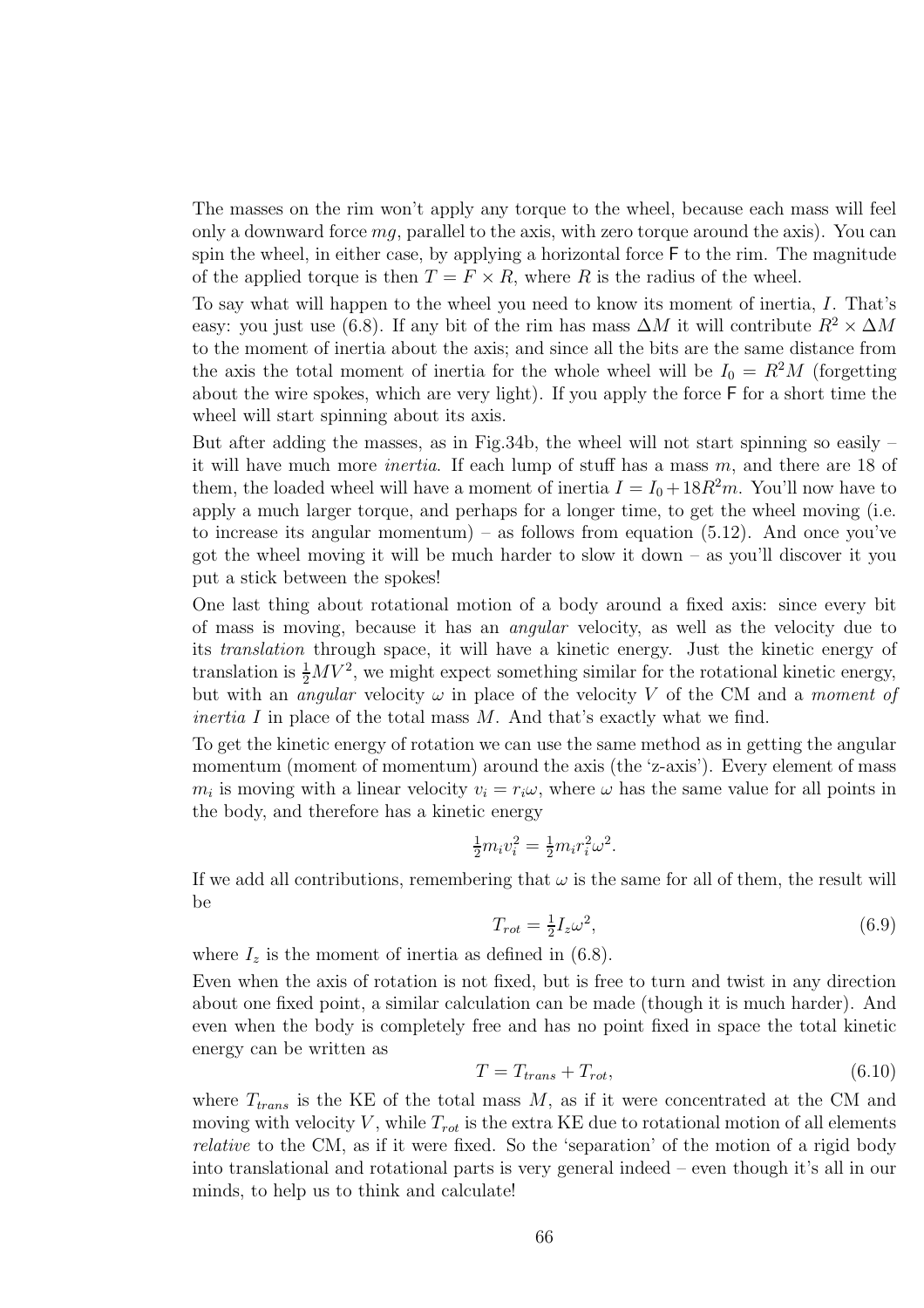The masses on the rim won't apply any torque to the wheel, because each mass will feel only a downward force $mg$, parallel to the axis, with zero torque around the axis). You can spin the wheel, in either case, by applying a horizontal force $\mathsf{F}$ to the rim. The magnitude of the applied torque is then $T = F \times R$, where $R$ is the radius of the wheel.

To say what will happen to the wheel you need to know its moment of inertia, $I$. That's easy: you just use (6.8). If any bit of the rim has mass $\Delta M$ it will contribute $R^2 \times \Delta M$ to the moment of inertia about the axis; and since all the bits are the same distance from the axis the total moment of inertia for the whole wheel will be $I_0 = R^2 M$ (forgetting about the wire spokes, which are very light). If you apply the force $\mathsf{F}$ for a short time the wheel will start spinning about its axis.

But after adding the masses, as in Fig.34b, the wheel will not start spinning so easily – it will have much more *inertia*. If each lump of stuff has a mass $m$, and there are 18 of them, the loaded wheel will have a moment of inertia $I = I_0 + 18R^2 m$. You'll now have to apply a much larger torque, and perhaps for a longer time, to get the wheel moving (i.e. to increase its angular momentum) – as follows from equation (5.12). And once you've got the wheel moving it will be much harder to slow it down – as you'll discover it you put a stick between the spokes!

One last thing about rotational motion of a body around a fixed axis: since every bit of mass is moving, because it has an *angular* velocity, as well as the velocity due to its *translation* through space, it will have a kinetic energy. Just the kinetic energy of translation is $\frac{1}{2}MV^2$, we might expect something similar for the rotational kinetic energy, but with an *angular* velocity $\omega$ in place of the velocity $V$ of the CM and a *moment of inertia* $I$ in place of the total mass $M$. And that's exactly what we find.

To get the kinetic energy of rotation we can use the same method as in getting the angular momentum (moment of momentum) around the axis (the 'z-axis'). Every element of mass $m_i$ is moving with a linear velocity $v_i = r_i\omega$, where $\omega$ has the same value for all points in the body, and therefore has a kinetic energy

$$\tfrac{1}{2}m_i v_i^2 = \tfrac{1}{2}m_i r_i^2 \omega^2.$$

If we add all contributions, remembering that $\omega$ is the same for all of them, the result will be

$$T_{rot} = \tfrac{1}{2}I_z\omega^2, \tag{6.9}$$

where $I_z$ is the moment of inertia as defined in (6.8).

Even when the axis of rotation is not fixed, but is free to turn and twist in any direction about one fixed point, a similar calculation can be made (though it is much harder). And even when the body is completely free and has no point fixed in space the total kinetic energy can be written as

$$T = T_{trans} + T_{rot}, \tag{6.10}$$

where $T_{trans}$ is the KE of the total mass $M$, as if it were concentrated at the CM and moving with velocity $V$, while $T_{rot}$ is the extra KE due to rotational motion of all elements *relative* to the CM, as if it were fixed. So the 'separation' of the motion of a rigid body into translational and rotational parts is very general indeed – even though it's all in our minds, to help us to think and calculate!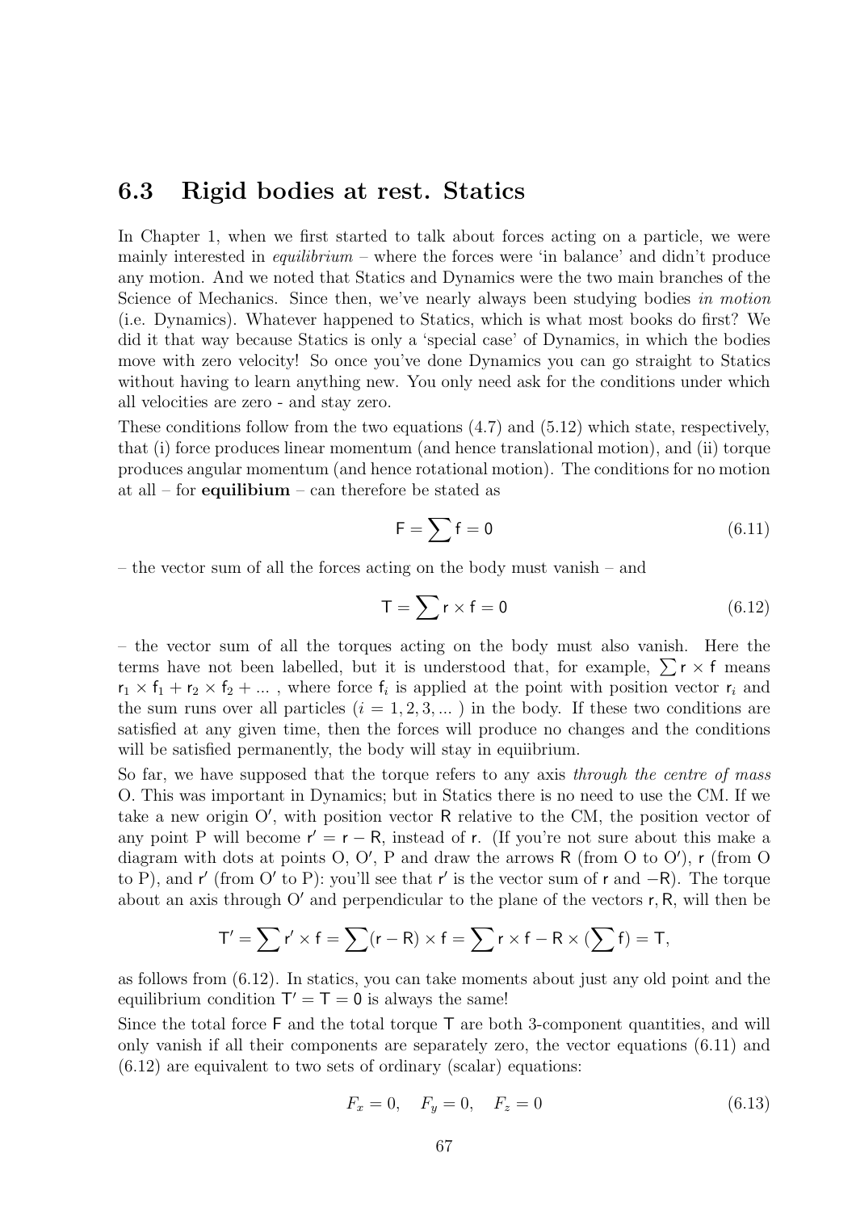## 6.3 Rigid bodies at rest. Statics

In Chapter 1, when we first started to talk about forces acting on a particle, we were mainly interested in *equilibrium* – where the forces were 'in balance' and didn't produce any motion. And we noted that Statics and Dynamics were the two main branches of the Science of Mechanics. Since then, we've nearly always been studying bodies *in motion* (i.e. Dynamics). Whatever happened to Statics, which is what most books do first? We did it that way because Statics is only a 'special case' of Dynamics, in which the bodies move with zero velocity! So once you've done Dynamics you can go straight to Statics without having to learn anything new. You only need ask for the conditions under which all velocities are zero - and stay zero.

These conditions follow from the two equations (4.7) and (5.12) which state, respectively, that (i) force produces linear momentum (and hence translational motion), and (ii) torque produces angular momentum (and hence rotational motion). The conditions for no motion at all – for **equilibium** – can therefore be stated as

$$\mathsf{F} = \sum \mathsf{f} = 0 \tag{6.11}$$

– the vector sum of all the forces acting on the body must vanish – and

$$\mathsf{T} = \sum \mathsf{r} \times \mathsf{f} = 0 \tag{6.12}$$

– the vector sum of all the torques acting on the body must also vanish. Here the terms have not been labelled, but it is understood that, for example, $\sum \mathsf{r} \times \mathsf{f}$ means $\mathsf{r}_1 \times \mathsf{f}_1 + \mathsf{r}_2 \times \mathsf{f}_2 + \dots$ , where force $\mathsf{f}_i$ is applied at the point with position vector $\mathsf{r}_i$ and the sum runs over all particles ($i = 1, 2, 3, \dots$ ) in the body. If these two conditions are satisfied at any given time, then the forces will produce no changes and the conditions will be satisfied permanently, the body will stay in equiibrium.

So far, we have supposed that the torque refers to any axis *through the centre of mass* O. This was important in Dynamics; but in Statics there is no need to use the CM. If we take a new origin O′, with position vector $\mathsf{R}$ relative to the CM, the position vector of any point P will become $\mathsf{r}' = \mathsf{r} - \mathsf{R}$, instead of $\mathsf{r}$. (If you're not sure about this make a diagram with dots at points O, O′, P and draw the arrows $\mathsf{R}$ (from O to O′), $\mathsf{r}$ (from O to P), and $\mathsf{r}'$ (from O′ to P): you'll see that $\mathsf{r}'$ is the vector sum of $\mathsf{r}$ and $-\mathsf{R}$). The torque about an axis through O′ and perpendicular to the plane of the vectors $\mathsf{r}, \mathsf{R}$, will then be

$$\mathsf{T}' = \sum \mathsf{r}' \times \mathsf{f} = \sum (\mathsf{r} - \mathsf{R}) \times \mathsf{f} = \sum \mathsf{r} \times \mathsf{f} - \mathsf{R} \times (\sum \mathsf{f}) = \mathsf{T},$$

as follows from (6.12). In statics, you can take moments about just any old point and the equilibrium condition $\mathsf{T}' = \mathsf{T} = 0$ is always the same!

Since the total force $\mathsf{F}$ and the total torque $\mathsf{T}$ are both 3-component quantities, and will only vanish if all their components are separately zero, the vector equations (6.11) and (6.12) are equivalent to two sets of ordinary (scalar) equations:

$$F_x = 0, \quad F_y = 0, \quad F_z = 0 \tag{6.13}$$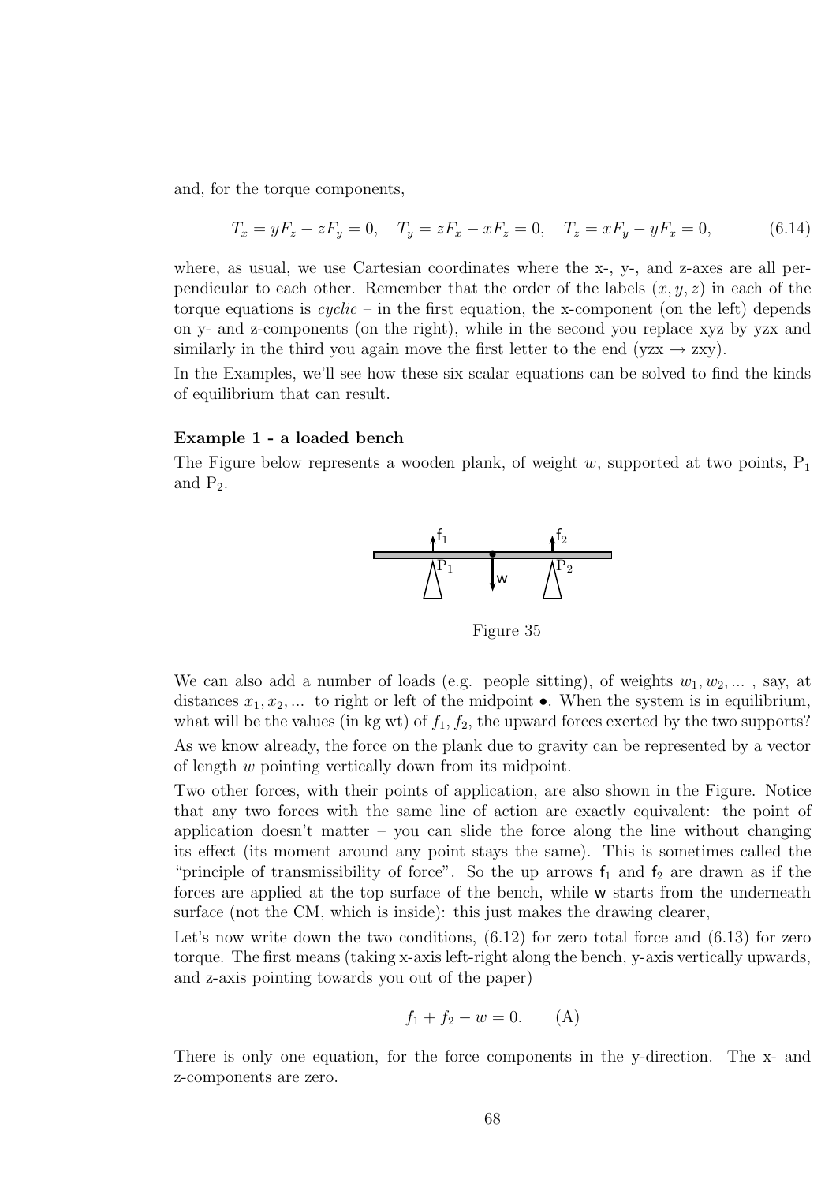and, for the torque components,

$$T_x = yF_z - zF_y = 0, \quad T_y = zF_x - xF_z = 0, \quad T_z = xF_y - yF_x = 0, \tag{6.14}$$

where, as usual, we use Cartesian coordinates where the x-, y-, and z-axes are all perpendicular to each other. Remember that the order of the labels $(x, y, z)$ in each of the torque equations is *cyclic* – in the first equation, the x-component (on the left) depends on y- and z-components (on the right), while in the second you replace xyz by yzx and similarly in the third you again move the first letter to the end (yzx → zxy).

In the Examples, we'll see how these six scalar equations can be solved to find the kinds of equilibrium that can result.

**Example 1 - a loaded bench**

The Figure below represents a wooden plank, of weight $w$, supported at two points, $P_1$ and $P_2$.

Figure 35

We can also add a number of loads (e.g. people sitting), of weights $w_1, w_2, ...$ , say, at distances $x_1, x_2, ...$ to right or left of the midpoint •. When the system is in equilibrium, what will be the values (in kg wt) of $f_1, f_2$, the upward forces exerted by the two supports?

As we know already, the force on the plank due to gravity can be represented by a vector of length $w$ pointing vertically down from its midpoint.

Two other forces, with their points of application, are also shown in the Figure. Notice that any two forces with the same line of action are exactly equivalent: the point of application doesn't matter – you can slide the force along the line without changing its effect (its moment around any point stays the same). This is sometimes called the "principle of transmissibility of force". So the up arrows $\mathsf{f}_1$ and $\mathsf{f}_2$ are drawn as if the forces are applied at the top surface of the bench, while $\mathsf{w}$ starts from the underneath surface (not the CM, which is inside): this just makes the drawing clearer,

Let's now write down the two conditions, (6.12) for zero total force and (6.13) for zero torque. The first means (taking x-axis left-right along the bench, y-axis vertically upwards, and z-axis pointing towards you out of the paper)

$$f_1 + f_2 - w = 0. \qquad \text{(A)}$$

There is only one equation, for the force components in the y-direction. The x- and z-components are zero.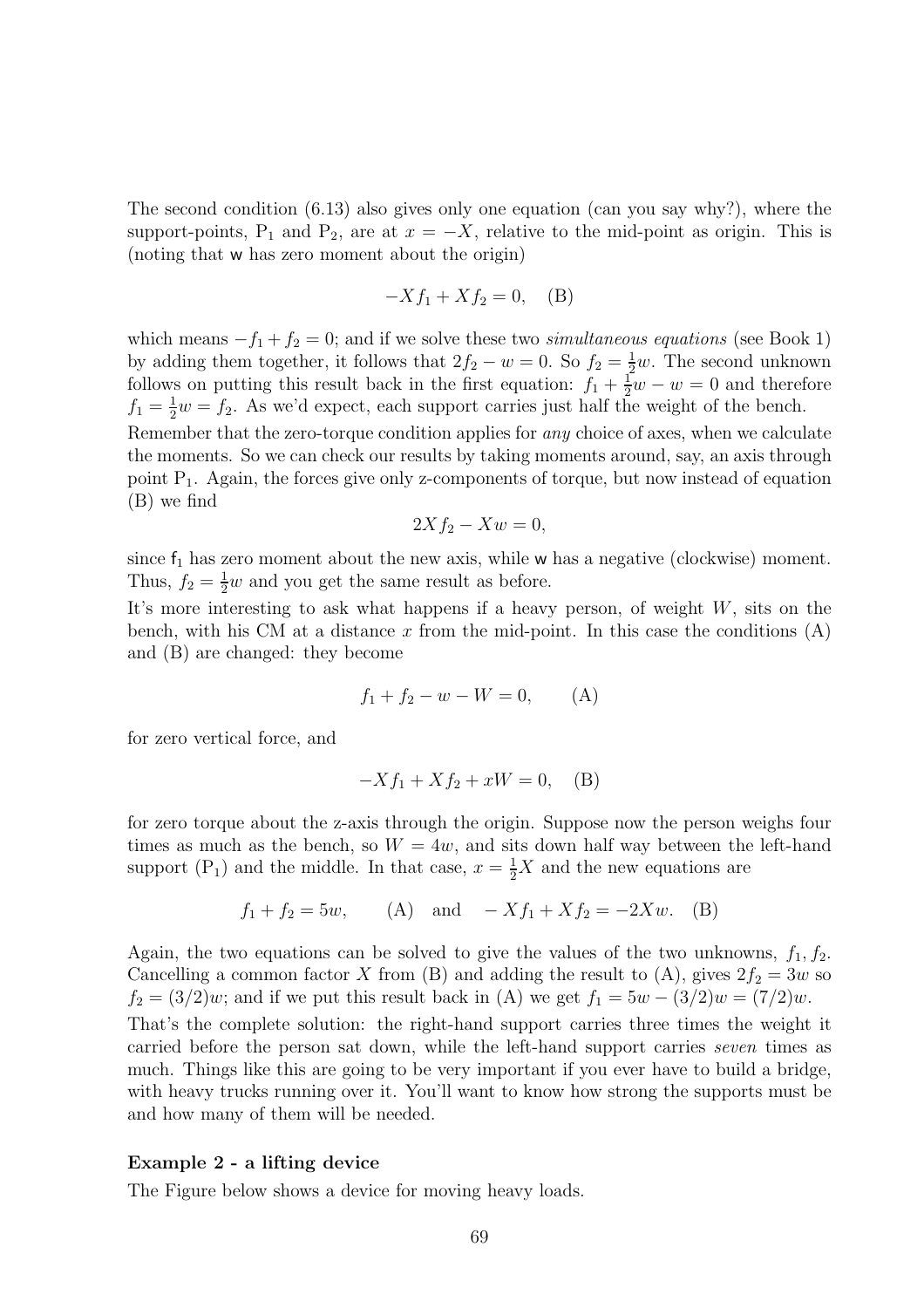The second condition (6.13) also gives only one equation (can you say why?), where the support-points, $P_1$ and $P_2$, are at $x = -X$, relative to the mid-point as origin. This is (noting that $\mathsf{w}$ has zero moment about the origin)

$$-Xf_1 + Xf_2 = 0, \quad \text{(B)}$$

which means $-f_1 + f_2 = 0$; and if we solve these two *simultaneous equations* (see Book 1) by adding them together, it follows that $2f_2 - w = 0$. So $f_2 = \frac{1}{2}w$. The second unknown follows on putting this result back in the first equation: $f_1 + \frac{1}{2}w - w = 0$ and therefore $f_1 = \frac{1}{2}w = f_2$. As we'd expect, each support carries just half the weight of the bench.

Remember that the zero-torque condition applies for *any* choice of axes, when we calculate the moments. So we can check our results by taking moments around, say, an axis through point $P_1$. Again, the forces give only z-components of torque, but now instead of equation (B) we find

$$2Xf_2 - Xw = 0,$$

since $\mathsf{f}_1$ has zero moment about the new axis, while $\mathsf{w}$ has a negative (clockwise) moment. Thus, $f_2 = \frac{1}{2}w$ and you get the same result as before.

It's more interesting to ask what happens if a heavy person, of weight $W$, sits on the bench, with his CM at a distance $x$ from the mid-point. In this case the conditions (A) and (B) are changed: they become

$$f_1 + f_2 - w - W = 0, \qquad \text{(A)}$$

for zero vertical force, and

$$-Xf_1 + Xf_2 + xW = 0, \quad \text{(B)}$$

for zero torque about the z-axis through the origin. Suppose now the person weighs four times as much as the bench, so $W = 4w$, and sits down half way between the left-hand support ($P_1$) and the middle. In that case, $x = \frac{1}{2}X$ and the new equations are

$$f_1 + f_2 = 5w, \qquad \text{(A)} \quad \text{and} \quad -Xf_1 + Xf_2 = -2Xw. \quad \text{(B)}$$

Again, the two equations can be solved to give the values of the two unknowns, $f_1, f_2$. Cancelling a common factor $X$ from (B) and adding the result to (A), gives $2f_2 = 3w$ so $f_2 = (3/2)w$; and if we put this result back in (A) we get $f_1 = 5w - (3/2)w = (7/2)w$.

That's the complete solution: the right-hand support carries three times the weight it carried before the person sat down, while the left-hand support carries *seven* times as much. Things like this are going to be very important if you ever have to build a bridge, with heavy trucks running over it. You'll want to know how strong the supports must be and how many of them will be needed.

**Example 2 - a lifting device**

The Figure below shows a device for moving heavy loads.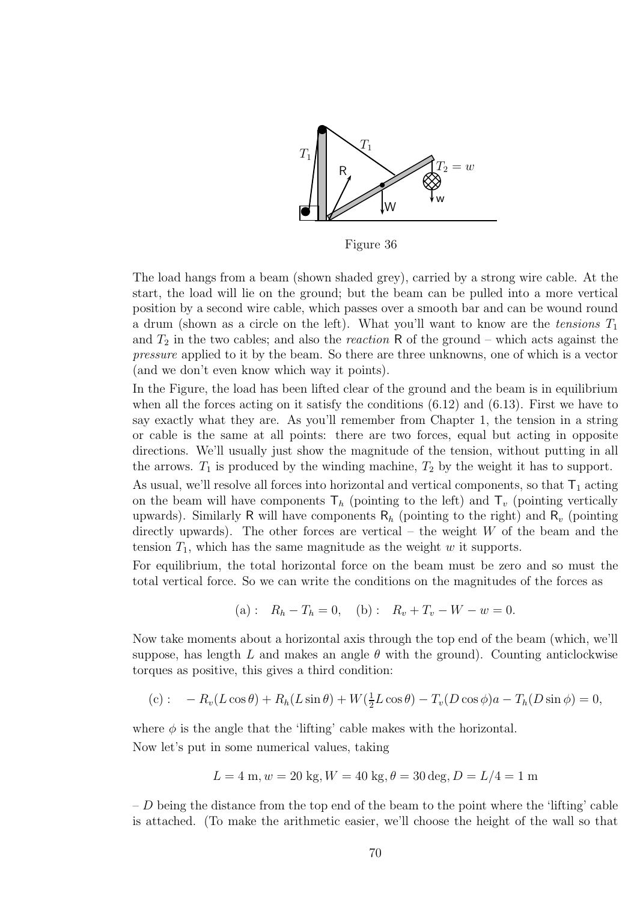Figure 36

The load hangs from a beam (shown shaded grey), carried by a strong wire cable. At the start, the load will lie on the ground; but the beam can be pulled into a more vertical position by a second wire cable, which passes over a smooth bar and can be wound round a drum (shown as a circle on the left). What you'll want to know are the *tensions* $T_1$ and $T_2$ in the two cables; and also the *reaction* $\mathsf{R}$ of the ground – which acts against the *pressure* applied to it by the beam. So there are three unknowns, one of which is a vector (and we don't even know which way it points).

In the Figure, the load has been lifted clear of the ground and the beam is in equilibrium when all the forces acting on it satisfy the conditions (6.12) and (6.13). First we have to say exactly what they are. As you'll remember from Chapter 1, the tension in a string or cable is the same at all points: there are two forces, equal but acting in opposite directions. We'll usually just show the magnitude of the tension, without putting in all the arrows. $T_1$ is produced by the winding machine, $T_2$ by the weight it has to support.

As usual, we'll resolve all forces into horizontal and vertical components, so that $\mathsf{T}_1$ acting on the beam will have components $\mathsf{T}_h$ (pointing to the left) and $\mathsf{T}_v$ (pointing vertically upwards). Similarly $\mathsf{R}$ will have components $\mathsf{R}_h$ (pointing to the right) and $\mathsf{R}_v$ (pointing directly upwards). The other forces are vertical – the weight $W$ of the beam and the tension $T_1$, which has the same magnitude as the weight $w$ it supports.

For equilibrium, the total horizontal force on the beam must be zero and so must the total vertical force. So we can write the conditions on the magnitudes of the forces as

$$\text{(a)}: \quad R_h - T_h = 0, \quad \text{(b)}: \quad R_v + T_v - W - w = 0.$$

Now take moments about a horizontal axis through the top end of the beam (which, we'll suppose, has length $L$ and makes an angle $\theta$ with the ground). Counting anticlockwise torques as positive, this gives a third condition:

$$\text{(c)}: \quad -R_v(L\cos\theta) + R_h(L\sin\theta) + W(\tfrac{1}{2}L\cos\theta) - T_v(D\cos\phi)a - T_h(D\sin\phi) = 0,$$

where $\phi$ is the angle that the 'lifting' cable makes with the horizontal.

Now let's put in some numerical values, taking

$$L = 4\ \text{m}, w = 20\ \text{kg}, W = 40\ \text{kg}, \theta = 30\ \text{deg}, D = L/4 = 1\ \text{m}$$

– $D$ being the distance from the top end of the beam to the point where the 'lifting' cable is attached. (To make the arithmetic easier, we'll choose the height of the wall so that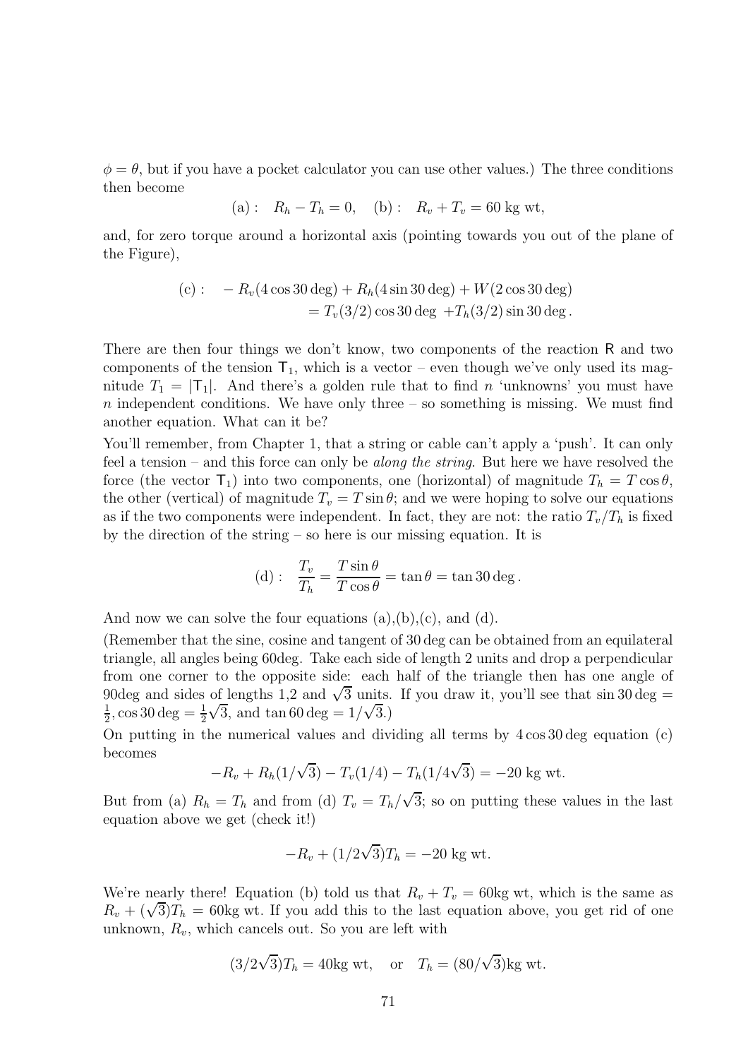$\phi = \theta$, but if you have a pocket calculator you can use other values.) The three conditions then become

$$\text{(a)}: \quad R_h - T_h = 0, \quad \text{(b)}: \quad R_v + T_v = 60 \text{ kg wt},$$

and, for zero torque around a horizontal axis (pointing towards you out of the plane of the Figure),

$$\begin{aligned}\text{(c)}: \quad & -R_v(4\cos 30\deg) + R_h(4\sin 30\deg) + W(2\cos 30\deg) \\ & = T_v(3/2)\cos 30\deg \; + T_h(3/2)\sin 30\deg\,.\end{aligned}$$

There are then four things we don't know, two components of the reaction $\mathsf{R}$ and two components of the tension $\mathsf{T}_1$, which is a vector – even though we've only used its magnitude $T_1 = |\mathsf{T}_1|$. And there's a golden rule that to find $n$ 'unknowns' you must have $n$ independent conditions. We have only three – so something is missing. We must find another equation. What can it be?

You'll remember, from Chapter 1, that a string or cable can't apply a 'push'. It can only feel a tension – and this force can only be *along the string*. But here we have resolved the force (the vector $\mathsf{T}_1$) into two components, one (horizontal) of magnitude $T_h = T\cos\theta$, the other (vertical) of magnitude $T_v = T\sin\theta$; and we were hoping to solve our equations as if the two components were independent. In fact, they are not: the ratio $T_v/T_h$ is fixed by the direction of the string – so here is our missing equation. It is

$$\text{(d)}: \quad \frac{T_v}{T_h} = \frac{T\sin\theta}{T\cos\theta} = \tan\theta = \tan 30\deg\,.$$

And now we can solve the four equations (a),(b),(c), and (d).

(Remember that the sine, cosine and tangent of 30 deg can be obtained from an equilateral triangle, all angles being 60deg. Take each side of length 2 units and drop a perpendicular from one corner to the opposite side: each half of the triangle then has one angle of 90deg and sides of lengths 1,2 and $\sqrt{3}$ units. If you draw it, you'll see that $\sin 30\deg = \frac{1}{2}$, $\cos 30\deg = \frac{1}{2}\sqrt{3}$, and $\tan 60\deg = 1/\sqrt{3}$.)

On putting in the numerical values and dividing all terms by $4\cos 30\deg$ equation (c) becomes

$$-R_v + R_h(1/\sqrt{3}) - T_v(1/4) - T_h(1/4\sqrt{3}) = -20 \text{ kg wt.}$$

But from (a) $R_h = T_h$ and from (d) $T_v = T_h/\sqrt{3}$; so on putting these values in the last equation above we get (check it!)

$$-R_v + (1/2\sqrt{3})T_h = -20 \text{ kg wt.}$$

We're nearly there! Equation (b) told us that $R_v + T_v = 60$kg wt, which is the same as $R_v + (\sqrt{3})T_h = 60$kg wt. If you add this to the last equation above, you get rid of one unknown, $R_v$, which cancels out. So you are left with

$$(3/2\sqrt{3})T_h = 40\text{kg wt}, \quad \text{or} \quad T_h = (80/\sqrt{3})\text{kg wt}.$$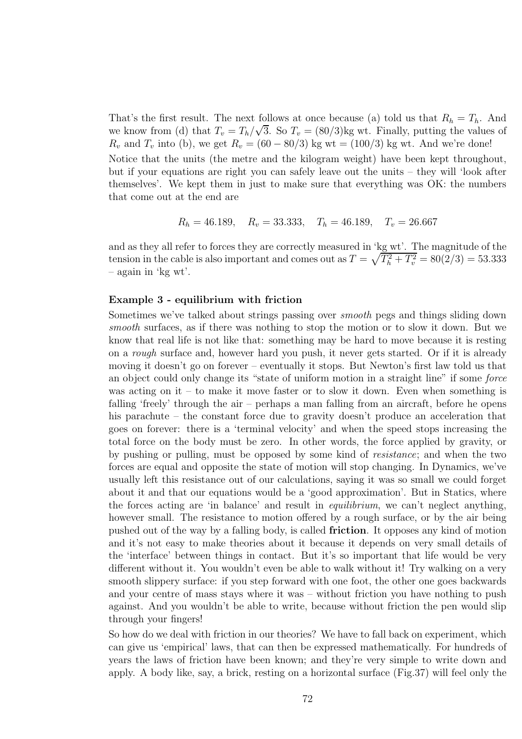That's the first result. The next follows at once because (a) told us that $R_h = T_h$. And we know from (d) that $T_v = T_h/\sqrt{3}$. So $T_v = (80/3)$kg wt. Finally, putting the values of $R_v$ and $T_v$ into (b), we get $R_v = (60 - 80/3)$ kg wt $= (100/3)$ kg wt. And we're done!

Notice that the units (the metre and the kilogram weight) have been kept throughout, but if your equations are right you can safely leave out the units – they will 'look after themselves'. We kept them in just to make sure that everything was OK: the numbers that come out at the end are

$$R_h = 46.189, \quad R_v = 33.333, \quad T_h = 46.189, \quad T_v = 26.667$$

and as they all refer to forces they are correctly measured in 'kg wt'. The magnitude of the tension in the cable is also important and comes out as $T = \sqrt{T_h^2 + T_v^2} = 80(2/3) = 53.333$ – again in 'kg wt'.

**Example 3 - equilibrium with friction**

Sometimes we've talked about strings passing over *smooth* pegs and things sliding down *smooth* surfaces, as if there was nothing to stop the motion or to slow it down. But we know that real life is not like that: something may be hard to move because it is resting on a *rough* surface and, however hard you push, it never gets started. Or if it is already moving it doesn't go on forever – eventually it stops. But Newton's first law told us that an object could only change its "state of uniform motion in a straight line" if some *force* was acting on it – to make it move faster or to slow it down. Even when something is falling 'freely' through the air – perhaps a man falling from an aircraft, before he opens his parachute – the constant force due to gravity doesn't produce an acceleration that goes on forever: there is a 'terminal velocity' and when the speed stops increasing the total force on the body must be zero. In other words, the force applied by gravity, or by pushing or pulling, must be opposed by some kind of *resistance*; and when the two forces are equal and opposite the state of motion will stop changing. In Dynamics, we've usually left this resistance out of our calculations, saying it was so small we could forget about it and that our equations would be a 'good approximation'. But in Statics, where the forces acting are 'in balance' and result in *equilibrium*, we can't neglect anything, however small. The resistance to motion offered by a rough surface, or by the air being pushed out of the way by a falling body, is called **friction**. It opposes any kind of motion and it's not easy to make theories about it because it depends on very small details of the 'interface' between things in contact. But it's so important that life would be very different without it. You wouldn't even be able to walk without it! Try walking on a very smooth slippery surface: if you step forward with one foot, the other one goes backwards and your centre of mass stays where it was – without friction you have nothing to push against. And you wouldn't be able to write, because without friction the pen would slip through your fingers!

So how do we deal with friction in our theories? We have to fall back on experiment, which can give us 'empirical' laws, that can then be expressed mathematically. For hundreds of years the laws of friction have been known; and they're very simple to write down and apply. A body like, say, a brick, resting on a horizontal surface (Fig.37) will feel only the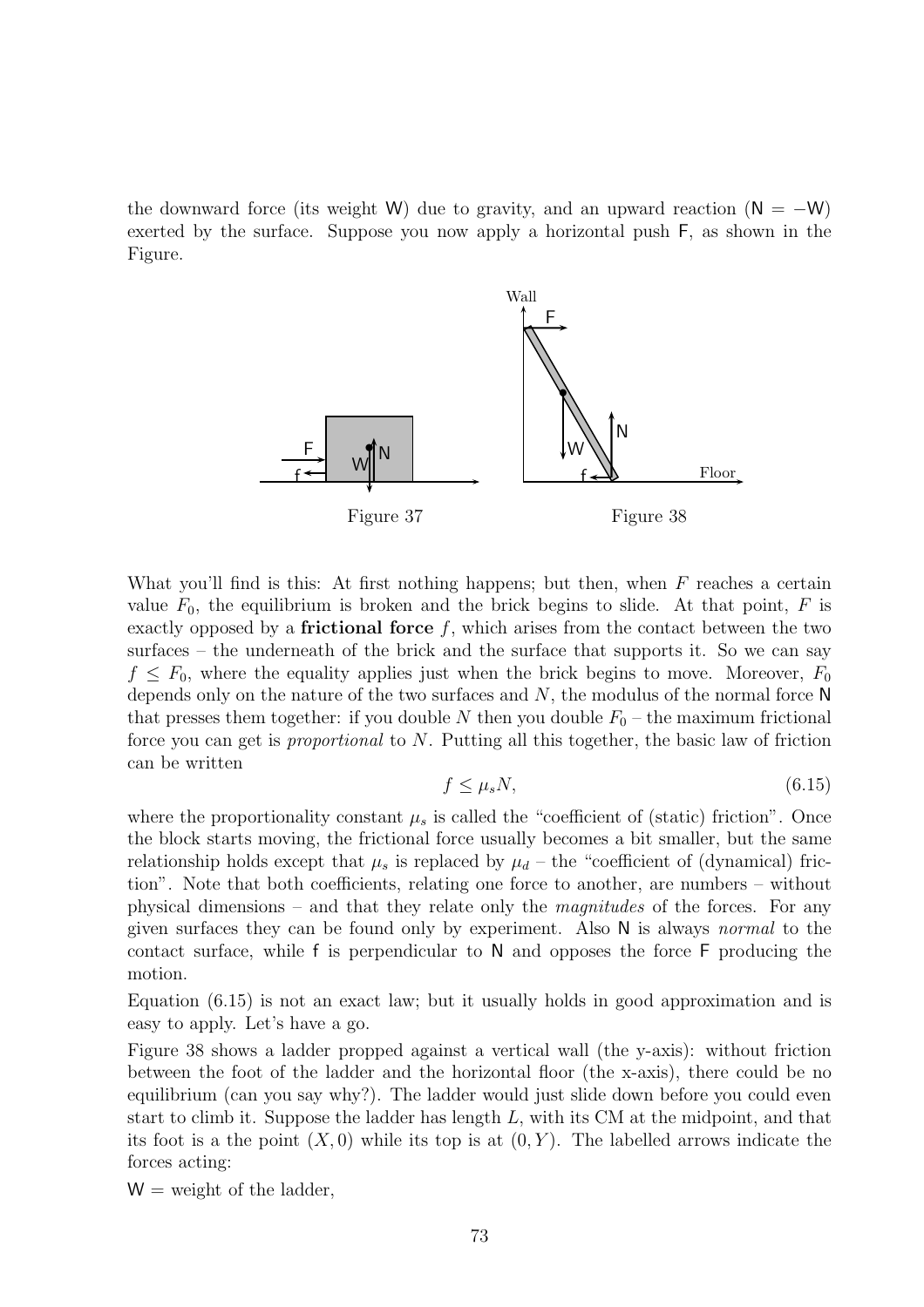the downward force (its weight W) due to gravity, and an upward reaction (N = −W) exerted by the surface. Suppose you now apply a horizontal push F, as shown in the Figure.

Figure 37

Figure 38

What you'll find is this: At first nothing happens; but then, when $F$ reaches a certain value $F_0$, the equilibrium is broken and the brick begins to slide. At that point, $F$ is exactly opposed by a **frictional force** $f$, which arises from the contact between the two surfaces – the underneath of the brick and the surface that supports it. So we can say $f \leq F_0$, where the equality applies just when the brick begins to move. Moreover, $F_0$ depends only on the nature of the two surfaces and $N$, the modulus of the normal force N that presses them together: if you double $N$ then you double $F_0$ – the maximum frictional force you can get is *proportional* to $N$. Putting all this together, the basic law of friction can be written

$$f \leq \mu_s N, \tag{6.15}$$

where the proportionality constant $\mu_s$ is called the "coefficient of (static) friction". Once the block starts moving, the frictional force usually becomes a bit smaller, but the same relationship holds except that $\mu_s$ is replaced by $\mu_d$ – the "coefficient of (dynamical) friction". Note that both coefficients, relating one force to another, are numbers – without physical dimensions – and that they relate only the *magnitudes* of the forces. For any given surfaces they can be found only by experiment. Also N is always *normal* to the contact surface, while f is perpendicular to N and opposes the force F producing the motion.

Equation (6.15) is not an exact law; but it usually holds in good approximation and is easy to apply. Let's have a go.

Figure 38 shows a ladder propped against a vertical wall (the y-axis): without friction between the foot of the ladder and the horizontal floor (the x-axis), there could be no equilibrium (can you say why?). The ladder would just slide down before you could even start to climb it. Suppose the ladder has length $L$, with its CM at the midpoint, and that its foot is a the point $(X, 0)$ while its top is at $(0, Y)$. The labelled arrows indicate the forces acting:

W = weight of the ladder,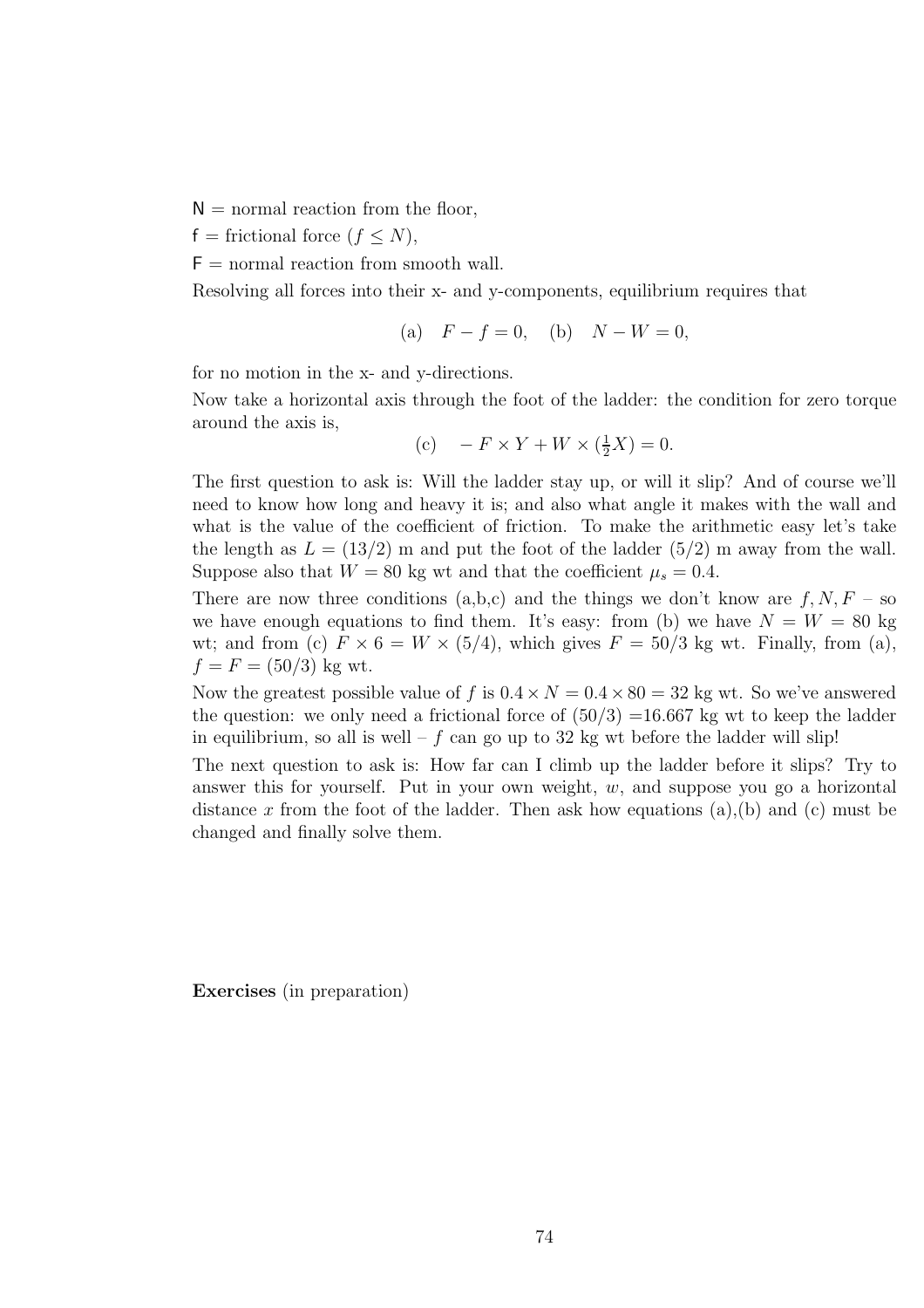N = normal reaction from the floor,

f = frictional force ($f \leq N$),

F = normal reaction from smooth wall.

Resolving all forces into their x- and y-components, equilibrium requires that

$$\text{(a)} \quad F - f = 0, \quad \text{(b)} \quad N - W = 0,$$

for no motion in the x- and y-directions.

Now take a horizontal axis through the foot of the ladder: the condition for zero torque around the axis is,

$$\text{(c)} \quad -F \times Y + W \times (\tfrac{1}{2}X) = 0.$$

The first question to ask is: Will the ladder stay up, or will it slip? And of course we'll need to know how long and heavy it is; and also what angle it makes with the wall and what is the value of the coefficient of friction. To make the arithmetic easy let's take the length as $L = (13/2)$ m and put the foot of the ladder $(5/2)$ m away from the wall. Suppose also that $W = 80$ kg wt and that the coefficient $\mu_s = 0.4$.

There are now three conditions (a,b,c) and the things we don't know are $f, N, F$ – so we have enough equations to find them. It's easy: from (b) we have $N = W = 80$ kg wt; and from (c) $F \times 6 = W \times (5/4)$, which gives $F = 50/3$ kg wt. Finally, from (a), $f = F = (50/3)$ kg wt.

Now the greatest possible value of $f$ is $0.4 \times N = 0.4 \times 80 = 32$ kg wt. So we've answered the question: we only need a frictional force of $(50/3)$ =16.667 kg wt to keep the ladder in equilibrium, so all is well – $f$ can go up to 32 kg wt before the ladder will slip!

The next question to ask is: How far can I climb up the ladder before it slips? Try to answer this for yourself. Put in your own weight, $w$, and suppose you go a horizontal distance $x$ from the foot of the ladder. Then ask how equations (a),(b) and (c) must be changed and finally solve them.

**Exercises** (in preparation)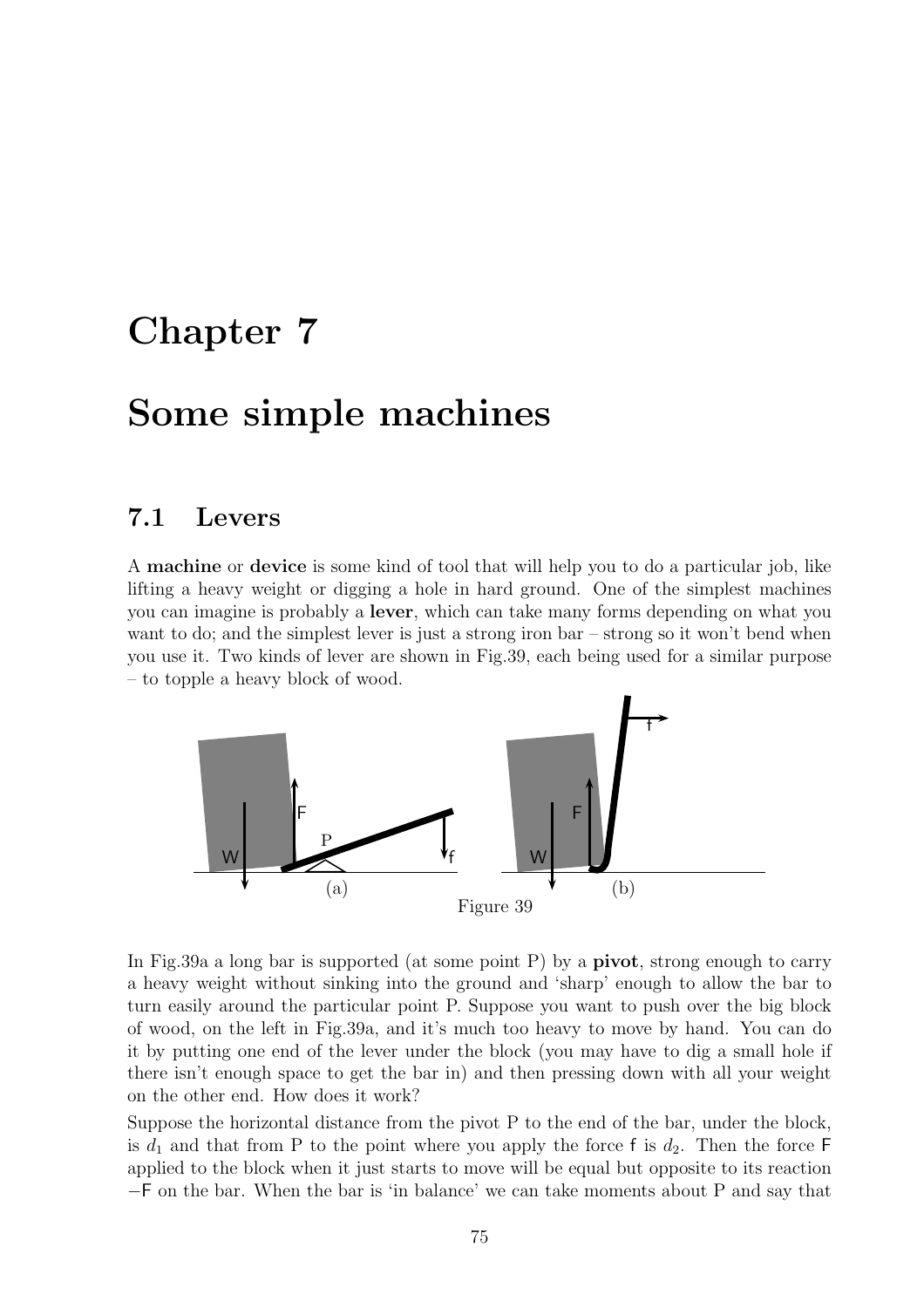# Chapter 7

# Some simple machines

## 7.1 Levers

A **machine** or **device** is some kind of tool that will help you to do a particular job, like lifting a heavy weight or digging a hole in hard ground. One of the simplest machines you can imagine is probably a **lever**, which can take many forms depending on what you want to do; and the simplest lever is just a strong iron bar – strong so it won't bend when you use it. Two kinds of lever are shown in Fig.39, each being used for a similar purpose – to topple a heavy block of wood.

Figure 39

In Fig.39a a long bar is supported (at some point P) by a **pivot**, strong enough to carry a heavy weight without sinking into the ground and 'sharp' enough to allow the bar to turn easily around the particular point P. Suppose you want to push over the big block of wood, on the left in Fig.39a, and it's much too heavy to move by hand. You can do it by putting one end of the lever under the block (you may have to dig a small hole if there isn't enough space to get the bar in) and then pressing down with all your weight on the other end. How does it work?

Suppose the horizontal distance from the pivot P to the end of the bar, under the block, is $d_1$ and that from P to the point where you apply the force $\mathsf{f}$ is $d_2$. Then the force $\mathsf{F}$ applied to the block when it just starts to move will be equal but opposite to its reaction $-\mathsf{F}$ on the bar. When the bar is 'in balance' we can take moments about P and say that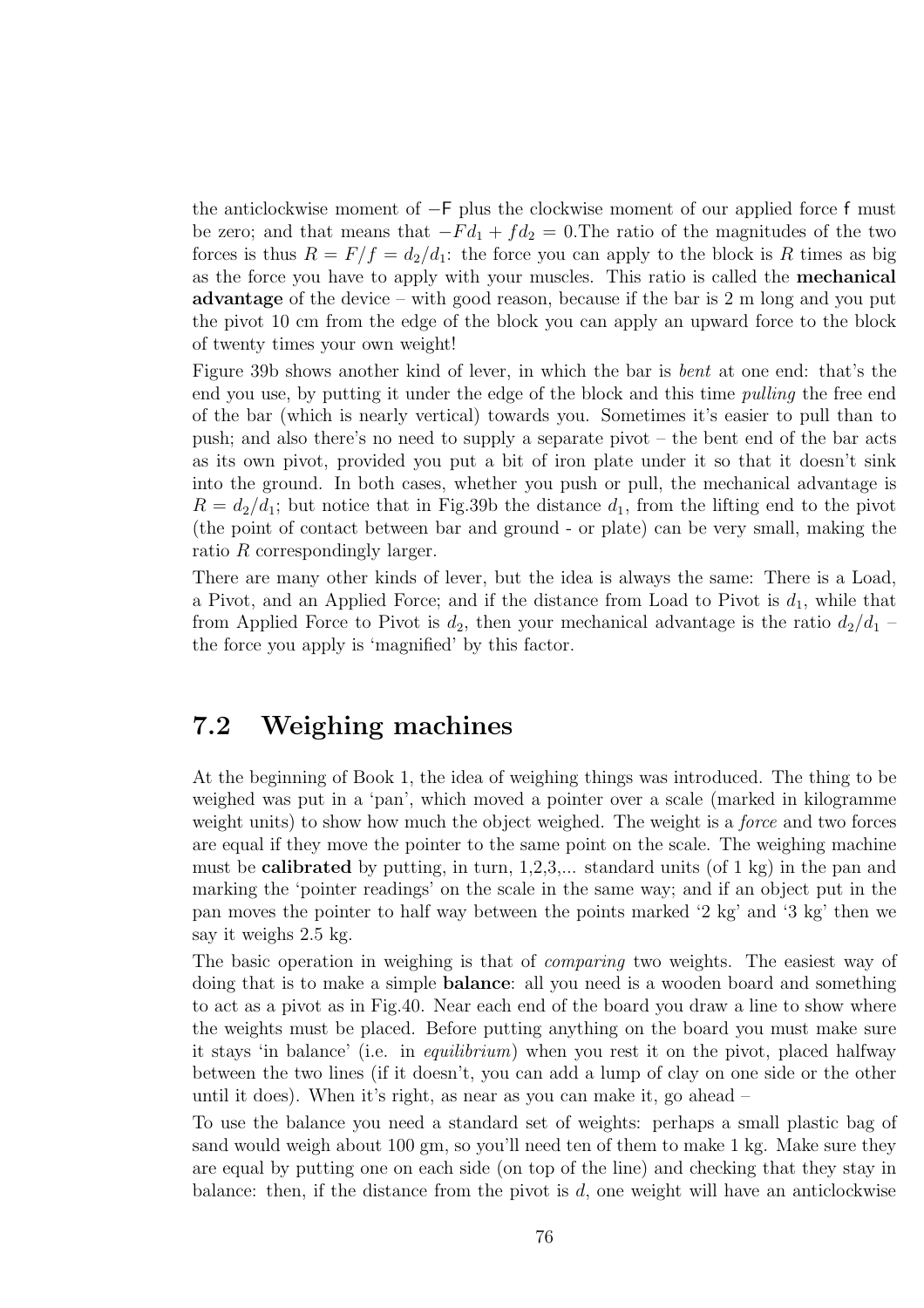the anticlockwise moment of $-\mathsf{F}$ plus the clockwise moment of our applied force $\mathsf{f}$ must be zero; and that means that $-Fd_1 + fd_2 = 0$.The ratio of the magnitudes of the two forces is thus $R = F/f = d_2/d_1$: the force you can apply to the block is $R$ times as big as the force you have to apply with your muscles. This ratio is called the **mechanical advantage** of the device – with good reason, because if the bar is 2 m long and you put the pivot 10 cm from the edge of the block you can apply an upward force to the block of twenty times your own weight!

Figure 39b shows another kind of lever, in which the bar is *bent* at one end: that's the end you use, by putting it under the edge of the block and this time *pulling* the free end of the bar (which is nearly vertical) towards you. Sometimes it's easier to pull than to push; and also there's no need to supply a separate pivot – the bent end of the bar acts as its own pivot, provided you put a bit of iron plate under it so that it doesn't sink into the ground. In both cases, whether you push or pull, the mechanical advantage is $R = d_2/d_1$; but notice that in Fig.39b the distance $d_1$, from the lifting end to the pivot (the point of contact between bar and ground - or plate) can be very small, making the ratio $R$ correspondingly larger.

There are many other kinds of lever, but the idea is always the same: There is a Load, a Pivot, and an Applied Force; and if the distance from Load to Pivot is $d_1$, while that from Applied Force to Pivot is $d_2$, then your mechanical advantage is the ratio $d_2/d_1$ – the force you apply is 'magnified' by this factor.

## 7.2 Weighing machines

At the beginning of Book 1, the idea of weighing things was introduced. The thing to be weighed was put in a 'pan', which moved a pointer over a scale (marked in kilogramme weight units) to show how much the object weighed. The weight is a *force* and two forces are equal if they move the pointer to the same point on the scale. The weighing machine must be **calibrated** by putting, in turn, 1,2,3,... standard units (of 1 kg) in the pan and marking the 'pointer readings' on the scale in the same way; and if an object put in the pan moves the pointer to half way between the points marked '2 kg' and '3 kg' then we say it weighs 2.5 kg.

The basic operation in weighing is that of *comparing* two weights. The easiest way of doing that is to make a simple **balance**: all you need is a wooden board and something to act as a pivot as in Fig.40. Near each end of the board you draw a line to show where the weights must be placed. Before putting anything on the board you must make sure it stays 'in balance' (i.e. in *equilibrium*) when you rest it on the pivot, placed halfway between the two lines (if it doesn't, you can add a lump of clay on one side or the other until it does). When it's right, as near as you can make it, go ahead –

To use the balance you need a standard set of weights: perhaps a small plastic bag of sand would weigh about 100 gm, so you'll need ten of them to make 1 kg. Make sure they are equal by putting one on each side (on top of the line) and checking that they stay in balance: then, if the distance from the pivot is $d$, one weight will have an anticlockwise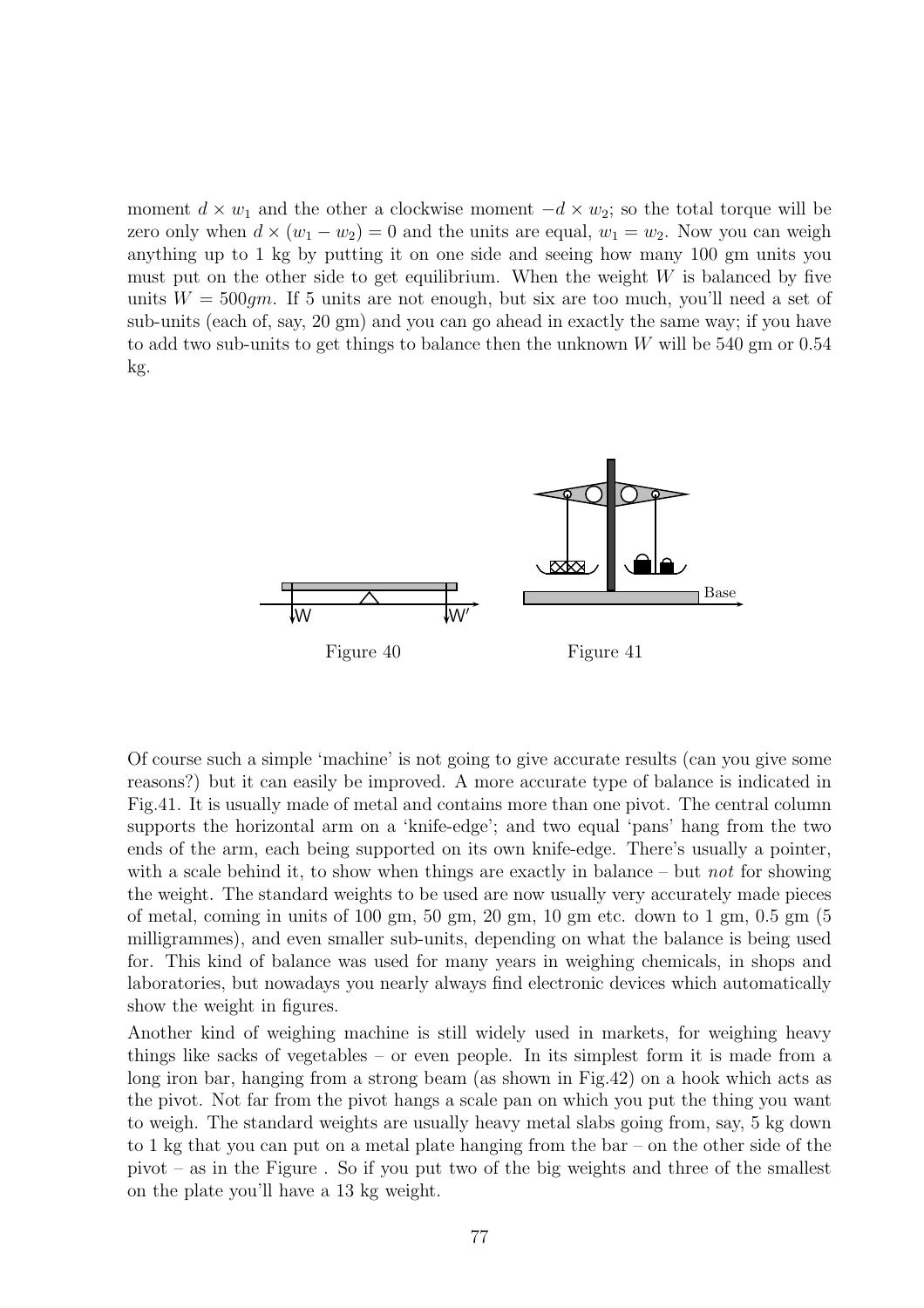moment $d \times w_1$ and the other a clockwise moment $-d \times w_2$; so the total torque will be zero only when $d \times (w_1 - w_2) = 0$ and the units are equal, $w_1 = w_2$. Now you can weigh anything up to 1 kg by putting it on one side and seeing how many 100 gm units you must put on the other side to get equilibrium. When the weight $W$ is balanced by five units $W = 500gm$. If 5 units are not enough, but six are too much, you'll need a set of sub-units (each of, say, 20 gm) and you can go ahead in exactly the same way; if you have to add two sub-units to get things to balance then the unknown $W$ will be 540 gm or 0.54 kg.

Figure 40

Figure 41

Of course such a simple 'machine' is not going to give accurate results (can you give some reasons?) but it can easily be improved. A more accurate type of balance is indicated in Fig.41. It is usually made of metal and contains more than one pivot. The central column supports the horizontal arm on a 'knife-edge'; and two equal 'pans' hang from the two ends of the arm, each being supported on its own knife-edge. There's usually a pointer, with a scale behind it, to show when things are exactly in balance – but *not* for showing the weight. The standard weights to be used are now usually very accurately made pieces of metal, coming in units of 100 gm, 50 gm, 20 gm, 10 gm etc. down to 1 gm, 0.5 gm (5 milligrammes), and even smaller sub-units, depending on what the balance is being used for. This kind of balance was used for many years in weighing chemicals, in shops and laboratories, but nowadays you nearly always find electronic devices which automatically show the weight in figures.

Another kind of weighing machine is still widely used in markets, for weighing heavy things like sacks of vegetables – or even people. In its simplest form it is made from a long iron bar, hanging from a strong beam (as shown in Fig.42) on a hook which acts as the pivot. Not far from the pivot hangs a scale pan on which you put the thing you want to weigh. The standard weights are usually heavy metal slabs going from, say, 5 kg down to 1 kg that you can put on a metal plate hanging from the bar – on the other side of the pivot – as in the Figure . So if you put two of the big weights and three of the smallest on the plate you'll have a 13 kg weight.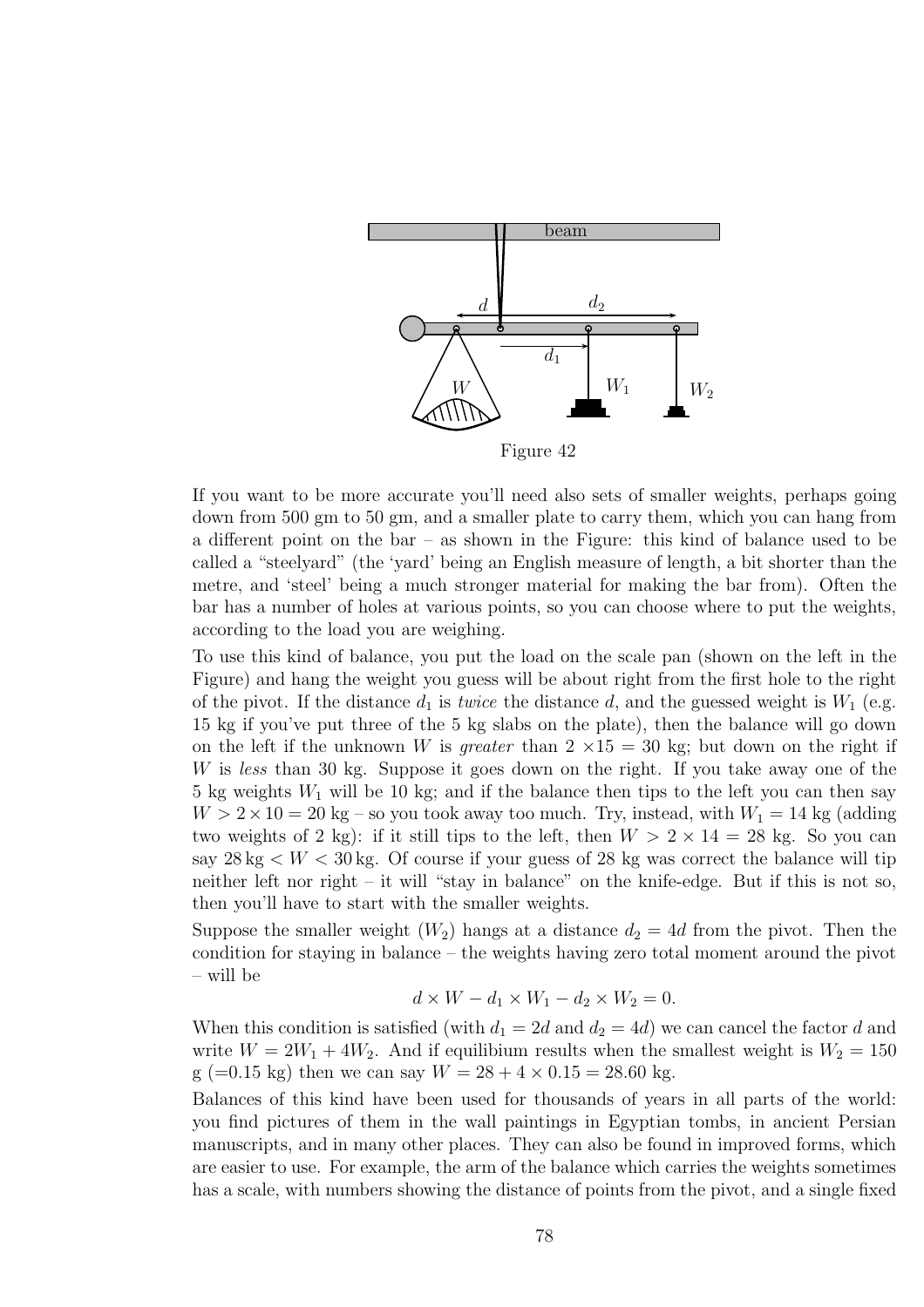Figure 42

If you want to be more accurate you'll need also sets of smaller weights, perhaps going down from 500 gm to 50 gm, and a smaller plate to carry them, which you can hang from a different point on the bar – as shown in the Figure: this kind of balance used to be called a "steelyard" (the 'yard' being an English measure of length, a bit shorter than the metre, and 'steel' being a much stronger material for making the bar from). Often the bar has a number of holes at various points, so you can choose where to put the weights, according to the load you are weighing.

To use this kind of balance, you put the load on the scale pan (shown on the left in the Figure) and hang the weight you guess will be about right from the first hole to the right of the pivot. If the distance $d_1$ is *twice* the distance $d$, and the guessed weight is $W_1$ (e.g. 15 kg if you've put three of the 5 kg slabs on the plate), then the balance will go down on the left if the unknown $W$ is *greater* than $2 \times 15 = 30$ kg; but down on the right if $W$ is *less* than 30 kg. Suppose it goes down on the right. If you take away one of the 5 kg weights $W_1$ will be 10 kg; and if the balance then tips to the left you can then say $W > 2 \times 10 = 20$ kg – so you took away too much. Try, instead, with $W_1 = 14$ kg (adding two weights of 2 kg): if it still tips to the left, then $W > 2 \times 14 = 28$ kg. So you can say $28\,\text{kg} < W < 30\,\text{kg}$. Of course if your guess of 28 kg was correct the balance will tip neither left nor right – it will "stay in balance" on the knife-edge. But if this is not so, then you'll have to start with the smaller weights.

Suppose the smaller weight ($W_2$) hangs at a distance $d_2 = 4d$ from the pivot. Then the condition for staying in balance – the weights having zero total moment around the pivot – will be

$$d \times W - d_1 \times W_1 - d_2 \times W_2 = 0.$$

When this condition is satisfied (with $d_1 = 2d$ and $d_2 = 4d$) we can cancel the factor $d$ and write $W = 2W_1 + 4W_2$. And if equilibium results when the smallest weight is $W_2 = 150$ g (=0.15 kg) then we can say $W = 28 + 4 \times 0.15 = 28.60$ kg.

Balances of this kind have been used for thousands of years in all parts of the world: you find pictures of them in the wall paintings in Egyptian tombs, in ancient Persian manuscripts, and in many other places. They can also be found in improved forms, which are easier to use. For example, the arm of the balance which carries the weights sometimes has a scale, with numbers showing the distance of points from the pivot, and a single fixed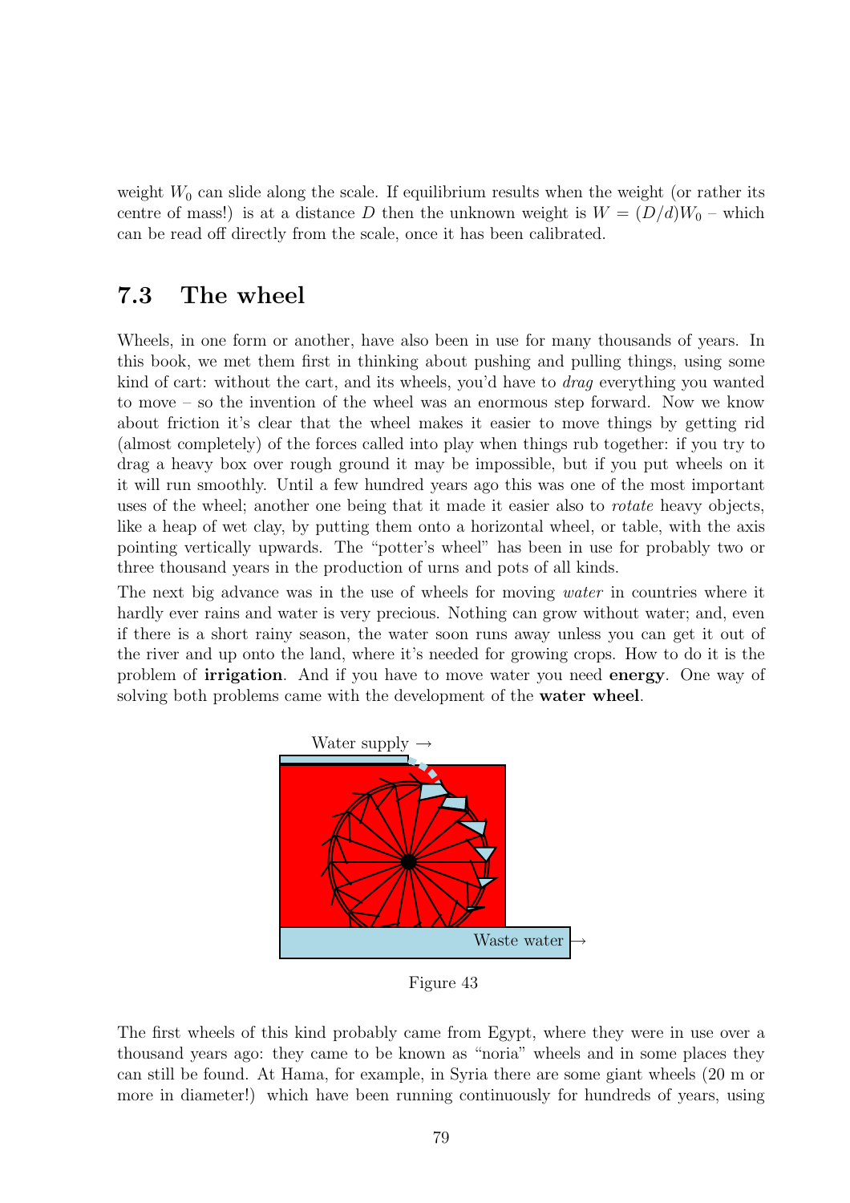weight $W_0$ can slide along the scale. If equilibrium results when the weight (or rather its centre of mass!) is at a distance $D$ then the unknown weight is $W = (D/d)W_0$ – which can be read off directly from the scale, once it has been calibrated.

## 7.3 The wheel

Wheels, in one form or another, have also been in use for many thousands of years. In this book, we met them first in thinking about pushing and pulling things, using some kind of cart: without the cart, and its wheels, you'd have to *drag* everything you wanted to move – so the invention of the wheel was an enormous step forward. Now we know about friction it's clear that the wheel makes it easier to move things by getting rid (almost completely) of the forces called into play when things rub together: if you try to drag a heavy box over rough ground it may be impossible, but if you put wheels on it it will run smoothly. Until a few hundred years ago this was one of the most important uses of the wheel; another one being that it made it easier also to *rotate* heavy objects, like a heap of wet clay, by putting them onto a horizontal wheel, or table, with the axis pointing vertically upwards. The "potter's wheel" has been in use for probably two or three thousand years in the production of urns and pots of all kinds.

The next big advance was in the use of wheels for moving *water* in countries where it hardly ever rains and water is very precious. Nothing can grow without water; and, even if there is a short rainy season, the water soon runs away unless you can get it out of the river and up onto the land, where it's needed for growing crops. How to do it is the problem of **irrigation**. And if you have to move water you need **energy**. One way of solving both problems came with the development of the **water wheel**.

Water supply →

Waste water →

Figure 43

The first wheels of this kind probably came from Egypt, where they were in use over a thousand years ago: they came to be known as "noria" wheels and in some places they can still be found. At Hama, for example, in Syria there are some giant wheels (20 m or more in diameter!) which have been running continuously for hundreds of years, using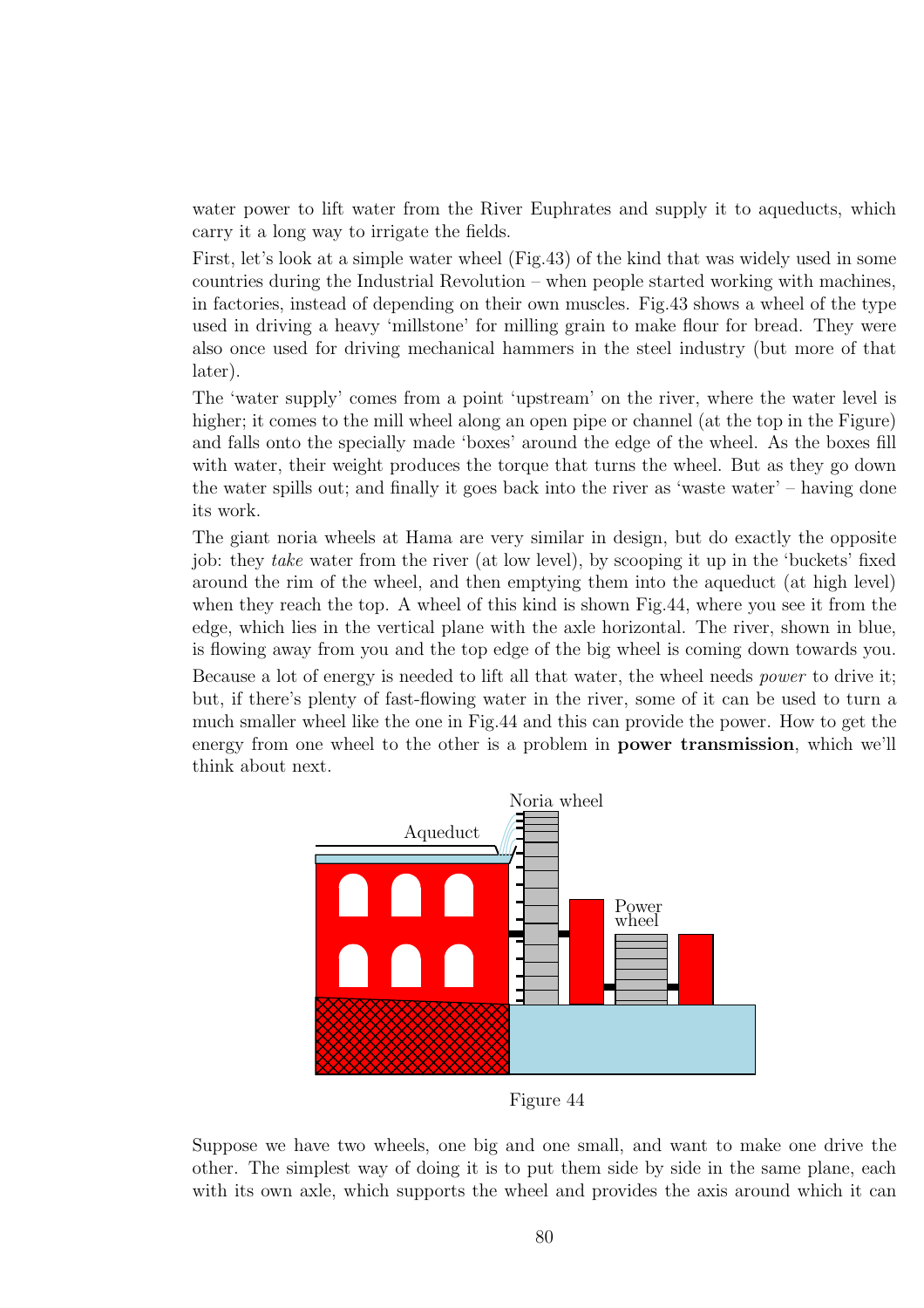water power to lift water from the River Euphrates and supply it to aqueducts, which carry it a long way to irrigate the fields.

First, let's look at a simple water wheel (Fig.43) of the kind that was widely used in some countries during the Industrial Revolution – when people started working with machines, in factories, instead of depending on their own muscles. Fig.43 shows a wheel of the type used in driving a heavy 'millstone' for milling grain to make flour for bread. They were also once used for driving mechanical hammers in the steel industry (but more of that later).

The 'water supply' comes from a point 'upstream' on the river, where the water level is higher; it comes to the mill wheel along an open pipe or channel (at the top in the Figure) and falls onto the specially made 'boxes' around the edge of the wheel. As the boxes fill with water, their weight produces the torque that turns the wheel. But as they go down the water spills out; and finally it goes back into the river as 'waste water' – having done its work.

The giant noria wheels at Hama are very similar in design, but do exactly the opposite job: they *take* water from the river (at low level), by scooping it up in the 'buckets' fixed around the rim of the wheel, and then emptying them into the aqueduct (at high level) when they reach the top. A wheel of this kind is shown Fig.44, where you see it from the edge, which lies in the vertical plane with the axle horizontal. The river, shown in blue, is flowing away from you and the top edge of the big wheel is coming down towards you. Because a lot of energy is needed to lift all that water, the wheel needs *power* to drive it; but, if there's plenty of fast-flowing water in the river, some of it can be used to turn a much smaller wheel like the one in Fig.44 and this can provide the power. How to get the energy from one wheel to the other is a problem in **power transmission**, which we'll think about next.

Figure 44

Suppose we have two wheels, one big and one small, and want to make one drive the other. The simplest way of doing it is to put them side by side in the same plane, each with its own axle, which supports the wheel and provides the axis around which it can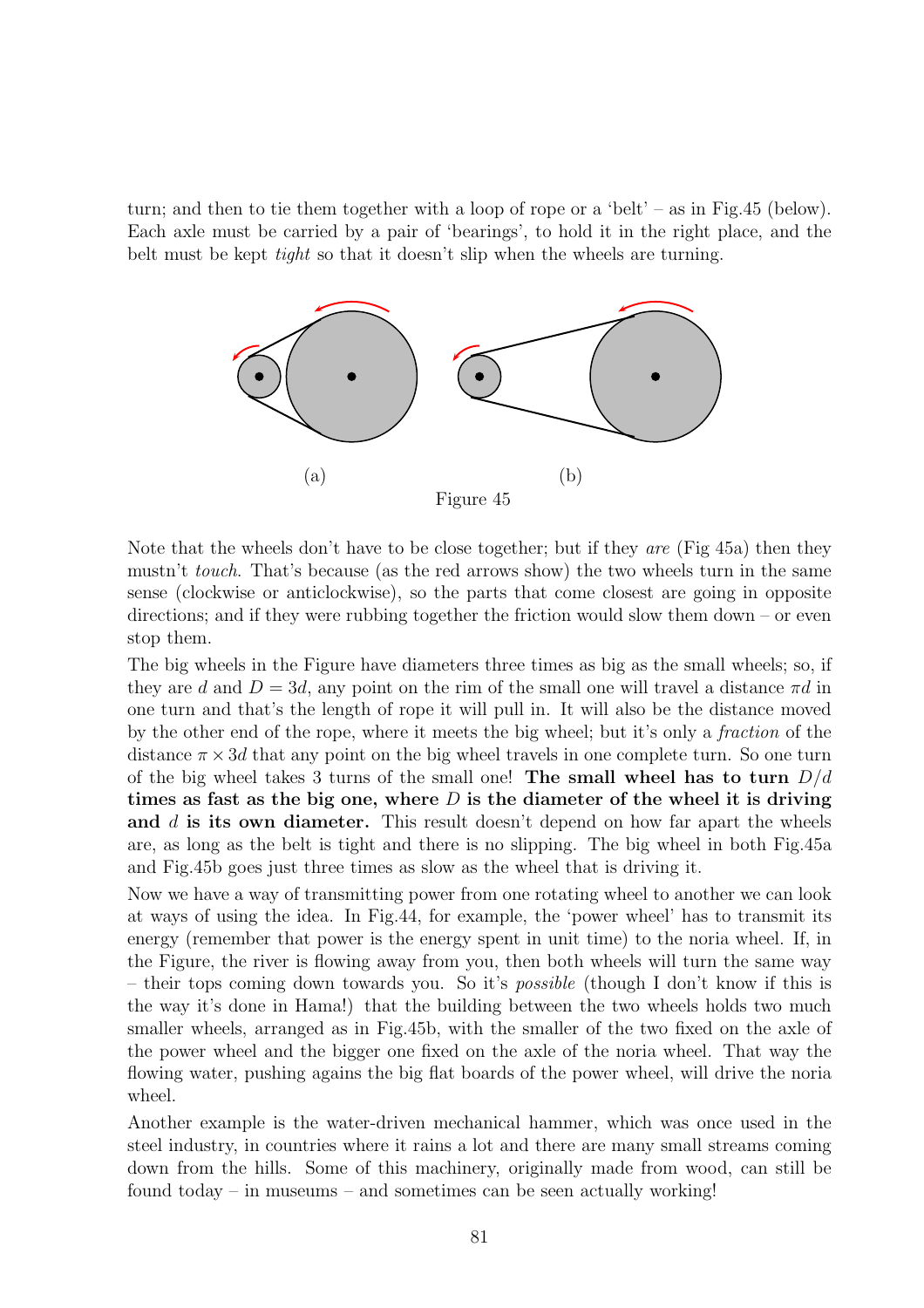turn; and then to tie them together with a loop of rope or a 'belt' – as in Fig.45 (below). Each axle must be carried by a pair of 'bearings', to hold it in the right place, and the belt must be kept *tight* so that it doesn't slip when the wheels are turning.

(a) (b)

Figure 45

Note that the wheels don't have to be close together; but if they *are* (Fig 45a) then they mustn't *touch*. That's because (as the red arrows show) the two wheels turn in the same sense (clockwise or anticlockwise), so the parts that come closest are going in opposite directions; and if they were rubbing together the friction would slow them down – or even stop them.

The big wheels in the Figure have diameters three times as big as the small wheels; so, if they are $d$ and $D = 3d$, any point on the rim of the small one will travel a distance $\pi d$ in one turn and that's the length of rope it will pull in. It will also be the distance moved by the other end of the rope, where it meets the big wheel; but it's only a *fraction* of the distance $\pi \times 3d$ that any point on the big wheel travels in one complete turn. So one turn of the big wheel takes 3 turns of the small one! **The small wheel has to turn $D/d$ times as fast as the big one, where $D$ is the diameter of the wheel it is driving and $d$ is its own diameter.** This result doesn't depend on how far apart the wheels are, as long as the belt is tight and there is no slipping. The big wheel in both Fig.45a and Fig.45b goes just three times as slow as the wheel that is driving it.

Now we have a way of transmitting power from one rotating wheel to another we can look at ways of using the idea. In Fig.44, for example, the 'power wheel' has to transmit its energy (remember that power is the energy spent in unit time) to the noria wheel. If, in the Figure, the river is flowing away from you, then both wheels will turn the same way – their tops coming down towards you. So it's *possible* (though I don't know if this is the way it's done in Hama!) that the building between the two wheels holds two much smaller wheels, arranged as in Fig.45b, with the smaller of the two fixed on the axle of the power wheel and the bigger one fixed on the axle of the noria wheel. That way the flowing water, pushing agains the big flat boards of the power wheel, will drive the noria wheel.

Another example is the water-driven mechanical hammer, which was once used in the steel industry, in countries where it rains a lot and there are many small streams coming down from the hills. Some of this machinery, originally made from wood, can still be found today – in museums – and sometimes can be seen actually working!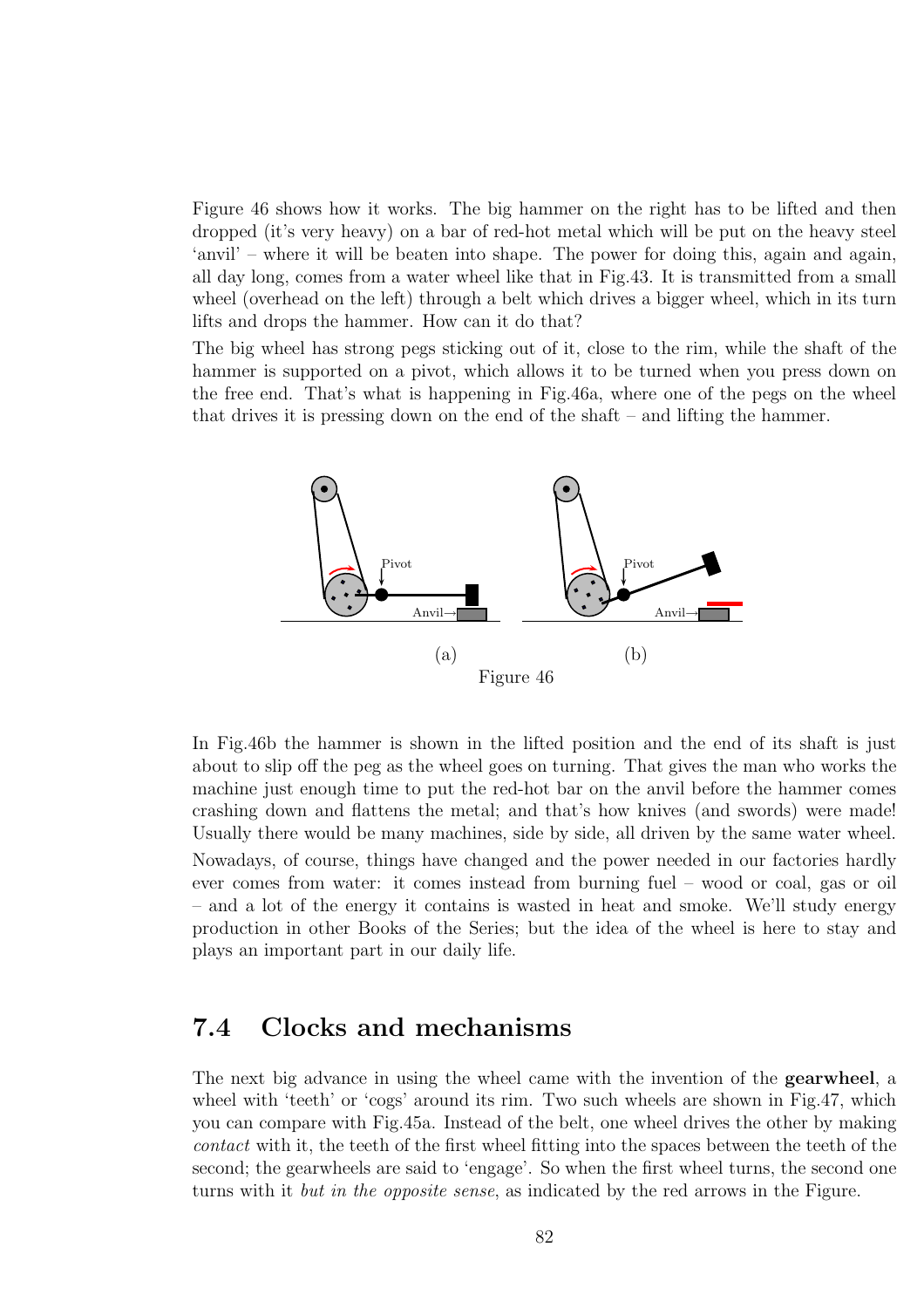Figure 46 shows how it works. The big hammer on the right has to be lifted and then dropped (it's very heavy) on a bar of red-hot metal which will be put on the heavy steel 'anvil' – where it will be beaten into shape. The power for doing this, again and again, all day long, comes from a water wheel like that in Fig.43. It is transmitted from a small wheel (overhead on the left) through a belt which drives a bigger wheel, which in its turn lifts and drops the hammer. How can it do that?

The big wheel has strong pegs sticking out of it, close to the rim, while the shaft of the hammer is supported on a pivot, which allows it to be turned when you press down on the free end. That's what is happening in Fig.46a, where one of the pegs on the wheel that drives it is pressing down on the end of the shaft – and lifting the hammer.

(a) (b)

Figure 46

In Fig.46b the hammer is shown in the lifted position and the end of its shaft is just about to slip off the peg as the wheel goes on turning. That gives the man who works the machine just enough time to put the red-hot bar on the anvil before the hammer comes crashing down and flattens the metal; and that's how knives (and swords) were made! Usually there would be many machines, side by side, all driven by the same water wheel.

Nowadays, of course, things have changed and the power needed in our factories hardly ever comes from water: it comes instead from burning fuel – wood or coal, gas or oil – and a lot of the energy it contains is wasted in heat and smoke. We'll study energy production in other Books of the Series; but the idea of the wheel is here to stay and plays an important part in our daily life.

## 7.4 Clocks and mechanisms

The next big advance in using the wheel came with the invention of the **gearwheel**, a wheel with 'teeth' or 'cogs' around its rim. Two such wheels are shown in Fig.47, which you can compare with Fig.45a. Instead of the belt, one wheel drives the other by making *contact* with it, the teeth of the first wheel fitting into the spaces between the teeth of the second; the gearwheels are said to 'engage'. So when the first wheel turns, the second one turns with it *but in the opposite sense*, as indicated by the red arrows in the Figure.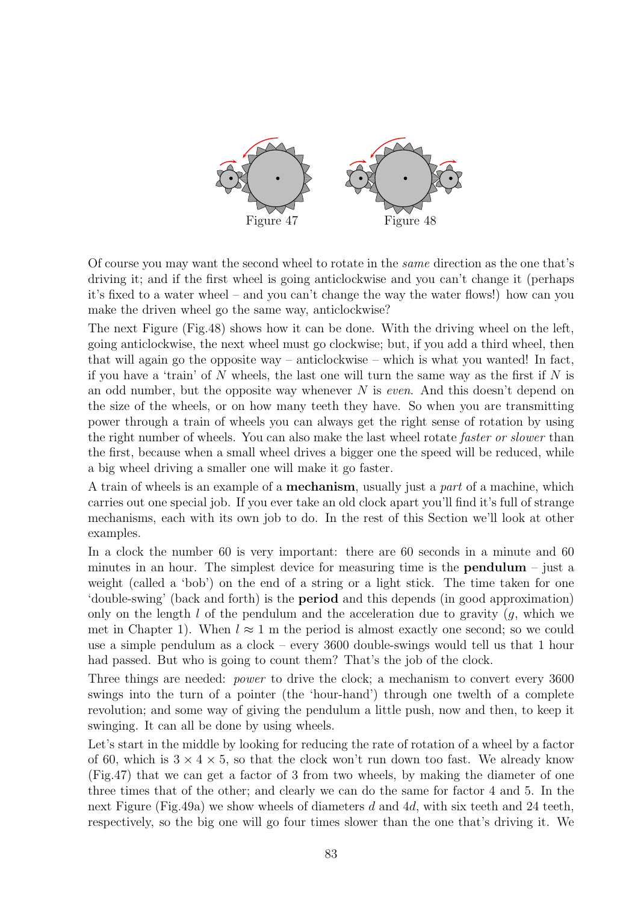Figure 47

Figure 48

Of course you may want the second wheel to rotate in the *same* direction as the one that's driving it; and if the first wheel is going anticlockwise and you can't change it (perhaps it's fixed to a water wheel – and you can't change the way the water flows!) how can you make the driven wheel go the same way, anticlockwise?

The next Figure (Fig.48) shows how it can be done. With the driving wheel on the left, going anticlockwise, the next wheel must go clockwise; but, if you add a third wheel, then that will again go the opposite way – anticlockwise – which is what you wanted! In fact, if you have a 'train' of $N$ wheels, the last one will turn the same way as the first if $N$ is an odd number, but the opposite way whenever $N$ is *even*. And this doesn't depend on the size of the wheels, or on how many teeth they have. So when you are transmitting power through a train of wheels you can always get the right sense of rotation by using the right number of wheels. You can also make the last wheel rotate *faster or slower* than the first, because when a small wheel drives a bigger one the speed will be reduced, while a big wheel driving a smaller one will make it go faster.

A train of wheels is an example of a **mechanism**, usually just a *part* of a machine, which carries out one special job. If you ever take an old clock apart you'll find it's full of strange mechanisms, each with its own job to do. In the rest of this Section we'll look at other examples.

In a clock the number 60 is very important: there are 60 seconds in a minute and 60 minutes in an hour. The simplest device for measuring time is the **pendulum** – just a weight (called a 'bob') on the end of a string or a light stick. The time taken for one 'double-swing' (back and forth) is the **period** and this depends (in good approximation) only on the length $l$ of the pendulum and the acceleration due to gravity ($g$, which we met in Chapter 1). When $l \approx 1$ m the period is almost exactly one second; so we could use a simple pendulum as a clock – every 3600 double-swings would tell us that 1 hour had passed. But who is going to count them? That's the job of the clock.

Three things are needed: *power* to drive the clock; a mechanism to convert every 3600 swings into the turn of a pointer (the 'hour-hand') through one twelth of a complete revolution; and some way of giving the pendulum a little push, now and then, to keep it swinging. It can all be done by using wheels.

Let's start in the middle by looking for reducing the rate of rotation of a wheel by a factor of 60, which is $3 \times 4 \times 5$, so that the clock won't run down too fast. We already know (Fig.47) that we can get a factor of 3 from two wheels, by making the diameter of one three times that of the other; and clearly we can do the same for factor 4 and 5. In the next Figure (Fig.49a) we show wheels of diameters $d$ and $4d$, with six teeth and 24 teeth, respectively, so the big one will go four times slower than the one that's driving it. We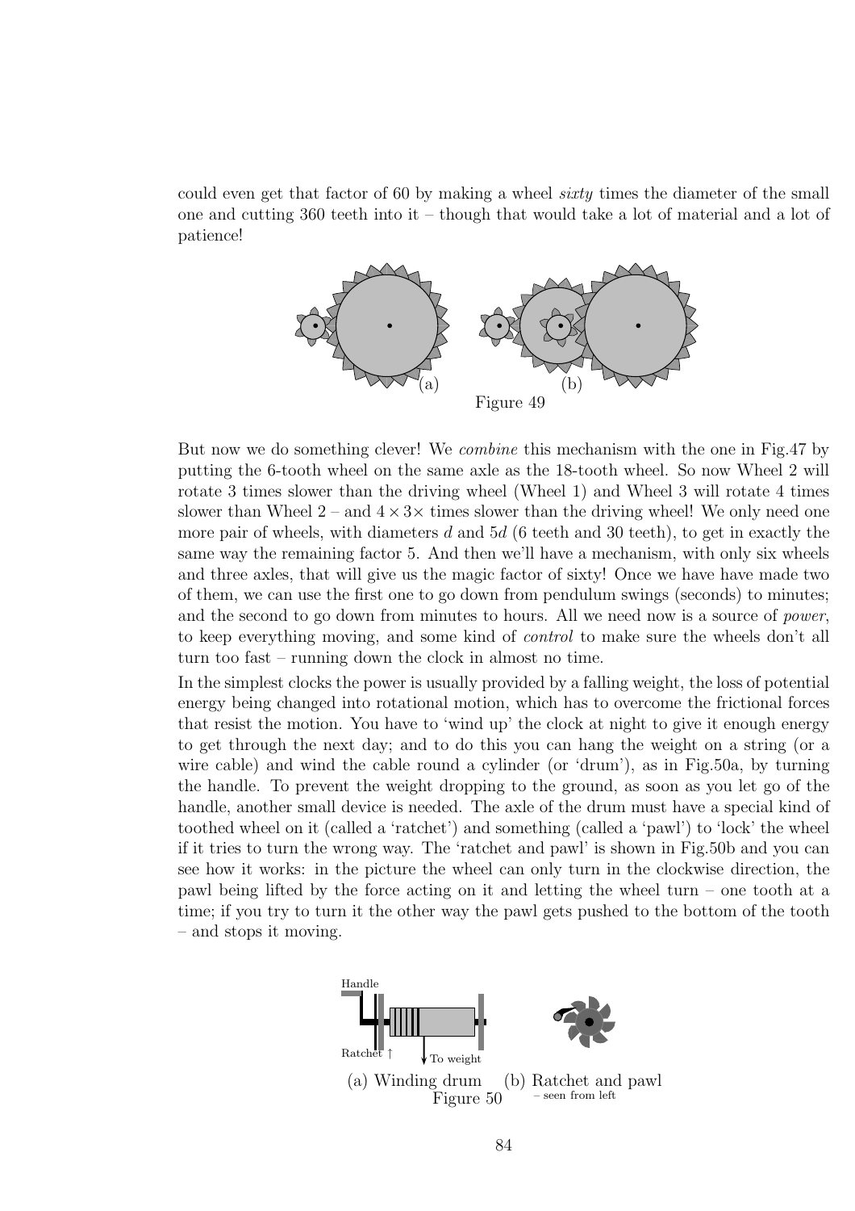could even get that factor of 60 by making a wheel *sixty* times the diameter of the small one and cutting 360 teeth into it – though that would take a lot of material and a lot of patience!

Figure 49

But now we do something clever! We *combine* this mechanism with the one in Fig.47 by putting the 6-tooth wheel on the same axle as the 18-tooth wheel. So now Wheel 2 will rotate 3 times slower than the driving wheel (Wheel 1) and Wheel 3 will rotate 4 times slower than Wheel 2 – and $4 \times 3\times$ times slower than the driving wheel! We only need one more pair of wheels, with diameters $d$ and $5d$ (6 teeth and 30 teeth), to get in exactly the same way the remaining factor 5. And then we'll have a mechanism, with only six wheels and three axles, that will give us the magic factor of sixty! Once we have have made two of them, we can use the first one to go down from pendulum swings (seconds) to minutes; and the second to go down from minutes to hours. All we need now is a source of *power*, to keep everything moving, and some kind of *control* to make sure the wheels don't all turn too fast – running down the clock in almost no time.

In the simplest clocks the power is usually provided by a falling weight, the loss of potential energy being changed into rotational motion, which has to overcome the frictional forces that resist the motion. You have to 'wind up' the clock at night to give it enough energy to get through the next day; and to do this you can hang the weight on a string (or a wire cable) and wind the cable round a cylinder (or 'drum'), as in Fig.50a, by turning the handle. To prevent the weight dropping to the ground, as soon as you let go of the handle, another small device is needed. The axle of the drum must have a special kind of toothed wheel on it (called a 'ratchet') and something (called a 'pawl') to 'lock' the wheel if it tries to turn the wrong way. The 'ratchet and pawl' is shown in Fig.50b and you can see how it works: in the picture the wheel can only turn in the clockwise direction, the pawl being lifted by the force acting on it and letting the wheel turn – one tooth at a time; if you try to turn it the other way the pawl gets pushed to the bottom of the tooth – and stops it moving.

(a) Winding drum (b) Ratchet and pawl – seen from left

Figure 50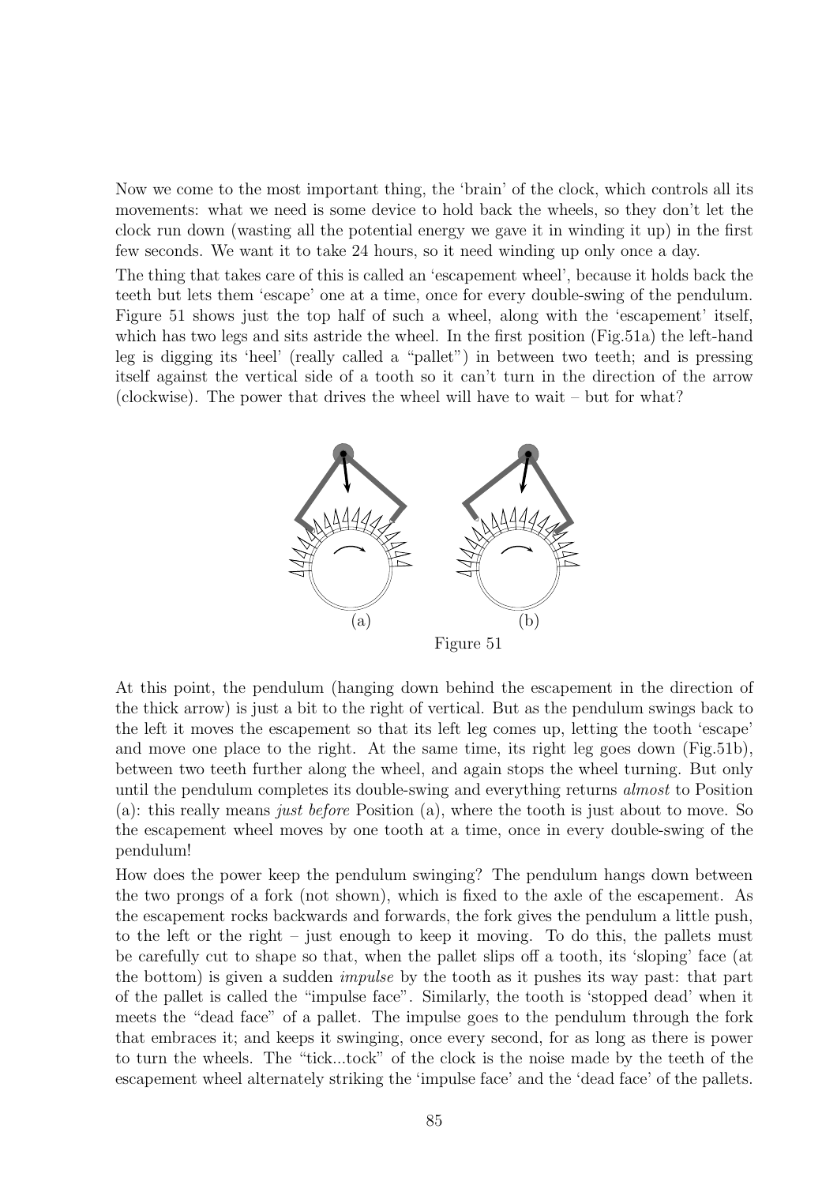Now we come to the most important thing, the 'brain' of the clock, which controls all its movements: what we need is some device to hold back the wheels, so they don't let the clock run down (wasting all the potential energy we gave it in winding it up) in the first few seconds. We want it to take 24 hours, so it need winding up only once a day.

The thing that takes care of this is called an 'escapement wheel', because it holds back the teeth but lets them 'escape' one at a time, once for every double-swing of the pendulum. Figure 51 shows just the top half of such a wheel, along with the 'escapement' itself, which has two legs and sits astride the wheel. In the first position (Fig.51a) the left-hand leg is digging its 'heel' (really called a "pallet") in between two teeth; and is pressing itself against the vertical side of a tooth so it can't turn in the direction of the arrow (clockwise). The power that drives the wheel will have to wait – but for what?

(a) (b)

Figure 51

At this point, the pendulum (hanging down behind the escapement in the direction of the thick arrow) is just a bit to the right of vertical. But as the pendulum swings back to the left it moves the escapement so that its left leg comes up, letting the tooth 'escape' and move one place to the right. At the same time, its right leg goes down (Fig.51b), between two teeth further along the wheel, and again stops the wheel turning. But only until the pendulum completes its double-swing and everything returns *almost* to Position (a): this really means *just before* Position (a), where the tooth is just about to move. So the escapement wheel moves by one tooth at a time, once in every double-swing of the pendulum!

How does the power keep the pendulum swinging? The pendulum hangs down between the two prongs of a fork (not shown), which is fixed to the axle of the escapement. As the escapement rocks backwards and forwards, the fork gives the pendulum a little push, to the left or the right – just enough to keep it moving. To do this, the pallets must be carefully cut to shape so that, when the pallet slips off a tooth, its 'sloping' face (at the bottom) is given a sudden *impulse* by the tooth as it pushes its way past: that part of the pallet is called the "impulse face". Similarly, the tooth is 'stopped dead' when it meets the "dead face" of a pallet. The impulse goes to the pendulum through the fork that embraces it; and keeps it swinging, once every second, for as long as there is power to turn the wheels. The "tick...tock" of the clock is the noise made by the teeth of the escapement wheel alternately striking the 'impulse face' and the 'dead face' of the pallets.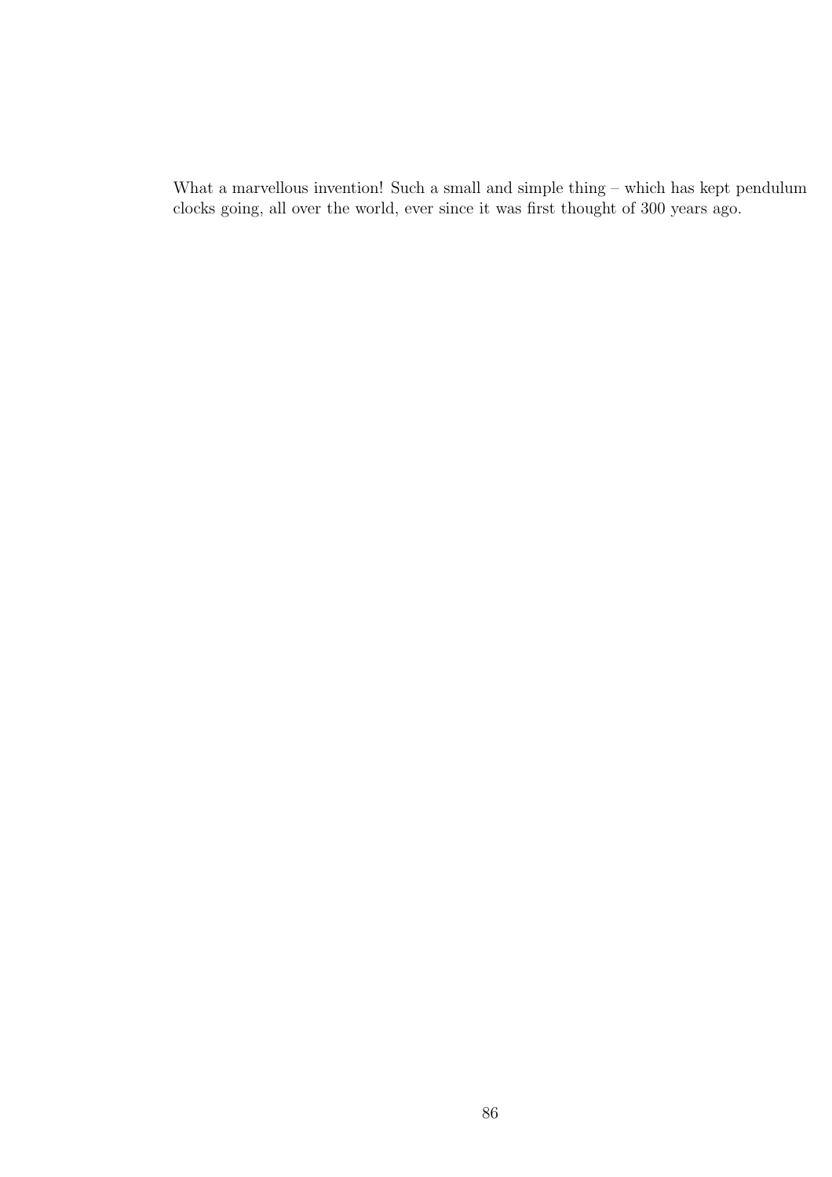What a marvellous invention! Such a small and simple thing – which has kept pendulum clocks going, all over the world, ever since it was first thought of 300 years ago.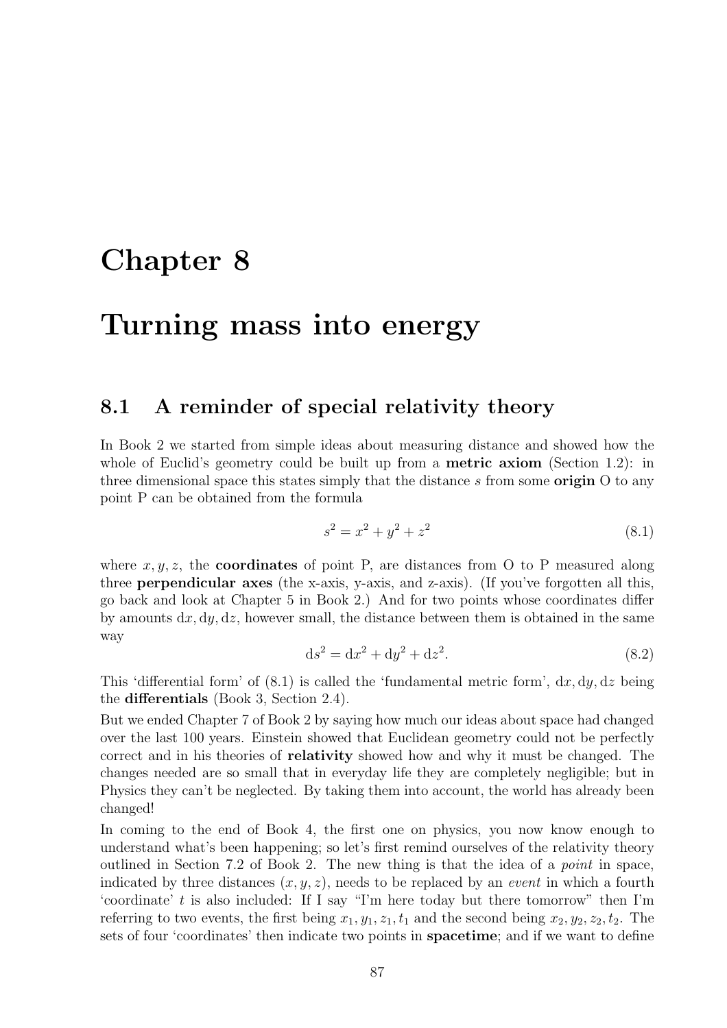# Chapter 8

# Turning mass into energy

## 8.1 A reminder of special relativity theory

In Book 2 we started from simple ideas about measuring distance and showed how the whole of Euclid's geometry could be built up from a **metric axiom** (Section 1.2): in three dimensional space this states simply that the distance $s$ from some **origin** O to any point P can be obtained from the formula

$$s^2 = x^2 + y^2 + z^2 \tag{8.1}$$

where $x, y, z$, the **coordinates** of point P, are distances from O to P measured along three **perpendicular axes** (the x-axis, y-axis, and z-axis). (If you've forgotten all this, go back and look at Chapter 5 in Book 2.) And for two points whose coordinates differ by amounts $\mathrm{d}x, \mathrm{d}y, \mathrm{d}z$, however small, the distance between them is obtained in the same way

$$\mathrm{d}s^2 = \mathrm{d}x^2 + \mathrm{d}y^2 + \mathrm{d}z^2. \tag{8.2}$$

This 'differential form' of (8.1) is called the 'fundamental metric form', $\mathrm{d}x, \mathrm{d}y, \mathrm{d}z$ being the **differentials** (Book 3, Section 2.4).

But we ended Chapter 7 of Book 2 by saying how much our ideas about space had changed over the last 100 years. Einstein showed that Euclidean geometry could not be perfectly correct and in his theories of **relativity** showed how and why it must be changed. The changes needed are so small that in everyday life they are completely negligible; but in Physics they can't be neglected. By taking them into account, the world has already been changed!

In coming to the end of Book 4, the first one on physics, you now know enough to understand what's been happening; so let's first remind ourselves of the relativity theory outlined in Section 7.2 of Book 2. The new thing is that the idea of a *point* in space, indicated by three distances $(x, y, z)$, needs to be replaced by an *event* in which a fourth 'coordinate' $t$ is also included: If I say "I'm here today but there tomorrow" then I'm referring to two events, the first being $x_1, y_1, z_1, t_1$ and the second being $x_2, y_2, z_2, t_2$. The sets of four 'coordinates' then indicate two points in **spacetime**; and if we want to define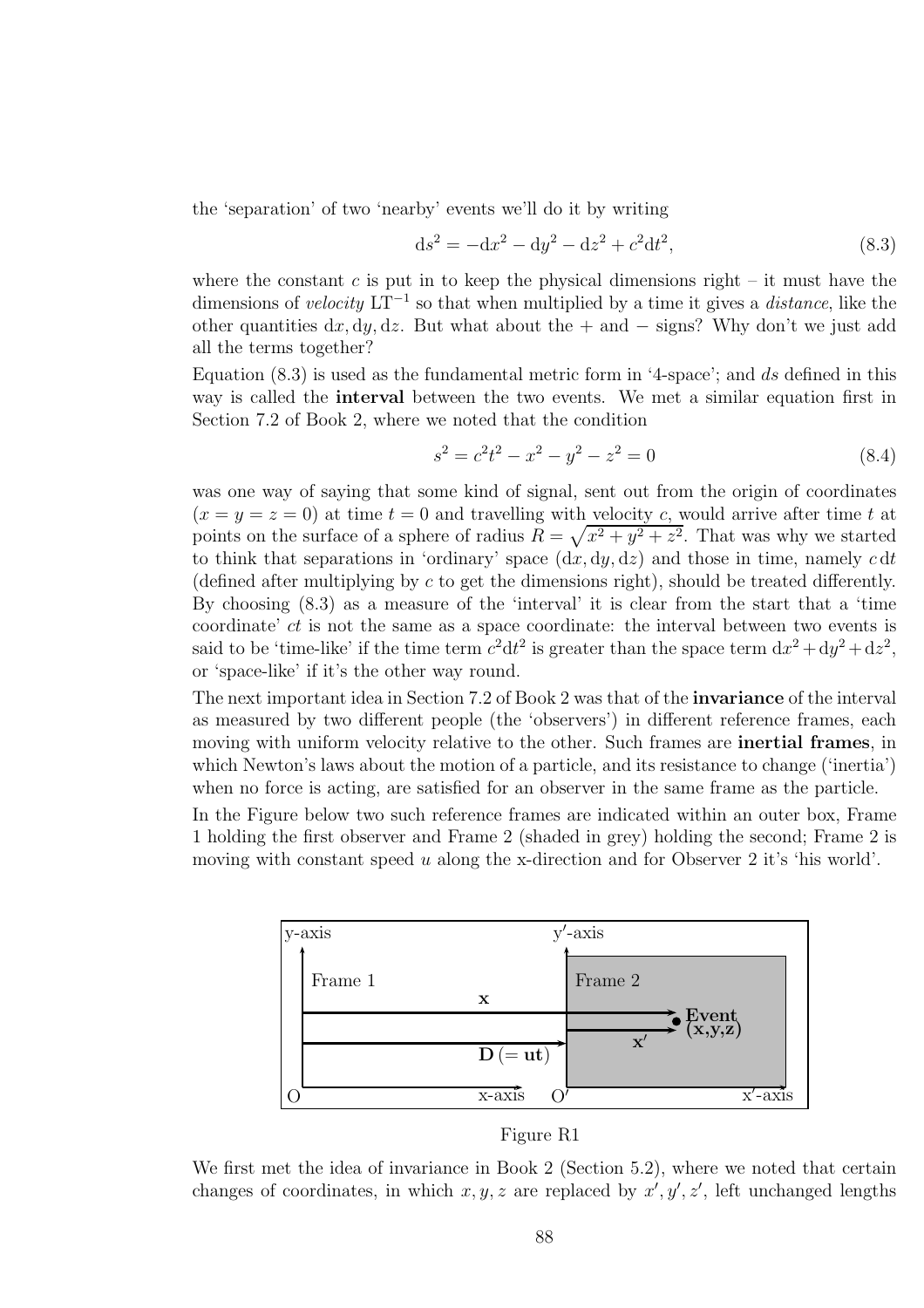the 'separation' of two 'nearby' events we'll do it by writing

$$ds^2 = -dx^2 - dy^2 - dz^2 + c^2dt^2, \tag{8.3}$$

where the constant $c$ is put in to keep the physical dimensions right – it must have the dimensions of *velocity* $LT^{-1}$ so that when multiplied by a time it gives a *distance*, like the other quantities $dx, dy, dz$. But what about the + and − signs? Why don't we just add all the terms together?

Equation (8.3) is used as the fundamental metric form in '4-space'; and $ds$ defined in this way is called the **interval** between the two events. We met a similar equation first in Section 7.2 of Book 2, where we noted that the condition

$$s^2 = c^2t^2 - x^2 - y^2 - z^2 = 0 \tag{8.4}$$

was one way of saying that some kind of signal, sent out from the origin of coordinates ($x = y = z = 0$) at time $t = 0$ and travelling with velocity $c$, would arrive after time $t$ at points on the surface of a sphere of radius $R = \sqrt{x^2 + y^2 + z^2}$. That was why we started to think that separations in 'ordinary' space ($dx, dy, dz$) and those in time, namely $c\,dt$ (defined after multiplying by $c$ to get the dimensions right), should be treated differently. By choosing (8.3) as a measure of the 'interval' it is clear from the start that a 'time coordinate' $ct$ is not the same as a space coordinate: the interval between two events is said to be 'time-like' if the time term $c^2dt^2$ is greater than the space term $dx^2+dy^2+dz^2$, or 'space-like' if it's the other way round.

The next important idea in Section 7.2 of Book 2 was that of the **invariance** of the interval as measured by two different people (the 'observers') in different reference frames, each moving with uniform velocity relative to the other. Such frames are **inertial frames**, in which Newton's laws about the motion of a particle, and its resistance to change ('inertia') when no force is acting, are satisfied for an observer in the same frame as the particle.

In the Figure below two such reference frames are indicated within an outer box, Frame 1 holding the first observer and Frame 2 (shaded in grey) holding the second; Frame 2 is moving with constant speed $u$ along the x-direction and for Observer 2 it's 'his world'.

Figure R1

We first met the idea of invariance in Book 2 (Section 5.2), where we noted that certain changes of coordinates, in which $x, y, z$ are replaced by $x', y', z'$, left unchanged lengths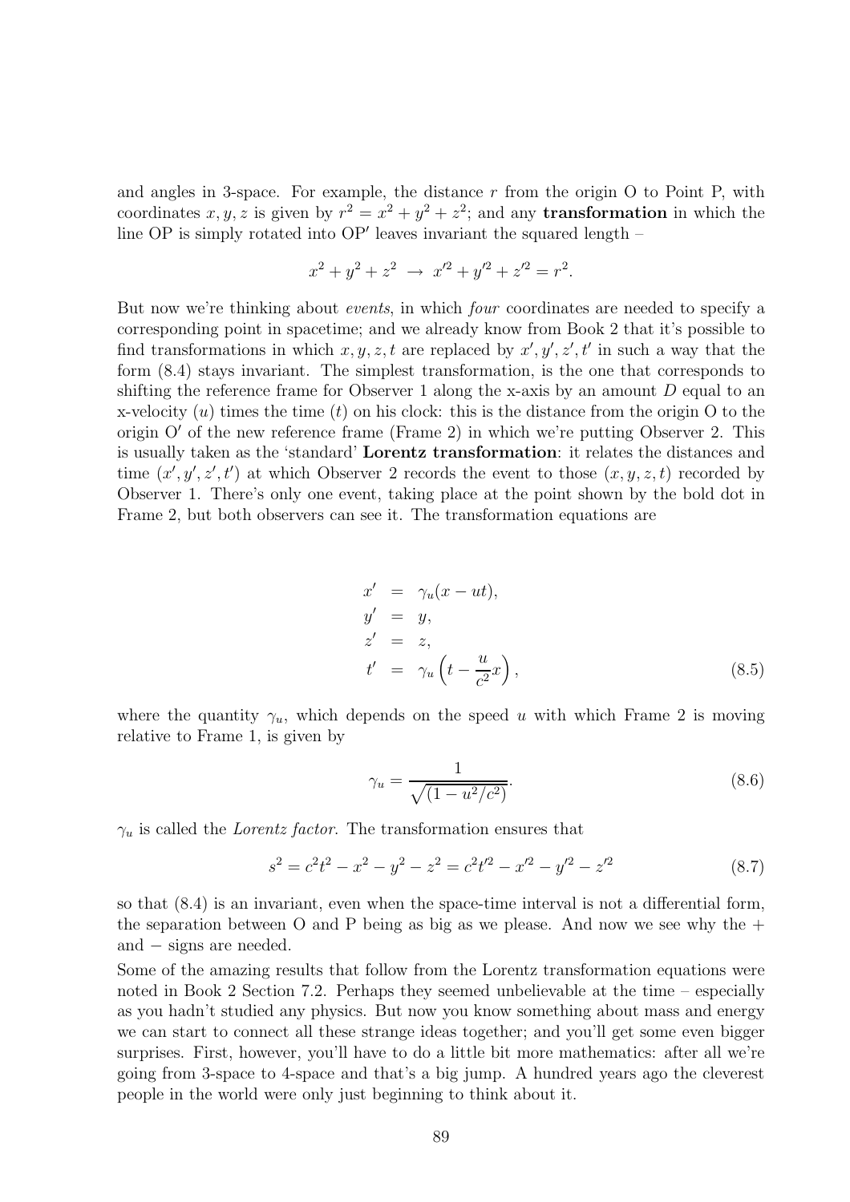and angles in 3-space. For example, the distance $r$ from the origin O to Point P, with coordinates $x, y, z$ is given by $r^2 = x^2 + y^2 + z^2$; and any **transformation** in which the line OP is simply rotated into OP$'$ leaves invariant the squared length –

$$x^2 + y^2 + z^2 \;\rightarrow\; x'^2 + y'^2 + z'^2 = r^2.$$

But now we're thinking about *events*, in which *four* coordinates are needed to specify a corresponding point in spacetime; and we already know from Book 2 that it's possible to find transformations in which $x, y, z, t$ are replaced by $x', y', z', t'$ in such a way that the form (8.4) stays invariant. The simplest transformation, is the one that corresponds to shifting the reference frame for Observer 1 along the x-axis by an amount $D$ equal to an x-velocity ($u$) times the time ($t$) on his clock: this is the distance from the origin O to the origin O$'$ of the new reference frame (Frame 2) in which we're putting Observer 2. This is usually taken as the 'standard' **Lorentz transformation**: it relates the distances and time $(x', y', z', t')$ at which Observer 2 records the event to those $(x, y, z, t)$ recorded by Observer 1. There's only one event, taking place at the point shown by the bold dot in Frame 2, but both observers can see it. The transformation equations are

$$\begin{aligned}
x' &= \gamma_u(x - ut), \\
y' &= y, \\
z' &= z, \\
t' &= \gamma_u\left(t - \frac{u}{c^2}x\right),
\end{aligned} \tag{8.5}$$

where the quantity $\gamma_u$, which depends on the speed $u$ with which Frame 2 is moving relative to Frame 1, is given by

$$\gamma_u = \frac{1}{\sqrt{(1 - u^2/c^2)}}. \tag{8.6}$$

$\gamma_u$ is called the *Lorentz factor*. The transformation ensures that

$$s^2 = c^2t^2 - x^2 - y^2 - z^2 = c^2t'^2 - x'^2 - y'^2 - z'^2 \tag{8.7}$$

so that (8.4) is an invariant, even when the space-time interval is not a differential form, the separation between O and P being as big as we please. And now we see why the $+$ and $-$ signs are needed.

Some of the amazing results that follow from the Lorentz transformation equations were noted in Book 2 Section 7.2. Perhaps they seemed unbelievable at the time – especially as you hadn't studied any physics. But now you know something about mass and energy we can start to connect all these strange ideas together; and you'll get some even bigger surprises. First, however, you'll have to do a little bit more mathematics: after all we're going from 3-space to 4-space and that's a big jump. A hundred years ago the cleverest people in the world were only just beginning to think about it.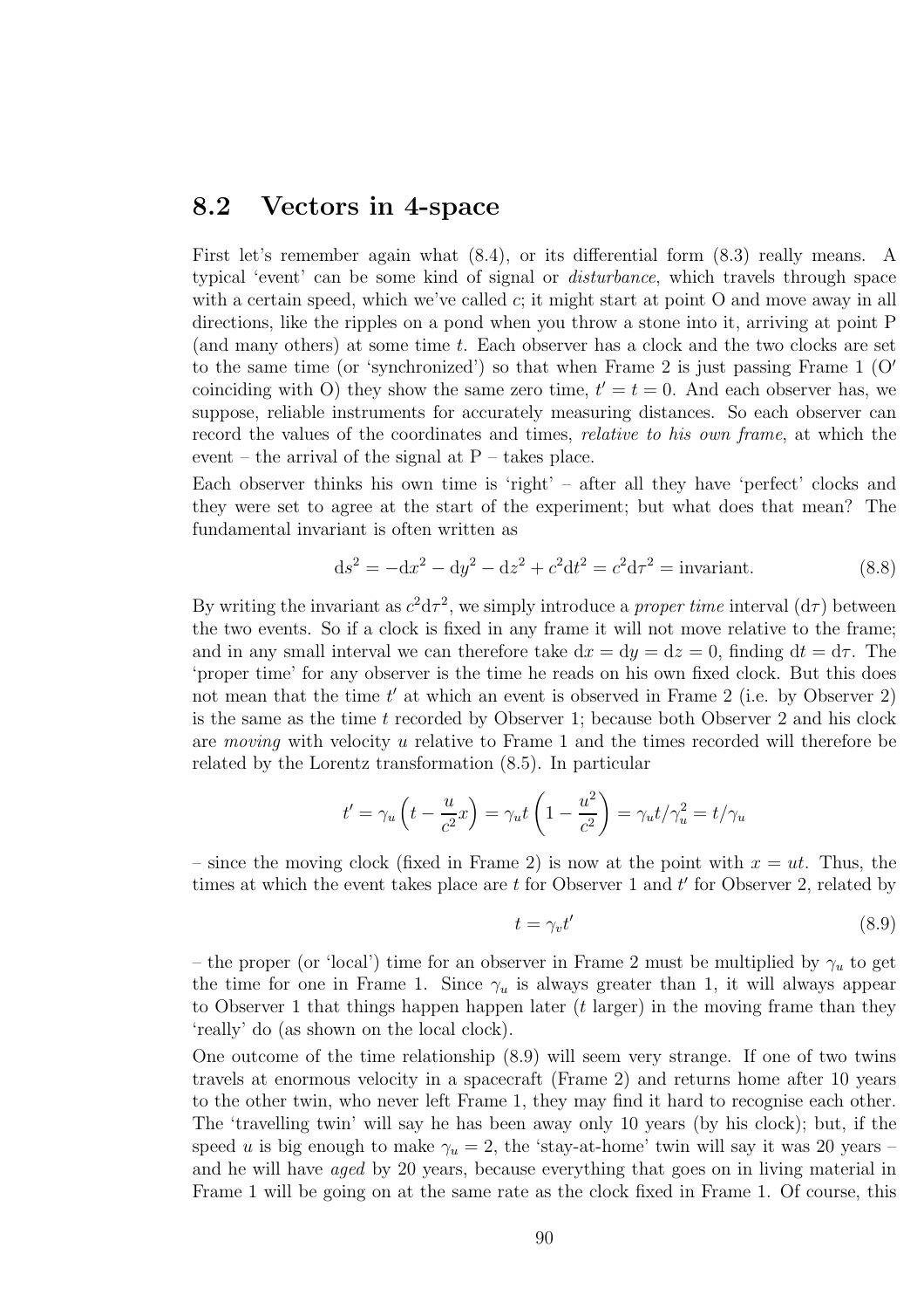## 8.2 Vectors in 4-space

First let's remember again what (8.4), or its differential form (8.3) really means. A typical 'event' can be some kind of signal or *disturbance*, which travels through space with a certain speed, which we've called $c$; it might start at point O and move away in all directions, like the ripples on a pond when you throw a stone into it, arriving at point P (and many others) at some time $t$. Each observer has a clock and the two clocks are set to the same time (or 'synchronized') so that when Frame 2 is just passing Frame 1 (O′ coinciding with O) they show the same zero time, $t' = t = 0$. And each observer has, we suppose, reliable instruments for accurately measuring distances. So each observer can record the values of the coordinates and times, *relative to his own frame*, at which the event – the arrival of the signal at P – takes place.

Each observer thinks his own time is 'right' – after all they have 'perfect' clocks and they were set to agree at the start of the experiment; but what does that mean? The fundamental invariant is often written as

$$\mathrm{d}s^2 = -\mathrm{d}x^2 - \mathrm{d}y^2 - \mathrm{d}z^2 + c^2\mathrm{d}t^2 = c^2\mathrm{d}\tau^2 = \text{invariant}. \tag{8.8}$$

By writing the invariant as $c^2\mathrm{d}\tau^2$, we simply introduce a *proper time* interval ($\mathrm{d}\tau$) between the two events. So if a clock is fixed in any frame it will not move relative to the frame; and in any small interval we can therefore take $\mathrm{d}x = \mathrm{d}y = \mathrm{d}z = 0$, finding $\mathrm{d}t = \mathrm{d}\tau$. The 'proper time' for any observer is the time he reads on his own fixed clock. But this does not mean that the time $t'$ at which an event is observed in Frame 2 (i.e. by Observer 2) is the same as the time $t$ recorded by Observer 1; because both Observer 2 and his clock are *moving* with velocity $u$ relative to Frame 1 and the times recorded will therefore be related by the Lorentz transformation (8.5). In particular

$$t' = \gamma_u\left(t - \frac{u}{c^2}x\right) = \gamma_u t\left(1 - \frac{u^2}{c^2}\right) = \gamma_u t/\gamma_u^2 = t/\gamma_u$$

– since the moving clock (fixed in Frame 2) is now at the point with $x = ut$. Thus, the times at which the event takes place are $t$ for Observer 1 and $t'$ for Observer 2, related by

$$t = \gamma_v t' \tag{8.9}$$

– the proper (or 'local') time for an observer in Frame 2 must be multiplied by $\gamma_u$ to get the time for one in Frame 1. Since $\gamma_u$ is always greater than 1, it will always appear to Observer 1 that things happen happen later ($t$ larger) in the moving frame than they 'really' do (as shown on the local clock).

One outcome of the time relationship (8.9) will seem very strange. If one of two twins travels at enormous velocity in a spacecraft (Frame 2) and returns home after 10 years to the other twin, who never left Frame 1, they may find it hard to recognise each other. The 'travelling twin' will say he has been away only 10 years (by his clock); but, if the speed $u$ is big enough to make $\gamma_u = 2$, the 'stay-at-home' twin will say it was 20 years – and he will have *aged* by 20 years, because everything that goes on in living material in Frame 1 will be going on at the same rate as the clock fixed in Frame 1. Of course, this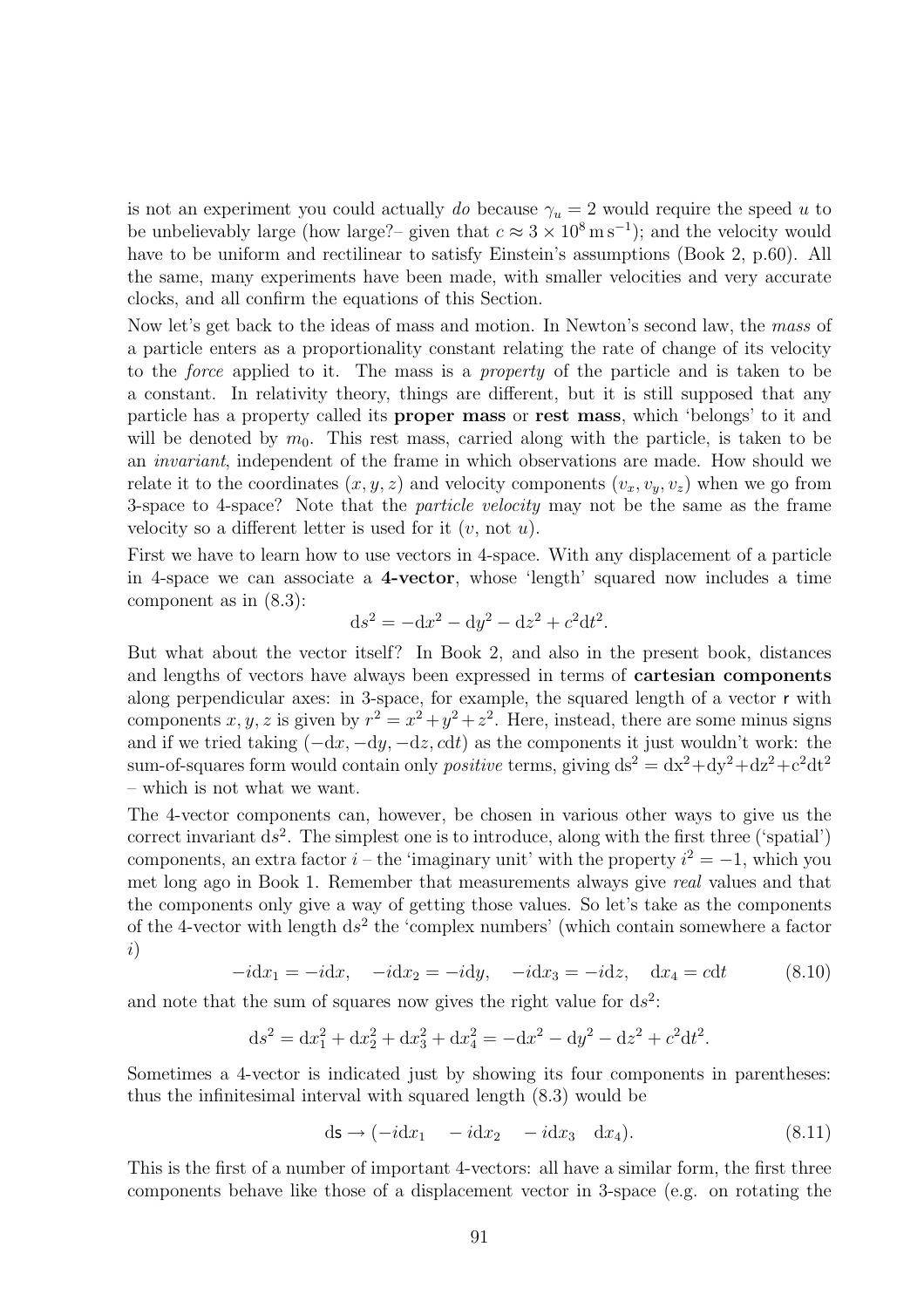is not an experiment you could actually *do* because $\gamma_u = 2$ would require the speed $u$ to be unbelievably large (how large?– given that $c \approx 3 \times 10^8\,\mathrm{m\,s^{-1}}$); and the velocity would have to be uniform and rectilinear to satisfy Einstein's assumptions (Book 2, p.60). All the same, many experiments have been made, with smaller velocities and very accurate clocks, and all confirm the equations of this Section.

Now let's get back to the ideas of mass and motion. In Newton's second law, the *mass* of a particle enters as a proportionality constant relating the rate of change of its velocity to the *force* applied to it. The mass is a *property* of the particle and is taken to be a constant. In relativity theory, things are different, but it is still supposed that any particle has a property called its **proper mass** or **rest mass**, which 'belongs' to it and will be denoted by $m_0$. This rest mass, carried along with the particle, is taken to be an *invariant*, independent of the frame in which observations are made. How should we relate it to the coordinates $(x, y, z)$ and velocity components $(v_x, v_y, v_z)$ when we go from 3-space to 4-space? Note that the *particle velocity* may not be the same as the frame velocity so a different letter is used for it ($v$, not $u$).

First we have to learn how to use vectors in 4-space. With any displacement of a particle in 4-space we can associate a **4-vector**, whose 'length' squared now includes a time component as in (8.3):

$$\mathrm{d}s^2 = -\mathrm{d}x^2 - \mathrm{d}y^2 - \mathrm{d}z^2 + c^2\mathrm{d}t^2.$$

But what about the vector itself? In Book 2, and also in the present book, distances and lengths of vectors have always been expressed in terms of **cartesian components** along perpendicular axes: in 3-space, for example, the squared length of a vector $\mathsf{r}$ with components $x, y, z$ is given by $r^2 = x^2 + y^2 + z^2$. Here, instead, there are some minus signs and if we tried taking $(-\mathrm{d}x, -\mathrm{d}y, -\mathrm{d}z, c\mathrm{d}t)$ as the components it just wouldn't work: the sum-of-squares form would contain only *positive* terms, giving $\mathrm{d}s^2 = \mathrm{d}x^2 + \mathrm{d}y^2 + \mathrm{d}z^2 + c^2\mathrm{d}t^2$ – which is not what we want.

The 4-vector components can, however, be chosen in various other ways to give us the correct invariant $\mathrm{d}s^2$. The simplest one is to introduce, along with the first three ('spatial') components, an extra factor $i$ – the 'imaginary unit' with the property $i^2 = -1$, which you met long ago in Book 1. Remember that measurements always give *real* values and that the components only give a way of getting those values. So let's take as the components of the 4-vector with length $\mathrm{d}s^2$ the 'complex numbers' (which contain somewhere a factor $i$)

$$-i\mathrm{d}x_1 = -i\mathrm{d}x, \quad -i\mathrm{d}x_2 = -i\mathrm{d}y, \quad -i\mathrm{d}x_3 = -i\mathrm{d}z, \quad \mathrm{d}x_4 = c\mathrm{d}t \tag{8.10}$$

and note that the sum of squares now gives the right value for $\mathrm{d}s^2$:

$$\mathrm{d}s^2 = \mathrm{d}x_1^2 + \mathrm{d}x_2^2 + \mathrm{d}x_3^2 + \mathrm{d}x_4^2 = -\mathrm{d}x^2 - \mathrm{d}y^2 - \mathrm{d}z^2 + c^2\mathrm{d}t^2.$$

Sometimes a 4-vector is indicated just by showing its four components in parentheses: thus the infinitesimal interval with squared length (8.3) would be

$$\mathsf{ds} \rightarrow (-i\mathrm{d}x_1 \quad -i\mathrm{d}x_2 \quad -i\mathrm{d}x_3 \quad \mathrm{d}x_4). \tag{8.11}$$

This is the first of a number of important 4-vectors: all have a similar form, the first three components behave like those of a displacement vector in 3-space (e.g. on rotating the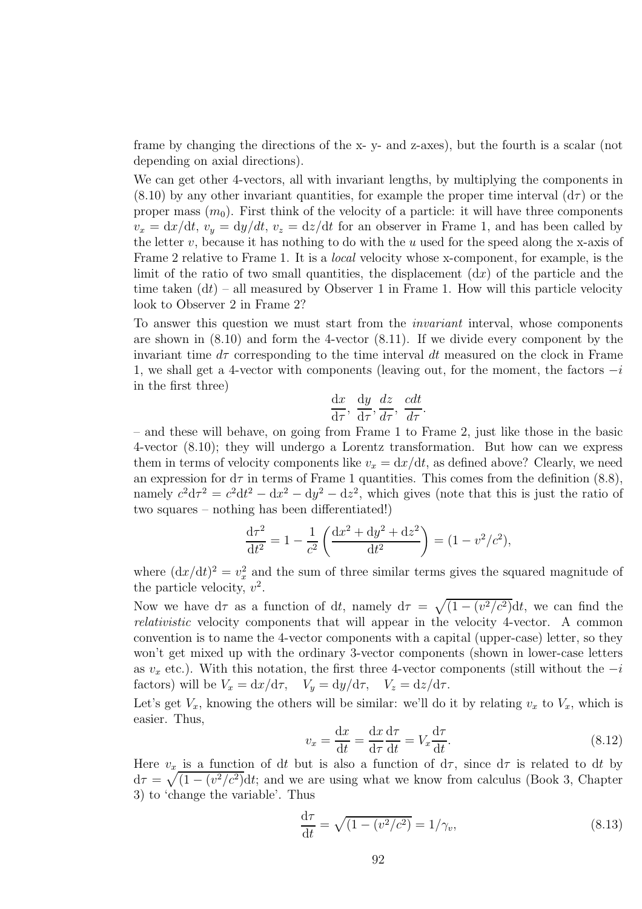frame by changing the directions of the x- y- and z-axes), but the fourth is a scalar (not depending on axial directions).

We can get other 4-vectors, all with invariant lengths, by multiplying the components in (8.10) by any other invariant quantities, for example the proper time interval ($\mathrm{d}\tau$) or the proper mass ($m_0$). First think of the velocity of a particle: it will have three components $v_x = \mathrm{d}x/\mathrm{d}t$, $v_y = \mathrm{d}y/dt$, $v_z = \mathrm{d}z/\mathrm{d}t$ for an observer in Frame 1, and has been called by the letter $v$, because it has nothing to do with the $u$ used for the speed along the x-axis of Frame 2 relative to Frame 1. It is a *local* velocity whose x-component, for example, is the limit of the ratio of two small quantities, the displacement ($\mathrm{d}x$) of the particle and the time taken ($\mathrm{d}t$) – all measured by Observer 1 in Frame 1. How will this particle velocity look to Observer 2 in Frame 2?

To answer this question we must start from the *invariant* interval, whose components are shown in (8.10) and form the 4-vector (8.11). If we divide every component by the invariant time $d\tau$ corresponding to the time interval $dt$ measured on the clock in Frame 1, we shall get a 4-vector with components (leaving out, for the moment, the factors $-i$ in the first three)

$$\frac{\mathrm{d}x}{\mathrm{d}\tau},\ \frac{\mathrm{d}y}{\mathrm{d}\tau}, \frac{dz}{d\tau},\ \frac{cdt}{d\tau}.$$

– and these will behave, on going from Frame 1 to Frame 2, just like those in the basic 4-vector (8.10); they will undergo a Lorentz transformation. But how can we express them in terms of velocity components like $v_x = \mathrm{d}x/\mathrm{d}t$, as defined above? Clearly, we need an expression for $\mathrm{d}\tau$ in terms of Frame 1 quantities. This comes from the definition (8.8), namely $c^2\mathrm{d}\tau^2 = c^2\mathrm{d}t^2 - \mathrm{d}x^2 - \mathrm{d}y^2 - \mathrm{d}z^2$, which gives (note that this is just the ratio of two squares – nothing has been differentiated!)

$$\frac{\mathrm{d}\tau^2}{\mathrm{d}t^2} = 1 - \frac{1}{c^2}\left(\frac{\mathrm{d}x^2 + \mathrm{d}y^2 + \mathrm{d}z^2}{\mathrm{d}t^2}\right) = (1 - v^2/c^2),$$

where $(\mathrm{d}x/\mathrm{d}t)^2 = v_x^2$ and the sum of three similar terms gives the squared magnitude of the particle velocity, $v^2$.

Now we have $\mathrm{d}\tau$ as a function of $\mathrm{d}t$, namely $\mathrm{d}\tau = \sqrt{(1 - (v^2/c^2)}\mathrm{d}t$, we can find the *relativistic* velocity components that will appear in the velocity 4-vector. A common convention is to name the 4-vector components with a capital (upper-case) letter, so they won't get mixed up with the ordinary 3-vector components (shown in lower-case letters as $v_x$ etc.). With this notation, the first three 4-vector components (still without the $-i$ factors) will be $V_x = \mathrm{d}x/\mathrm{d}\tau$, $\quad V_y = \mathrm{d}y/\mathrm{d}\tau$, $\quad V_z = \mathrm{d}z/\mathrm{d}\tau$.

Let's get $V_x$, knowing the others will be similar: we'll do it by relating $v_x$ to $V_x$, which is easier. Thus,

$$v_x = \frac{\mathrm{d}x}{\mathrm{d}t} = \frac{\mathrm{d}x}{\mathrm{d}\tau}\frac{\mathrm{d}\tau}{\mathrm{d}t} = V_x\frac{\mathrm{d}\tau}{\mathrm{d}t}. \tag{8.12}$$

Here $v_x$ is a function of $\mathrm{d}t$ but is also a function of $\mathrm{d}\tau$, since $\mathrm{d}\tau$ is related to $\mathrm{d}t$ by $\mathrm{d}\tau = \sqrt{(1 - (v^2/c^2)}\mathrm{d}t$; and we are using what we know from calculus (Book 3, Chapter 3) to 'change the variable'. Thus

$$\frac{\mathrm{d}\tau}{\mathrm{d}t} = \sqrt{(1 - (v^2/c^2)} = 1/\gamma_v, \tag{8.13}$$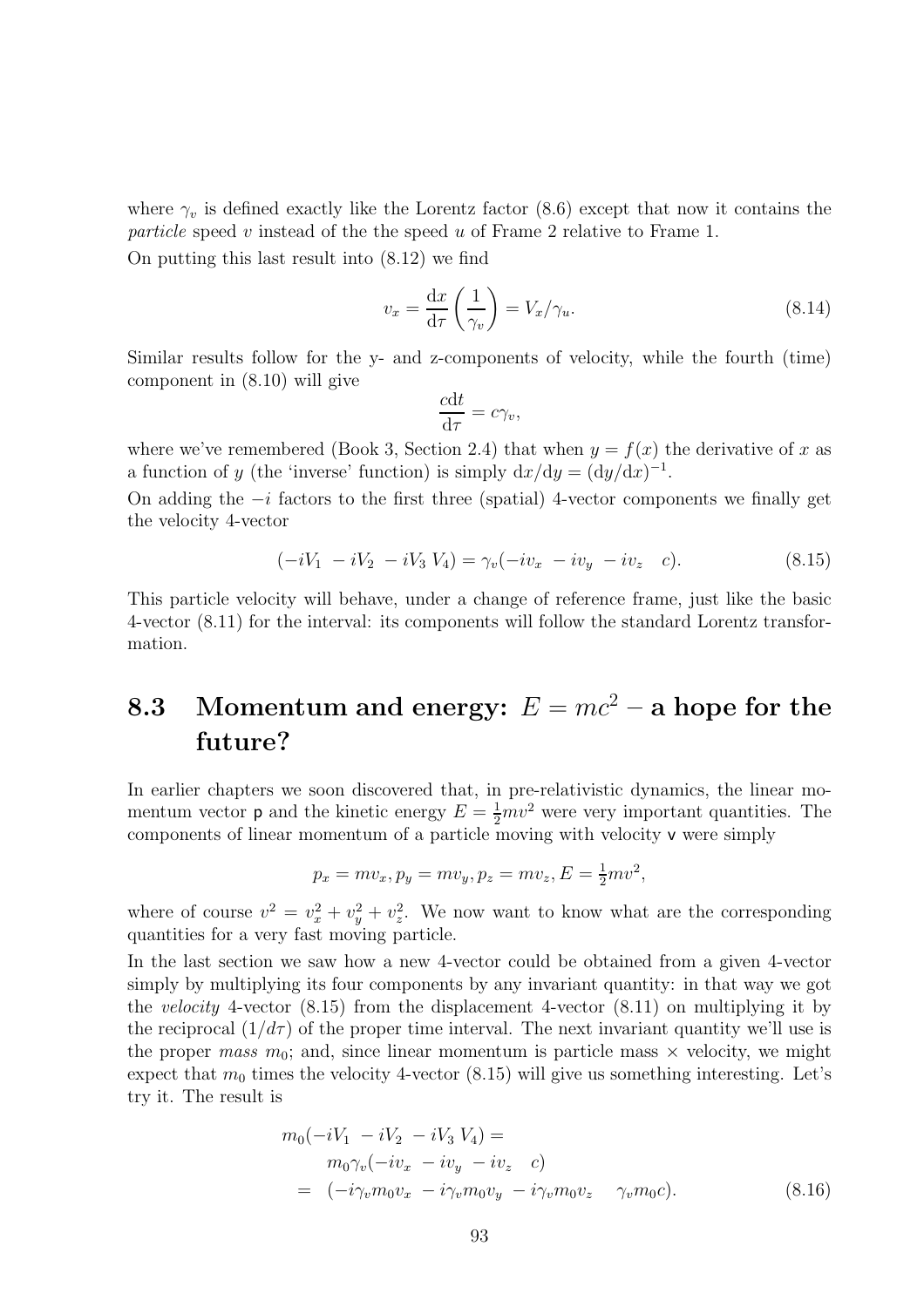where $\gamma_v$ is defined exactly like the Lorentz factor (8.6) except that now it contains the *particle* speed $v$ instead of the the speed $u$ of Frame 2 relative to Frame 1.

On putting this last result into (8.12) we find

$$v_x = \frac{\mathrm{d}x}{\mathrm{d}\tau}\left(\frac{1}{\gamma_v}\right) = V_x/\gamma_u. \tag{8.14}$$

Similar results follow for the y- and z-components of velocity, while the fourth (time) component in (8.10) will give

$$\frac{c\mathrm{d}t}{\mathrm{d}\tau} = c\gamma_v,$$

where we've remembered (Book 3, Section 2.4) that when $y = f(x)$ the derivative of $x$ as a function of $y$ (the 'inverse' function) is simply $\mathrm{d}x/\mathrm{d}y = (\mathrm{d}y/\mathrm{d}x)^{-1}$.

On adding the $-i$ factors to the first three (spatial) 4-vector components we finally get the velocity 4-vector

$$(-iV_1 \ \ -iV_2 \ \ -iV_3 \ V_4) = \gamma_v(-iv_x \ \ -iv_y \ \ -iv_z \quad c). \tag{8.15}$$

This particle velocity will behave, under a change of reference frame, just like the basic 4-vector (8.11) for the interval: its components will follow the standard Lorentz transformation.

## 8.3 Momentum and energy: $E = mc^2$ – a hope for the future?

In earlier chapters we soon discovered that, in pre-relativistic dynamics, the linear momentum vector $\mathsf{p}$ and the kinetic energy $E = \frac{1}{2}mv^2$ were very important quantities. The components of linear momentum of a particle moving with velocity $\mathsf{v}$ were simply

$$p_x = mv_x, p_y = mv_y, p_z = mv_z, E = \tfrac{1}{2}mv^2,$$

where of course $v^2 = v_x^2 + v_y^2 + v_z^2$. We now want to know what are the corresponding quantities for a very fast moving particle.

In the last section we saw how a new 4-vector could be obtained from a given 4-vector simply by multiplying its four components by any invariant quantity: in that way we got the *velocity* 4-vector (8.15) from the displacement 4-vector (8.11) on multiplying it by the reciprocal $(1/d\tau)$ of the proper time interval. The next invariant quantity we'll use is the proper *mass* $m_0$; and, since linear momentum is particle mass × velocity, we might expect that $m_0$ times the velocity 4-vector (8.15) will give us something interesting. Let's try it. The result is

$$\begin{aligned}
m_0(-iV_1 \ \ -iV_2 \ \ -iV_3 \ V_4) &= \\
&\quad m_0\gamma_v(-iv_x \ \ -iv_y \ \ -iv_z \quad c) \\
&= \ (-i\gamma_v m_0 v_x \ \ -i\gamma_v m_0 v_y \ \ -i\gamma_v m_0 v_z \quad \gamma_v m_0 c).
\end{aligned} \tag{8.16}$$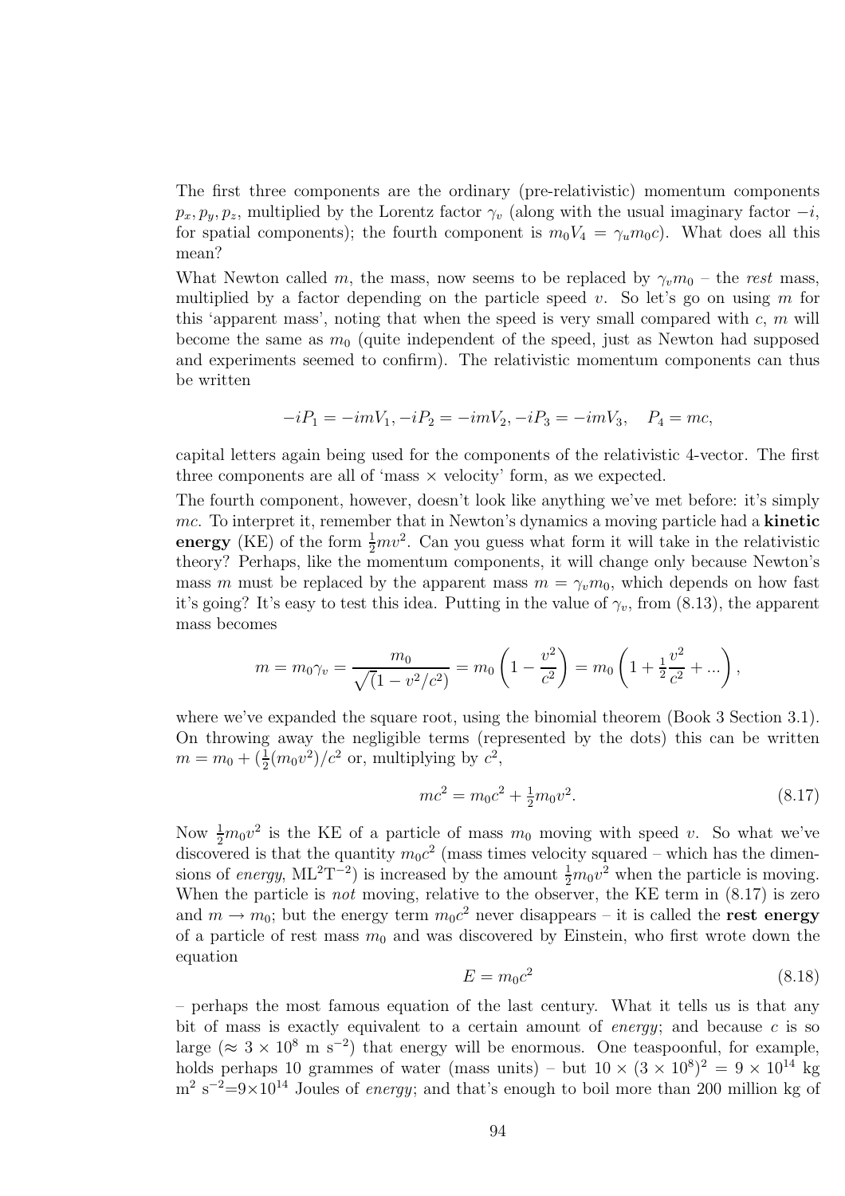The first three components are the ordinary (pre-relativistic) momentum components $p_x, p_y, p_z$, multiplied by the Lorentz factor $\gamma_v$ (along with the usual imaginary factor $-i$, for spatial components); the fourth component is $m_0 V_4 = \gamma_u m_0 c$). What does all this mean?

What Newton called $m$, the mass, now seems to be replaced by $\gamma_v m_0$ – the *rest* mass, multiplied by a factor depending on the particle speed $v$. So let's go on using $m$ for this 'apparent mass', noting that when the speed is very small compared with $c$, $m$ will become the same as $m_0$ (quite independent of the speed, just as Newton had supposed and experiments seemed to confirm). The relativistic momentum components can thus be written

$$-iP_1 = -imV_1, -iP_2 = -imV_2, -iP_3 = -imV_3, \quad P_4 = mc,$$

capital letters again being used for the components of the relativistic 4-vector. The first three components are all of 'mass × velocity' form, as we expected.

The fourth component, however, doesn't look like anything we've met before: it's simply $mc$. To interpret it, remember that in Newton's dynamics a moving particle had a **kinetic energy** (KE) of the form $\frac{1}{2}mv^2$. Can you guess what form it will take in the relativistic theory? Perhaps, like the momentum components, it will change only because Newton's mass $m$ must be replaced by the apparent mass $m = \gamma_v m_0$, which depends on how fast it's going? It's easy to test this idea. Putting in the value of $\gamma_v$, from (8.13), the apparent mass becomes

$$m = m_0\gamma_v = \frac{m_0}{\sqrt{(}1 - v^2/c^2)} = m_0\left(1 - \frac{v^2}{c^2}\right) = m_0\left(1 + \tfrac{1}{2}\frac{v^2}{c^2} + ...\right),$$

where we've expanded the square root, using the binomial theorem (Book 3 Section 3.1). On throwing away the negligible terms (represented by the dots) this can be written $m = m_0 + (\frac{1}{2}(m_0 v^2)/c^2$ or, multiplying by $c^2$,

$$mc^2 = m_0 c^2 + \tfrac{1}{2}m_0 v^2. \tag{8.17}$$

Now $\frac{1}{2}m_0 v^2$ is the KE of a particle of mass $m_0$ moving with speed $v$. So what we've discovered is that the quantity $m_0 c^2$ (mass times velocity squared – which has the dimensions of *energy*, $\mathrm{ML^2T^{-2}}$) is increased by the amount $\frac{1}{2}m_0 v^2$ when the particle is moving. When the particle is *not* moving, relative to the observer, the KE term in (8.17) is zero and $m \to m_0$; but the energy term $m_0 c^2$ never disappears – it is called the **rest energy** of a particle of rest mass $m_0$ and was discovered by Einstein, who first wrote down the equation

$$E = m_0 c^2 \tag{8.18}$$

– perhaps the most famous equation of the last century. What it tells us is that any bit of mass is exactly equivalent to a certain amount of *energy*; and because $c$ is so large ($\approx 3 \times 10^8$ m s$^{-2}$) that energy will be enormous. One teaspoonful, for example, holds perhaps 10 grammes of water (mass units) – but $10 \times (3 \times 10^8)^2 = 9 \times 10^{14}$ kg m$^2$ s$^{-2}$=$9\times10^{14}$ Joules of *energy*; and that's enough to boil more than 200 million kg of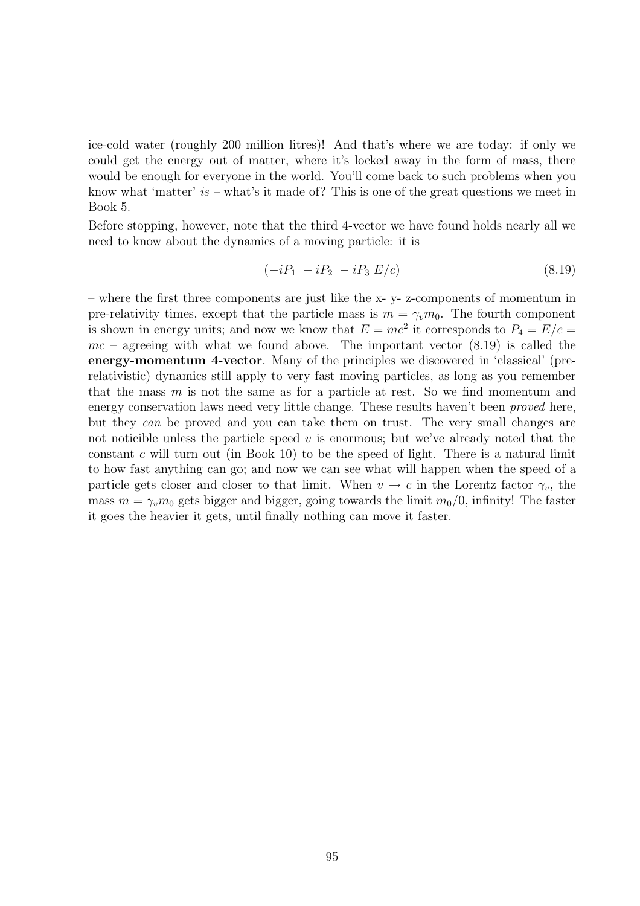ice-cold water (roughly 200 million litres)! And that's where we are today: if only we could get the energy out of matter, where it's locked away in the form of mass, there would be enough for everyone in the world. You'll come back to such problems when you know what 'matter' *is* – what's it made of? This is one of the great questions we meet in Book 5.

Before stopping, however, note that the third 4-vector we have found holds nearly all we need to know about the dynamics of a moving particle: it is

$$(-iP_1 \ -iP_2 \ -iP_3 \ E/c) \tag{8.19}$$

– where the first three components are just like the x- y- z-components of momentum in pre-relativity times, except that the particle mass is $m = \gamma_v m_0$. The fourth component is shown in energy units; and now we know that $E = mc^2$ it corresponds to $P_4 = E/c = mc$ – agreeing with what we found above. The important vector (8.19) is called the **energy-momentum 4-vector**. Many of the principles we discovered in 'classical' (pre-relativistic) dynamics still apply to very fast moving particles, as long as you remember that the mass $m$ is not the same as for a particle at rest. So we find momentum and energy conservation laws need very little change. These results haven't been *proved* here, but they *can* be proved and you can take them on trust. The very small changes are not noticible unless the particle speed $v$ is enormous; but we've already noted that the constant $c$ will turn out (in Book 10) to be the speed of light. There is a natural limit to how fast anything can go; and now we can see what will happen when the speed of a particle gets closer and closer to that limit. When $v \rightarrow c$ in the Lorentz factor $\gamma_v$, the mass $m = \gamma_v m_0$ gets bigger and bigger, going towards the limit $m_0/0$, infinity! The faster it goes the heavier it gets, until finally nothing can move it faster.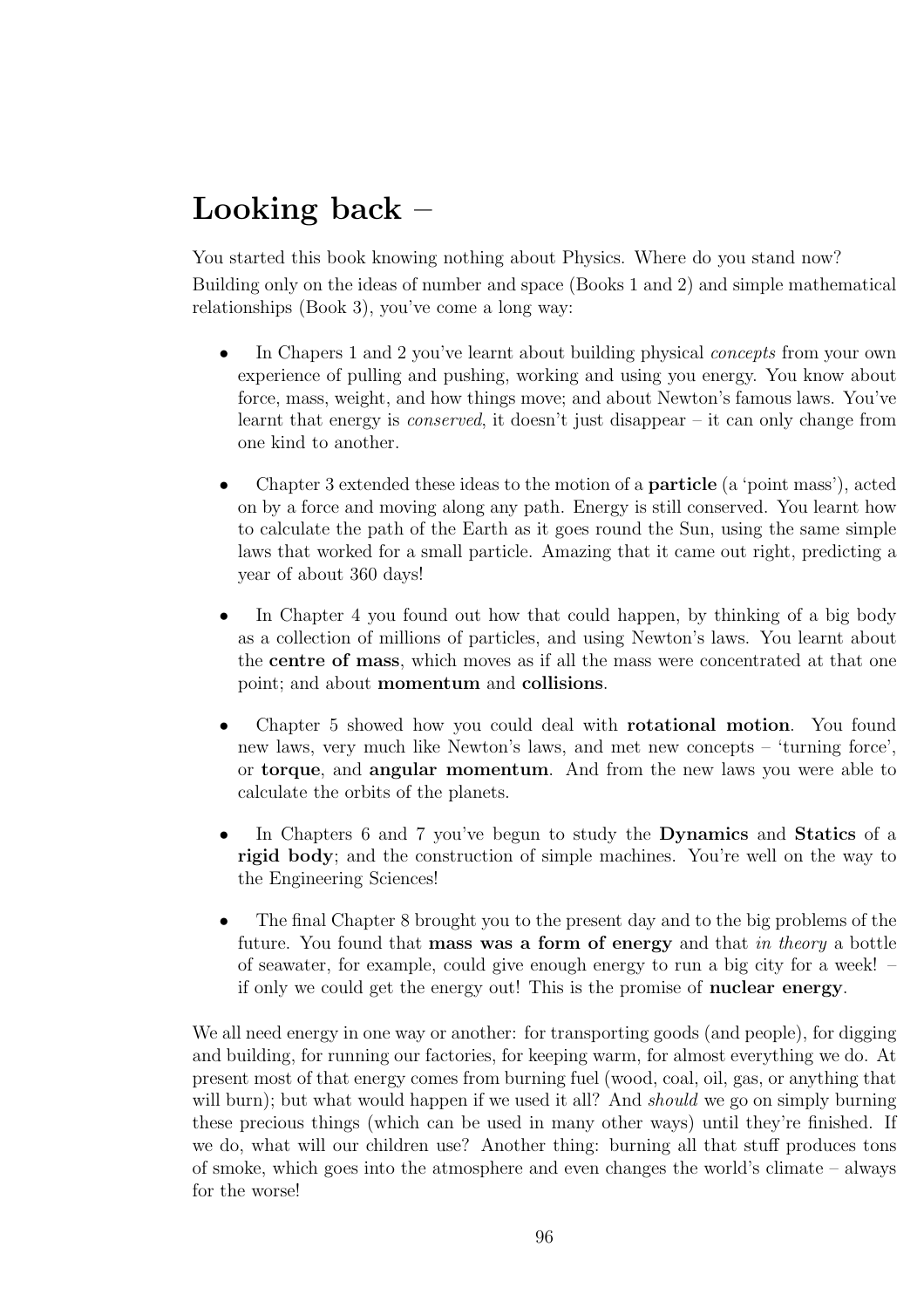# Looking back –

You started this book knowing nothing about Physics. Where do you stand now?

Building only on the ideas of number and space (Books 1 and 2) and simple mathematical relationships (Book 3), you've come a long way:

- In Chapers 1 and 2 you've learnt about building physical *concepts* from your own experience of pulling and pushing, working and using you energy. You know about force, mass, weight, and how things move; and about Newton's famous laws. You've learnt that energy is *conserved*, it doesn't just disappear – it can only change from one kind to another.

- Chapter 3 extended these ideas to the motion of a **particle** (a 'point mass'), acted on by a force and moving along any path. Energy is still conserved. You learnt how to calculate the path of the Earth as it goes round the Sun, using the same simple laws that worked for a small particle. Amazing that it came out right, predicting a year of about 360 days!

- In Chapter 4 you found out how that could happen, by thinking of a big body as a collection of millions of particles, and using Newton's laws. You learnt about the **centre of mass**, which moves as if all the mass were concentrated at that one point; and about **momentum** and **collisions**.

- Chapter 5 showed how you could deal with **rotational motion**. You found new laws, very much like Newton's laws, and met new concepts – 'turning force', or **torque**, and **angular momentum**. And from the new laws you were able to calculate the orbits of the planets.

- In Chapters 6 and 7 you've begun to study the **Dynamics** and **Statics** of a **rigid body**; and the construction of simple machines. You're well on the way to the Engineering Sciences!

- The final Chapter 8 brought you to the present day and to the big problems of the future. You found that **mass was a form of energy** and that *in theory* a bottle of seawater, for example, could give enough energy to run a big city for a week! – if only we could get the energy out! This is the promise of **nuclear energy**.

We all need energy in one way or another: for transporting goods (and people), for digging and building, for running our factories, for keeping warm, for almost everything we do. At present most of that energy comes from burning fuel (wood, coal, oil, gas, or anything that will burn); but what would happen if we used it all? And *should* we go on simply burning these precious things (which can be used in many other ways) until they're finished. If we do, what will our children use? Another thing: burning all that stuff produces tons of smoke, which goes into the atmosphere and even changes the world's climate – always for the worse!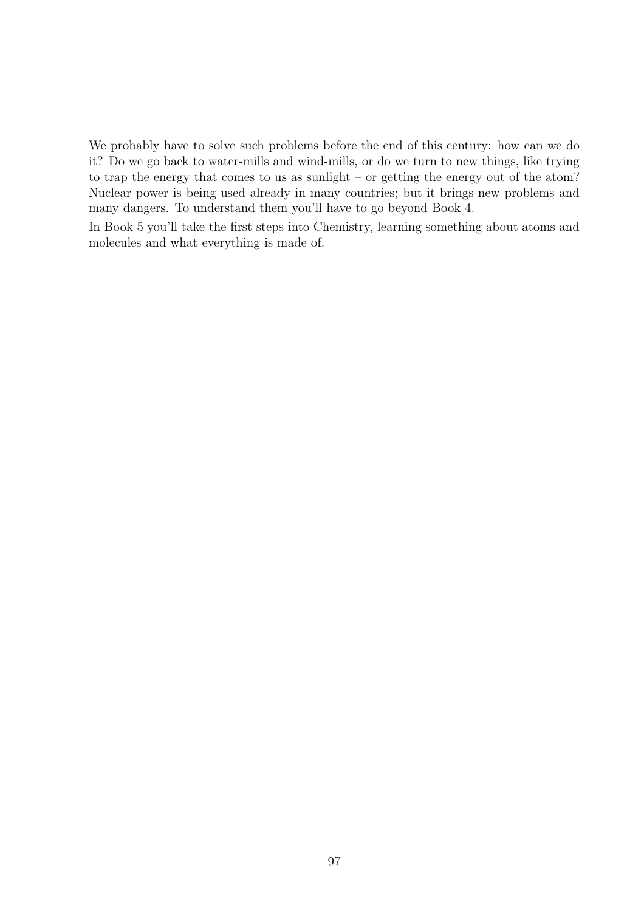We probably have to solve such problems before the end of this century: how can we do it? Do we go back to water-mills and wind-mills, or do we turn to new things, like trying to trap the energy that comes to us as sunlight – or getting the energy out of the atom? Nuclear power is being used already in many countries; but it brings new problems and many dangers. To understand them you'll have to go beyond Book 4.

In Book 5 you'll take the first steps into Chemistry, learning something about atoms and molecules and what everything is made of.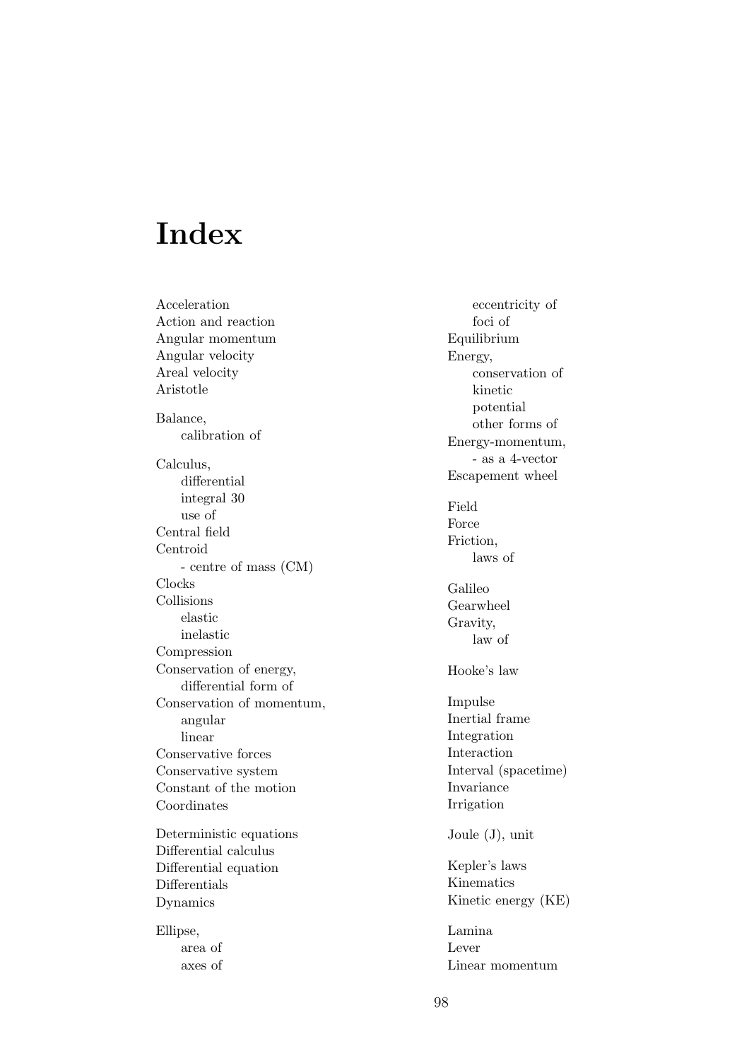# Index

Acceleration
Action and reaction
Angular momentum
Angular velocity
Areal velocity
Aristotle

Balance,
    calibration of

Calculus,
    differential
    integral 30
    use of
Central field
Centroid
    - centre of mass (CM)
Clocks
Collisions
    elastic
    inelastic
Compression
Conservation of energy,
    differential form of
Conservation of momentum,
    angular
    linear
Conservative forces
Conservative system
Constant of the motion
Coordinates

Deterministic equations
Differential calculus
Differential equation
Differentials
Dynamics

Ellipse,
    area of
    axes of
    eccentricity of
    foci of
Equilibrium
Energy,
    conservation of
    kinetic
    potential
    other forms of
Energy-momentum,
    - as a 4-vector
Escapement wheel

Field
Force
Friction,
    laws of

Galileo
Gearwheel
Gravity,
    law of

Hooke's law

Impulse
Inertial frame
Integration
Interaction
Interval (spacetime)
Invariance
Irrigation

Joule (J), unit

Kepler's laws
Kinematics
Kinetic energy (KE)

Lamina
Lever
Linear momentum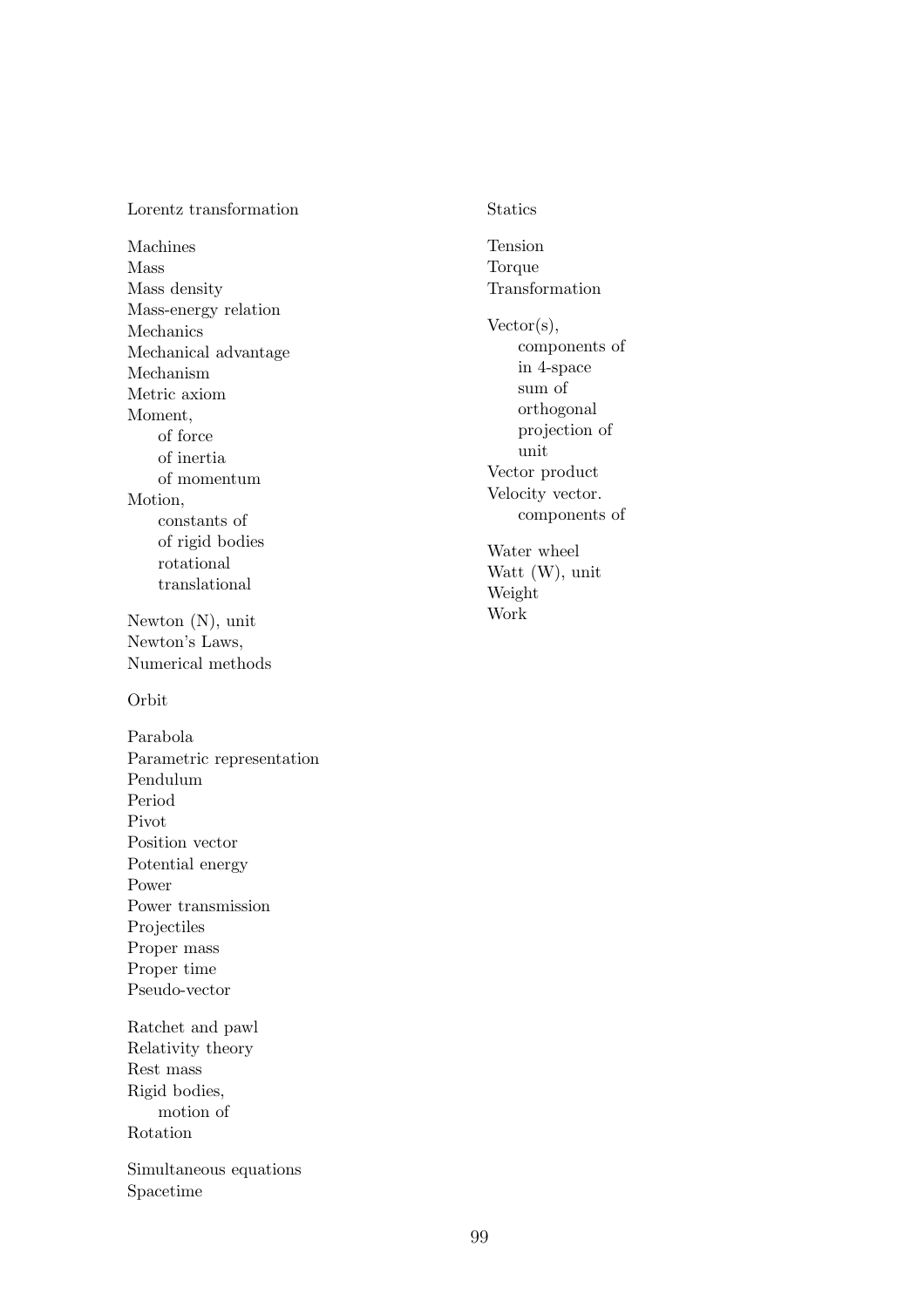Lorentz transformation

Machines
Mass
Mass density
Mass-energy relation
Mechanics
Mechanical advantage
Mechanism
Metric axiom
Moment,
    of force
    of inertia
    of momentum
Motion,
    constants of
    of rigid bodies
    rotational
    translational

Newton (N), unit
Newton's Laws,
Numerical methods

Orbit

Parabola
Parametric representation
Pendulum
Period
Pivot
Position vector
Potential energy
Power
Power transmission
Projectiles
Proper mass
Proper time
Pseudo-vector

Ratchet and pawl
Relativity theory
Rest mass
Rigid bodies,
    motion of
Rotation

Simultaneous equations
Spacetime
Statics

Tension
Torque
Transformation

Vector(s),
    components of
    in 4-space
    sum of
    orthogonal
    projection of
    unit
Vector product
Velocity vector.
    components of

Water wheel
Watt (W), unit
Weight
Work